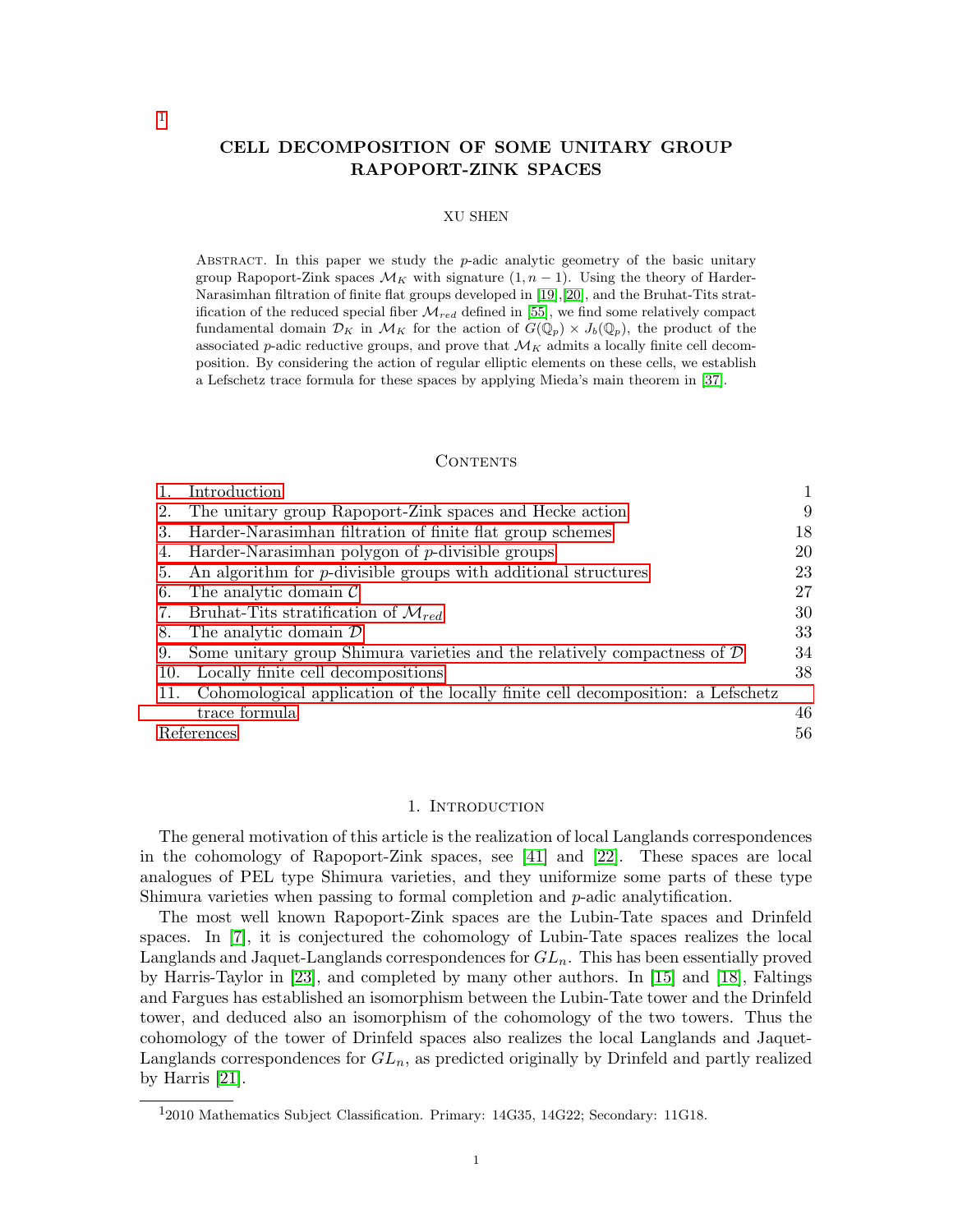# CELL DECOMPOSITION OF SOME UNITARY GROUP RAPOPORT-ZINK SPACES

XU SHEN

Abstract. In this paper we study the $p$-adic analytic geometry of the basic unitary group Rapoport-Zink spaces $\mathcal{M}_K$ with signature $(1, n-1)$. Using the theory of Harder-Narasimhan filtration of finite flat groups developed in [19],[20], and the Bruhat-Tits stratification of the reduced special fiber $\mathcal{M}_{red}$ defined in [55], we find some relatively compact fundamental domain $\mathcal{D}_K$ in $\mathcal{M}_K$ for the action of $G(\mathbb{Q}_p) \times J_b(\mathbb{Q}_p)$, the product of the associated $p$-adic reductive groups, and prove that $\mathcal{M}_K$ admits a locally finite cell decomposition. By considering the action of regular elliptic elements on these cells, we establish a Lefschetz trace formula for these spaces by applying Mieda's main theorem in [37].

## Contents

| | |
|---|---|
| 1. Introduction | 1 |
| 2. The unitary group Rapoport-Zink spaces and Hecke action | 9 |
| 3. Harder-Narasimhan filtration of finite flat group schemes | 18 |
| 4. Harder-Narasimhan polygon of $p$-divisible groups | 20 |
| 5. An algorithm for $p$-divisible groups with additional structures | 23 |
| 6. The analytic domain $\mathcal{C}$ | 27 |
| 7. Bruhat-Tits stratification of $\mathcal{M}_{red}$ | 30 |
| 8. The analytic domain $\mathcal{D}$ | 33 |
| 9. Some unitary group Shimura varieties and the relatively compactness of $\mathcal{D}$ | 34 |
| 10. Locally finite cell decompositions | 38 |
| 11. Cohomological application of the locally finite cell decomposition: a Lefschetz trace formula | 46 |
| References | 56 |

## 1. Introduction

The general motivation of this article is the realization of local Langlands correspondences in the cohomology of Rapoport-Zink spaces, see [41] and [22]. These spaces are local analogues of PEL type Shimura varieties, and they uniformize some parts of these type Shimura varieties when passing to formal completion and $p$-adic analytification.

The most well known Rapoport-Zink spaces are the Lubin-Tate spaces and Drinfeld spaces. In [7], it is conjectured the cohomology of Lubin-Tate spaces realizes the local Langlands and Jaquet-Langlands correspondences for $GL_n$. This has been essentially proved by Harris-Taylor in [23], and completed by many other authors. In [15] and [18], Faltings and Fargues has established an isomorphism between the Lubin-Tate tower and the Drinfeld tower, and deduced also an isomorphism of the cohomology of the two towers. Thus the cohomology of the tower of Drinfeld spaces also realizes the local Langlands and Jaquet-Langlands correspondences for $GL_n$, as predicted originally by Drinfeld and partly realized by Harris [21].

[1] 2010 Mathematics Subject Classification. Primary: 14G35, 14G22; Secondary: 11G18.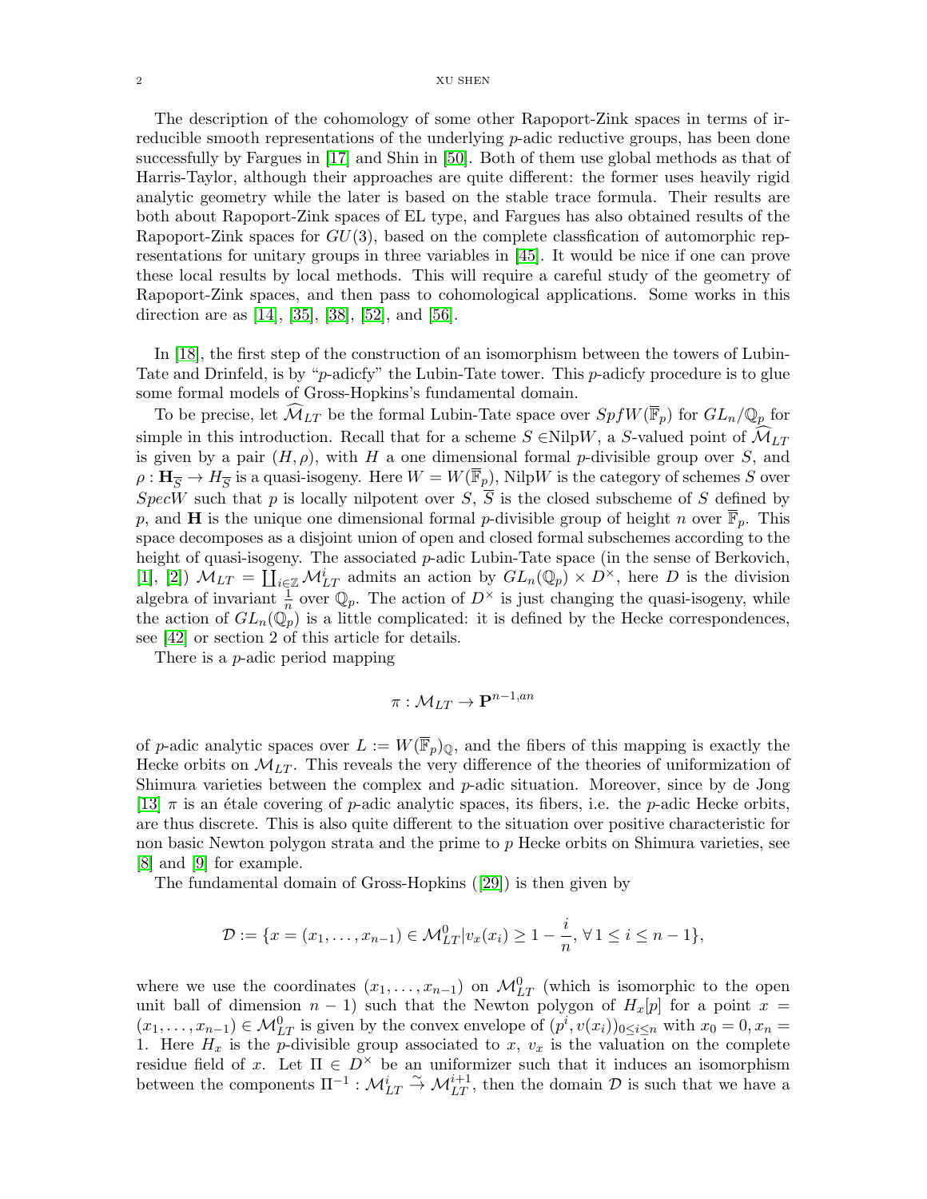The description of the cohomology of some other Rapoport-Zink spaces in terms of irreducible smooth representations of the underlying $p$-adic reductive groups, has been done successfully by Fargues in [17] and Shin in [50]. Both of them use global methods as that of Harris-Taylor, although their approaches are quite different: the former uses heavily rigid analytic geometry while the later is based on the stable trace formula. Their results are both about Rapoport-Zink spaces of EL type, and Fargues has also obtained results of the Rapoport-Zink spaces for $GU(3)$, based on the complete classfication of automorphic representations for unitary groups in three variables in [45]. It would be nice if one can prove these local results by local methods. This will require a careful study of the geometry of Rapoport-Zink spaces, and then pass to cohomological applications. Some works in this direction are as [14], [35], [38], [52], and [56].

In [18], the first step of the construction of an isomorphism between the towers of Lubin-Tate and Drinfeld, is by "$p$-adicfy" the Lubin-Tate tower. This $p$-adicfy procedure is to glue some formal models of Gross-Hopkins's fundamental domain.

To be precise, let $\widehat{\mathcal{M}}_{LT}$ be the formal Lubin-Tate space over $SpfW(\overline{\mathbb{F}}_p)$ for $GL_n/\mathbb{Q}_p$ for simple in this introduction. Recall that for a scheme $S \in$NilpW, a $S$-valued point of $\widehat{\mathcal{M}}_{LT}$ is given by a pair $(H, \rho)$, with $H$ a one dimensional formal $p$-divisible group over $S$, and $\rho : \mathbf{H}_{\overline{S}} \to H_{\overline{S}}$ is a quasi-isogeny. Here $W = W(\overline{\mathbb{F}}_p)$, NilpW is the category of schemes $S$ over $SpecW$ such that $p$ is locally nilpotent over $S$, $\overline{S}$ is the closed subscheme of $S$ defined by $p$, and $\mathbf{H}$ is the unique one dimensional formal $p$-divisible group of height $n$ over $\overline{\mathbb{F}}_p$. This space decomposes as a disjoint union of open and closed formal subschemes according to the height of quasi-isogeny. The associated $p$-adic Lubin-Tate space (in the sense of Berkovich, [1], [2]) $\mathcal{M}_{LT} = \coprod_{i\in\mathbb{Z}} \mathcal{M}_{LT}^i$ admits an action by $GL_n(\mathbb{Q}_p) \times D^\times$, here $D$ is the division algebra of invariant $\frac{1}{n}$ over $\mathbb{Q}_p$. The action of $D^\times$ is just changing the quasi-isogeny, while the action of $GL_n(\mathbb{Q}_p)$ is a little complicated: it is defined by the Hecke correspondences, see [42] or section 2 of this article for details.

There is a $p$-adic period mapping

$$\pi : \mathcal{M}_{LT} \to \mathbf{P}^{n-1,an}$$

of $p$-adic analytic spaces over $L := W(\overline{\mathbb{F}}_p)_{\mathbb{Q}}$, and the fibers of this mapping is exactly the Hecke orbits on $\mathcal{M}_{LT}$. This reveals the very difference of the theories of uniformization of Shimura varieties between the complex and $p$-adic situation. Moreover, since by de Jong [13] $\pi$ is an étale covering of $p$-adic analytic spaces, its fibers, i.e. the $p$-adic Hecke orbits, are thus discrete. This is also quite different to the situation over positive characteristic for non basic Newton polygon strata and the prime to $p$ Hecke orbits on Shimura varieties, see [8] and [9] for example.

The fundamental domain of Gross-Hopkins ([29]) is then given by

$$\mathcal{D} := \{x = (x_1, \ldots, x_{n-1}) \in \mathcal{M}_{LT}^0 | v_x(x_i) \geq 1 - \frac{i}{n}, \forall\, 1 \leq i \leq n-1\},$$

where we use the coordinates $(x_1, \ldots, x_{n-1})$ on $\mathcal{M}_{LT}^0$ (which is isomorphic to the open unit ball of dimension $n-1$) such that the Newton polygon of $H_x[p]$ for a point $x = (x_1, \ldots, x_{n-1}) \in \mathcal{M}_{LT}^0$ is given by the convex envelope of $(p^i, v(x_i))_{0\leq i\leq n}$ with $x_0 = 0, x_n = 1$. Here $H_x$ is the $p$-divisible group associated to $x$, $v_x$ is the valuation on the complete residue field of $x$. Let $\Pi \in D^\times$ be an uniformizer such that it induces an isomorphism between the components $\Pi^{-1} : \mathcal{M}_{LT}^i \xrightarrow{\sim} \mathcal{M}_{LT}^{i+1}$, then the domain $\mathcal{D}$ is such that we have a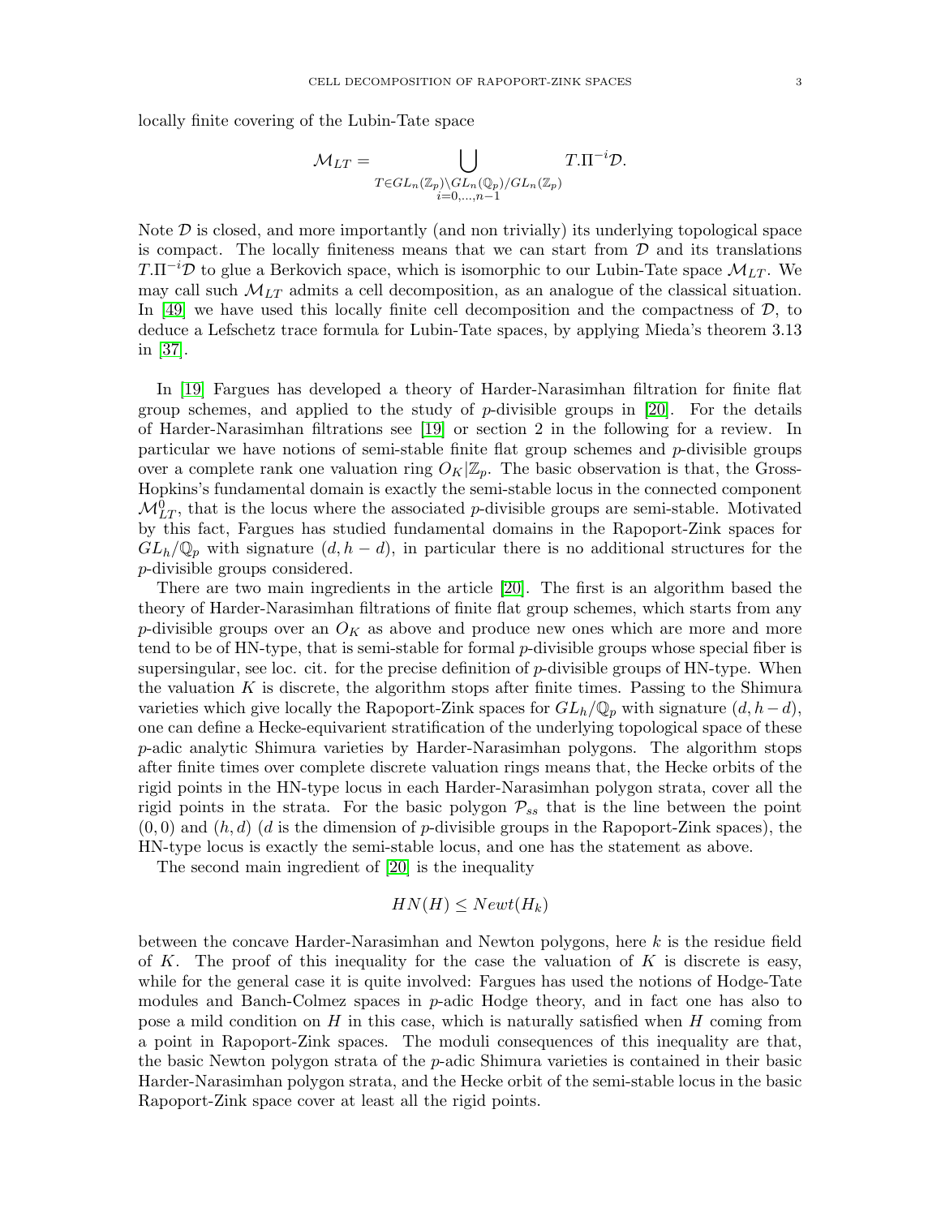locally finite covering of the Lubin-Tate space

$$\mathcal{M}_{LT} = \bigcup_{\substack{T \in GL_n(\mathbb{Z}_p)\backslash GL_n(\mathbb{Q}_p)/GL_n(\mathbb{Z}_p) \\ i=0,\ldots,n-1}} T.\Pi^{-i}\mathcal{D}.$$

Note $\mathcal{D}$ is closed, and more importantly (and non trivially) its underlying topological space is compact. The locally finiteness means that we can start from $\mathcal{D}$ and its translations $T.\Pi^{-i}\mathcal{D}$ to glue a Berkovich space, which is isomorphic to our Lubin-Tate space $\mathcal{M}_{LT}$. We may call such $\mathcal{M}_{LT}$ admits a cell decomposition, as an analogue of the classical situation. In [49] we have used this locally finite cell decomposition and the compactness of $\mathcal{D}$, to deduce a Lefschetz trace formula for Lubin-Tate spaces, by applying Mieda's theorem 3.13 in [37].

In [19] Fargues has developed a theory of Harder-Narasimhan filtration for finite flat group schemes, and applied to the study of $p$-divisible groups in [20]. For the details of Harder-Narasimhan filtrations see [19] or section 2 in the following for a review. In particular we have notions of semi-stable finite flat group schemes and $p$-divisible groups over a complete rank one valuation ring $O_K|\mathbb{Z}_p$. The basic observation is that, the Gross-Hopkins's fundamental domain is exactly the semi-stable locus in the connected component $\mathcal{M}_{LT}^0$, that is the locus where the associated $p$-divisible groups are semi-stable. Motivated by this fact, Fargues has studied fundamental domains in the Rapoport-Zink spaces for $GL_h/\mathbb{Q}_p$ with signature $(d, h-d)$, in particular there is no additional structures for the $p$-divisible groups considered.

There are two main ingredients in the article [20]. The first is an algorithm based the theory of Harder-Narasimhan filtrations of finite flat group schemes, which starts from any $p$-divisible groups over an $O_K$ as above and produce new ones which are more and more tend to be of HN-type, that is semi-stable for formal $p$-divisible groups whose special fiber is supersingular, see loc. cit. for the precise definition of $p$-divisible groups of HN-type. When the valuation $K$ is discrete, the algorithm stops after finite times. Passing to the Shimura varieties which give locally the Rapoport-Zink spaces for $GL_h/\mathbb{Q}_p$ with signature $(d, h-d)$, one can define a Hecke-equivarient stratification of the underlying topological space of these $p$-adic analytic Shimura varieties by Harder-Narasimhan polygons. The algorithm stops after finite times over complete discrete valuation rings means that, the Hecke orbits of the rigid points in the HN-type locus in each Harder-Narasimhan polygon strata, cover all the rigid points in the strata. For the basic polygon $\mathcal{P}_{ss}$ that is the line between the point $(0,0)$ and $(h, d)$ ($d$ is the dimension of $p$-divisible groups in the Rapoport-Zink spaces), the HN-type locus is exactly the semi-stable locus, and one has the statement as above.

The second main ingredient of [20] is the inequality

$$HN(H) \leq Newt(H_k)$$

between the concave Harder-Narasimhan and Newton polygons, here $k$ is the residue field of $K$. The proof of this inequality for the case the valuation of $K$ is discrete is easy, while for the general case it is quite involved: Fargues has used the notions of Hodge-Tate modules and Banch-Colmez spaces in $p$-adic Hodge theory, and in fact one has also to pose a mild condition on $H$ in this case, which is naturally satisfied when $H$ coming from a point in Rapoport-Zink spaces. The moduli consequences of this inequality are that, the basic Newton polygon strata of the $p$-adic Shimura varieties is contained in their basic Harder-Narasimhan polygon strata, and the Hecke orbit of the semi-stable locus in the basic Rapoport-Zink space cover at least all the rigid points.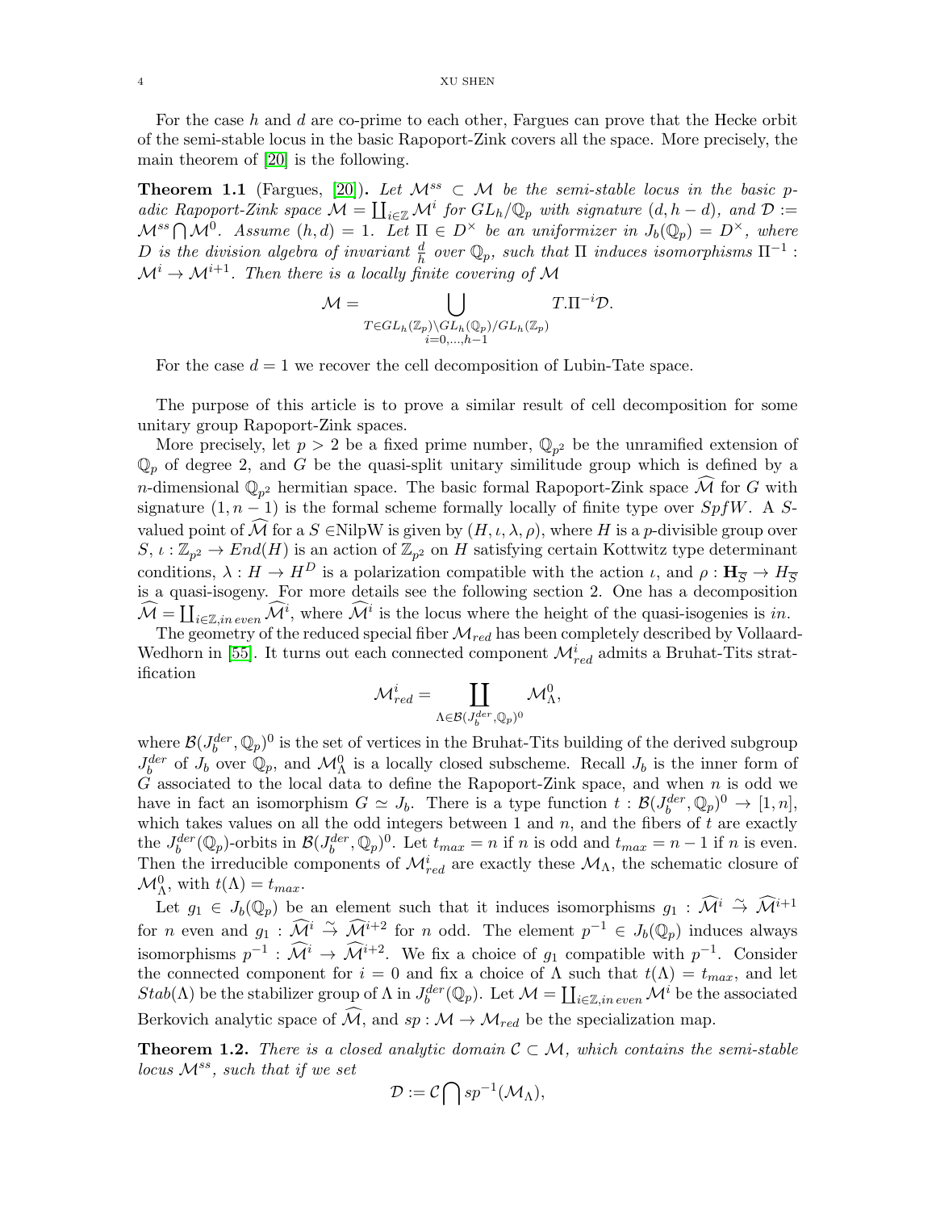For the case $h$ and $d$ are co-prime to each other, Fargues can prove that the Hecke orbit of the semi-stable locus in the basic Rapoport-Zink covers all the space. More precisely, the main theorem of [20] is the following.

**Theorem 1.1** (Fargues, [20])**.** *Let $\mathcal{M}^{ss} \subset \mathcal{M}$ be the semi-stable locus in the basic p-adic Rapoport-Zink space $\mathcal{M} = \coprod_{i\in\mathbb{Z}} \mathcal{M}^i$ for $GL_h/\mathbb{Q}_p$ with signature $(d, h-d)$, and $\mathcal{D} := \mathcal{M}^{ss} \bigcap \mathcal{M}^0$. Assume $(h, d) = 1$. Let $\Pi \in D^\times$ be an uniformizer in $J_b(\mathbb{Q}_p) = D^\times$, where $D$ is the division algebra of invariant $\frac{d}{h}$ over $\mathbb{Q}_p$, such that $\Pi$ induces isomorphisms $\Pi^{-1} : \mathcal{M}^i \to \mathcal{M}^{i+1}$. Then there is a locally finite covering of $\mathcal{M}$*

$$\mathcal{M} = \bigcup_{\substack{T\in GL_h(\mathbb{Z}_p)\backslash GL_h(\mathbb{Q}_p)/GL_h(\mathbb{Z}_p)\\ i=0,\ldots,h-1}} T.\Pi^{-i}\mathcal{D}.$$

For the case $d = 1$ we recover the cell decomposition of Lubin-Tate space.

The purpose of this article is to prove a similar result of cell decomposition for some unitary group Rapoport-Zink spaces.

More precisely, let $p > 2$ be a fixed prime number, $\mathbb{Q}_{p^2}$ be the unramified extension of $\mathbb{Q}_p$ of degree 2, and $G$ be the quasi-split unitary similitude group which is defined by a $n$-dimensional $\mathbb{Q}_{p^2}$ hermitian space. The basic formal Rapoport-Zink space $\widehat{\mathcal{M}}$ for $G$ with signature $(1, n-1)$ is the formal scheme formally locally of finite type over $SpfW$. A $S$-valued point of $\widehat{\mathcal{M}}$ for a $S \in$NilpW is given by $(H, \iota, \lambda, \rho)$, where $H$ is a $p$-divisible group over $S$, $\iota : \mathbb{Z}_{p^2} \to End(H)$ is an action of $\mathbb{Z}_{p^2}$ on $H$ satisfying certain Kottwitz type determinant conditions, $\lambda : H \to H^D$ is a polarization compatible with the action $\iota$, and $\rho : \mathbf{H}_{\overline{S}} \to H_{\overline{S}}$ is a quasi-isogeny. For more details see the following section 2. One has a decomposition $\widehat{\mathcal{M}} = \coprod_{i\in\mathbb{Z}, in\, even} \widehat{\mathcal{M}}^i$, where $\widehat{\mathcal{M}}^i$ is the locus where the height of the quasi-isogenies is $in$.

The geometry of the reduced special fiber $\mathcal{M}_{red}$ has been completely described by Vollaard-Wedhorn in [55]. It turns out each connected component $\mathcal{M}^i_{red}$ admits a Bruhat-Tits stratification

$$\mathcal{M}^i_{red} = \coprod_{\Lambda\in\mathcal{B}(J_b^{der},\mathbb{Q}_p)^0} \mathcal{M}^0_\Lambda,$$

where $\mathcal{B}(J_b^{der}, \mathbb{Q}_p)^0$ is the set of vertices in the Bruhat-Tits building of the derived subgroup $J_b^{der}$ of $J_b$ over $\mathbb{Q}_p$, and $\mathcal{M}^0_\Lambda$ is a locally closed subscheme. Recall $J_b$ is the inner form of $G$ associated to the local data to define the Rapoport-Zink space, and when $n$ is odd we have in fact an isomorphism $G \simeq J_b$. There is a type function $t : \mathcal{B}(J_b^{der}, \mathbb{Q}_p)^0 \to [1, n]$, which takes values on all the odd integers between 1 and $n$, and the fibers of $t$ are exactly the $J_b^{der}(\mathbb{Q}_p)$-orbits in $\mathcal{B}(J_b^{der}, \mathbb{Q}_p)^0$. Let $t_{max} = n$ if $n$ is odd and $t_{max} = n-1$ if $n$ is even. Then the irreducible components of $\mathcal{M}^i_{red}$ are exactly these $\mathcal{M}_\Lambda$, the schematic closure of $\mathcal{M}^0_\Lambda$, with $t(\Lambda) = t_{max}$.

Let $g_1 \in J_b(\mathbb{Q}_p)$ be an element such that it induces isomorphisms $g_1 : \widehat{\mathcal{M}}^i \overset{\sim}{\to} \widehat{\mathcal{M}}^{i+1}$ for $n$ even and $g_1 : \widehat{\mathcal{M}}^i \overset{\sim}{\to} \widehat{\mathcal{M}}^{i+2}$ for $n$ odd. The element $p^{-1} \in J_b(\mathbb{Q}_p)$ induces always isomorphisms $p^{-1} : \widehat{\mathcal{M}}^i \to \widehat{\mathcal{M}}^{i+2}$. We fix a choice of $g_1$ compatible with $p^{-1}$. Consider the connected component for $i = 0$ and fix a choice of $\Lambda$ such that $t(\Lambda) = t_{max}$, and let $Stab(\Lambda)$ be the stabilizer group of $\Lambda$ in $J_b^{der}(\mathbb{Q}_p)$. Let $\mathcal{M} = \coprod_{i\in\mathbb{Z}, in\, even} \mathcal{M}^i$ be the associated Berkovich analytic space of $\widehat{\mathcal{M}}$, and $sp : \mathcal{M} \to \mathcal{M}_{red}$ be the specialization map.

**Theorem 1.2.** *There is a closed analytic domain $\mathcal{C} \subset \mathcal{M}$, which contains the semi-stable locus $\mathcal{M}^{ss}$, such that if we set*

$$\mathcal{D} := \mathcal{C} \bigcap sp^{-1}(\mathcal{M}_\Lambda),$$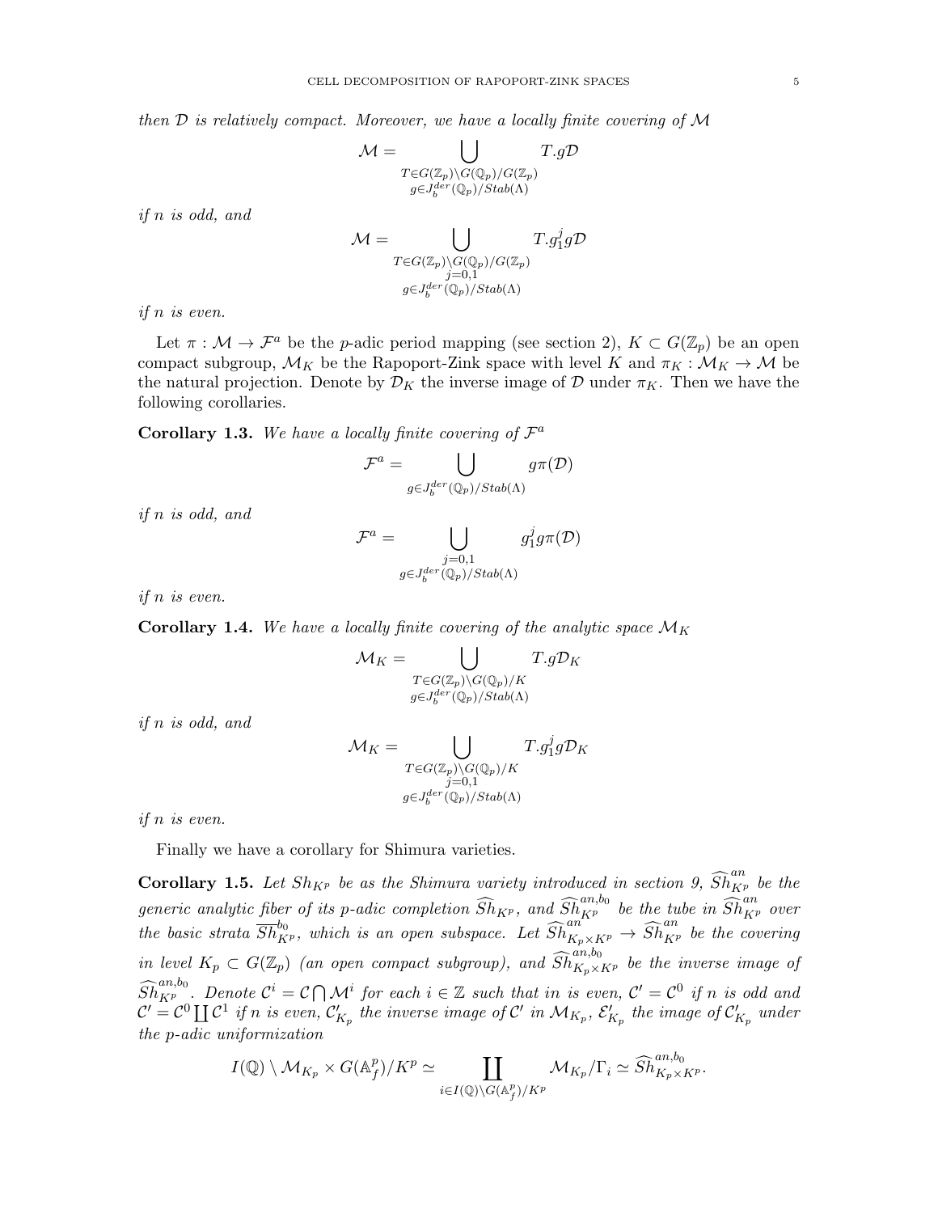*then $\mathcal{D}$ is relatively compact. Moreover, we have a locally finite covering of $\mathcal{M}$*

$$\mathcal{M} = \bigcup_{\substack{T \in G(\mathbb{Z}_p)\backslash G(\mathbb{Q}_p)/G(\mathbb{Z}_p) \\ g \in J_b^{der}(\mathbb{Q}_p)/Stab(\Lambda)}} T.g\mathcal{D}$$

*if $n$ is odd, and*

$$\mathcal{M} = \bigcup_{\substack{T \in G(\mathbb{Z}_p)\backslash G(\mathbb{Q}_p)/G(\mathbb{Z}_p) \\ j=0,1 \\ g \in J_b^{der}(\mathbb{Q}_p)/Stab(\Lambda)}} T.g_1^j g\mathcal{D}$$

*if $n$ is even.*

Let $\pi : \mathcal{M} \to \mathcal{F}^a$ be the $p$-adic period mapping (see section 2), $K \subset G(\mathbb{Z}_p)$ be an open compact subgroup, $\mathcal{M}_K$ be the Rapoport-Zink space with level $K$ and $\pi_K : \mathcal{M}_K \to \mathcal{M}$ be the natural projection. Denote by $\mathcal{D}_K$ the inverse image of $\mathcal{D}$ under $\pi_K$. Then we have the following corollaries.

**Corollary 1.3.** *We have a locally finite covering of $\mathcal{F}^a$*

$$\mathcal{F}^a = \bigcup_{g \in J_b^{der}(\mathbb{Q}_p)/Stab(\Lambda)} g\pi(\mathcal{D})$$

*if $n$ is odd, and*

$$\mathcal{F}^a = \bigcup_{\substack{j=0,1 \\ g \in J_b^{der}(\mathbb{Q}_p)/Stab(\Lambda)}} g_1^j g\pi(\mathcal{D})$$

*if $n$ is even.*

**Corollary 1.4.** *We have a locally finite covering of the analytic space $\mathcal{M}_K$*

$$\mathcal{M}_K = \bigcup_{\substack{T \in G(\mathbb{Z}_p)\backslash G(\mathbb{Q}_p)/K \\ g \in J_b^{der}(\mathbb{Q}_p)/Stab(\Lambda)}} T.g\mathcal{D}_K$$

*if $n$ is odd, and*

$$\mathcal{M}_K = \bigcup_{\substack{T \in G(\mathbb{Z}_p)\backslash G(\mathbb{Q}_p)/K \\ j=0,1 \\ g \in J_b^{der}(\mathbb{Q}_p)/Stab(\Lambda)}} T.g_1^j g\mathcal{D}_K$$

*if $n$ is even.*

Finally we have a corollary for Shimura varieties.

**Corollary 1.5.** *Let $Sh_{K^p}$ be as the Shimura variety introduced in section 9, $\widehat{Sh}_{K^p}^{an}$ be the generic analytic fiber of its $p$-adic completion $\widehat{Sh}_{K^p}$, and $\widehat{Sh}_{K^p}^{an,b_0}$ be the tube in $\widehat{Sh}_{K^p}^{an}$ over the basic strata $\overline{Sh}_{K^p}^{b_0}$, which is an open subspace. Let $\widehat{Sh}_{K_p \times K^p}^{an} \to \widehat{Sh}_{K^p}^{an}$ be the covering in level $K_p \subset G(\mathbb{Z}_p)$ (an open compact subgroup), and $\widehat{Sh}_{K_p \times K^p}^{an,b_0}$ be the inverse image of $\widehat{Sh}_{K^p}^{an,b_0}$. Denote $\mathcal{C}^i = \mathcal{C} \bigcap \mathcal{M}^i$ for each $i \in \mathbb{Z}$ such that $in$ is even, $\mathcal{C}' = \mathcal{C}^0$ if $n$ is odd and $\mathcal{C}' = \mathcal{C}^0 \coprod \mathcal{C}^1$ if $n$ is even, $\mathcal{C}'_{K_p}$ the inverse image of $\mathcal{C}'$ in $\mathcal{M}_{K_p}$, $\mathcal{E}'_{K_p}$ the image of $\mathcal{C}'_{K_p}$ under the $p$-adic uniformization*

$$I(\mathbb{Q}) \setminus \mathcal{M}_{K_p} \times G(\mathbb{A}_f^p)/K^p \simeq \coprod_{i \in I(\mathbb{Q})\backslash G(\mathbb{A}_f^p)/K^p} \mathcal{M}_{K_p}/\Gamma_i \simeq \widehat{Sh}_{K_p \times K^p}^{an,b_0}.$$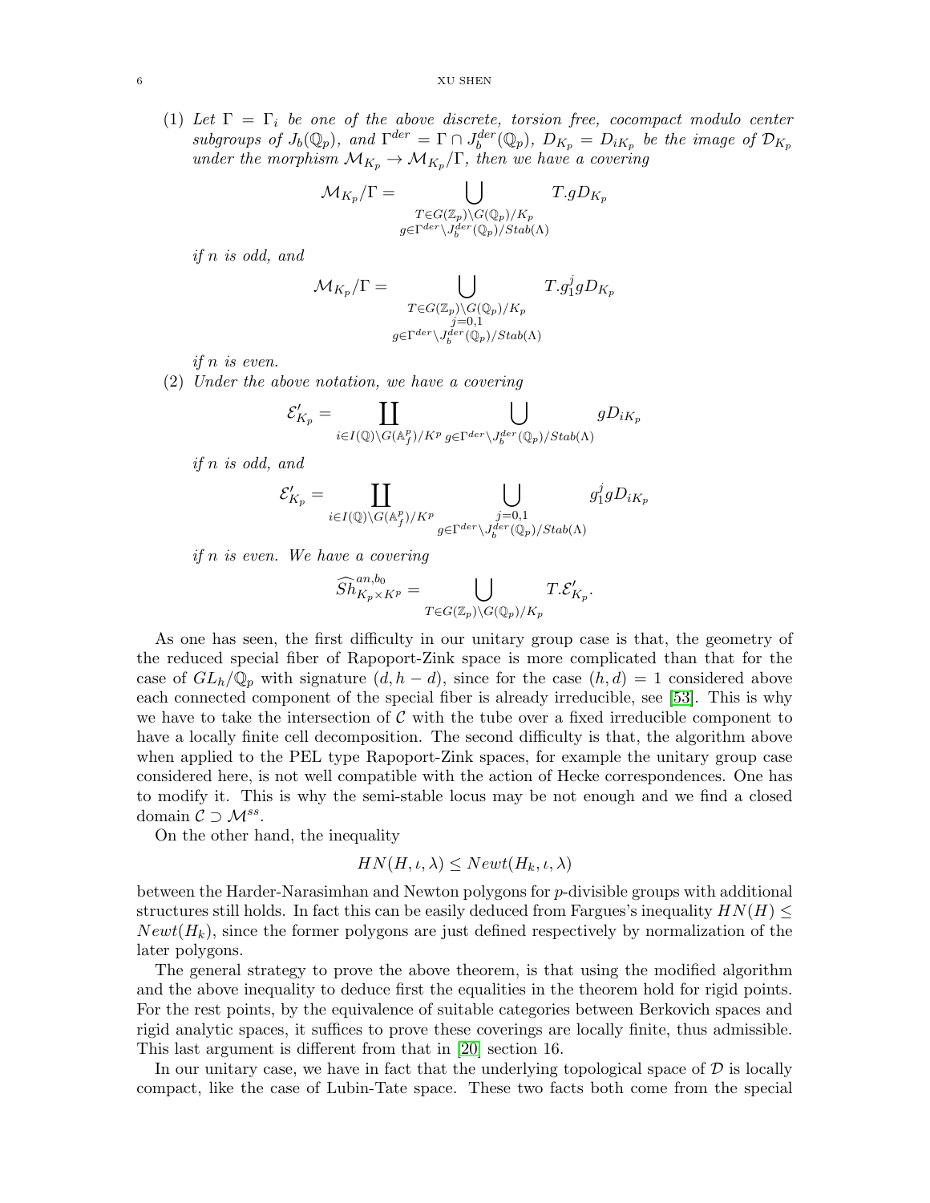(1) *Let $\Gamma = \Gamma_i$ be one of the above discrete, torsion free, cocompact modulo center subgroups of $J_b(\mathbb{Q}_p)$, and $\Gamma^{der} = \Gamma \cap J_b^{der}(\mathbb{Q}_p)$, $D_{K_p} = D_{iK_p}$ be the image of $\mathcal{D}_{K_p}$ under the morphism $\mathcal{M}_{K_p} \to \mathcal{M}_{K_p}/\Gamma$, then we have a covering*

$$\mathcal{M}_{K_p}/\Gamma = \bigcup_{\substack{T \in G(\mathbb{Z}_p)\backslash G(\mathbb{Q}_p)/K_p \\ g \in \Gamma^{der}\backslash J_b^{der}(\mathbb{Q}_p)/Stab(\Lambda)}} T.gD_{K_p}$$

*if $n$ is odd, and*

$$\mathcal{M}_{K_p}/\Gamma = \bigcup_{\substack{T \in G(\mathbb{Z}_p)\backslash G(\mathbb{Q}_p)/K_p \\ j=0,1 \\ g \in \Gamma^{der}\backslash J_b^{der}(\mathbb{Q}_p)/Stab(\Lambda)}} T.g_1^j gD_{K_p}$$

*if $n$ is even.*

(2) *Under the above notation, we have a covering*

$$\mathcal{E}'_{K_p} = \coprod_{i \in I(\mathbb{Q})\backslash G(\mathbb{A}_f^p)/K^p} \bigcup_{g \in \Gamma^{der}\backslash J_b^{der}(\mathbb{Q}_p)/Stab(\Lambda)} gD_{iK_p}$$

*if $n$ is odd, and*

$$\mathcal{E}'_{K_p} = \coprod_{i \in I(\mathbb{Q})\backslash G(\mathbb{A}_f^p)/K^p} \bigcup_{\substack{j=0,1 \\ g \in \Gamma^{der}\backslash J_b^{der}(\mathbb{Q}_p)/Stab(\Lambda)}} g_1^j gD_{iK_p}$$

*if $n$ is even. We have a covering*

$$\widehat{Sh}^{an,b_0}_{K_p \times K^p} = \bigcup_{T \in G(\mathbb{Z}_p)\backslash G(\mathbb{Q}_p)/K_p} T.\mathcal{E}'_{K_p}.$$

As one has seen, the first difficulty in our unitary group case is that, the geometry of the reduced special fiber of Rapoport-Zink space is more complicated than that for the case of $GL_h/\mathbb{Q}_p$ with signature $(d, h-d)$, since for the case $(h,d) = 1$ considered above each connected component of the special fiber is already irreducible, see [53]. This is why we have to take the intersection of $\mathcal{C}$ with the tube over a fixed irreducible component to have a locally finite cell decomposition. The second difficulty is that, the algorithm above when applied to the PEL type Rapoport-Zink spaces, for example the unitary group case considered here, is not well compatible with the action of Hecke correspondences. One has to modify it. This is why the semi-stable locus may be not enough and we find a closed domain $\mathcal{C} \supset \mathcal{M}^{ss}$.

On the other hand, the inequality

$$HN(H, \iota, \lambda) \leq Newt(H_k, \iota, \lambda)$$

between the Harder-Narasimhan and Newton polygons for $p$-divisible groups with additional structures still holds. In fact this can be easily deduced from Fargues's inequality $HN(H) \leq Newt(H_k)$, since the former polygons are just defined respectively by normalization of the later polygons.

The general strategy to prove the above theorem, is that using the modified algorithm and the above inequality to deduce first the equalities in the theorem hold for rigid points. For the rest points, by the equivalence of suitable categories between Berkovich spaces and rigid analytic spaces, it suffices to prove these coverings are locally finite, thus admissible. This last argument is different from that in [20] section 16.

In our unitary case, we have in fact that the underlying topological space of $\mathcal{D}$ is locally compact, like the case of Lubin-Tate space. These two facts both come from the special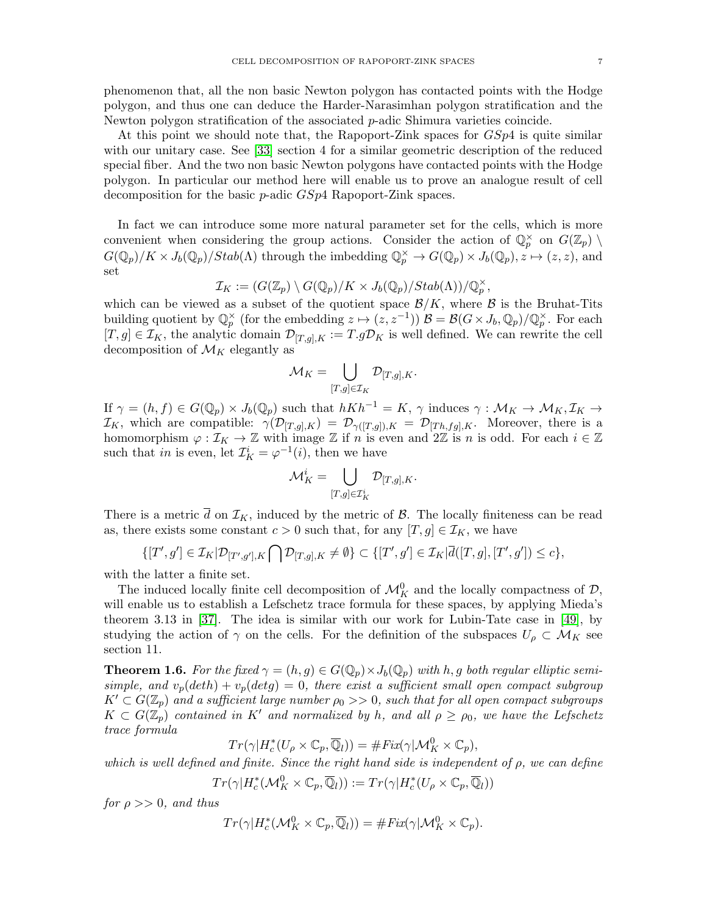phenomenon that, all the non basic Newton polygon has contacted points with the Hodge polygon, and thus one can deduce the Harder-Narasimhan polygon stratification and the Newton polygon stratification of the associated $p$-adic Shimura varieties coincide.

At this point we should note that, the Rapoport-Zink spaces for $GSp4$ is quite similar with our unitary case. See [33] section 4 for a similar geometric description of the reduced special fiber. And the two non basic Newton polygons have contacted points with the Hodge polygon. In particular our method here will enable us to prove an analogue result of cell decomposition for the basic $p$-adic $GSp4$ Rapoport-Zink spaces.

In fact we can introduce some more natural parameter set for the cells, which is more convenient when considering the group actions. Consider the action of $\mathbb{Q}_p^\times$ on $G(\mathbb{Z}_p) \setminus G(\mathbb{Q}_p)/K \times J_b(\mathbb{Q}_p)/Stab(\Lambda)$ through the imbedding $\mathbb{Q}_p^\times \to G(\mathbb{Q}_p) \times J_b(\mathbb{Q}_p), z \mapsto (z, z)$, and set

$$\mathcal{I}_K := (G(\mathbb{Z}_p) \setminus G(\mathbb{Q}_p)/K \times J_b(\mathbb{Q}_p)/Stab(\Lambda))/\mathbb{Q}_p^\times,$$

which can be viewed as a subset of the quotient space $\mathcal{B}/K$, where $\mathcal{B}$ is the Bruhat-Tits building quotient by $\mathbb{Q}_p^\times$ (for the embedding $z \mapsto (z, z^{-1})$) $\mathcal{B} = \mathcal{B}(G \times J_b, \mathbb{Q}_p)/\mathbb{Q}_p^\times$. For each $[T, g] \in \mathcal{I}_K$, the analytic domain $\mathcal{D}_{[T,g],K} := T.g\mathcal{D}_K$ is well defined. We can rewrite the cell decomposition of $\mathcal{M}_K$ elegantly as

$$\mathcal{M}_K = \bigcup_{[T,g] \in \mathcal{I}_K} \mathcal{D}_{[T,g],K}.$$

If $\gamma = (h, f) \in G(\mathbb{Q}_p) \times J_b(\mathbb{Q}_p)$ such that $hKh^{-1} = K$, $\gamma$ induces $\gamma : \mathcal{M}_K \to \mathcal{M}_K, \mathcal{I}_K \to \mathcal{I}_K$, which are compatible: $\gamma(\mathcal{D}_{[T,g],K}) = \mathcal{D}_{\gamma([T,g]),K} = \mathcal{D}_{[Th,fg],K}$. Moreover, there is a homomorphism $\varphi : \mathcal{I}_K \to \mathbb{Z}$ with image $\mathbb{Z}$ if $n$ is even and $2\mathbb{Z}$ is $n$ is odd. For each $i \in \mathbb{Z}$ such that $in$ is even, let $\mathcal{I}_K^i = \varphi^{-1}(i)$, then we have

$$\mathcal{M}_K^i = \bigcup_{[T,g] \in \mathcal{I}_K^i} \mathcal{D}_{[T,g],K}.$$

There is a metric $\overline{d}$ on $\mathcal{I}_K$, induced by the metric of $\mathcal{B}$. The locally finiteness can be read as, there exists some constant $c > 0$ such that, for any $[T, g] \in \mathcal{I}_K$, we have

$$\{[T', g'] \in \mathcal{I}_K | \mathcal{D}_{[T',g'],K} \bigcap \mathcal{D}_{[T,g],K} \neq \emptyset\} \subset \{[T', g'] \in \mathcal{I}_K | \overline{d}([T, g], [T', g']) \leq c\},$$

with the latter a finite set.

The induced locally finite cell decomposition of $\mathcal{M}_K^0$ and the locally compactness of $\mathcal{D}$, will enable us to establish a Lefschetz trace formula for these spaces, by applying Mieda's theorem 3.13 in [37]. The idea is similar with our work for Lubin-Tate case in [49], by studying the action of $\gamma$ on the cells. For the definition of the subspaces $U_\rho \subset \mathcal{M}_K$ see section 11.

**Theorem 1.6.** *For the fixed $\gamma = (h, g) \in G(\mathbb{Q}_p) \times J_b(\mathbb{Q}_p)$ with $h, g$ both regular elliptic semi-simple, and $v_p(deth) + v_p(detg) = 0$, there exist a sufficient small open compact subgroup $K' \subset G(\mathbb{Z}_p)$ and a sufficient large number $\rho_0 >> 0$, such that for all open compact subgroups $K \subset G(\mathbb{Z}_p)$ contained in $K'$ and normalized by $h$, and all $\rho \geq \rho_0$, we have the Lefschetz trace formula*

$$Tr(\gamma | H_c^*(U_\rho \times \mathbb{C}_p, \overline{\mathbb{Q}}_l)) = \#Fix(\gamma | \mathcal{M}_K^0 \times \mathbb{C}_p),$$

*which is well defined and finite. Since the right hand side is independent of $\rho$, we can define*

$$Tr(\gamma | H_c^*(\mathcal{M}_K^0 \times \mathbb{C}_p, \overline{\mathbb{Q}}_l)) := Tr(\gamma | H_c^*(U_\rho \times \mathbb{C}_p, \overline{\mathbb{Q}}_l))$$

*for $\rho >> 0$, and thus*

$$Tr(\gamma | H_c^*(\mathcal{M}_K^0 \times \mathbb{C}_p, \overline{\mathbb{Q}}_l)) = \#Fix(\gamma | \mathcal{M}_K^0 \times \mathbb{C}_p).$$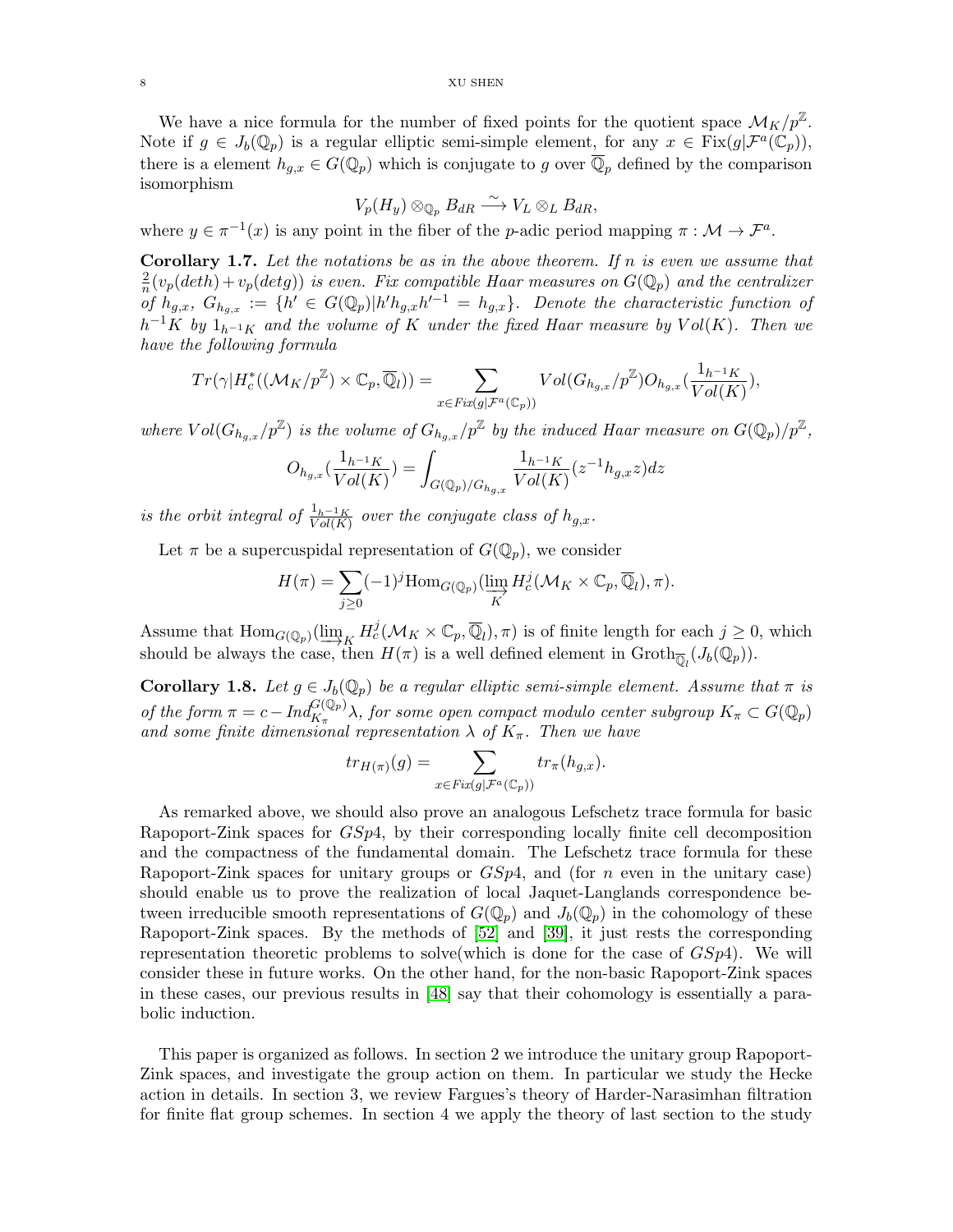We have a nice formula for the number of fixed points for the quotient space $\mathcal{M}_K/p^{\mathbb{Z}}$. Note if $g \in J_b(\mathbb{Q}_p)$ is a regular elliptic semi-simple element, for any $x \in \mathrm{Fix}(g|\mathcal{F}^a(\mathbb{C}_p))$, there is a element $h_{g,x} \in G(\mathbb{Q}_p)$ which is conjugate to $g$ over $\overline{\mathbb{Q}}_p$ defined by the comparison isomorphism

$$V_p(H_y) \otimes_{\mathbb{Q}_p} B_{dR} \xrightarrow{\sim} V_L \otimes_L B_{dR},$$

where $y \in \pi^{-1}(x)$ is any point in the fiber of the $p$-adic period mapping $\pi : \mathcal{M} \to \mathcal{F}^a$.

**Corollary 1.7.** *Let the notations be as in the above theorem. If $n$ is even we assume that $\frac{2}{n}(v_p(deth) + v_p(detg))$ is even. Fix compatible Haar measures on $G(\mathbb{Q}_p)$ and the centralizer of $h_{g,x}$, $G_{h_{g,x}} := \{h' \in G(\mathbb{Q}_p) | h'h_{g,x}h'^{-1} = h_{g,x}\}$. Denote the characteristic function of $h^{-1}K$ by $1_{h^{-1}K}$ and the volume of $K$ under the fixed Haar measure by $Vol(K)$. Then we have the following formula*

$$Tr(\gamma | H_c^*((\mathcal{M}_K/p^{\mathbb{Z}}) \times \mathbb{C}_p, \overline{\mathbb{Q}}_l)) = \sum_{x \in Fix(g|\mathcal{F}^a(\mathbb{C}_p))} Vol(G_{h_{g,x}}/p^{\mathbb{Z}}) O_{h_{g,x}}(\frac{1_{h^{-1}K}}{Vol(K)}),$$

*where $Vol(G_{h_{g,x}}/p^{\mathbb{Z}})$ is the volume of $G_{h_{g,x}}/p^{\mathbb{Z}}$ by the induced Haar measure on $G(\mathbb{Q}_p)/p^{\mathbb{Z}}$,*

$$O_{h_{g,x}}(\frac{1_{h^{-1}K}}{Vol(K)}) = \int_{G(\mathbb{Q}_p)/G_{h_{g,x}}} \frac{1_{h^{-1}K}}{Vol(K)}(z^{-1}h_{g,x}z)dz$$

*is the orbit integral of $\frac{1_{h^{-1}K}}{Vol(K)}$ over the conjugate class of $h_{g,x}$.*

Let $\pi$ be a supercuspidal representation of $G(\mathbb{Q}_p)$, we consider

$$H(\pi) = \sum_{j \geq 0} (-1)^j \mathrm{Hom}_{G(\mathbb{Q}_p)}(\varinjlim_K H_c^j(\mathcal{M}_K \times \mathbb{C}_p, \overline{\mathbb{Q}}_l), \pi).$$

Assume that $\mathrm{Hom}_{G(\mathbb{Q}_p)}(\varinjlim_K H_c^j(\mathcal{M}_K \times \mathbb{C}_p, \overline{\mathbb{Q}}_l), \pi)$ is of finite length for each $j \geq 0$, which should be always the case, then $H(\pi)$ is a well defined element in $\mathrm{Groth}_{\overline{\mathbb{Q}}_l}(J_b(\mathbb{Q}_p))$.

**Corollary 1.8.** *Let $g \in J_b(\mathbb{Q}_p)$ be a regular elliptic semi-simple element. Assume that $\pi$ is of the form $\pi = c - Ind_{K_\pi}^{G(\mathbb{Q}_p)} \lambda$, for some open compact modulo center subgroup $K_\pi \subset G(\mathbb{Q}_p)$ and some finite dimensional representation $\lambda$ of $K_\pi$. Then we have*

$$tr_{H(\pi)}(g) = \sum_{x \in Fix(g|\mathcal{F}^a(\mathbb{C}_p))} tr_\pi(h_{g,x}).$$

As remarked above, we should also prove an analogous Lefschetz trace formula for basic Rapoport-Zink spaces for $GSp4$, by their corresponding locally finite cell decomposition and the compactness of the fundamental domain. The Lefschetz trace formula for these Rapoport-Zink spaces for unitary groups or $GSp4$, and (for $n$ even in the unitary case) should enable us to prove the realization of local Jaquet-Langlands correspondence between irreducible smooth representations of $G(\mathbb{Q}_p)$ and $J_b(\mathbb{Q}_p)$ in the cohomology of these Rapoport-Zink spaces. By the methods of [52] and [39], it just rests the corresponding representation theoretic problems to solve(which is done for the case of $GSp4$). We will consider these in future works. On the other hand, for the non-basic Rapoport-Zink spaces in these cases, our previous results in [48] say that their cohomology is essentially a parabolic induction.

This paper is organized as follows. In section 2 we introduce the unitary group Rapoport-Zink spaces, and investigate the group action on them. In particular we study the Hecke action in details. In section 3, we review Fargues's theory of Harder-Narasimhan filtration for finite flat group schemes. In section 4 we apply the theory of last section to the study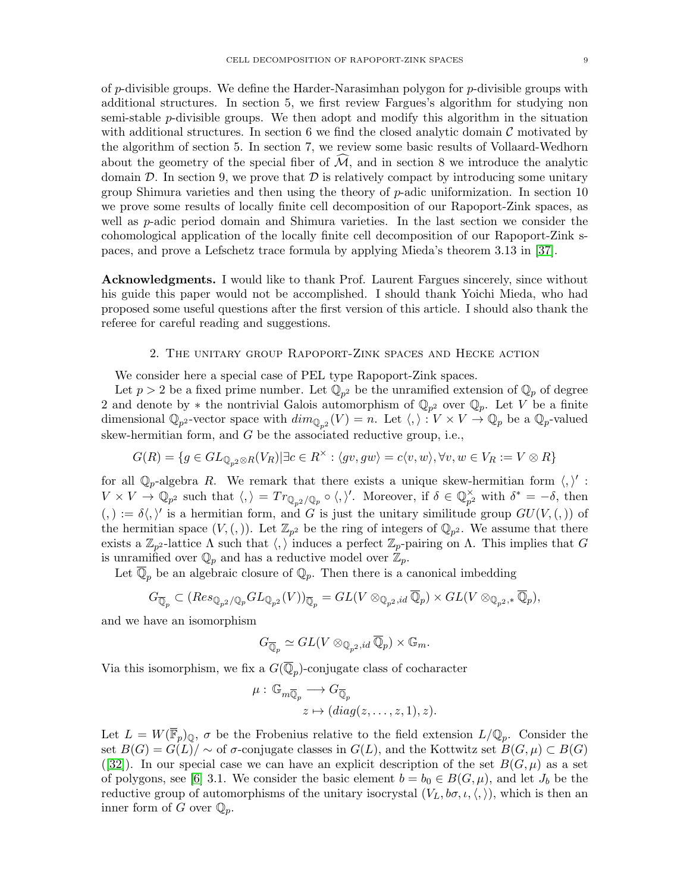of $p$-divisible groups. We define the Harder-Narasimhan polygon for $p$-divisible groups with additional structures. In section 5, we first review Fargues's algorithm for studying non semi-stable $p$-divisible groups. We then adopt and modify this algorithm in the situation with additional structures. In section 6 we find the closed analytic domain $\mathcal{C}$ motivated by the algorithm of section 5. In section 7, we review some basic results of Vollaard-Wedhorn about the geometry of the special fiber of $\widehat{\mathcal{M}}$, and in section 8 we introduce the analytic domain $\mathcal{D}$. In section 9, we prove that $\mathcal{D}$ is relatively compact by introducing some unitary group Shimura varieties and then using the theory of $p$-adic uniformization. In section 10 we prove some results of locally finite cell decomposition of our Rapoport-Zink spaces, as well as $p$-adic period domain and Shimura varieties. In the last section we consider the cohomological application of the locally finite cell decomposition of our Rapoport-Zink spaces, and prove a Lefschetz trace formula by applying Mieda's theorem 3.13 in [37].

**Acknowledgments.** I would like to thank Prof. Laurent Fargues sincerely, since without his guide this paper would not be accomplished. I should thank Yoichi Mieda, who had proposed some useful questions after the first version of this article. I should also thank the referee for careful reading and suggestions.

## 2. The unitary group Rapoport-Zink spaces and Hecke action

We consider here a special case of PEL type Rapoport-Zink spaces.

Let $p > 2$ be a fixed prime number. Let $\mathbb{Q}_{p^2}$ be the unramified extension of $\mathbb{Q}_p$ of degree 2 and denote by $*$ the nontrivial Galois automorphism of $\mathbb{Q}_{p^2}$ over $\mathbb{Q}_p$. Let $V$ be a finite dimensional $\mathbb{Q}_{p^2}$-vector space with $dim_{\mathbb{Q}_{p^2}}(V) = n$. Let $\langle , \rangle : V \times V \to \mathbb{Q}_p$ be a $\mathbb{Q}_p$-valued skew-hermitian form, and $G$ be the associated reductive group, i.e.,

$$G(R) = \{g \in GL_{\mathbb{Q}_{p^2}\otimes R}(V_R) | \exists c \in R^\times : \langle gv, gw\rangle = c\langle v, w\rangle, \forall v, w \in V_R := V \otimes R\}$$

for all $\mathbb{Q}_p$-algebra $R$. We remark that there exists a unique skew-hermitian form $\langle , \rangle' : V \times V \to \mathbb{Q}_{p^2}$ such that $\langle , \rangle = Tr_{\mathbb{Q}_{p^2}/\mathbb{Q}_p} \circ \langle , \rangle'$. Moreover, if $\delta \in \mathbb{Q}_{p^2}^\times$ with $\delta^* = -\delta$, then $( , ) := \delta\langle , \rangle'$ is a hermitian form, and $G$ is just the unitary similitude group $GU(V, ( , ))$ of the hermitian space $(V, ( , ))$. Let $\mathbb{Z}_{p^2}$ be the ring of integers of $\mathbb{Q}_{p^2}$. We assume that there exists a $\mathbb{Z}_{p^2}$-lattice $\Lambda$ such that $\langle , \rangle$ induces a perfect $\mathbb{Z}_p$-pairing on $\Lambda$. This implies that $G$ is unramified over $\mathbb{Q}_p$ and has a reductive model over $\mathbb{Z}_p$.

Let $\overline{\mathbb{Q}}_p$ be an algebraic closure of $\mathbb{Q}_p$. Then there is a canonical imbedding

$$G_{\overline{\mathbb{Q}}_p} \subset (Res_{\mathbb{Q}_{p^2}/\mathbb{Q}_p} GL_{\mathbb{Q}_{p^2}}(V))_{\overline{\mathbb{Q}}_p} = GL(V \otimes_{\mathbb{Q}_{p^2},id} \overline{\mathbb{Q}}_p) \times GL(V \otimes_{\mathbb{Q}_{p^2},*} \overline{\mathbb{Q}}_p),$$

and we have an isomorphism

$$G_{\overline{\mathbb{Q}}_p} \simeq GL(V \otimes_{\mathbb{Q}_{p^2},id} \overline{\mathbb{Q}}_p) \times \mathbb{G}_m.$$

Via this isomorphism, we fix a $G(\overline{\mathbb{Q}}_p)$-conjugate class of cocharacter

$$\mu : \mathbb{G}_{m\overline{\mathbb{Q}}_p} \longrightarrow G_{\overline{\mathbb{Q}}_p}$$
$$z \mapsto (diag(z, \dots, z, 1), z).$$

Let $L = W(\overline{\mathbb{F}}_p)_\mathbb{Q}$, $\sigma$ be the Frobenius relative to the field extension $L/\mathbb{Q}_p$. Consider the set $B(G) = G(L)/\sim$ of $\sigma$-conjugate classes in $G(L)$, and the Kottwitz set $B(G, \mu) \subset B(G)$ ([32]). In our special case we can have an explicit description of the set $B(G, \mu)$ as a set of polygons, see [6] 3.1. We consider the basic element $b = b_0 \in B(G, \mu)$, and let $J_b$ be the reductive group of automorphisms of the unitary isocrystal $(V_L, b\sigma, \iota, \langle , \rangle)$, which is then an inner form of $G$ over $\mathbb{Q}_p$.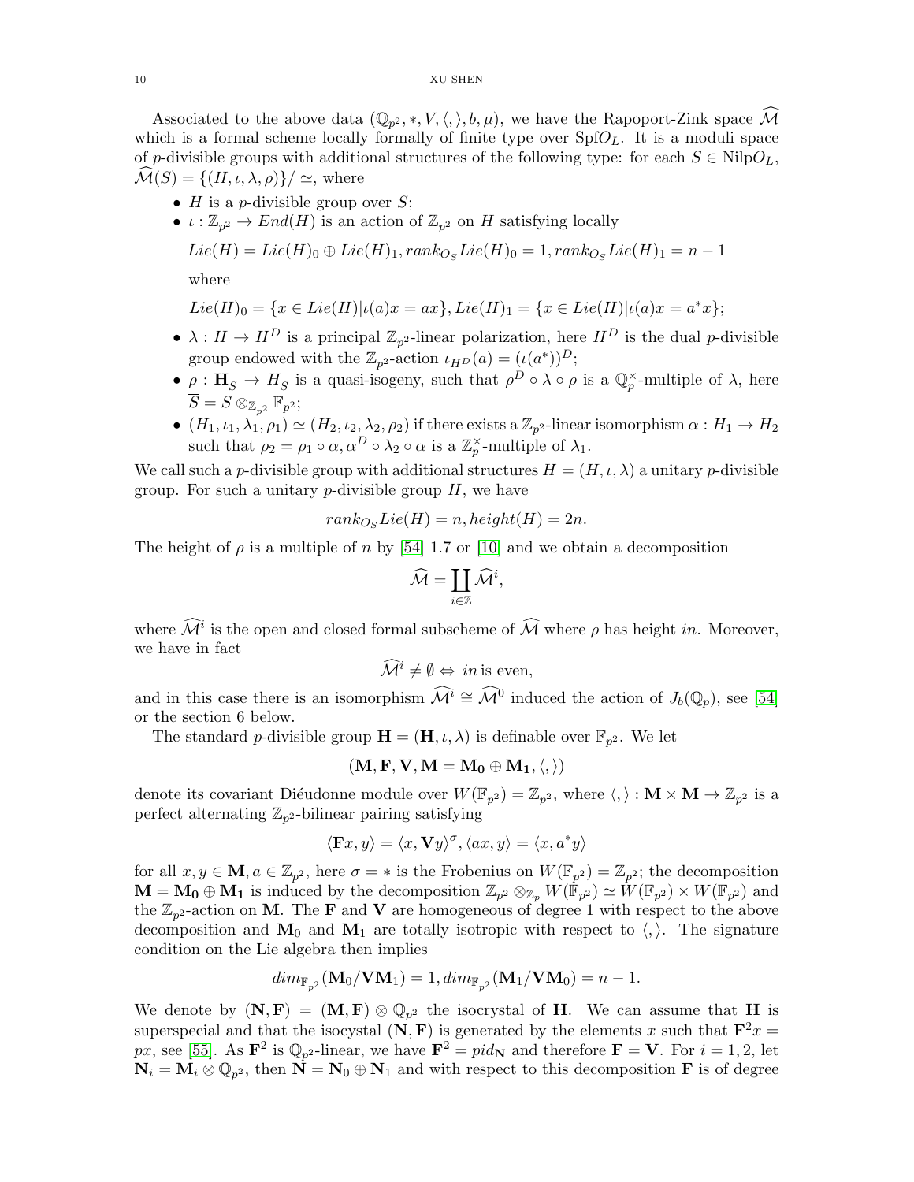Associated to the above data $(\mathbb{Q}_{p^2}, *, V, \langle, \rangle, b, \mu)$, we have the Rapoport-Zink space $\widehat{\mathcal{M}}$ which is a formal scheme locally formally of finite type over Spf$O_L$. It is a moduli space of $p$-divisible groups with additional structures of the following type: for each $S \in \mathrm{Nilp}O_L$, $\widehat{\mathcal{M}}(S) = \{(H, \iota, \lambda, \rho)\}/\simeq$, where

- $H$ is a $p$-divisible group over $S$;
- $\iota : \mathbb{Z}_{p^2} \to End(H)$ is an action of $\mathbb{Z}_{p^2}$ on $H$ satisfying locally

  $Lie(H) = Lie(H)_0 \oplus Lie(H)_1, rank_{O_S} Lie(H)_0 = 1, rank_{O_S} Lie(H)_1 = n-1$

  where

  $Lie(H)_0 = \{x \in Lie(H) | \iota(a)x = ax\}, Lie(H)_1 = \{x \in Lie(H) | \iota(a)x = a^*x\};$
- $\lambda : H \to H^D$ is a principal $\mathbb{Z}_{p^2}$-linear polarization, here $H^D$ is the dual $p$-divisible group endowed with the $\mathbb{Z}_{p^2}$-action $\iota_{H^D}(a) = (\iota(a^*))^D$;
- $\rho : \mathbf{H}_{\overline{S}} \to H_{\overline{S}}$ is a quasi-isogeny, such that $\rho^D \circ \lambda \circ \rho$ is a $\mathbb{Q}_p^\times$-multiple of $\lambda$, here $\overline{S} = S \otimes_{\mathbb{Z}_{p^2}} \mathbb{F}_{p^2}$;
- $(H_1, \iota_1, \lambda_1, \rho_1) \simeq (H_2, \iota_2, \lambda_2, \rho_2)$ if there exists a $\mathbb{Z}_{p^2}$-linear isomorphism $\alpha : H_1 \to H_2$ such that $\rho_2 = \rho_1 \circ \alpha, \alpha^D \circ \lambda_2 \circ \alpha$ is a $\mathbb{Z}_p^\times$-multiple of $\lambda_1$.

We call such a $p$-divisible group with additional structures $H = (H, \iota, \lambda)$ a unitary $p$-divisible group. For such a unitary $p$-divisible group $H$, we have

$$rank_{O_S} Lie(H) = n, height(H) = 2n.$$

The height of $\rho$ is a multiple of $n$ by [54] 1.7 or [10] and we obtain a decomposition

$$\widehat{\mathcal{M}} = \coprod_{i \in \mathbb{Z}} \widehat{\mathcal{M}}^i,$$

where $\widehat{\mathcal{M}}^i$ is the open and closed formal subscheme of $\widehat{\mathcal{M}}$ where $\rho$ has height $in$. Moreover, we have in fact

$$\widehat{\mathcal{M}}^i \neq \emptyset \Leftrightarrow in \text{ is even},$$

and in this case there is an isomorphism $\widehat{\mathcal{M}}^i \cong \widehat{\mathcal{M}}^0$ induced the action of $J_b(\mathbb{Q}_p)$, see [54] or the section 6 below.

The standard $p$-divisible group $\mathbf{H} = (\mathbf{H}, \iota, \lambda)$ is definable over $\mathbb{F}_{p^2}$. We let

$$(\mathbf{M}, \mathbf{F}, \mathbf{V}, \mathbf{M} = \mathbf{M_0} \oplus \mathbf{M_1}, \langle, \rangle)$$

denote its covariant Diéudonne module over $W(\mathbb{F}_{p^2}) = \mathbb{Z}_{p^2}$, where $\langle, \rangle : \mathbf{M} \times \mathbf{M} \to \mathbb{Z}_{p^2}$ is a perfect alternating $\mathbb{Z}_{p^2}$-bilinear pairing satisfying

$$\langle \mathbf{F}x, y \rangle = \langle x, \mathbf{V}y \rangle^\sigma, \langle ax, y \rangle = \langle x, a^* y \rangle$$

for all $x, y \in \mathbf{M}, a \in \mathbb{Z}_{p^2}$, here $\sigma = *$ is the Frobenius on $W(\mathbb{F}_{p^2}) = \mathbb{Z}_{p^2}$; the decomposition $\mathbf{M} = \mathbf{M_0} \oplus \mathbf{M_1}$ is induced by the decomposition $\mathbb{Z}_{p^2} \otimes_{\mathbb{Z}_p} W(\mathbb{F}_{p^2}) \simeq W(\mathbb{F}_{p^2}) \times W(\mathbb{F}_{p^2})$ and the $\mathbb{Z}_{p^2}$-action on $\mathbf{M}$. The $\mathbf{F}$ and $\mathbf{V}$ are homogeneous of degree 1 with respect to the above decomposition and $\mathbf{M}_0$ and $\mathbf{M}_1$ are totally isotropic with respect to $\langle, \rangle$. The signature condition on the Lie algebra then implies

$$dim_{\mathbb{F}_{p^2}}(\mathbf{M}_0/\mathbf{V}\mathbf{M}_1) = 1, dim_{\mathbb{F}_{p^2}}(\mathbf{M}_1/\mathbf{V}\mathbf{M}_0) = n-1.$$

We denote by $(\mathbf{N}, \mathbf{F}) = (\mathbf{M}, \mathbf{F}) \otimes \mathbb{Q}_{p^2}$ the isocrystal of $\mathbf{H}$. We can assume that $\mathbf{H}$ is superspecial and that the isocystal $(\mathbf{N}, \mathbf{F})$ is generated by the elements $x$ such that $\mathbf{F}^2 x = px$, see [55]. As $\mathbf{F}^2$ is $\mathbb{Q}_{p^2}$-linear, we have $\mathbf{F}^2 = pid_{\mathbf{N}}$ and therefore $\mathbf{F} = \mathbf{V}$. For $i = 1, 2$, let $\mathbf{N}_i = \mathbf{M}_i \otimes \mathbb{Q}_{p^2}$, then $\mathbf{N} = \mathbf{N}_0 \oplus \mathbf{N}_1$ and with respect to this decomposition $\mathbf{F}$ is of degree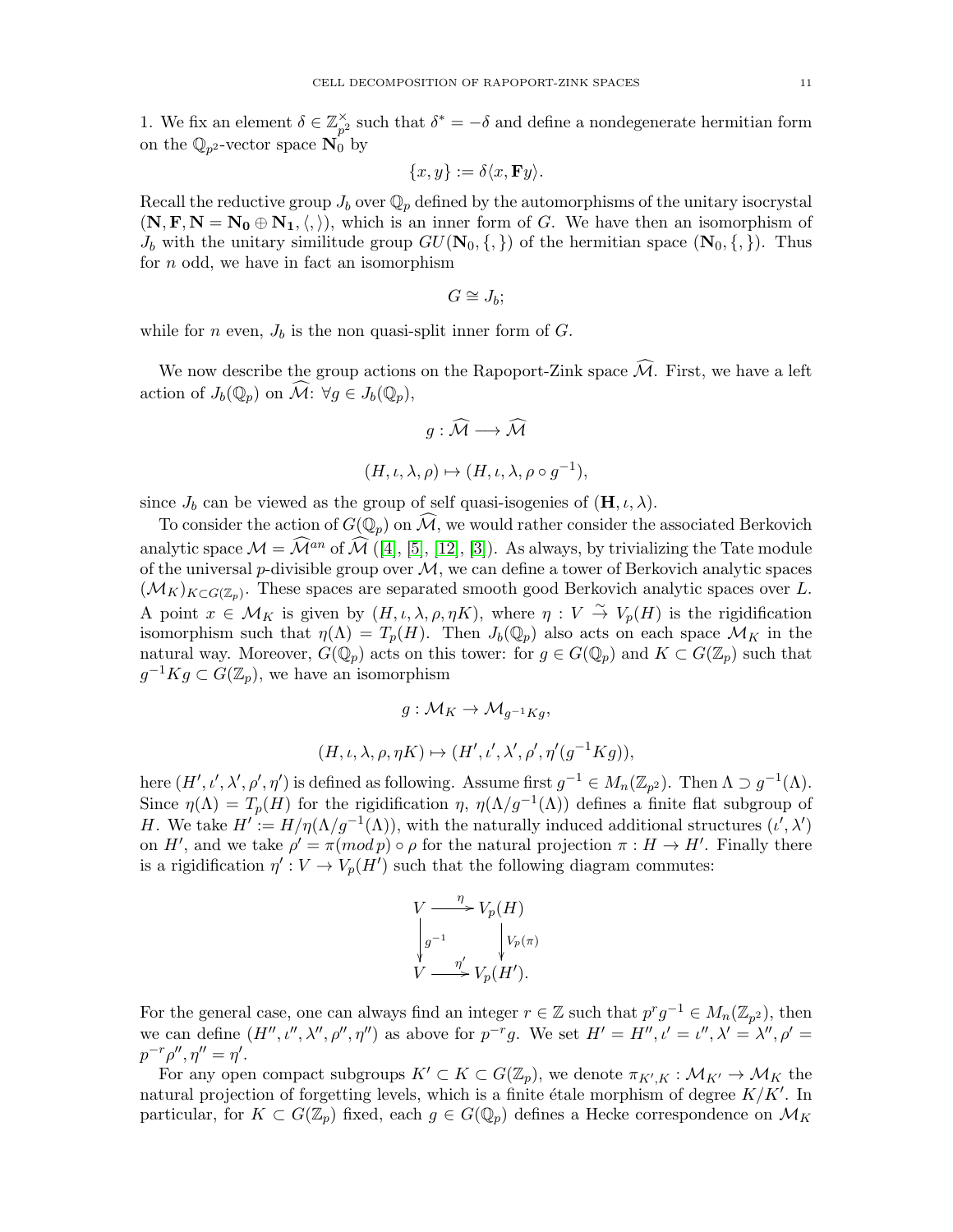1. We fix an element $\delta \in \mathbb{Z}_{p^2}^\times$ such that $\delta^* = -\delta$ and define a nondegenerate hermitian form on the $\mathbb{Q}_{p^2}$-vector space $\mathbf{N}_0$ by

$$\{x, y\} := \delta\langle x, \mathbf{F}y\rangle.$$

Recall the reductive group $J_b$ over $\mathbb{Q}_p$ defined by the automorphisms of the unitary isocrystal $(\mathbf{N}, \mathbf{F}, \mathbf{N} = \mathbf{N_0} \oplus \mathbf{N_1}, \langle, \rangle)$, which is an inner form of $G$. We have then an isomorphism of $J_b$ with the unitary similitude group $GU(\mathbf{N}_0, \{,\})$ of the hermitian space $(\mathbf{N}_0, \{,\})$. Thus for $n$ odd, we have in fact an isomorphism

$$G \cong J_b;$$

while for $n$ even, $J_b$ is the non quasi-split inner form of $G$.

We now describe the group actions on the Rapoport-Zink space $\widehat{\mathcal{M}}$. First, we have a left action of $J_b(\mathbb{Q}_p)$ on $\widehat{\mathcal{M}}$: $\forall g \in J_b(\mathbb{Q}_p)$,

$$g : \widehat{\mathcal{M}} \longrightarrow \widehat{\mathcal{M}}$$

$$(H, \iota, \lambda, \rho) \mapsto (H, \iota, \lambda, \rho \circ g^{-1}),$$

since $J_b$ can be viewed as the group of self quasi-isogenies of $(\mathbf{H}, \iota, \lambda)$.

To consider the action of $G(\mathbb{Q}_p)$ on $\widehat{\mathcal{M}}$, we would rather consider the associated Berkovich analytic space $\mathcal{M} = \widehat{\mathcal{M}}^{an}$ of $\widehat{\mathcal{M}}$ ([4], [5], [12], [3]). As always, by trivializing the Tate module of the universal $p$-divisible group over $\mathcal{M}$, we can define a tower of Berkovich analytic spaces $(\mathcal{M}_K)_{K \subset G(\mathbb{Z}_p)}$. These spaces are separated smooth good Berkovich analytic spaces over $L$. A point $x \in \mathcal{M}_K$ is given by $(H, \iota, \lambda, \rho, \eta K)$, where $\eta : V \xrightarrow{\sim} V_p(H)$ is the rigidification isomorphism such that $\eta(\Lambda) = T_p(H)$. Then $J_b(\mathbb{Q}_p)$ also acts on each space $\mathcal{M}_K$ in the natural way. Moreover, $G(\mathbb{Q}_p)$ acts on this tower: for $g \in G(\mathbb{Q}_p)$ and $K \subset G(\mathbb{Z}_p)$ such that $g^{-1}Kg \subset G(\mathbb{Z}_p)$, we have an isomorphism

$$g : \mathcal{M}_K \to \mathcal{M}_{g^{-1}Kg},$$

$$(H, \iota, \lambda, \rho, \eta K) \mapsto (H', \iota', \lambda', \rho', \eta'(g^{-1}Kg)),$$

here $(H', \iota', \lambda', \rho', \eta')$ is defined as following. Assume first $g^{-1} \in M_n(\mathbb{Z}_{p^2})$. Then $\Lambda \supset g^{-1}(\Lambda)$. Since $\eta(\Lambda) = T_p(H)$ for the rigidification $\eta$, $\eta(\Lambda/g^{-1}(\Lambda))$ defines a finite flat subgroup of $H$. We take $H' := H/\eta(\Lambda/g^{-1}(\Lambda))$, with the naturally induced additional structures $(\iota', \lambda')$ on $H'$, and we take $\rho' = \pi (mod\, p) \circ \rho$ for the natural projection $\pi : H \to H'$. Finally there is a rigidification $\eta' : V \to V_p(H')$ such that the following diagram commutes:

$$\begin{array}{ccc} V & \xrightarrow{\eta} & V_p(H) \\ \downarrow{\scriptstyle g^{-1}} & & \downarrow{\scriptstyle V_p(\pi)} \\ V & \xrightarrow{\eta'} & V_p(H'). \end{array}$$

For the general case, one can always find an integer $r \in \mathbb{Z}$ such that $p^r g^{-1} \in M_n(\mathbb{Z}_{p^2})$, then we can define $(H'', \iota'', \lambda'', \rho'', \eta'')$ as above for $p^{-r}g$. We set $H' = H'', \iota' = \iota'', \lambda' = \lambda'', \rho' = p^{-r}\rho'', \eta'' = \eta'$.

For any open compact subgroups $K' \subset K \subset G(\mathbb{Z}_p)$, we denote $\pi_{K',K} : \mathcal{M}_{K'} \to \mathcal{M}_K$ the natural projection of forgetting levels, which is a finite étale morphism of degree $K/K'$. In particular, for $K \subset G(\mathbb{Z}_p)$ fixed, each $g \in G(\mathbb{Q}_p)$ defines a Hecke correspondence on $\mathcal{M}_K$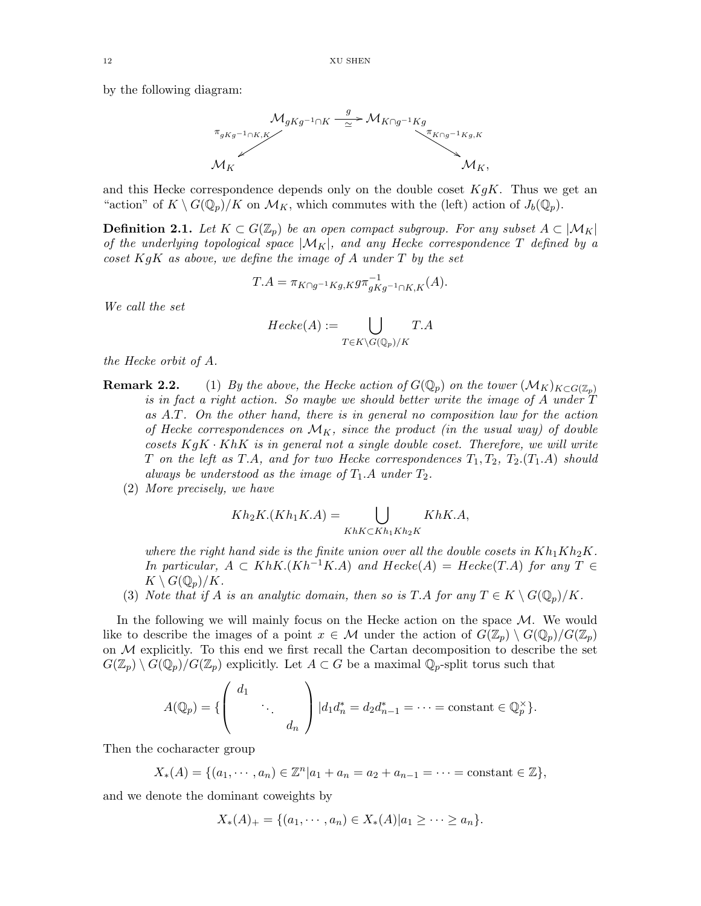by the following diagram:

$$\begin{array}{ccc} & \mathcal{M}_{gKg^{-1}\cap K} \xrightarrow[\simeq]{g} \mathcal{M}_{K\cap g^{-1}Kg} & \\ {\scriptstyle \pi_{gKg^{-1}\cap K,K}} \swarrow & & \searrow {\scriptstyle \pi_{K\cap g^{-1}Kg,K}} \\ \mathcal{M}_K & & \mathcal{M}_K, \end{array}$$

and this Hecke correspondence depends only on the double coset $KgK$. Thus we get an "action" of $K \setminus G(\mathbb{Q}_p)/K$ on $\mathcal{M}_K$, which commutes with the (left) action of $J_b(\mathbb{Q}_p)$.

**Definition 2.1.** *Let $K \subset G(\mathbb{Z}_p)$ be an open compact subgroup. For any subset $A \subset |\mathcal{M}_K|$ of the underlying topological space $|\mathcal{M}_K|$, and any Hecke correspondence $T$ defined by a coset $KgK$ as above, we define the image of $A$ under $T$ by the set*

$$T.A = \pi_{K\cap g^{-1}Kg,K}\, g\, \pi^{-1}_{gKg^{-1}\cap K,K}(A).$$

*We call the set*

$$Hecke(A) := \bigcup_{T\in K\setminus G(\mathbb{Q}_p)/K} T.A$$

*the Hecke orbit of $A$.*

**Remark 2.2.** (1) *By the above, the Hecke action of $G(\mathbb{Q}_p)$ on the tower $(\mathcal{M}_K)_{K\subset G(\mathbb{Z}_p)}$ is in fact a right action. So maybe we should better write the image of $A$ under $T$ as $A.T$. On the other hand, there is in general no composition law for the action of Hecke correspondences on $\mathcal{M}_K$, since the product (in the usual way) of double cosets $KgK \cdot KhK$ is in general not a single double coset. Therefore, we will write $T$ on the left as $T.A$, and for two Hecke correspondences $T_1, T_2$, $T_2.(T_1.A)$ should always be understood as the image of $T_1.A$ under $T_2$.*

(2) *More precisely, we have*

$$Kh_2K.(Kh_1K.A) = \bigcup_{KhK\subset Kh_1Kh_2K} KhK.A,$$

*where the right hand side is the finite union over all the double cosets in $Kh_1Kh_2K$. In particular, $A \subset KhK.(Kh^{-1}K.A)$ and $Hecke(A) = Hecke(T.A)$ for any $T \in K \setminus G(\mathbb{Q}_p)/K$.*

(3) *Note that if $A$ is an analytic domain, then so is $T.A$ for any $T \in K \setminus G(\mathbb{Q}_p)/K$.*

In the following we will mainly focus on the Hecke action on the space $\mathcal{M}$. We would like to describe the images of a point $x \in \mathcal{M}$ under the action of $G(\mathbb{Z}_p) \setminus G(\mathbb{Q}_p)/G(\mathbb{Z}_p)$ on $\mathcal{M}$ explicitly. To this end we first recall the Cartan decomposition to describe the set $G(\mathbb{Z}_p) \setminus G(\mathbb{Q}_p)/G(\mathbb{Z}_p)$ explicitly. Let $A \subset G$ be a maximal $\mathbb{Q}_p$-split torus such that

$$A(\mathbb{Q}_p) = \{ \begin{pmatrix} d_1 & & \\ & \ddots & \\ & & d_n \end{pmatrix} | d_1 d_n^* = d_2 d_{n-1}^* = \cdots = \text{constant} \in \mathbb{Q}_p^\times \}.$$

Then the cocharacter group

$$X_*(A) = \{(a_1, \cdots, a_n) \in \mathbb{Z}^n | a_1 + a_n = a_2 + a_{n-1} = \cdots = \text{constant} \in \mathbb{Z}\},$$

and we denote the dominant coweights by

$$X_*(A)_+ = \{(a_1, \cdots, a_n) \in X_*(A) | a_1 \geq \cdots \geq a_n\}.$$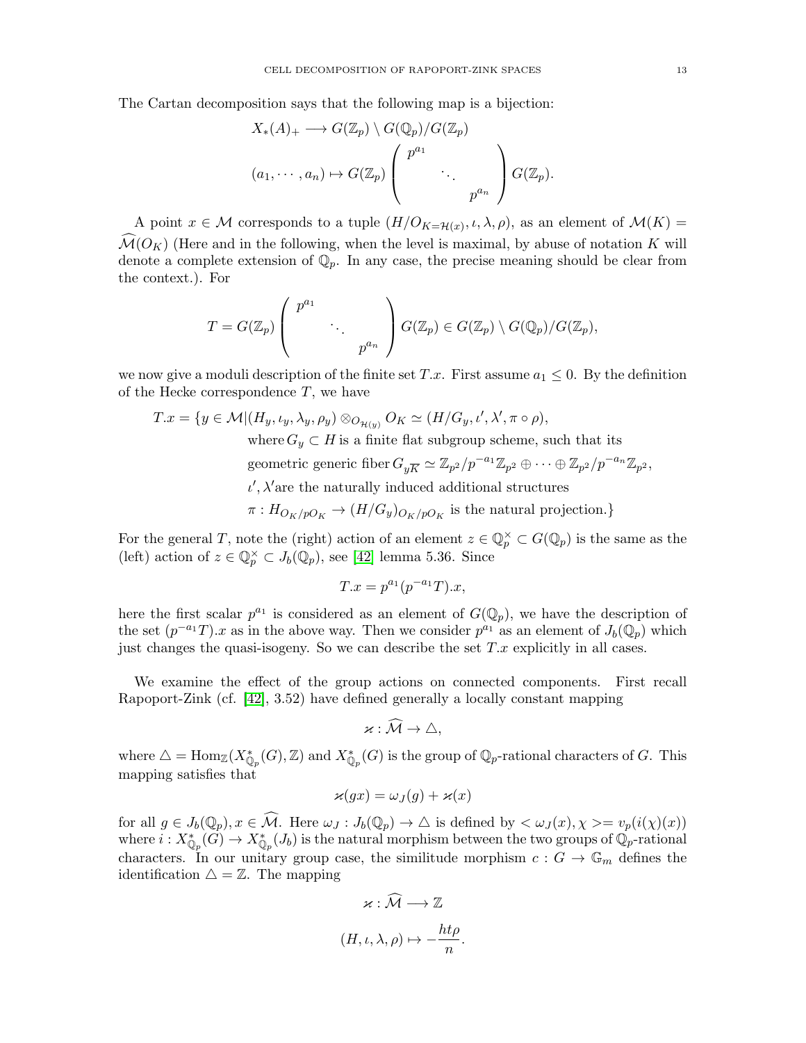The Cartan decomposition says that the following map is a bijection:

$$X_*(A)_+ \longrightarrow G(\mathbb{Z}_p) \setminus G(\mathbb{Q}_p)/G(\mathbb{Z}_p)$$

$$(a_1, \cdots, a_n) \mapsto G(\mathbb{Z}_p) \begin{pmatrix} p^{a_1} & & \\ & \ddots & \\ & & p^{a_n} \end{pmatrix} G(\mathbb{Z}_p).$$

A point $x \in \mathcal{M}$ corresponds to a tuple $(H/O_{K=\mathcal{H}(x)}, \iota, \lambda, \rho)$, as an element of $\mathcal{M}(K) = \widehat{\mathcal{M}}(O_K)$ (Here and in the following, when the level is maximal, by abuse of notation $K$ will denote a complete extension of $\mathbb{Q}_p$. In any case, the precise meaning should be clear from the context.). For

$$T = G(\mathbb{Z}_p) \begin{pmatrix} p^{a_1} & & \\ & \ddots & \\ & & p^{a_n} \end{pmatrix} G(\mathbb{Z}_p) \in G(\mathbb{Z}_p) \setminus G(\mathbb{Q}_p)/G(\mathbb{Z}_p),$$

we now give a moduli description of the finite set $T.x$. First assume $a_1 \leq 0$. By the definition of the Hecke correspondence $T$, we have

$$\begin{aligned} T.x = \{y \in \mathcal{M} | &(H_y, \iota_y, \lambda_y, \rho_y) \otimes_{O_{\mathcal{H}(y)}} O_K \simeq (H/G_y, \iota', \lambda', \pi \circ \rho), \\ &\text{where } G_y \subset H \text{ is a finite flat subgroup scheme, such that its} \\ &\text{geometric generic fiber } G_{y\overline{K}} \simeq \mathbb{Z}_{p^2}/p^{-a_1}\mathbb{Z}_{p^2} \oplus \cdots \oplus \mathbb{Z}_{p^2}/p^{-a_n}\mathbb{Z}_{p^2}, \\ &\iota', \lambda' \text{are the naturally induced additional structures} \\ &\pi : H_{O_K/pO_K} \to (H/G_y)_{O_K/pO_K} \text{ is the natural projection.}\} \end{aligned}$$

For the general $T$, note the (right) action of an element $z \in \mathbb{Q}_p^\times \subset G(\mathbb{Q}_p)$ is the same as the (left) action of $z \in \mathbb{Q}_p^\times \subset J_b(\mathbb{Q}_p)$, see [42] lemma 5.36. Since

$$T.x = p^{a_1}(p^{-a_1}T).x,$$

here the first scalar $p^{a_1}$ is considered as an element of $G(\mathbb{Q}_p)$, we have the description of the set $(p^{-a_1}T).x$ as in the above way. Then we consider $p^{a_1}$ as an element of $J_b(\mathbb{Q}_p)$ which just changes the quasi-isogeny. So we can describe the set $T.x$ explicitly in all cases.

We examine the effect of the group actions on connected components. First recall Rapoport-Zink (cf. [42], 3.52) have defined generally a locally constant mapping

$$\varkappa : \widehat{\mathcal{M}} \to \triangle,$$

where $\triangle = \mathrm{Hom}_{\mathbb{Z}}(X^*_{\mathbb{Q}_p}(G), \mathbb{Z})$ and $X^*_{\mathbb{Q}_p}(G)$ is the group of $\mathbb{Q}_p$-rational characters of $G$. This mapping satisfies that

$$\varkappa(gx) = \omega_J(g) + \varkappa(x)$$

for all $g \in J_b(\mathbb{Q}_p), x \in \widehat{\mathcal{M}}$. Here $\omega_J : J_b(\mathbb{Q}_p) \to \triangle$ is defined by $< \omega_J(x), \chi >= v_p(i(\chi)(x))$ where $i : X^*_{\mathbb{Q}_p}(G) \to X^*_{\mathbb{Q}_p}(J_b)$ is the natural morphism between the two groups of $\mathbb{Q}_p$-rational characters. In our unitary group case, the similitude morphism $c : G \to \mathbb{G}_m$ defines the identification $\triangle = \mathbb{Z}$. The mapping

$$\varkappa : \widehat{\mathcal{M}} \longrightarrow \mathbb{Z}$$

$$(H, \iota, \lambda, \rho) \mapsto -\frac{ht\rho}{n}.$$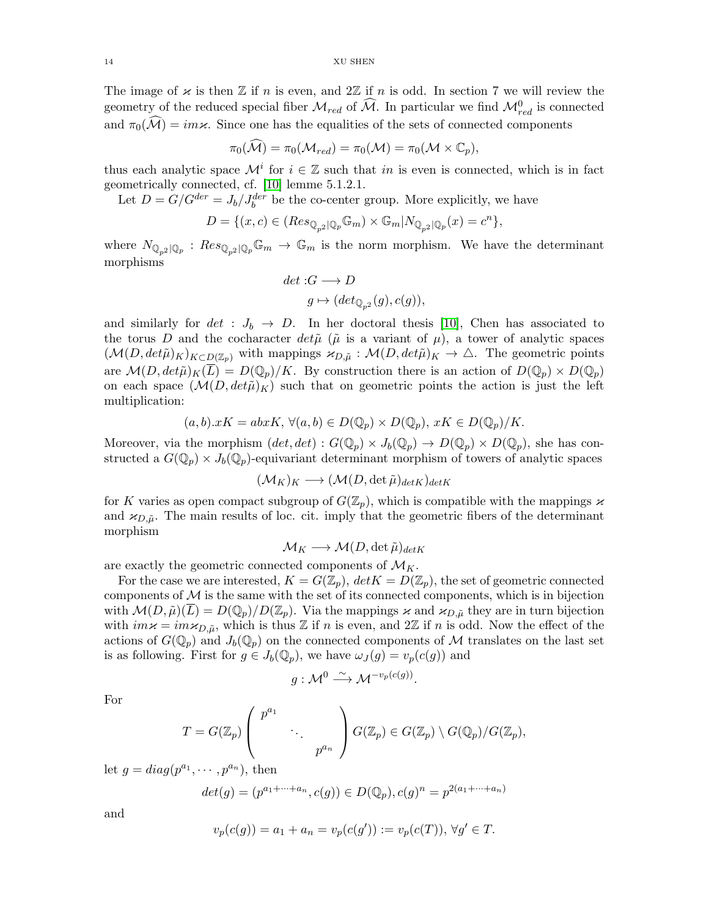The image of $\varkappa$ is then $\mathbb{Z}$ if $n$ is even, and $2\mathbb{Z}$ if $n$ is odd. In section 7 we will review the geometry of the reduced special fiber $\mathcal{M}_{red}$ of $\widehat{\mathcal{M}}$. In particular we find $\mathcal{M}_{red}^0$ is connected and $\pi_0(\widehat{\mathcal{M}}) = im\varkappa$. Since one has the equalities of the sets of connected components

$$\pi_0(\widehat{\mathcal{M}}) = \pi_0(\mathcal{M}_{red}) = \pi_0(\mathcal{M}) = \pi_0(\mathcal{M} \times \mathbb{C}_p),$$

thus each analytic space $\mathcal{M}^i$ for $i \in \mathbb{Z}$ such that $in$ is even is connected, which is in fact geometrically connected, cf. [10] lemme 5.1.2.1.

Let $D = G/G^{der} = J_b/J_b^{der}$ be the co-center group. More explicitly, we have

$$D = \{(x, c) \in (Res_{\mathbb{Q}_{p^2}|\mathbb{Q}_p}\mathbb{G}_m) \times \mathbb{G}_m | N_{\mathbb{Q}_{p^2}|\mathbb{Q}_p}(x) = c^n\},$$

where $N_{\mathbb{Q}_{p^2}|\mathbb{Q}_p} : Res_{\mathbb{Q}_{p^2}|\mathbb{Q}_p}\mathbb{G}_m \to \mathbb{G}_m$ is the norm morphism. We have the determinant morphisms

$$\begin{aligned} det : & G \longrightarrow D \\ & g \mapsto (det_{\mathbb{Q}_{p^2}}(g), c(g)), \end{aligned}$$

and similarly for $det : J_b \to D$. In her doctoral thesis [10], Chen has associated to the torus $D$ and the cocharacter $det\tilde{\mu}$ ($\tilde{\mu}$ is a variant of $\mu$), a tower of analytic spaces $(\mathcal{M}(D, det\tilde{\mu})_K)_{K \subset D(\mathbb{Z}_p)}$ with mappings $\varkappa_{D,\tilde{\mu}} : \mathcal{M}(D, det\tilde{\mu})_K \to \triangle$. The geometric points are $\mathcal{M}(D, det\tilde{\mu})_K(\overline{L}) = D(\mathbb{Q}_p)/K$. By construction there is an action of $D(\mathbb{Q}_p) \times D(\mathbb{Q}_p)$ on each space $(\mathcal{M}(D, det\tilde{\mu})_K)$ such that on geometric points the action is just the left multiplication:

$$(a, b).xK = abxK, \; \forall (a, b) \in D(\mathbb{Q}_p) \times D(\mathbb{Q}_p), \; xK \in D(\mathbb{Q}_p)/K.$$

Moreover, via the morphism $(det, det) : G(\mathbb{Q}_p) \times J_b(\mathbb{Q}_p) \to D(\mathbb{Q}_p) \times D(\mathbb{Q}_p)$, she has constructed a $G(\mathbb{Q}_p) \times J_b(\mathbb{Q}_p)$-equivariant determinant morphism of towers of analytic spaces

$$(\mathcal{M}_K)_K \longrightarrow (\mathcal{M}(D, \det \tilde{\mu})_{detK})_{detK}$$

for $K$ varies as open compact subgroup of $G(\mathbb{Z}_p)$, which is compatible with the mappings $\varkappa$ and $\varkappa_{D,\tilde{\mu}}$. The main results of loc. cit. imply that the geometric fibers of the determinant morphism

$$\mathcal{M}_K \longrightarrow \mathcal{M}(D, \det \tilde{\mu})_{detK}$$

are exactly the geometric connected components of $\mathcal{M}_K$.

For the case we are interested, $K = G(\mathbb{Z}_p)$, $detK = D(\mathbb{Z}_p)$, the set of geometric connected components of $\mathcal{M}$ is the same with the set of its connected components, which is in bijection with $\mathcal{M}(D, \tilde{\mu})(\overline{L}) = D(\mathbb{Q}_p)/D(\mathbb{Z}_p)$. Via the mappings $\varkappa$ and $\varkappa_{D,\tilde{\mu}}$ they are in turn bijection with $im\varkappa = im\varkappa_{D,\tilde{\mu}}$, which is thus $\mathbb{Z}$ if $n$ is even, and $2\mathbb{Z}$ if $n$ is odd. Now the effect of the actions of $G(\mathbb{Q}_p)$ and $J_b(\mathbb{Q}_p)$ on the connected components of $\mathcal{M}$ translates on the last set is as following. First for $g \in J_b(\mathbb{Q}_p)$, we have $\omega_J(g) = v_p(c(g))$ and

$$g : \mathcal{M}^0 \xrightarrow{\sim} \mathcal{M}^{-v_p(c(g))}.$$

For

$$T = G(\mathbb{Z}_p) \begin{pmatrix} p^{a_1} & & \\ & \ddots & \\ & & p^{a_n} \end{pmatrix} G(\mathbb{Z}_p) \in G(\mathbb{Z}_p) \setminus G(\mathbb{Q}_p)/G(\mathbb{Z}_p),$$

let $g = diag(p^{a_1}, \cdots, p^{a_n})$, then

$$det(g) = (p^{a_1 + \cdots + a_n}, c(g)) \in D(\mathbb{Q}_p), c(g)^n = p^{2(a_1 + \cdots + a_n)}$$

and

$$v_p(c(g)) = a_1 + a_n = v_p(c(g')) := v_p(c(T)), \; \forall g' \in T.$$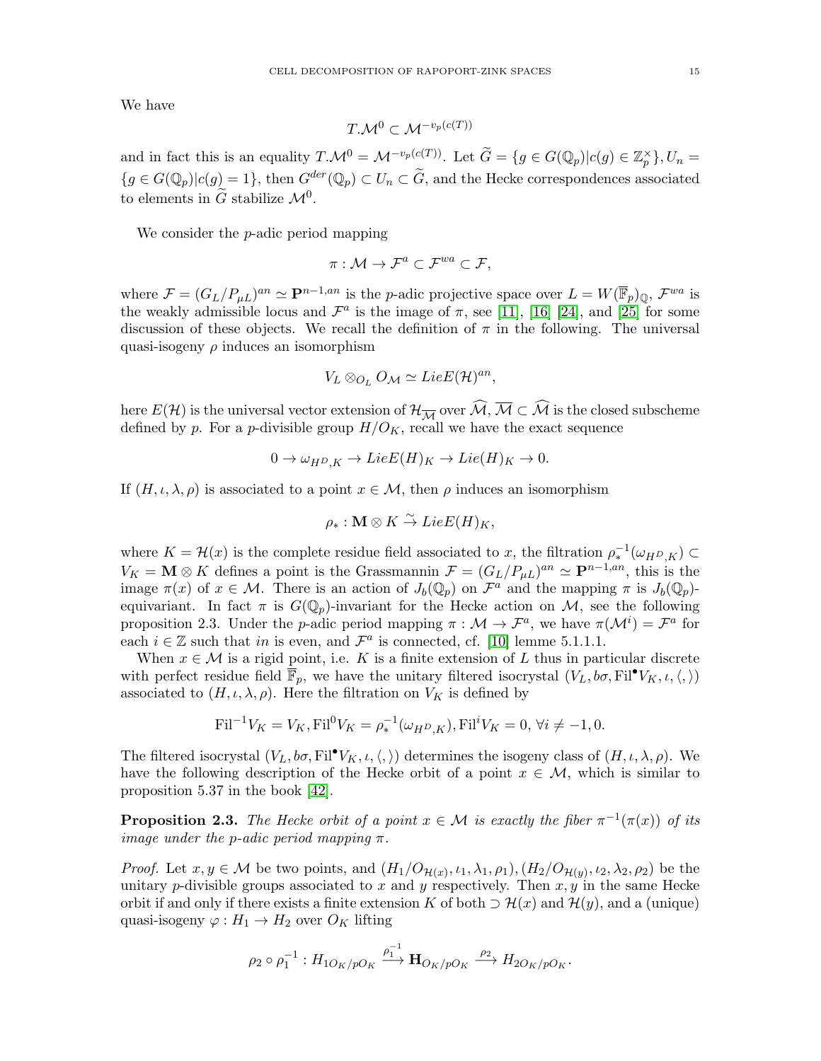We have

$$T.\mathcal{M}^0 \subset \mathcal{M}^{-v_p(c(T))}$$

and in fact this is an equality $T.\mathcal{M}^0 = \mathcal{M}^{-v_p(c(T))}$. Let $\widetilde{G} = \{g \in G(\mathbb{Q}_p) | c(g) \in \mathbb{Z}_p^\times\}, U_n = \{g \in G(\mathbb{Q}_p) | c(g) = 1\}$, then $G^{der}(\mathbb{Q}_p) \subset U_n \subset \widetilde{G}$, and the Hecke correspondences associated to elements in $\widetilde{G}$ stabilize $\mathcal{M}^0$.

We consider the $p$-adic period mapping

$$\pi : \mathcal{M} \to \mathcal{F}^a \subset \mathcal{F}^{wa} \subset \mathcal{F},$$

where $\mathcal{F} = (G_L/P_{\mu L})^{an} \simeq \mathbf{P}^{n-1,an}$ is the $p$-adic projective space over $L = W(\overline{\mathbb{F}}_p)_{\mathbb{Q}}$, $\mathcal{F}^{wa}$ is the weakly admissible locus and $\mathcal{F}^a$ is the image of $\pi$, see [11], [16] [24], and [25] for some discussion of these objects. We recall the definition of $\pi$ in the following. The universal quasi-isogeny $\rho$ induces an isomorphism

$$V_L \otimes_{O_L} O_{\mathcal{M}} \simeq Lie E(\mathcal{H})^{an},$$

here $E(\mathcal{H})$ is the universal vector extension of $\mathcal{H}_{\overline{\mathcal{M}}}$ over $\widehat{\mathcal{M}}$, $\overline{\mathcal{M}} \subset \widehat{\mathcal{M}}$ is the closed subscheme defined by $p$. For a $p$-divisible group $H/O_K$, recall we have the exact sequence

$$0 \to \omega_{H^D,K} \to Lie E(H)_K \to Lie(H)_K \to 0.$$

If $(H, \iota, \lambda, \rho)$ is associated to a point $x \in \mathcal{M}$, then $\rho$ induces an isomorphism

$$\rho_* : \mathbf{M} \otimes K \xrightarrow{\sim} Lie E(H)_K,$$

where $K = \mathcal{H}(x)$ is the complete residue field associated to $x$, the filtration $\rho_*^{-1}(\omega_{H^D,K}) \subset V_K = \mathbf{M} \otimes K$ defines a point is the Grassmannin $\mathcal{F} = (G_L/P_{\mu L})^{an} \simeq \mathbf{P}^{n-1,an}$, this is the image $\pi(x)$ of $x \in \mathcal{M}$. There is an action of $J_b(\mathbb{Q}_p)$ on $\mathcal{F}^a$ and the mapping $\pi$ is $J_b(\mathbb{Q}_p)$-equivariant. In fact $\pi$ is $G(\mathbb{Q}_p)$-invariant for the Hecke action on $\mathcal{M}$, see the following proposition 2.3. Under the $p$-adic period mapping $\pi : \mathcal{M} \to \mathcal{F}^a$, we have $\pi(\mathcal{M}^i) = \mathcal{F}^a$ for each $i \in \mathbb{Z}$ such that $in$ is even, and $\mathcal{F}^a$ is connected, cf. [10] lemme 5.1.1.1.

When $x \in \mathcal{M}$ is a rigid point, i.e. $K$ is a finite extension of $L$ thus in particular discrete with perfect residue field $\overline{\mathbb{F}}_p$, we have the unitary filtered isocrystal $(V_L, b\sigma, \mathrm{Fil}^\bullet V_K, \iota, \langle , \rangle)$ associated to $(H, \iota, \lambda, \rho)$. Here the filtration on $V_K$ is defined by

$$\mathrm{Fil}^{-1} V_K = V_K, \mathrm{Fil}^0 V_K = \rho_*^{-1}(\omega_{H^D,K}), \mathrm{Fil}^i V_K = 0, \ \forall i \neq -1, 0.$$

The filtered isocrystal $(V_L, b\sigma, \mathrm{Fil}^\bullet V_K, \iota, \langle , \rangle)$ determines the isogeny class of $(H, \iota, \lambda, \rho)$. We have the following description of the Hecke orbit of a point $x \in \mathcal{M}$, which is similar to proposition 5.37 in the book [42].

**Proposition 2.3.** *The Hecke orbit of a point $x \in \mathcal{M}$ is exactly the fiber $\pi^{-1}(\pi(x))$ of its image under the $p$-adic period mapping $\pi$.*

*Proof.* Let $x, y \in \mathcal{M}$ be two points, and $(H_1/O_{\mathcal{H}(x)}, \iota_1, \lambda_1, \rho_1), (H_2/O_{\mathcal{H}(y)}, \iota_2, \lambda_2, \rho_2)$ be the unitary $p$-divisible groups associated to $x$ and $y$ respectively. Then $x, y$ in the same Hecke orbit if and only if there exists a finite extension $K$ of both $\supset \mathcal{H}(x)$ and $\mathcal{H}(y)$, and a (unique) quasi-isogeny $\varphi : H_1 \to H_2$ over $O_K$ lifting

$$\rho_2 \circ \rho_1^{-1} : H_{1 O_K/pO_K} \xrightarrow{\rho_1^{-1}} \mathbf{H}_{O_K/pO_K} \xrightarrow{\rho_2} H_{2 O_K/pO_K}.$$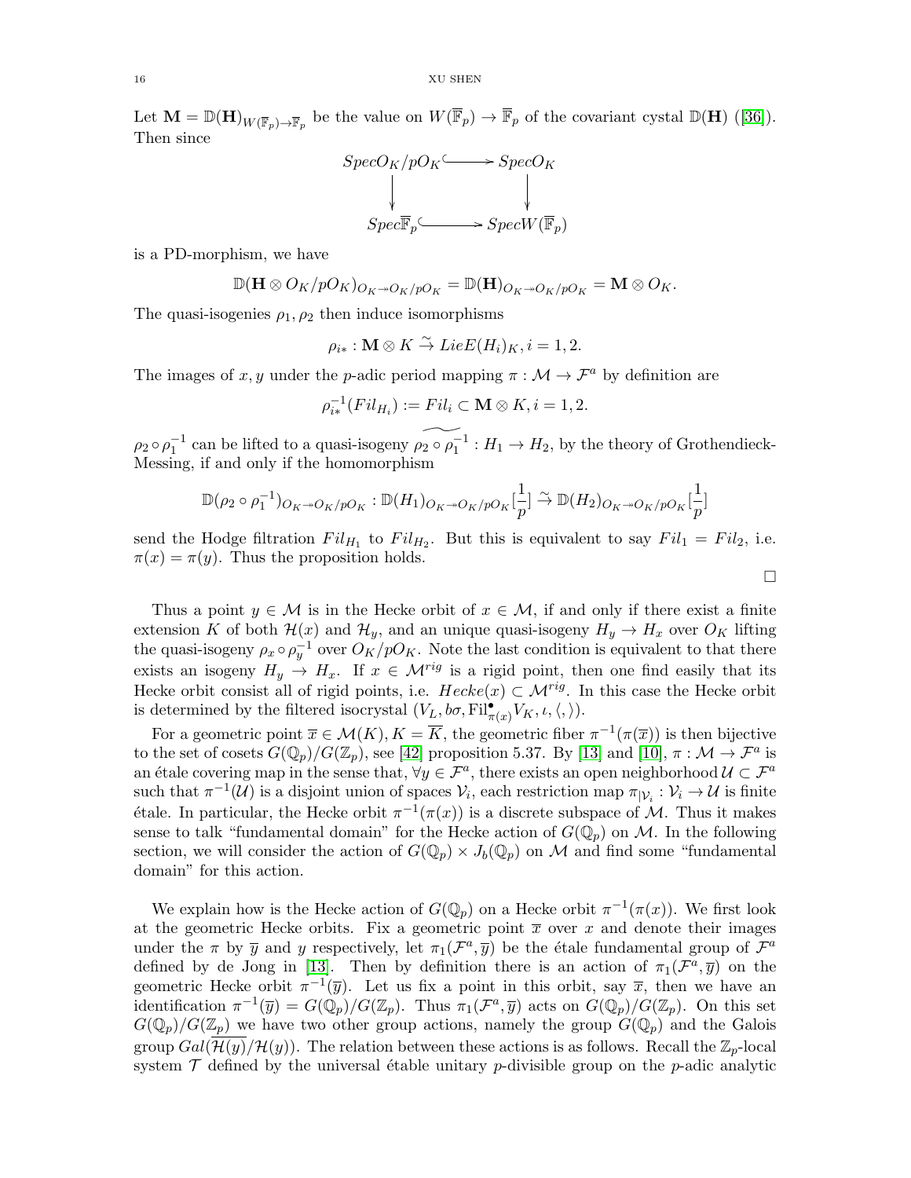Let $\mathbf{M} = \mathbb{D}(\mathbf{H})_{W(\overline{\mathbb{F}}_p)\to\overline{\mathbb{F}}_p}$ be the value on $W(\overline{\mathbb{F}}_p) \to \overline{\mathbb{F}}_p$ of the covariant cystal $\mathbb{D}(\mathbf{H})$ ([36]). Then since

$$\begin{array}{ccc} SpecO_K/pO_K & \hookrightarrow & SpecO_K \\ \downarrow & & \downarrow \\ Spec\overline{\mathbb{F}}_p & \hookrightarrow & SpecW(\overline{\mathbb{F}}_p) \end{array}$$

is a PD-morphism, we have

$$\mathbb{D}(\mathbf{H}\otimes O_K/pO_K)_{O_K\twoheadrightarrow O_K/pO_K} = \mathbb{D}(\mathbf{H})_{O_K\twoheadrightarrow O_K/pO_K} = \mathbf{M}\otimes O_K.$$

The quasi-isogenies $\rho_1, \rho_2$ then induce isomorphisms

$$\rho_{i*} : \mathbf{M}\otimes K \xrightarrow{\sim} LieE(H_i)_K, i = 1, 2.$$

The images of $x, y$ under the $p$-adic period mapping $\pi : \mathcal{M} \to \mathcal{F}^a$ by definition are

$$\rho_{i*}^{-1}(Fil_{H_i}) := Fil_i \subset \mathbf{M}\otimes K, i = 1, 2.$$

$\rho_2 \circ \rho_1^{-1}$ can be lifted to a quasi-isogeny $\widetilde{\rho_2 \circ \rho_1^{-1}} : H_1 \to H_2$, by the theory of Grothendieck-Messing, if and only if the homomorphism

$$\mathbb{D}(\rho_2\circ\rho_1^{-1})_{O_K\twoheadrightarrow O_K/pO_K} : \mathbb{D}(H_1)_{O_K\twoheadrightarrow O_K/pO_K}[\frac{1}{p}] \xrightarrow{\sim} \mathbb{D}(H_2)_{O_K\twoheadrightarrow O_K/pO_K}[\frac{1}{p}]$$

send the Hodge filtration $Fil_{H_1}$ to $Fil_{H_2}$. But this is equivalent to say $Fil_1 = Fil_2$, i.e. $\pi(x) = \pi(y)$. Thus the proposition holds.

□

Thus a point $y \in \mathcal{M}$ is in the Hecke orbit of $x \in \mathcal{M}$, if and only if there exist a finite extension $K$ of both $\mathcal{H}(x)$ and $\mathcal{H}_y$, and an unique quasi-isogeny $H_y \to H_x$ over $O_K$ lifting the quasi-isogeny $\rho_x \circ \rho_y^{-1}$ over $O_K/pO_K$. Note the last condition is equivalent to that there exists an isogeny $H_y \to H_x$. If $x \in \mathcal{M}^{rig}$ is a rigid point, then one find easily that its Hecke orbit consist all of rigid points, i.e. $Hecke(x) \subset \mathcal{M}^{rig}$. In this case the Hecke orbit is determined by the filtered isocrystal $(V_L, b\sigma, \mathrm{Fil}^{\bullet}_{\pi(x)}V_K, \iota, \langle,\rangle)$.

For a geometric point $\overline{x} \in \mathcal{M}(K), K = \overline{K}$, the geometric fiber $\pi^{-1}(\pi(\overline{x}))$ is then bijective to the set of cosets $G(\mathbb{Q}_p)/G(\mathbb{Z}_p)$, see [42] proposition 5.37. By [13] and [10], $\pi : \mathcal{M} \to \mathcal{F}^a$ is an étale covering map in the sense that, $\forall y \in \mathcal{F}^a$, there exists an open neighborhood $\mathcal{U} \subset \mathcal{F}^a$ such that $\pi^{-1}(\mathcal{U})$ is a disjoint union of spaces $\mathcal{V}_i$, each restriction map $\pi_{|\mathcal{V}_i} : \mathcal{V}_i \to \mathcal{U}$ is finite étale. In particular, the Hecke orbit $\pi^{-1}(\pi(x))$ is a discrete subspace of $\mathcal{M}$. Thus it makes sense to talk "fundamental domain" for the Hecke action of $G(\mathbb{Q}_p)$ on $\mathcal{M}$. In the following section, we will consider the action of $G(\mathbb{Q}_p) \times J_b(\mathbb{Q}_p)$ on $\mathcal{M}$ and find some "fundamental domain" for this action.

We explain how is the Hecke action of $G(\mathbb{Q}_p)$ on a Hecke orbit $\pi^{-1}(\pi(x))$. We first look at the geometric Hecke orbits. Fix a geometric point $\overline{x}$ over $x$ and denote their images under the $\pi$ by $\overline{y}$ and $y$ respectively, let $\pi_1(\mathcal{F}^a, \overline{y})$ be the étale fundamental group of $\mathcal{F}^a$ defined by de Jong in [13]. Then by definition there is an action of $\pi_1(\mathcal{F}^a, \overline{y})$ on the geometric Hecke orbit $\pi^{-1}(\overline{y})$. Let us fix a point in this orbit, say $\overline{x}$, then we have an identification $\pi^{-1}(\overline{y}) = G(\mathbb{Q}_p)/G(\mathbb{Z}_p)$. Thus $\pi_1(\mathcal{F}^a, \overline{y})$ acts on $G(\mathbb{Q}_p)/G(\mathbb{Z}_p)$. On this set $G(\mathbb{Q}_p)/G(\mathbb{Z}_p)$ we have two other group actions, namely the group $G(\mathbb{Q}_p)$ and the Galois group $Gal(\overline{\mathcal{H}(y)}/\mathcal{H}(y))$. The relation between these actions is as follows. Recall the $\mathbb{Z}_p$-local system $\mathcal{T}$ defined by the universal étable unitary $p$-divisible group on the $p$-adic analytic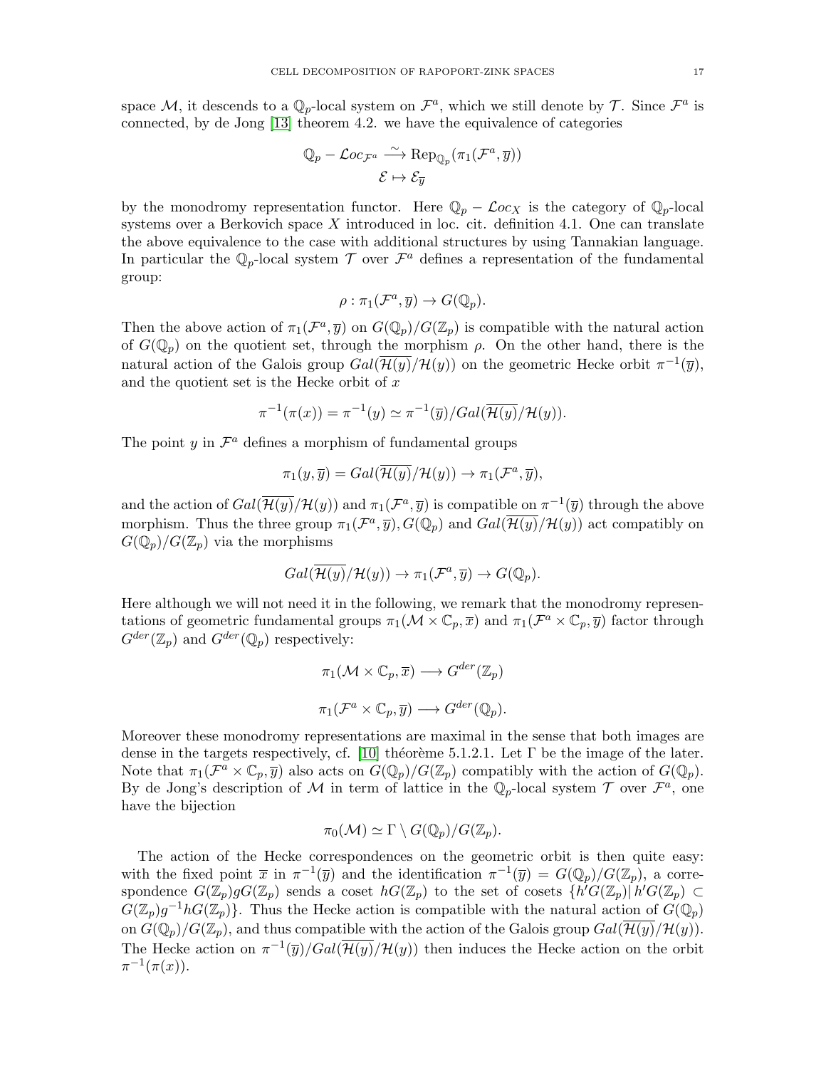space $\mathcal{M}$, it descends to a $\mathbb{Q}_p$-local system on $\mathcal{F}^a$, which we still denote by $\mathcal{T}$. Since $\mathcal{F}^a$ is connected, by de Jong [13] theorem 4.2. we have the equivalence of categories

$$\mathbb{Q}_p - \mathcal{L}oc_{\mathcal{F}^a} \xrightarrow{\sim} \mathrm{Rep}_{\mathbb{Q}_p}(\pi_1(\mathcal{F}^a, \overline{y}))$$
$$\mathcal{E} \mapsto \mathcal{E}_{\overline{y}}$$

by the monodromy representation functor. Here $\mathbb{Q}_p - \mathcal{L}oc_X$ is the category of $\mathbb{Q}_p$-local systems over a Berkovich space $X$ introduced in loc. cit. definition 4.1. One can translate the above equivalence to the case with additional structures by using Tannakian language. In particular the $\mathbb{Q}_p$-local system $\mathcal{T}$ over $\mathcal{F}^a$ defines a representation of the fundamental group:

$$\rho : \pi_1(\mathcal{F}^a, \overline{y}) \to G(\mathbb{Q}_p).$$

Then the above action of $\pi_1(\mathcal{F}^a, \overline{y})$ on $G(\mathbb{Q}_p)/G(\mathbb{Z}_p)$ is compatible with the natural action of $G(\mathbb{Q}_p)$ on the quotient set, through the morphism $\rho$. On the other hand, there is the natural action of the Galois group $Gal(\overline{\mathcal{H}(y)}/\mathcal{H}(y))$ on the geometric Hecke orbit $\pi^{-1}(\overline{y})$, and the quotient set is the Hecke orbit of $x$

$$\pi^{-1}(\pi(x)) = \pi^{-1}(y) \simeq \pi^{-1}(\overline{y})/Gal(\overline{\mathcal{H}(y)}/\mathcal{H}(y)).$$

The point $y$ in $\mathcal{F}^a$ defines a morphism of fundamental groups

$$\pi_1(y, \overline{y}) = Gal(\overline{\mathcal{H}(y)}/\mathcal{H}(y)) \to \pi_1(\mathcal{F}^a, \overline{y}),$$

and the action of $Gal(\overline{\mathcal{H}(y)}/\mathcal{H}(y))$ and $\pi_1(\mathcal{F}^a, \overline{y})$ is compatible on $\pi^{-1}(\overline{y})$ through the above morphism. Thus the three group $\pi_1(\mathcal{F}^a, \overline{y}), G(\mathbb{Q}_p)$ and $Gal(\overline{\mathcal{H}(y)}/\mathcal{H}(y))$ act compatibly on $G(\mathbb{Q}_p)/G(\mathbb{Z}_p)$ via the morphisms

$$Gal(\overline{\mathcal{H}(y)}/\mathcal{H}(y)) \to \pi_1(\mathcal{F}^a, \overline{y}) \to G(\mathbb{Q}_p).$$

Here although we will not need it in the following, we remark that the monodromy representations of geometric fundamental groups $\pi_1(\mathcal{M} \times \mathbb{C}_p, \overline{x})$ and $\pi_1(\mathcal{F}^a \times \mathbb{C}_p, \overline{y})$ factor through $G^{der}(\mathbb{Z}_p)$ and $G^{der}(\mathbb{Q}_p)$ respectively:

$$\pi_1(\mathcal{M} \times \mathbb{C}_p, \overline{x}) \longrightarrow G^{der}(\mathbb{Z}_p)$$

$$\pi_1(\mathcal{F}^a \times \mathbb{C}_p, \overline{y}) \longrightarrow G^{der}(\mathbb{Q}_p).$$

Moreover these monodromy representations are maximal in the sense that both images are dense in the targets respectively, cf. [10] théorème 5.1.2.1. Let $\Gamma$ be the image of the later. Note that $\pi_1(\mathcal{F}^a \times \mathbb{C}_p, \overline{y})$ also acts on $G(\mathbb{Q}_p)/G(\mathbb{Z}_p)$ compatibly with the action of $G(\mathbb{Q}_p)$. By de Jong's description of $\mathcal{M}$ in term of lattice in the $\mathbb{Q}_p$-local system $\mathcal{T}$ over $\mathcal{F}^a$, one have the bijection

$$\pi_0(\mathcal{M}) \simeq \Gamma \setminus G(\mathbb{Q}_p)/G(\mathbb{Z}_p).$$

The action of the Hecke correspondences on the geometric orbit is then quite easy: with the fixed point $\overline{x}$ in $\pi^{-1}(\overline{y})$ and the identification $\pi^{-1}(\overline{y}) = G(\mathbb{Q}_p)/G(\mathbb{Z}_p)$, a correspondence $G(\mathbb{Z}_p)gG(\mathbb{Z}_p)$ sends a coset $hG(\mathbb{Z}_p)$ to the set of cosets $\{h'G(\mathbb{Z}_p) | \, h'G(\mathbb{Z}_p) \subset G(\mathbb{Z}_p)g^{-1}hG(\mathbb{Z}_p)\}$. Thus the Hecke action is compatible with the natural action of $G(\mathbb{Q}_p)$ on $G(\mathbb{Q}_p)/G(\mathbb{Z}_p)$, and thus compatible with the action of the Galois group $Gal(\overline{\mathcal{H}(y)}/\mathcal{H}(y))$. The Hecke action on $\pi^{-1}(\overline{y})/Gal(\overline{\mathcal{H}(y)}/\mathcal{H}(y))$ then induces the Hecke action on the orbit $\pi^{-1}(\pi(x))$.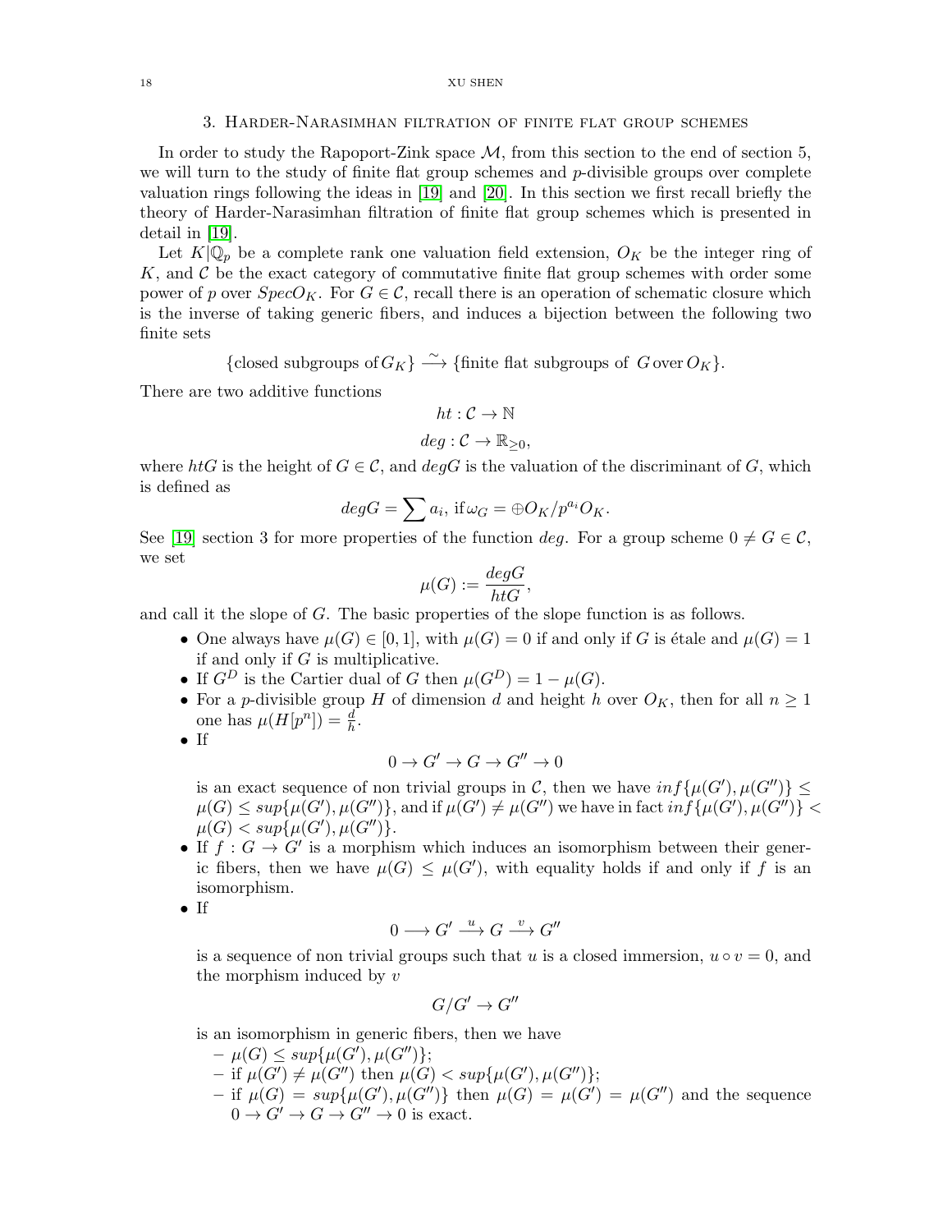## 3. Harder-Narasimhan filtration of finite flat group schemes

In order to study the Rapoport-Zink space $\mathcal{M}$, from this section to the end of section 5, we will turn to the study of finite flat group schemes and $p$-divisible groups over complete valuation rings following the ideas in [19] and [20]. In this section we first recall briefly the theory of Harder-Narasimhan filtration of finite flat group schemes which is presented in detail in [19].

Let $K|\mathbb{Q}_p$ be a complete rank one valuation field extension, $O_K$ be the integer ring of $K$, and $\mathcal{C}$ be the exact category of commutative finite flat group schemes with order some power of $p$ over $SpecO_K$. For $G \in \mathcal{C}$, recall there is an operation of schematic closure which is the inverse of taking generic fibers, and induces a bijection between the following two finite sets

$$\{\text{closed subgroups of}\, G_K\} \xrightarrow{\sim} \{\text{finite flat subgroups of }\, G \,\text{over}\, O_K\}.$$

There are two additive functions

$$ht : \mathcal{C} \to \mathbb{N}$$

$$deg : \mathcal{C} \to \mathbb{R}_{\geq 0},$$

where $htG$ is the height of $G \in \mathcal{C}$, and $degG$ is the valuation of the discriminant of $G$, which is defined as

$$degG = \sum a_i, \text{ if}\, \omega_G = \oplus O_K/p^{a_i}O_K.$$

See [19] section 3 for more properties of the function $deg$. For a group scheme $0 \neq G \in \mathcal{C}$, we set

$$\mu(G) := \frac{degG}{htG},$$

and call it the slope of $G$. The basic properties of the slope function is as follows.

- One always have $\mu(G) \in [0, 1]$, with $\mu(G) = 0$ if and only if $G$ is étale and $\mu(G) = 1$ if and only if $G$ is multiplicative.
- If $G^D$ is the Cartier dual of $G$ then $\mu(G^D) = 1 - \mu(G)$.
- For a $p$-divisible group $H$ of dimension $d$ and height $h$ over $O_K$, then for all $n \geq 1$ one has $\mu(H[p^n]) = \frac{d}{h}$.
- If
$$0 \to G' \to G \to G'' \to 0$$
is an exact sequence of non trivial groups in $\mathcal{C}$, then we have $inf\{\mu(G'), \mu(G'')\} \leq \mu(G) \leq sup\{\mu(G'), \mu(G'')\}$, and if $\mu(G') \neq \mu(G'')$ we have in fact $inf\{\mu(G'), \mu(G'')\} < \mu(G) < sup\{\mu(G'), \mu(G'')\}$.
- If $f : G \to G'$ is a morphism which induces an isomorphism between their generic fibers, then we have $\mu(G) \leq \mu(G')$, with equality holds if and only if $f$ is an isomorphism.
- If
$$0 \longrightarrow G' \xrightarrow{u} G \xrightarrow{v} G''$$
is a sequence of non trivial groups such that $u$ is a closed immersion, $u \circ v = 0$, and the morphism induced by $v$
$$G/G' \to G''$$
is an isomorphism in generic fibers, then we have
  - $\mu(G) \leq sup\{\mu(G'), \mu(G'')\}$;
  - if $\mu(G') \neq \mu(G'')$ then $\mu(G) < sup\{\mu(G'), \mu(G'')\}$;
  - if $\mu(G) = sup\{\mu(G'), \mu(G'')\}$ then $\mu(G) = \mu(G') = \mu(G'')$ and the sequence $0 \to G' \to G \to G'' \to 0$ is exact.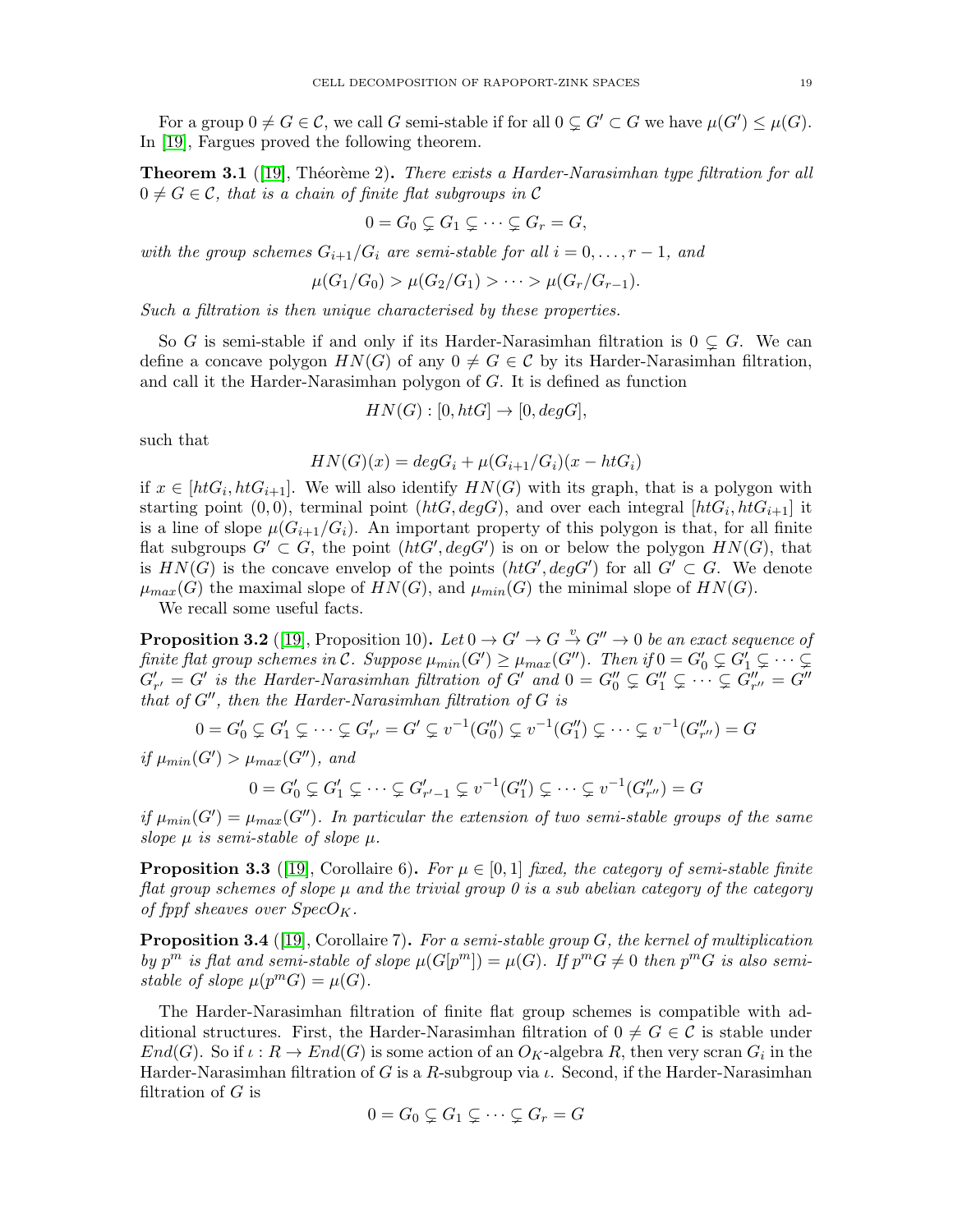For a group $0 \neq G \in \mathcal{C}$, we call $G$ semi-stable if for all $0 \subsetneq G' \subset G$ we have $\mu(G') \leq \mu(G)$. In [19], Fargues proved the following theorem.

**Theorem 3.1** ([19], Théorème 2)**.** *There exists a Harder-Narasimhan type filtration for all $0 \neq G \in \mathcal{C}$, that is a chain of finite flat subgroups in $\mathcal{C}$*

$$0 = G_0 \subsetneq G_1 \subsetneq \cdots \subsetneq G_r = G,$$

*with the group schemes $G_{i+1}/G_i$ are semi-stable for all $i = 0, \ldots, r-1$, and*

$$\mu(G_1/G_0) > \mu(G_2/G_1) > \cdots > \mu(G_r/G_{r-1}).$$

*Such a filtration is then unique characterised by these properties.*

So $G$ is semi-stable if and only if its Harder-Narasimhan filtration is $0 \subsetneq G$. We can define a concave polygon $HN(G)$ of any $0 \neq G \in \mathcal{C}$ by its Harder-Narasimhan filtration, and call it the Harder-Narasimhan polygon of $G$. It is defined as function

$$HN(G) : [0, htG] \to [0, degG],$$

such that

$$HN(G)(x) = degG_i + \mu(G_{i+1}/G_i)(x - htG_i)$$

if $x \in [htG_i, htG_{i+1}]$. We will also identify $HN(G)$ with its graph, that is a polygon with starting point $(0,0)$, terminal point $(htG, degG)$, and over each integral $[htG_i, htG_{i+1}]$ it is a line of slope $\mu(G_{i+1}/G_i)$. An important property of this polygon is that, for all finite flat subgroups $G' \subset G$, the point $(htG', degG')$ is on or below the polygon $HN(G)$, that is $HN(G)$ is the concave envelop of the points $(htG', degG')$ for all $G' \subset G$. We denote $\mu_{max}(G)$ the maximal slope of $HN(G)$, and $\mu_{min}(G)$ the minimal slope of $HN(G)$.

We recall some useful facts.

**Proposition 3.2** ([19], Proposition 10)**.** *Let $0 \to G' \to G \overset{v}{\to} G'' \to 0$ be an exact sequence of finite flat group schemes in $\mathcal{C}$. Suppose $\mu_{min}(G') \geq \mu_{max}(G'')$. Then if $0 = G'_0 \subsetneq G'_1 \subsetneq \cdots \subsetneq G'_{r'} = G'$ is the Harder-Narasimhan filtration of $G'$ and $0 = G''_0 \subsetneq G''_1 \subsetneq \cdots \subsetneq G''_{r''} = G''$ that of $G''$, then the Harder-Narasimhan filtration of $G$ is*

$$0 = G'_0 \subsetneq G'_1 \subsetneq \cdots \subsetneq G'_{r'} = G' \subsetneq v^{-1}(G''_0) \subsetneq v^{-1}(G''_1) \subsetneq \cdots \subsetneq v^{-1}(G''_{r''}) = G$$

*if $\mu_{min}(G') > \mu_{max}(G'')$, and*

$$0 = G'_0 \subsetneq G'_1 \subsetneq \cdots \subsetneq G'_{r'-1} \subsetneq v^{-1}(G''_1) \subsetneq \cdots \subsetneq v^{-1}(G''_{r''}) = G$$

*if $\mu_{min}(G') = \mu_{max}(G'')$. In particular the extension of two semi-stable groups of the same slope $\mu$ is semi-stable of slope $\mu$.*

**Proposition 3.3** ([19], Corollaire 6)**.** *For $\mu \in [0,1]$ fixed, the category of semi-stable finite flat group schemes of slope $\mu$ and the trivial group 0 is a sub abelian category of the category of fppf sheaves over $SpecO_K$.*

**Proposition 3.4** ([19], Corollaire 7)**.** *For a semi-stable group $G$, the kernel of multiplication by $p^m$ is flat and semi-stable of slope $\mu(G[p^m]) = \mu(G)$. If $p^m G \neq 0$ then $p^m G$ is also semi-stable of slope $\mu(p^m G) = \mu(G)$.*

The Harder-Narasimhan filtration of finite flat group schemes is compatible with additional structures. First, the Harder-Narasimhan filtration of $0 \neq G \in \mathcal{C}$ is stable under $End(G)$. So if $\iota : R \to End(G)$ is some action of an $O_K$-algebra $R$, then very scran $G_i$ in the Harder-Narasimhan filtration of $G$ is a $R$-subgroup via $\iota$. Second, if the Harder-Narasimhan filtration of $G$ is

$$0 = G_0 \subsetneq G_1 \subsetneq \cdots \subsetneq G_r = G$$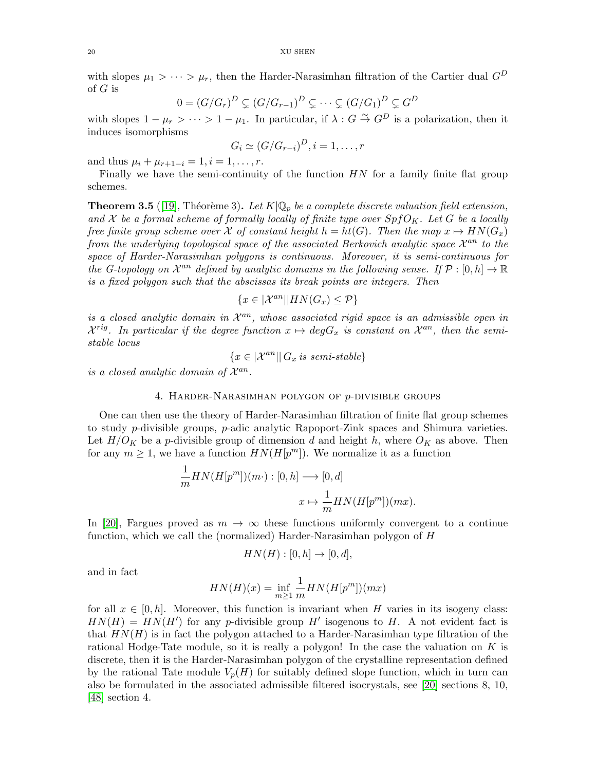with slopes $\mu_1 > \cdots > \mu_r$, then the Harder-Narasimhan filtration of the Cartier dual $G^D$ of $G$ is

$$0 = (G/G_r)^D \subsetneq (G/G_{r-1})^D \subsetneq \cdots \subsetneq (G/G_1)^D \subsetneq G^D$$

with slopes $1-\mu_r > \cdots > 1-\mu_1$. In particular, if $\lambda : G \overset{\sim}{\to} G^D$ is a polarization, then it induces isomorphisms

$$G_i \simeq (G/G_{r-i})^D, i = 1, \dots, r$$

and thus $\mu_i + \mu_{r+1-i} = 1, i = 1, \dots, r$.

Finally we have the semi-continuity of the function $HN$ for a family finite flat group schemes.

**Theorem 3.5** ([19], Théorème 3)**.** *Let $K|\mathbb{Q}_p$ be a complete discrete valuation field extension, and $\mathcal{X}$ be a formal scheme of formally locally of finite type over $SpfO_K$. Let $G$ be a locally free finite group scheme over $\mathcal{X}$ of constant height $h = ht(G)$. Then the map $x \mapsto HN(G_x)$ from the underlying topological space of the associated Berkovich analytic space $\mathcal{X}^{an}$ to the space of Harder-Narasimhan polygons is continuous. Moreover, it is semi-continuous for the G-topology on $\mathcal{X}^{an}$ defined by analytic domains in the following sense. If $\mathcal{P} : [0, h] \to \mathbb{R}$ is a fixed polygon such that the abscissas its break points are integers. Then*

$$\{x \in |\mathcal{X}^{an}| | HN(G_x) \leq \mathcal{P}\}$$

*is a closed analytic domain in $\mathcal{X}^{an}$, whose associated rigid space is an admissible open in $\mathcal{X}^{rig}$. In particular if the degree function $x \mapsto degG_x$ is constant on $\mathcal{X}^{an}$, then the semi-stable locus*

$$\{x \in |\mathcal{X}^{an}| | \, G_x \text{ is semi-stable}\}$$

*is a closed analytic domain of $\mathcal{X}^{an}$.*

## 4. Harder-Narasimhan polygon of $p$-divisible groups

One can then use the theory of Harder-Narasimhan filtration of finite flat group schemes to study $p$-divisible groups, $p$-adic analytic Rapoport-Zink spaces and Shimura varieties. Let $H/O_K$ be a $p$-divisible group of dimension $d$ and height $h$, where $O_K$ as above. Then for any $m \geq 1$, we have a function $HN(H[p^m])$. We normalize it as a function

$$\frac{1}{m}HN(H[p^m])(m\cdot) : [0, h] \longrightarrow [0, d]$$

$$x \mapsto \frac{1}{m}HN(H[p^m])(mx).$$

In [20], Fargues proved as $m \to \infty$ these functions uniformly convergent to a continue function, which we call the (normalized) Harder-Narasimhan polygon of $H$

$$HN(H) : [0, h] \to [0, d],$$

and in fact

$$HN(H)(x) = \inf_{m \geq 1} \frac{1}{m}HN(H[p^m])(mx)$$

for all $x \in [0, h]$. Moreover, this function is invariant when $H$ varies in its isogeny class: $HN(H) = HN(H')$ for any $p$-divisible group $H'$ isogenous to $H$. A not evident fact is that $HN(H)$ is in fact the polygon attached to a Harder-Narasimhan type filtration of the rational Hodge-Tate module, so it is really a polygon! In the case the valuation on $K$ is discrete, then it is the Harder-Narasimhan polygon of the crystalline representation defined by the rational Tate module $V_p(H)$ for suitably defined slope function, which in turn can also be formulated in the associated admissible filtered isocrystals, see [20] sections 8, 10, [48] section 4.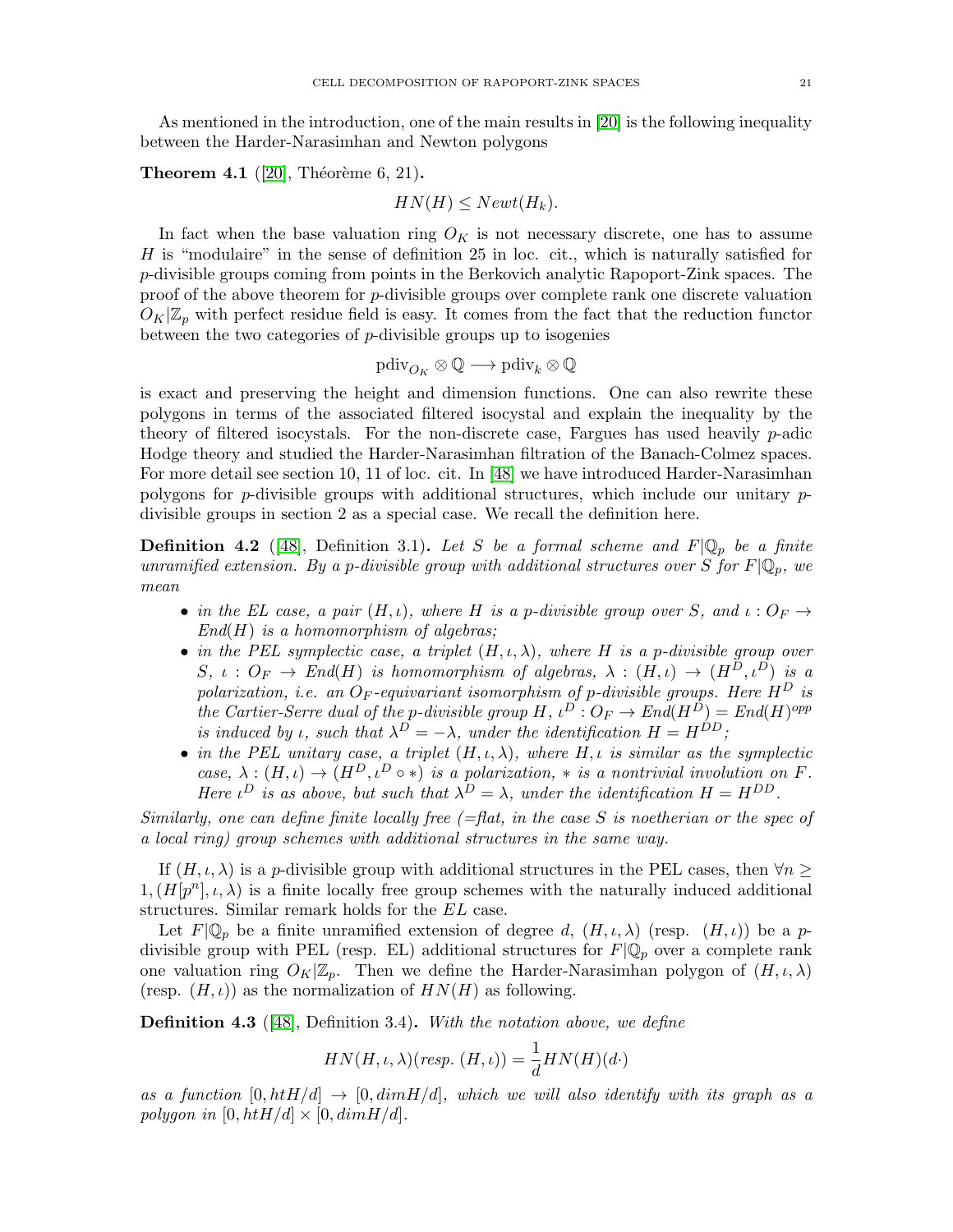As mentioned in the introduction, one of the main results in [20] is the following inequality between the Harder-Narasimhan and Newton polygons

**Theorem 4.1** ([20], Théorème 6, 21)**.**

$$HN(H) \leq Newt(H_k).$$

In fact when the base valuation ring $O_K$ is not necessary discrete, one has to assume $H$ is "modulaire" in the sense of definition 25 in loc. cit., which is naturally satisfied for $p$-divisible groups coming from points in the Berkovich analytic Rapoport-Zink spaces. The proof of the above theorem for $p$-divisible groups over complete rank one discrete valuation $O_K|\mathbb{Z}_p$ with perfect residue field is easy. It comes from the fact that the reduction functor between the two categories of $p$-divisible groups up to isogenies

$$\mathrm{pdiv}_{O_K} \otimes \mathbb{Q} \longrightarrow \mathrm{pdiv}_k \otimes \mathbb{Q}$$

is exact and preserving the height and dimension functions. One can also rewrite these polygons in terms of the associated filtered isocystal and explain the inequality by the theory of filtered isocystals. For the non-discrete case, Fargues has used heavily $p$-adic Hodge theory and studied the Harder-Narasimhan filtration of the Banach-Colmez spaces. For more detail see section 10, 11 of loc. cit. In [48] we have introduced Harder-Narasimhan polygons for $p$-divisible groups with additional structures, which include our unitary $p$-divisible groups in section 2 as a special case. We recall the definition here.

**Definition 4.2** ([48], Definition 3.1)**.** *Let $S$ be a formal scheme and $F|\mathbb{Q}_p$ be a finite unramified extension. By a $p$-divisible group with additional structures over $S$ for $F|\mathbb{Q}_p$, we mean*

- *in the EL case, a pair $(H, \iota)$, where $H$ is a $p$-divisible group over $S$, and $\iota : O_F \to End(H)$ is a homomorphism of algebras;*
- *in the PEL symplectic case, a triplet $(H, \iota, \lambda)$, where $H$ is a $p$-divisible group over $S$, $\iota : O_F \to End(H)$ is homomorphism of algebras, $\lambda : (H, \iota) \to (H^D, \iota^D)$ is a polarization, i.e. an $O_F$-equivariant isomorphism of $p$-divisible groups. Here $H^D$ is the Cartier-Serre dual of the $p$-divisible group $H$, $\iota^D : O_F \to End(H^D) = End(H)^{opp}$ is induced by $\iota$, such that $\lambda^D = -\lambda$, under the identification $H = H^{DD}$;*
- *in the PEL unitary case, a triplet $(H, \iota, \lambda)$, where $H, \iota$ is similar as the symplectic case, $\lambda : (H, \iota) \to (H^D, \iota^D \circ *)$ is a polarization, $*$ is a nontrivial involution on $F$. Here $\iota^D$ is as above, but such that $\lambda^D = \lambda$, under the identification $H = H^{DD}$.*

*Similarly, one can define finite locally free (=flat, in the case $S$ is noetherian or the spec of a local ring) group schemes with additional structures in the same way.*

If $(H, \iota, \lambda)$ is a $p$-divisible group with additional structures in the PEL cases, then $\forall n \geq 1, (H[p^n], \iota, \lambda)$ is a finite locally free group schemes with the naturally induced additional structures. Similar remark holds for the $EL$ case.

Let $F|\mathbb{Q}_p$ be a finite unramified extension of degree $d$, $(H, \iota, \lambda)$ (resp. $(H, \iota)$) be a $p$-divisible group with PEL (resp. EL) additional structures for $F|\mathbb{Q}_p$ over a complete rank one valuation ring $O_K|\mathbb{Z}_p$. Then we define the Harder-Narasimhan polygon of $(H, \iota, \lambda)$ (resp. $(H, \iota)$) as the normalization of $HN(H)$ as following.

**Definition 4.3** ([48], Definition 3.4)**.** *With the notation above, we define*

$$HN(H, \iota, \lambda)(resp.\ (H, \iota)) = \frac{1}{d} HN(H)(d\cdot)$$

*as a function $[0, htH/d] \to [0, dimH/d]$, which we will also identify with its graph as a polygon in $[0, htH/d] \times [0, dimH/d]$.*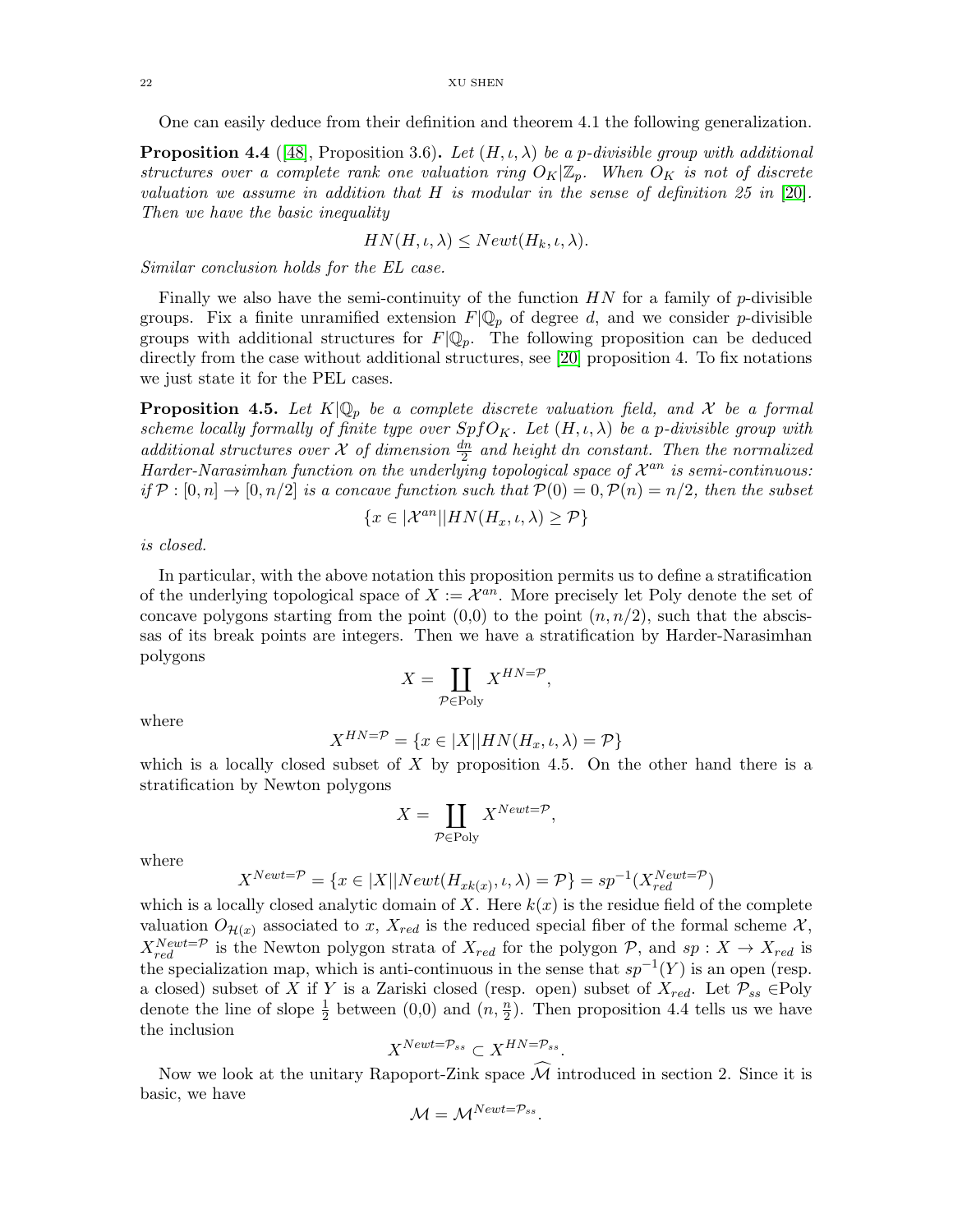One can easily deduce from their definition and theorem 4.1 the following generalization.

**Proposition 4.4** ([48], Proposition 3.6). *Let $(H, \iota, \lambda)$ be a p-divisible group with additional structures over a complete rank one valuation ring $O_K|\mathbb{Z}_p$. When $O_K$ is not of discrete valuation we assume in addition that $H$ is modular in the sense of definition 25 in [20]. Then we have the basic inequality*

$$HN(H, \iota, \lambda) \leq Newt(H_k, \iota, \lambda).$$

*Similar conclusion holds for the EL case.*

Finally we also have the semi-continuity of the function $HN$ for a family of $p$-divisible groups. Fix a finite unramified extension $F|\mathbb{Q}_p$ of degree $d$, and we consider $p$-divisible groups with additional structures for $F|\mathbb{Q}_p$. The following proposition can be deduced directly from the case without additional structures, see [20] proposition 4. To fix notations we just state it for the PEL cases.

**Proposition 4.5.** *Let $K|\mathbb{Q}_p$ be a complete discrete valuation field, and $\mathcal{X}$ be a formal scheme locally formally of finite type over $SpfO_K$. Let $(H, \iota, \lambda)$ be a p-divisible group with additional structures over $\mathcal{X}$ of dimension $\frac{dn}{2}$ and height $dn$ constant. Then the normalized Harder-Narasimhan function on the underlying topological space of $\mathcal{X}^{an}$ is semi-continuous: if $\mathcal{P} : [0, n] \to [0, n/2]$ is a concave function such that $\mathcal{P}(0) = 0, \mathcal{P}(n) = n/2$, then the subset*

$$\{x \in |\mathcal{X}^{an}|| HN(H_x, \iota, \lambda) \geq \mathcal{P}\}$$

*is closed.*

In particular, with the above notation this proposition permits us to define a stratification of the underlying topological space of $X := \mathcal{X}^{an}$. More precisely let Poly denote the set of concave polygons starting from the point (0,0) to the point $(n, n/2)$, such that the abscissas of its break points are integers. Then we have a stratification by Harder-Narasimhan polygons

$$X = \coprod_{\mathcal{P} \in \text{Poly}} X^{HN=\mathcal{P}},$$

where

$$X^{HN=\mathcal{P}} = \{x \in |X|| HN(H_x, \iota, \lambda) = \mathcal{P}\}$$

which is a locally closed subset of $X$ by proposition 4.5. On the other hand there is a stratification by Newton polygons

$$X = \coprod_{\mathcal{P} \in \text{Poly}} X^{Newt=\mathcal{P}},$$

where

$$X^{Newt=\mathcal{P}} = \{x \in |X|| Newt(H_{xk(x)}, \iota, \lambda) = \mathcal{P}\} = sp^{-1}(X_{red}^{Newt=\mathcal{P}})$$

which is a locally closed analytic domain of $X$. Here $k(x)$ is the residue field of the complete valuation $O_{\mathcal{H}(x)}$ associated to $x$, $X_{red}$ is the reduced special fiber of the formal scheme $\mathcal{X}$, $X_{red}^{Newt=\mathcal{P}}$ is the Newton polygon strata of $X_{red}$ for the polygon $\mathcal{P}$, and $sp : X \to X_{red}$ is the specialization map, which is anti-continuous in the sense that $sp^{-1}(Y)$ is an open (resp. a closed) subset of $X$ if $Y$ is a Zariski closed (resp. open) subset of $X_{red}$. Let $\mathcal{P}_{ss} \in$Poly denote the line of slope $\frac{1}{2}$ between (0,0) and $(n, \frac{n}{2})$. Then proposition 4.4 tells us we have the inclusion

$$X^{Newt=\mathcal{P}_{ss}} \subset X^{HN=\mathcal{P}_{ss}}.$$

Now we look at the unitary Rapoport-Zink space $\widehat{\mathcal{M}}$ introduced in section 2. Since it is basic, we have

$$\mathcal{M} = \mathcal{M}^{Newt=\mathcal{P}_{ss}}.$$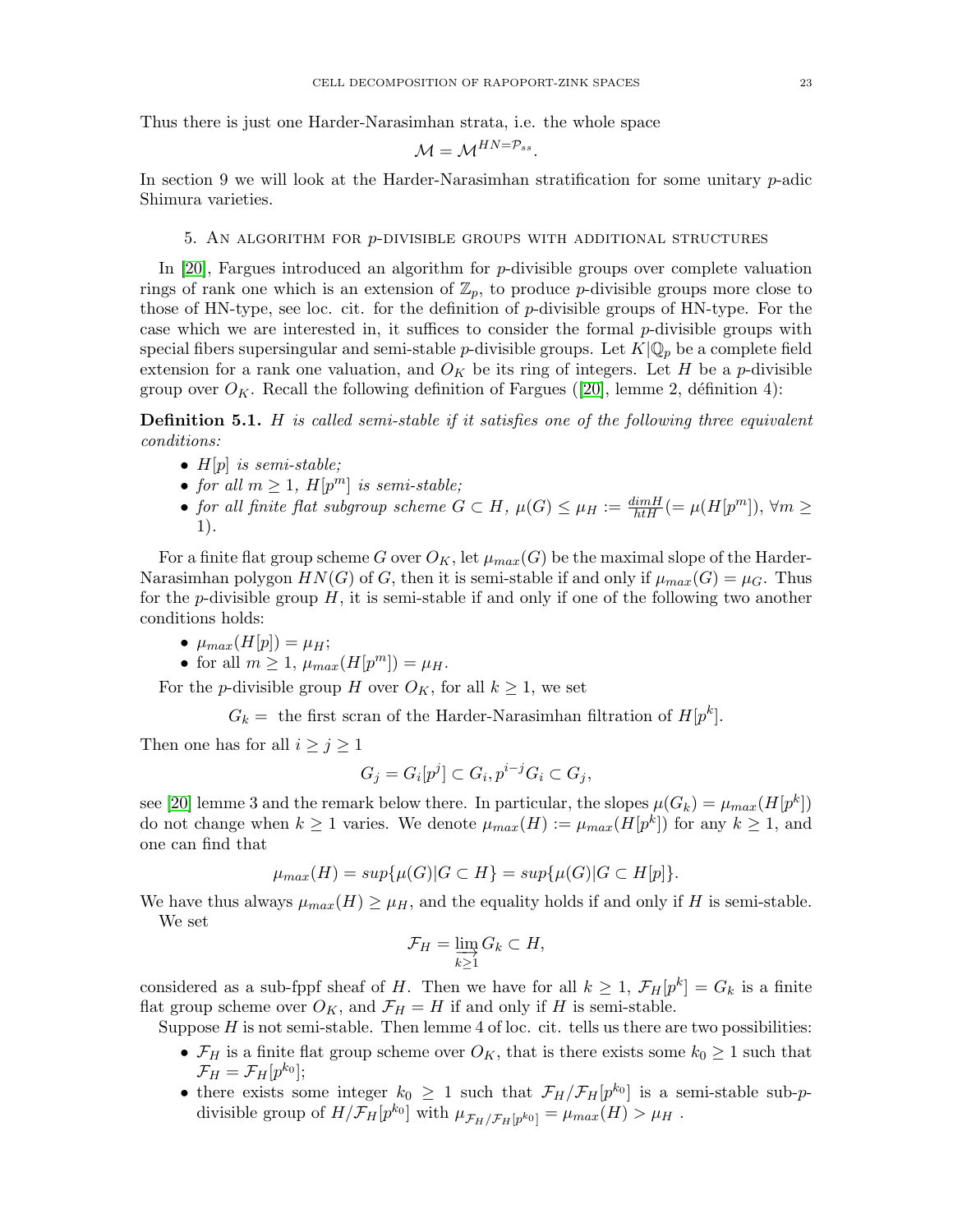Thus there is just one Harder-Narasimhan strata, i.e. the whole space

$$\mathcal{M} = \mathcal{M}^{HN=\mathcal{P}_{ss}}.$$

In section 9 we will look at the Harder-Narasimhan stratification for some unitary $p$-adic Shimura varieties.

## 5. An algorithm for $p$-divisible groups with additional structures

In [20], Fargues introduced an algorithm for $p$-divisible groups over complete valuation rings of rank one which is an extension of $\mathbb{Z}_p$, to produce $p$-divisible groups more close to those of HN-type, see loc. cit. for the definition of $p$-divisible groups of HN-type. For the case which we are interested in, it suffices to consider the formal $p$-divisible groups with special fibers supersingular and semi-stable $p$-divisible groups. Let $K|\mathbb{Q}_p$ be a complete field extension for a rank one valuation, and $O_K$ be its ring of integers. Let $H$ be a $p$-divisible group over $O_K$. Recall the following definition of Fargues ([20], lemme 2, définition 4):

**Definition 5.1.** *$H$ is called semi-stable if it satisfies one of the following three equivalent conditions:*

- *$H[p]$ is semi-stable;*
- *for all $m \geq 1$, $H[p^m]$ is semi-stable;*
- *for all finite flat subgroup scheme $G \subset H$, $\mu(G) \leq \mu_H := \frac{dim H}{ht H} (= \mu(H[p^m]), \forall m \geq 1)$.*

For a finite flat group scheme $G$ over $O_K$, let $\mu_{max}(G)$ be the maximal slope of the Harder-Narasimhan polygon $HN(G)$ of $G$, then it is semi-stable if and only if $\mu_{max}(G) = \mu_G$. Thus for the $p$-divisible group $H$, it is semi-stable if and only if one of the following two another conditions holds:

- $\mu_{max}(H[p]) = \mu_H$;
- for all $m \geq 1$, $\mu_{max}(H[p^m]) = \mu_H$.

For the $p$-divisible group $H$ over $O_K$, for all $k \geq 1$, we set

$$G_k = \text{ the first scran of the Harder-Narasimhan filtration of } H[p^k].$$

Then one has for all $i \geq j \geq 1$

$$G_j = G_i[p^j] \subset G_i, p^{i-j}G_i \subset G_j,$$

see [20] lemme 3 and the remark below there. In particular, the slopes $\mu(G_k) = \mu_{max}(H[p^k])$ do not change when $k \geq 1$ varies. We denote $\mu_{max}(H) := \mu_{max}(H[p^k])$ for any $k \geq 1$, and one can find that

$$\mu_{max}(H) = sup\{\mu(G)|G \subset H\} = sup\{\mu(G)|G \subset H[p]\}.$$

We have thus always $\mu_{max}(H) \geq \mu_H$, and the equality holds if and only if $H$ is semi-stable.

We set

$$\mathcal{F}_H = \varinjlim_{k \geq 1} G_k \subset H,$$

considered as a sub-fppf sheaf of $H$. Then we have for all $k \geq 1$, $\mathcal{F}_H[p^k] = G_k$ is a finite flat group scheme over $O_K$, and $\mathcal{F}_H = H$ if and only if $H$ is semi-stable.

Suppose $H$ is not semi-stable. Then lemme 4 of loc. cit. tells us there are two possibilities:

- $\mathcal{F}_H$ is a finite flat group scheme over $O_K$, that is there exists some $k_0 \geq 1$ such that $\mathcal{F}_H = \mathcal{F}_H[p^{k_0}]$;
- there exists some integer $k_0 \geq 1$ such that $\mathcal{F}_H/\mathcal{F}_H[p^{k_0}]$ is a semi-stable sub-$p$-divisible group of $H/\mathcal{F}_H[p^{k_0}]$ with $\mu_{\mathcal{F}_H/\mathcal{F}_H[p^{k_0}]} = \mu_{max}(H) > \mu_H$ .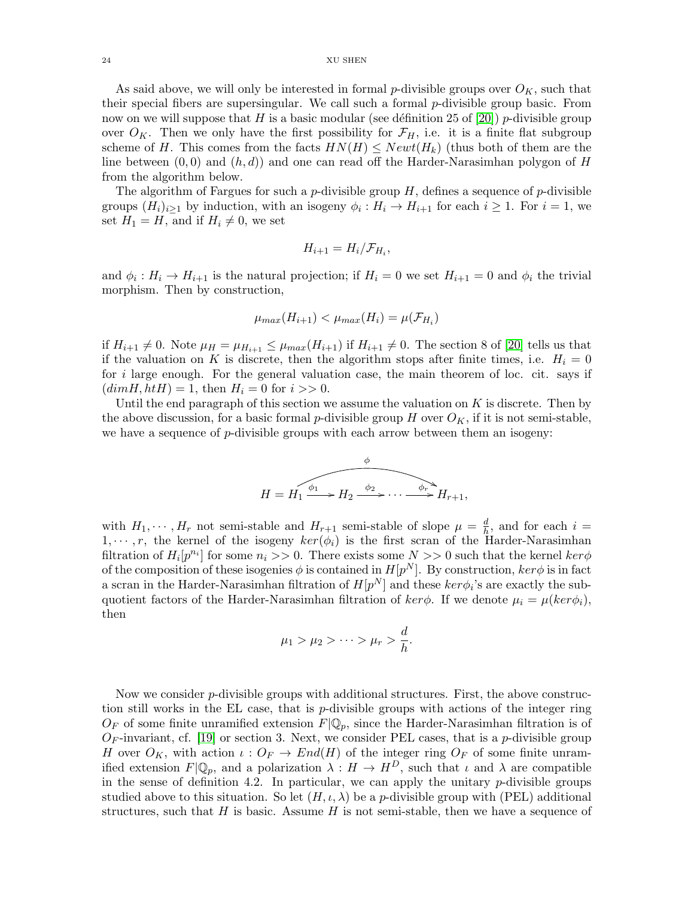As said above, we will only be interested in formal $p$-divisible groups over $O_K$, such that their special fibers are supersingular. We call such a formal $p$-divisible group basic. From now on we will suppose that $H$ is a basic modular (see définition 25 of [20]) $p$-divisible group over $O_K$. Then we only have the first possibility for $\mathcal{F}_H$, i.e. it is a finite flat subgroup scheme of $H$. This comes from the facts $HN(H) \leq Newt(H_k)$ (thus both of them are the line between $(0,0)$ and $(h,d)$) and one can read off the Harder-Narasimhan polygon of $H$ from the algorithm below.

The algorithm of Fargues for such a $p$-divisible group $H$, defines a sequence of $p$-divisible groups $(H_i)_{i\geq 1}$ by induction, with an isogeny $\phi_i : H_i \rightarrow H_{i+1}$ for each $i \geq 1$. For $i = 1$, we set $H_1 = H$, and if $H_i \neq 0$, we set

$$H_{i+1} = H_i/\mathcal{F}_{H_i},$$

and $\phi_i : H_i \rightarrow H_{i+1}$ is the natural projection; if $H_i = 0$ we set $H_{i+1} = 0$ and $\phi_i$ the trivial morphism. Then by construction,

$$\mu_{max}(H_{i+1}) < \mu_{max}(H_i) = \mu(\mathcal{F}_{H_i})$$

if $H_{i+1} \neq 0$. Note $\mu_H = \mu_{H_{i+1}} \leq \mu_{max}(H_{i+1})$ if $H_{i+1} \neq 0$. The section 8 of [20] tells us that if the valuation on $K$ is discrete, then the algorithm stops after finite times, i.e. $H_i = 0$ for $i$ large enough. For the general valuation case, the main theorem of loc. cit. says if $(dimH, htH) = 1$, then $H_i = 0$ for $i >> 0$.

Until the end paragraph of this section we assume the valuation on $K$ is discrete. Then by the above discussion, for a basic formal $p$-divisible group $H$ over $O_K$, if it is not semi-stable, we have a sequence of $p$-divisible groups with each arrow between them an isogeny:

$$H = H_1 \xrightarrow{\phi_1} H_2 \xrightarrow{\phi_2} \cdots \xrightarrow{\phi_r} H_{r+1}, \qquad \phi = \phi_r \circ \cdots \circ \phi_1 : H_1 \rightarrow H_{r+1}$$

with $H_1, \cdots, H_r$ not semi-stable and $H_{r+1}$ semi-stable of slope $\mu = \frac{d}{h}$, and for each $i = 1, \cdots, r$, the kernel of the isogeny $ker(\phi_i)$ is the first scran of the Harder-Narasimhan filtration of $H_i[p^{n_i}]$ for some $n_i >> 0$. There exists some $N >> 0$ such that the kernel $ker\phi$ of the composition of these isogenies $\phi$ is contained in $H[p^N]$. By construction, $ker\phi$ is in fact a scran in the Harder-Narasimhan filtration of $H[p^N]$ and these $ker\phi_i$'s are exactly the subquotient factors of the Harder-Narasimhan filtration of $ker\phi$. If we denote $\mu_i = \mu(ker\phi_i)$, then

$$\mu_1 > \mu_2 > \cdots > \mu_r > \frac{d}{h}.$$

Now we consider $p$-divisible groups with additional structures. First, the above construction still works in the EL case, that is $p$-divisible groups with actions of the integer ring $O_F$ of some finite unramified extension $F|\mathbb{Q}_p$, since the Harder-Narasimhan filtration is of $O_F$-invariant, cf. [19] or section 3. Next, we consider PEL cases, that is a $p$-divisible group $H$ over $O_K$, with action $\iota : O_F \rightarrow End(H)$ of the integer ring $O_F$ of some finite unramified extension $F|\mathbb{Q}_p$, and a polarization $\lambda : H \rightarrow H^D$, such that $\iota$ and $\lambda$ are compatible in the sense of definition 4.2. In particular, we can apply the unitary $p$-divisible groups studied above to this situation. So let $(H, \iota, \lambda)$ be a $p$-divisible group with (PEL) additional structures, such that $H$ is basic. Assume $H$ is not semi-stable, then we have a sequence of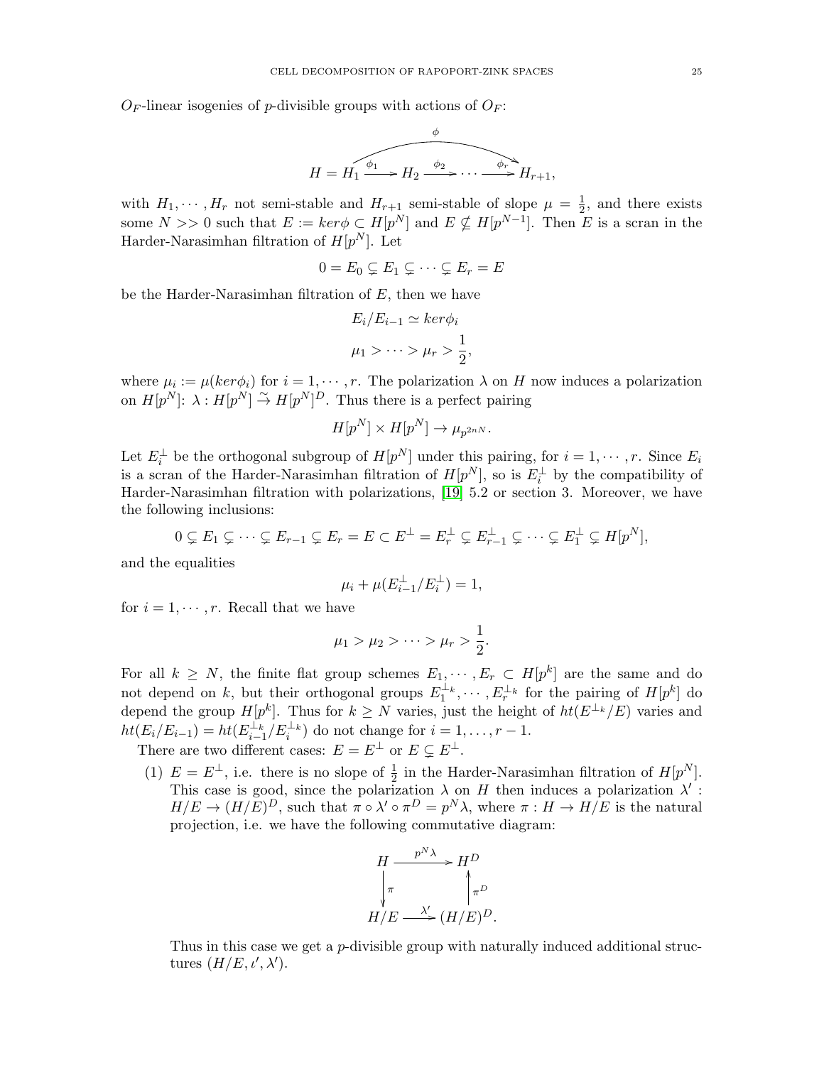$O_F$-linear isogenies of $p$-divisible groups with actions of $O_F$:

$$H = H_1 \xrightarrow{\phi_1} H_2 \xrightarrow{\phi_2} \cdots \xrightarrow{\phi_r} H_{r+1}, \qquad \phi : H_1 \to H_{r+1},$$

with $H_1, \cdots, H_r$ not semi-stable and $H_{r+1}$ semi-stable of slope $\mu = \frac{1}{2}$, and there exists some $N >> 0$ such that $E := ker\phi \subset H[p^N]$ and $E \nsubseteq H[p^{N-1}]$. Then $E$ is a scran in the Harder-Narasimhan filtration of $H[p^N]$. Let

$$0 = E_0 \subsetneq E_1 \subsetneq \cdots \subsetneq E_r = E$$

be the Harder-Narasimhan filtration of $E$, then we have

$$E_i/E_{i-1} \simeq ker\phi_i$$

$$\mu_1 > \cdots > \mu_r > \frac{1}{2},$$

where $\mu_i := \mu(ker\phi_i)$ for $i = 1, \cdots, r$. The polarization $\lambda$ on $H$ now induces a polarization on $H[p^N]$: $\lambda : H[p^N] \overset{\sim}{\to} H[p^N]^D$. Thus there is a perfect pairing

$$H[p^N] \times H[p^N] \to \mu_{p^{2nN}}.$$

Let $E_i^{\perp}$ be the orthogonal subgroup of $H[p^N]$ under this pairing, for $i = 1, \cdots, r$. Since $E_i$ is a scran of the Harder-Narasimhan filtration of $H[p^N]$, so is $E_i^{\perp}$ by the compatibility of Harder-Narasimhan filtration with polarizations, [19] 5.2 or section 3. Moreover, we have the following inclusions:

$$0 \subsetneq E_1 \subsetneq \cdots \subsetneq E_{r-1} \subsetneq E_r = E \subset E^{\perp} = E_r^{\perp} \subsetneq E_{r-1}^{\perp} \subsetneq \cdots \subsetneq E_1^{\perp} \subsetneq H[p^N],$$

and the equalities

$$\mu_i + \mu(E_{i-1}^{\perp}/E_i^{\perp}) = 1,$$

for $i = 1, \cdots, r$. Recall that we have

$$\mu_1 > \mu_2 > \cdots > \mu_r > \frac{1}{2}.$$

For all $k \geq N$, the finite flat group schemes $E_1, \cdots, E_r \subset H[p^k]$ are the same and do not depend on $k$, but their orthogonal groups $E_1^{\perp_k}, \cdots, E_r^{\perp_k}$ for the pairing of $H[p^k]$ do depend the group $H[p^k]$. Thus for $k \geq N$ varies, just the height of $ht(E^{\perp_k}/E)$ varies and $ht(E_i/E_{i-1}) = ht(E_{i-1}^{\perp_k}/E_i^{\perp_k})$ do not change for $i = 1, \ldots, r-1$.

There are two different cases: $E = E^{\perp}$ or $E \subsetneq E^{\perp}$.

(1) $E = E^{\perp}$, i.e. there is no slope of $\frac{1}{2}$ in the Harder-Narasimhan filtration of $H[p^N]$. This case is good, since the polarization $\lambda$ on $H$ then induces a polarization $\lambda' : H/E \to (H/E)^D$, such that $\pi \circ \lambda' \circ \pi^D = p^N\lambda$, where $\pi : H \to H/E$ is the natural projection, i.e. we have the following commutative diagram:

$$\begin{array}{ccc} H & \xrightarrow{p^N\lambda} & H^D \\ \downarrow \pi & & \uparrow \pi^D \\ H/E & \xrightarrow{\lambda'} & (H/E)^D. \end{array}$$

Thus in this case we get a $p$-divisible group with naturally induced additional structures $(H/E, \iota', \lambda')$.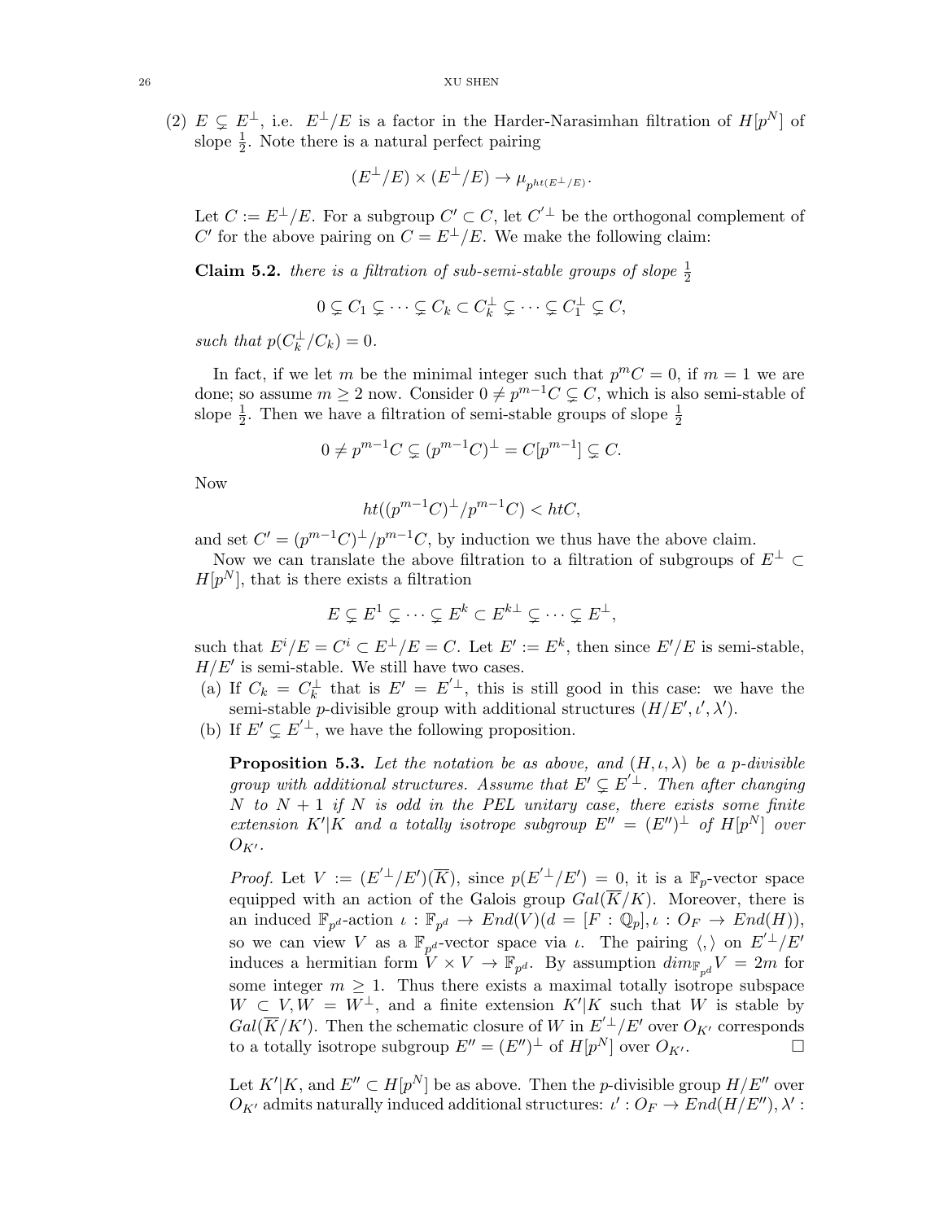(2) $E \subsetneq E^{\perp}$, i.e. $E^{\perp}/E$ is a factor in the Harder-Narasimhan filtration of $H[p^N]$ of slope $\frac{1}{2}$. Note there is a natural perfect pairing

$$(E^{\perp}/E) \times (E^{\perp}/E) \to \mu_{p^{ht(E^{\perp}/E)}}.$$

Let $C := E^{\perp}/E$. For a subgroup $C' \subset C$, let $C'^{\perp}$ be the orthogonal complement of $C'$ for the above pairing on $C = E^{\perp}/E$. We make the following claim:

**Claim 5.2.** *there is a filtration of sub-semi-stable groups of slope* $\frac{1}{2}$

$$0 \subsetneq C_1 \subsetneq \cdots \subsetneq C_k \subset C_k^{\perp} \subsetneq \cdots \subsetneq C_1^{\perp} \subsetneq C,$$

*such that* $p(C_k^{\perp}/C_k) = 0$.

In fact, if we let $m$ be the minimal integer such that $p^m C = 0$, if $m = 1$ we are done; so assume $m \geq 2$ now. Consider $0 \neq p^{m-1}C \subsetneq C$, which is also semi-stable of slope $\frac{1}{2}$. Then we have a filtration of semi-stable groups of slope $\frac{1}{2}$

$$0 \neq p^{m-1}C \subsetneq (p^{m-1}C)^{\perp} = C[p^{m-1}] \subsetneq C.$$

Now

$$ht((p^{m-1}C)^{\perp}/p^{m-1}C) < htC,$$

and set $C' = (p^{m-1}C)^{\perp}/p^{m-1}C$, by induction we thus have the above claim.

Now we can translate the above filtration to a filtration of subgroups of $E^{\perp} \subset H[p^N]$, that is there exists a filtration

$$E \subsetneq E^1 \subsetneq \cdots \subsetneq E^k \subset E^{k\perp} \subsetneq \cdots \subsetneq E^{\perp},$$

such that $E^i/E = C^i \subset E^{\perp}/E = C$. Let $E' := E^k$, then since $E'/E$ is semi-stable, $H/E'$ is semi-stable. We still have two cases.

(a) If $C_k = C_k^{\perp}$ that is $E' = E'^{\perp}$, this is still good in this case: we have the semi-stable $p$-divisible group with additional structures $(H/E', \iota', \lambda')$.

(b) If $E' \subsetneq E'^{\perp}$, we have the following proposition.

**Proposition 5.3.** *Let the notation be as above, and $(H, \iota, \lambda)$ be a $p$-divisible group with additional structures. Assume that $E' \subsetneq E'^{\perp}$. Then after changing $N$ to $N+1$ if $N$ is odd in the PEL unitary case, there exists some finite extension $K'|K$ and a totally isotrope subgroup $E'' = (E'')^{\perp}$ of $H[p^N]$ over $O_{K'}$.*

*Proof.* Let $V := (E'^{\perp}/E')(\overline{K})$, since $p(E'^{\perp}/E') = 0$, it is a $\mathbb{F}_p$-vector space equipped with an action of the Galois group $Gal(\overline{K}/K)$. Moreover, there is an induced $\mathbb{F}_{p^d}$-action $\iota : \mathbb{F}_{p^d} \to End(V) (d = [F : \mathbb{Q}_p], \iota : O_F \to End(H))$, so we can view $V$ as a $\mathbb{F}_{p^d}$-vector space via $\iota$. The pairing $\langle , \rangle$ on $E'^{\perp}/E'$ induces a hermitian form $V \times V \to \mathbb{F}_{p^d}$. By assumption $dim_{\mathbb{F}_{p^d}} V = 2m$ for some integer $m \geq 1$. Thus there exists a maximal totally isotrope subspace $W \subset V, W = W^{\perp}$, and a finite extension $K'|K$ such that $W$ is stable by $Gal(\overline{K}/K')$. Then the schematic closure of $W$ in $E'^{\perp}/E'$ over $O_{K'}$ corresponds to a totally isotrope subgroup $E'' = (E'')^{\perp}$ of $H[p^N]$ over $O_{K'}$. $\square$

Let $K'|K$, and $E'' \subset H[p^N]$ be as above. Then the $p$-divisible group $H/E''$ over $O_{K'}$ admits naturally induced additional structures: $\iota' : O_F \to End(H/E''), \lambda' :$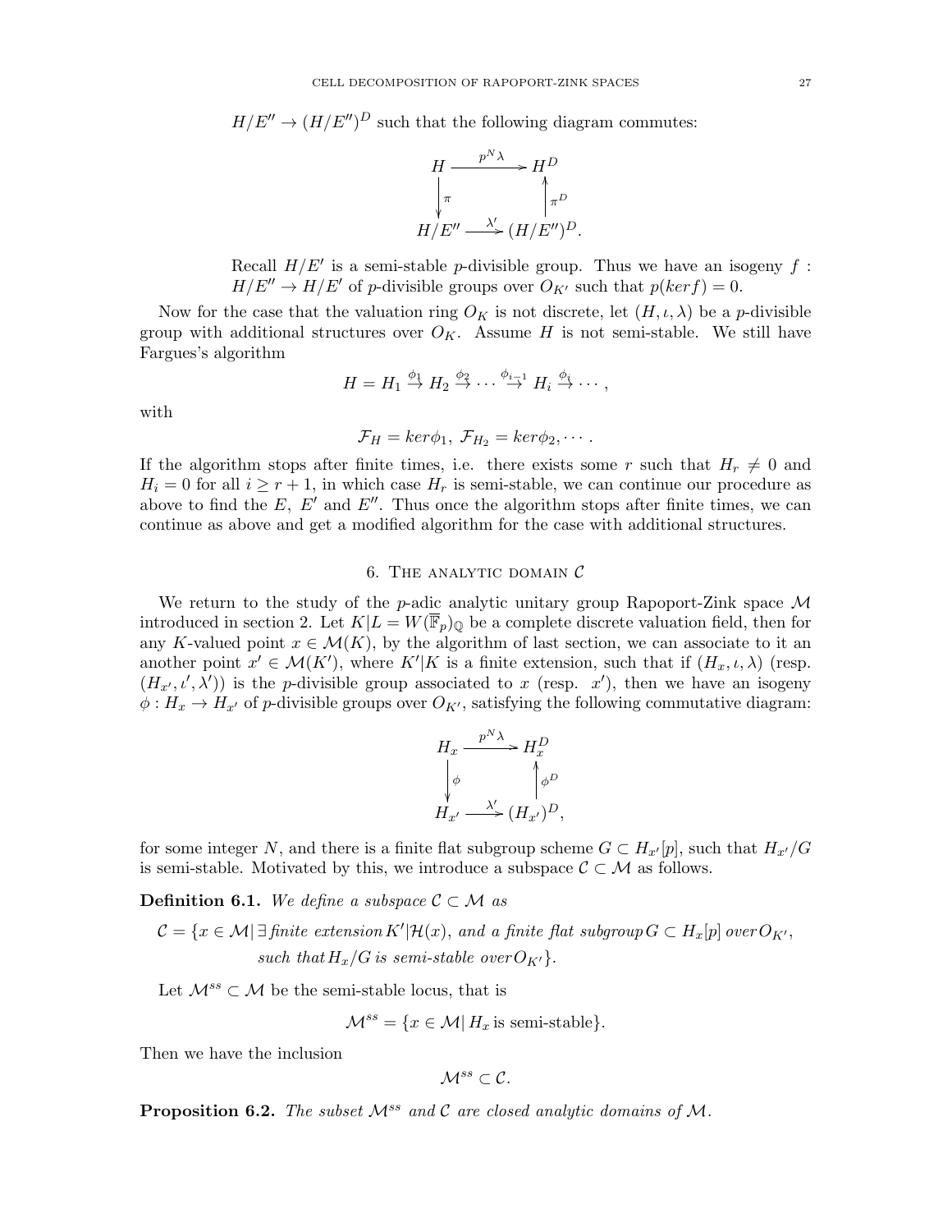$H/E'' \to (H/E'')^D$ such that the following diagram commutes:

$$\begin{array}{ccc} H & \xrightarrow{p^N\lambda} & H^D \\ \downarrow{\scriptstyle \pi} & & \uparrow{\scriptstyle \pi^D} \\ H/E'' & \xrightarrow{\lambda'} & (H/E'')^D. \end{array}$$

Recall $H/E'$ is a semi-stable $p$-divisible group. Thus we have an isogeny $f : H/E'' \to H/E'$ of $p$-divisible groups over $O_{K'}$ such that $p(ker f) = 0$.

Now for the case that the valuation ring $O_K$ is not discrete, let $(H, \iota, \lambda)$ be a $p$-divisible group with additional structures over $O_K$. Assume $H$ is not semi-stable. We still have Fargues's algorithm

$$H = H_1 \overset{\phi_1}{\to} H_2 \overset{\phi_2}{\to} \cdots \overset{\phi_{i-1}}{\to} H_i \overset{\phi_i}{\to} \cdots,$$

with

$$\mathcal{F}_H = ker\phi_1, \ \mathcal{F}_{H_2} = ker\phi_2, \cdots.$$

If the algorithm stops after finite times, i.e. there exists some $r$ such that $H_r \neq 0$ and $H_i = 0$ for all $i \geq r+1$, in which case $H_r$ is semi-stable, we can continue our procedure as above to find the $E$, $E'$ and $E''$. Thus once the algorithm stops after finite times, we can continue as above and get a modified algorithm for the case with additional structures.

## 6. The analytic domain $\mathcal{C}$

We return to the study of the $p$-adic analytic unitary group Rapoport-Zink space $\mathcal{M}$ introduced in section 2. Let $K|L = W(\overline{\mathbb{F}}_p)_{\mathbb{Q}}$ be a complete discrete valuation field, then for any $K$-valued point $x \in \mathcal{M}(K)$, by the algorithm of last section, we can associate to it an another point $x' \in \mathcal{M}(K')$, where $K'|K$ is a finite extension, such that if $(H_x, \iota, \lambda)$ (resp. $(H_{x'}, \iota', \lambda')$) is the $p$-divisible group associated to $x$ (resp. $x'$), then we have an isogeny $\phi : H_x \to H_{x'}$ of $p$-divisible groups over $O_{K'}$, satisfying the following commutative diagram:

$$\begin{array}{ccc} H_x & \xrightarrow{p^N\lambda} & H_x^D \\ \downarrow{\scriptstyle \phi} & & \uparrow{\scriptstyle \phi^D} \\ H_{x'} & \xrightarrow{\lambda'} & (H_{x'})^D, \end{array}$$

for some integer $N$, and there is a finite flat subgroup scheme $G \subset H_{x'}[p]$, such that $H_{x'}/G$ is semi-stable. Motivated by this, we introduce a subspace $\mathcal{C} \subset \mathcal{M}$ as follows.

**Definition 6.1.** *We define a subspace $\mathcal{C} \subset \mathcal{M}$ as*

$$\mathcal{C} = \{x \in \mathcal{M} |\, \exists \textit{ finite extension}\, K'|\mathcal{H}(x), \textit{ and a finite flat subgroup}\, G \subset H_x[p] \textit{ over}\, O_{K'}, \textit{ such that}\, H_x/G \textit{ is semi-stable over}\, O_{K'}\}.$$

Let $\mathcal{M}^{ss} \subset \mathcal{M}$ be the semi-stable locus, that is

$$\mathcal{M}^{ss} = \{x \in \mathcal{M} |\, H_x \text{ is semi-stable}\}.$$

Then we have the inclusion

$$\mathcal{M}^{ss} \subset \mathcal{C}.$$

**Proposition 6.2.** *The subset $\mathcal{M}^{ss}$ and $\mathcal{C}$ are closed analytic domains of $\mathcal{M}$.*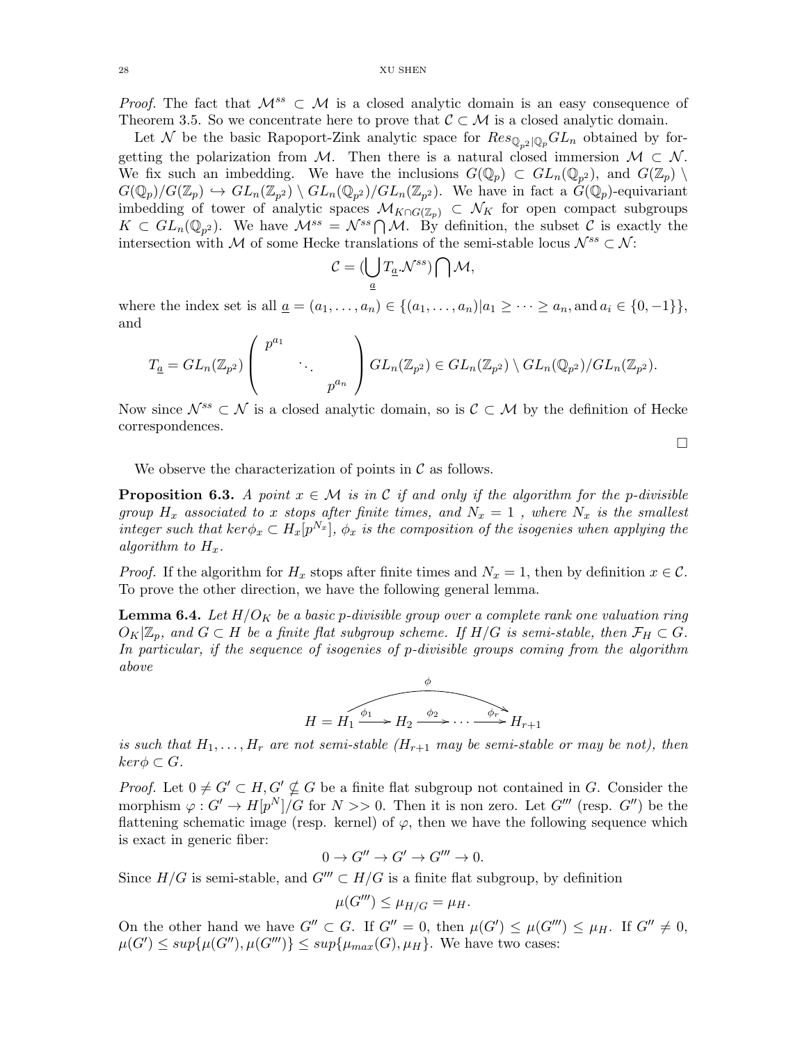*Proof.* The fact that $\mathcal{M}^{ss} \subset \mathcal{M}$ is a closed analytic domain is an easy consequence of Theorem 3.5. So we concentrate here to prove that $\mathcal{C} \subset \mathcal{M}$ is a closed analytic domain.

Let $\mathcal{N}$ be the basic Rapoport-Zink analytic space for $Res_{\mathbb{Q}_{p^2}|\mathbb{Q}_p} GL_n$ obtained by forgetting the polarization from $\mathcal{M}$. Then there is a natural closed immersion $\mathcal{M} \subset \mathcal{N}$. We fix such an imbedding. We have the inclusions $G(\mathbb{Q}_p) \subset GL_n(\mathbb{Q}_{p^2})$, and $G(\mathbb{Z}_p) \setminus G(\mathbb{Q}_p)/G(\mathbb{Z}_p) \hookrightarrow GL_n(\mathbb{Z}_{p^2}) \setminus GL_n(\mathbb{Q}_{p^2})/GL_n(\mathbb{Z}_{p^2})$. We have in fact a $G(\mathbb{Q}_p)$-equivariant imbedding of tower of analytic spaces $\mathcal{M}_{K\cap G(\mathbb{Z}_p)} \subset \mathcal{N}_K$ for open compact subgroups $K \subset GL_n(\mathbb{Q}_{p^2})$. We have $\mathcal{M}^{ss} = \mathcal{N}^{ss} \bigcap \mathcal{M}$. By definition, the subset $\mathcal{C}$ is exactly the intersection with $\mathcal{M}$ of some Hecke translations of the semi-stable locus $\mathcal{N}^{ss} \subset \mathcal{N}$:

$$\mathcal{C} = (\bigcup_{\underline{a}} T_{\underline{a}}.\mathcal{N}^{ss}) \bigcap \mathcal{M},$$

where the index set is all $\underline{a} = (a_1, \ldots, a_n) \in \{(a_1, \ldots, a_n) | a_1 \geq \cdots \geq a_n, \text{and } a_i \in \{0, -1\}\}$, and

$$T_{\underline{a}} = GL_n(\mathbb{Z}_{p^2}) \begin{pmatrix} p^{a_1} & & \\ & \ddots & \\ & & p^{a_n} \end{pmatrix} GL_n(\mathbb{Z}_{p^2}) \in GL_n(\mathbb{Z}_{p^2}) \setminus GL_n(\mathbb{Q}_{p^2})/GL_n(\mathbb{Z}_{p^2}).$$

Now since $\mathcal{N}^{ss} \subset \mathcal{N}$ is a closed analytic domain, so is $\mathcal{C} \subset \mathcal{M}$ by the definition of Hecke correspondences.

□

We observe the characterization of points in $\mathcal{C}$ as follows.

**Proposition 6.3.** *A point $x \in \mathcal{M}$ is in $\mathcal{C}$ if and only if the algorithm for the p-divisible group $H_x$ associated to $x$ stops after finite times, and $N_x = 1$ , where $N_x$ is the smallest integer such that $ker\phi_x \subset H_x[p^{N_x}]$, $\phi_x$ is the composition of the isogenies when applying the algorithm to $H_x$.*

*Proof.* If the algorithm for $H_x$ stops after finite times and $N_x = 1$, then by definition $x \in \mathcal{C}$. To prove the other direction, we have the following general lemma.

**Lemma 6.4.** *Let $H/O_K$ be a basic p-divisible group over a complete rank one valuation ring $O_K|\mathbb{Z}_p$, and $G \subset H$ be a finite flat subgroup scheme. If $H/G$ is semi-stable, then $\mathcal{F}_H \subset G$. In particular, if the sequence of isogenies of p-divisible groups coming from the algorithm above*

$$H = H_1 \xrightarrow{\phi_1} H_2 \xrightarrow{\phi_2} \cdots \xrightarrow{\phi_r} H_{r+1}, \qquad \phi = \phi_r \circ \cdots \circ \phi_1$$

*is such that $H_1, \ldots, H_r$ are not semi-stable ($H_{r+1}$ may be semi-stable or may be not), then $ker\phi \subset G$.*

*Proof.* Let $0 \neq G' \subset H, G' \nsubseteq G$ be a finite flat subgroup not contained in $G$. Consider the morphism $\varphi : G' \to H[p^N]/G$ for $N >> 0$. Then it is non zero. Let $G'''$ (resp. $G''$) be the flattening schematic image (resp. kernel) of $\varphi$, then we have the following sequence which is exact in generic fiber:

$$0 \to G'' \to G' \to G''' \to 0.$$

Since $H/G$ is semi-stable, and $G''' \subset H/G$ is a finite flat subgroup, by definition

$$\mu(G''') \leq \mu_{H/G} = \mu_H.$$

On the other hand we have $G'' \subset G$. If $G'' = 0$, then $\mu(G') \leq \mu(G''') \leq \mu_H$. If $G'' \neq 0$, $\mu(G') \leq sup\{\mu(G''), \mu(G''')\} \leq sup\{\mu_{max}(G), \mu_H\}$. We have two cases: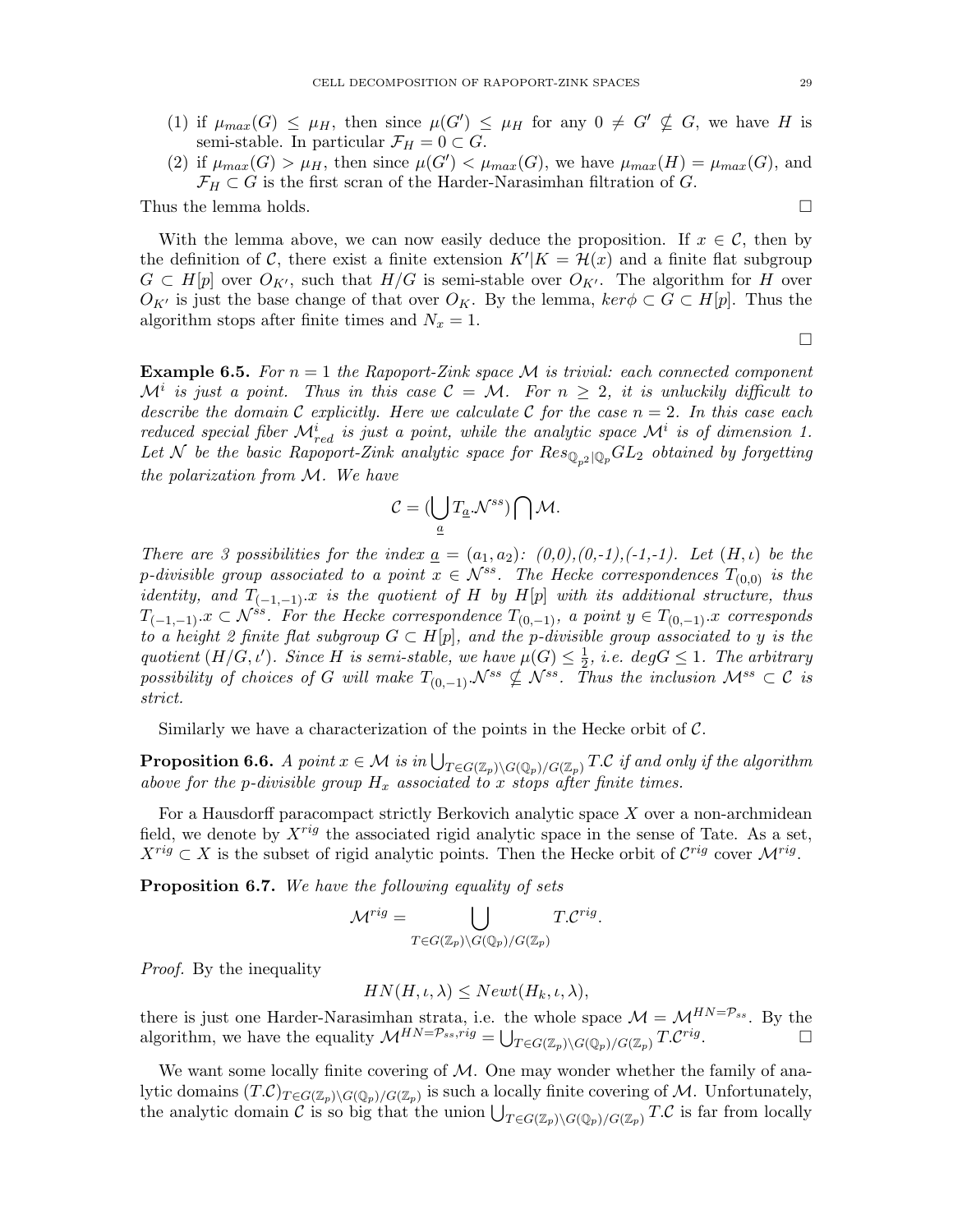(1) if $\mu_{max}(G) \leq \mu_H$, then since $\mu(G') \leq \mu_H$ for any $0 \neq G' \nsubseteq G$, we have $H$ is semi-stable. In particular $\mathcal{F}_H = 0 \subset G$.
(2) if $\mu_{max}(G) > \mu_H$, then since $\mu(G') < \mu_{max}(G)$, we have $\mu_{max}(H) = \mu_{max}(G)$, and $\mathcal{F}_H \subset G$ is the first scran of the Harder-Narasimhan filtration of $G$.

Thus the lemma holds. □

With the lemma above, we can now easily deduce the proposition. If $x \in \mathcal{C}$, then by the definition of $\mathcal{C}$, there exist a finite extension $K'|K = \mathcal{H}(x)$ and a finite flat subgroup $G \subset H[p]$ over $O_{K'}$, such that $H/G$ is semi-stable over $O_{K'}$. The algorithm for $H$ over $O_{K'}$ is just the base change of that over $O_K$. By the lemma, $ker\phi \subset G \subset H[p]$. Thus the algorithm stops after finite times and $N_x = 1$.

□

**Example 6.5.** *For $n = 1$ the Rapoport-Zink space $\mathcal{M}$ is trivial: each connected component $\mathcal{M}^i$ is just a point. Thus in this case $\mathcal{C} = \mathcal{M}$. For $n \geq 2$, it is unluckily difficult to describe the domain $\mathcal{C}$ explicitly. Here we calculate $\mathcal{C}$ for the case $n = 2$. In this case each reduced special fiber $\mathcal{M}^i_{red}$ is just a point, while the analytic space $\mathcal{M}^i$ is of dimension 1. Let $\mathcal{N}$ be the basic Rapoport-Zink analytic space for $Res_{\mathbb{Q}_{p^2}|\mathbb{Q}_p} GL_2$ obtained by forgetting the polarization from $\mathcal{M}$. We have*

$$\mathcal{C} = (\bigcup_{\underline{a}} T_{\underline{a}}.\mathcal{N}^{ss}) \bigcap \mathcal{M}.$$

*There are 3 possibilities for the index $\underline{a} = (a_1, a_2)$: (0,0),(0,-1),(-1,-1). Let $(H, \iota)$ be the p-divisible group associated to a point $x \in \mathcal{N}^{ss}$. The Hecke correspondences $T_{(0,0)}$ is the identity, and $T_{(-1,-1)}.x$ is the quotient of $H$ by $H[p]$ with its additional structure, thus $T_{(-1,-1)}.x \subset \mathcal{N}^{ss}$. For the Hecke correspondence $T_{(0,-1)}$, a point $y \in T_{(0,-1)}.x$ corresponds to a height 2 finite flat subgroup $G \subset H[p]$, and the p-divisible group associated to $y$ is the quotient $(H/G, \iota')$. Since $H$ is semi-stable, we have $\mu(G) \leq \frac{1}{2}$, i.e. $degG \leq 1$. The arbitrary possibility of choices of $G$ will make $T_{(0,-1)}.\mathcal{N}^{ss} \nsubseteq \mathcal{N}^{ss}$. Thus the inclusion $\mathcal{M}^{ss} \subset \mathcal{C}$ is strict.*

Similarly we have a characterization of the points in the Hecke orbit of $\mathcal{C}$.

**Proposition 6.6.** *A point $x \in \mathcal{M}$ is in $\bigcup_{T \in G(\mathbb{Z}_p)\backslash G(\mathbb{Q}_p)/G(\mathbb{Z}_p)} T.\mathcal{C}$ if and only if the algorithm above for the p-divisible group $H_x$ associated to $x$ stops after finite times.*

For a Hausdorff paracompact strictly Berkovich analytic space $X$ over a non-archimedean field, we denote by $X^{rig}$ the associated rigid analytic space in the sense of Tate. As a set, $X^{rig} \subset X$ is the subset of rigid analytic points. Then the Hecke orbit of $\mathcal{C}^{rig}$ cover $\mathcal{M}^{rig}$.

**Proposition 6.7.** *We have the following equality of sets*

$$\mathcal{M}^{rig} = \bigcup_{T \in G(\mathbb{Z}_p)\backslash G(\mathbb{Q}_p)/G(\mathbb{Z}_p)} T.\mathcal{C}^{rig}.$$

*Proof.* By the inequality

$$HN(H, \iota, \lambda) \leq Newt(H_k, \iota, \lambda),$$

there is just one Harder-Narasimhan strata, i.e. the whole space $\mathcal{M} = \mathcal{M}^{HN=\mathcal{P}_{ss}}$. By the algorithm, we have the equality $\mathcal{M}^{HN=\mathcal{P}_{ss},rig} = \bigcup_{T \in G(\mathbb{Z}_p)\backslash G(\mathbb{Q}_p)/G(\mathbb{Z}_p)} T.\mathcal{C}^{rig}$. □

We want some locally finite covering of $\mathcal{M}$. One may wonder whether the family of analytic domains $(T.\mathcal{C})_{T \in G(\mathbb{Z}_p)\backslash G(\mathbb{Q}_p)/G(\mathbb{Z}_p)}$ is such a locally finite covering of $\mathcal{M}$. Unfortunately, the analytic domain $\mathcal{C}$ is so big that the union $\bigcup_{T \in G(\mathbb{Z}_p)\backslash G(\mathbb{Q}_p)/G(\mathbb{Z}_p)} T.\mathcal{C}$ is far from locally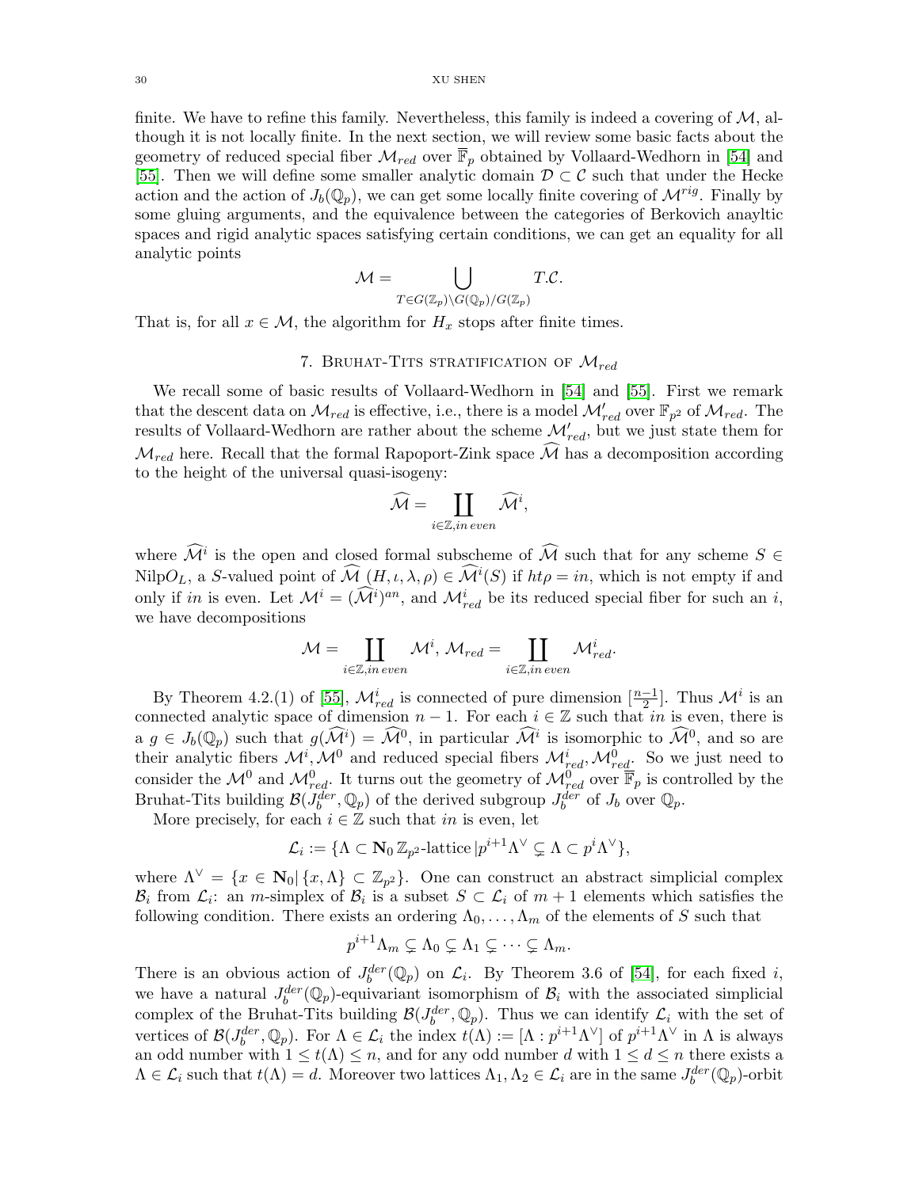finite. We have to refine this family. Nevertheless, this family is indeed a covering of $\mathcal{M}$, although it is not locally finite. In the next section, we will review some basic facts about the geometry of reduced special fiber $\mathcal{M}_{red}$ over $\overline{\mathbb{F}}_p$ obtained by Vollaard-Wedhorn in [54] and [55]. Then we will define some smaller analytic domain $\mathcal{D} \subset \mathcal{C}$ such that under the Hecke action and the action of $J_b(\mathbb{Q}_p)$, we can get some locally finite covering of $\mathcal{M}^{rig}$. Finally by some gluing arguments, and the equivalence between the categories of Berkovich anayltic spaces and rigid analytic spaces satisfying certain conditions, we can get an equality for all analytic points

$$\mathcal{M} = \bigcup_{T \in G(\mathbb{Z}_p)\backslash G(\mathbb{Q}_p)/G(\mathbb{Z}_p)} T.\mathcal{C}.$$

That is, for all $x \in \mathcal{M}$, the algorithm for $H_x$ stops after finite times.

## 7. Bruhat-Tits stratification of $\mathcal{M}_{red}$

We recall some of basic results of Vollaard-Wedhorn in [54] and [55]. First we remark that the descent data on $\mathcal{M}_{red}$ is effective, i.e., there is a model $\mathcal{M}'_{red}$ over $\mathbb{F}_{p^2}$ of $\mathcal{M}_{red}$. The results of Vollaard-Wedhorn are rather about the scheme $\mathcal{M}'_{red}$, but we just state them for $\mathcal{M}_{red}$ here. Recall that the formal Rapoport-Zink space $\widehat{\mathcal{M}}$ has a decomposition according to the height of the universal quasi-isogeny:

$$\widehat{\mathcal{M}} = \coprod_{i \in \mathbb{Z}, in\, even} \widehat{\mathcal{M}}^i,$$

where $\widehat{\mathcal{M}}^i$ is the open and closed formal subscheme of $\widehat{\mathcal{M}}$ such that for any scheme $S \in \mathrm{Nilp}O_L$, a $S$-valued point of $\widehat{\mathcal{M}}$ $(H, \iota, \lambda, \rho) \in \widehat{\mathcal{M}}^i(S)$ if $ht\rho = in$, which is not empty if and only if $in$ is even. Let $\mathcal{M}^i = (\widehat{\mathcal{M}}^i)^{an}$, and $\mathcal{M}^i_{red}$ be its reduced special fiber for such an $i$, we have decompositions

$$\mathcal{M} = \coprod_{i \in \mathbb{Z}, in\, even} \mathcal{M}^i, \; \mathcal{M}_{red} = \coprod_{i \in \mathbb{Z}, in\, even} \mathcal{M}^i_{red}.$$

By Theorem 4.2.(1) of [55], $\mathcal{M}^i_{red}$ is connected of pure dimension $[\frac{n-1}{2}]$. Thus $\mathcal{M}^i$ is an connected analytic space of dimension $n-1$. For each $i \in \mathbb{Z}$ such that $in$ is even, there is a $g \in J_b(\mathbb{Q}_p)$ such that $g(\widehat{\mathcal{M}}^i) = \widehat{\mathcal{M}}^0$, in particular $\widehat{\mathcal{M}}^i$ is isomorphic to $\widehat{\mathcal{M}}^0$, and so are their analytic fibers $\mathcal{M}^i, \mathcal{M}^0$ and reduced special fibers $\mathcal{M}^i_{red}, \mathcal{M}^0_{red}$. So we just need to consider the $\mathcal{M}^0$ and $\mathcal{M}^0_{red}$. It turns out the geometry of $\mathcal{M}^0_{red}$ over $\overline{\mathbb{F}}_p$ is controlled by the Bruhat-Tits building $\mathcal{B}(J_b^{der}, \mathbb{Q}_p)$ of the derived subgroup $J_b^{der}$ of $J_b$ over $\mathbb{Q}_p$.

More precisely, for each $i \in \mathbb{Z}$ such that $in$ is even, let

$$\mathcal{L}_i := \{\Lambda \subset \mathbf{N}_0\, \mathbb{Z}_{p^2}\text{-lattice}\, | p^{i+1}\Lambda^\vee \subsetneq \Lambda \subset p^i\Lambda^\vee\},$$

where $\Lambda^\vee = \{x \in \mathbf{N}_0 | \{x, \Lambda\} \subset \mathbb{Z}_{p^2}\}$. One can construct an abstract simplicial complex $\mathcal{B}_i$ from $\mathcal{L}_i$: an $m$-simplex of $\mathcal{B}_i$ is a subset $S \subset \mathcal{L}_i$ of $m+1$ elements which satisfies the following condition. There exists an ordering $\Lambda_0, \dots, \Lambda_m$ of the elements of $S$ such that

$$p^{i+1}\Lambda_m \subsetneq \Lambda_0 \subsetneq \Lambda_1 \subsetneq \cdots \subsetneq \Lambda_m.$$

There is an obvious action of $J_b^{der}(\mathbb{Q}_p)$ on $\mathcal{L}_i$. By Theorem 3.6 of [54], for each fixed $i$, we have a natural $J_b^{der}(\mathbb{Q}_p)$-equivariant isomorphism of $\mathcal{B}_i$ with the associated simplicial complex of the Bruhat-Tits building $\mathcal{B}(J_b^{der}, \mathbb{Q}_p)$. Thus we can identify $\mathcal{L}_i$ with the set of vertices of $\mathcal{B}(J_b^{der}, \mathbb{Q}_p)$. For $\Lambda \in \mathcal{L}_i$ the index $t(\Lambda) := [\Lambda : p^{i+1}\Lambda^\vee]$ of $p^{i+1}\Lambda^\vee$ in $\Lambda$ is always an odd number with $1 \leq t(\Lambda) \leq n$, and for any odd number $d$ with $1 \leq d \leq n$ there exists a $\Lambda \in \mathcal{L}_i$ such that $t(\Lambda) = d$. Moreover two lattices $\Lambda_1, \Lambda_2 \in \mathcal{L}_i$ are in the same $J_b^{der}(\mathbb{Q}_p)$-orbit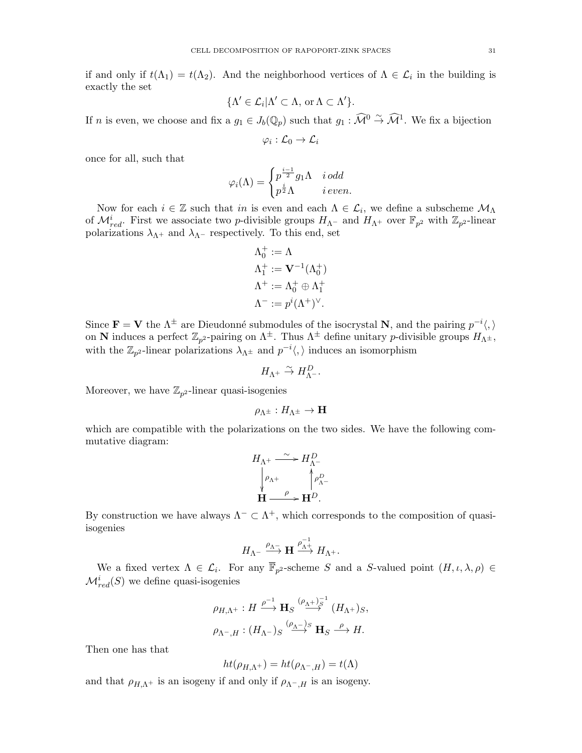if and only if $t(\Lambda_1) = t(\Lambda_2)$. And the neighborhood vertices of $\Lambda \in \mathcal{L}_i$ in the building is exactly the set

$$\{\Lambda' \in \mathcal{L}_i | \Lambda' \subset \Lambda, \text{ or } \Lambda \subset \Lambda'\}.$$

If $n$ is even, we choose and fix a $g_1 \in J_b(\mathbb{Q}_p)$ such that $g_1 : \widehat{\mathcal{M}}^0 \xrightarrow{\sim} \widehat{\mathcal{M}}^1$. We fix a bijection

$$\varphi_i : \mathcal{L}_0 \to \mathcal{L}_i$$

once for all, such that

$$\varphi_i(\Lambda) = \begin{cases} p^{\frac{i-1}{2}} g_1 \Lambda & i \, odd \\ p^{\frac{i}{2}} \Lambda & i \, even. \end{cases}$$

Now for each $i \in \mathbb{Z}$ such that $in$ is even and each $\Lambda \in \mathcal{L}_i$, we define a subscheme $\mathcal{M}_\Lambda$ of $\mathcal{M}^i_{red}$. First we associate two $p$-divisible groups $H_{\Lambda^-}$ and $H_{\Lambda^+}$ over $\mathbb{F}_{p^2}$ with $\mathbb{Z}_{p^2}$-linear polarizations $\lambda_{\Lambda^+}$ and $\lambda_{\Lambda^-}$ respectively. To this end, set

$$\begin{aligned}
\Lambda_0^+ &:= \Lambda \\
\Lambda_1^+ &:= \mathbf{V}^{-1}(\Lambda_0^+) \\
\Lambda^+ &:= \Lambda_0^+ \oplus \Lambda_1^+ \\
\Lambda^- &:= p^i (\Lambda^+)^\vee.
\end{aligned}$$

Since $\mathbf{F} = \mathbf{V}$ the $\Lambda^\pm$ are Dieudonné submodules of the isocrystal $\mathbf{N}$, and the pairing $p^{-i}\langle , \rangle$ on $\mathbf{N}$ induces a perfect $\mathbb{Z}_{p^2}$-pairing on $\Lambda^\pm$. Thus $\Lambda^\pm$ define unitary $p$-divisible groups $H_{\Lambda^\pm}$, with the $\mathbb{Z}_{p^2}$-linear polarizations $\lambda_{\Lambda^\pm}$ and $p^{-i}\langle , \rangle$ induces an isomorphism

$$H_{\Lambda^+} \xrightarrow{\sim} H^D_{\Lambda^-}.$$

Moreover, we have $\mathbb{Z}_{p^2}$-linear quasi-isogenies

$$\rho_{\Lambda^\pm} : H_{\Lambda^\pm} \to \mathbf{H}$$

which are compatible with the polarizations on the two sides. We have the following commutative diagram:

$$\begin{array}{ccc}
H_{\Lambda^+} & \xrightarrow{\sim} & H^D_{\Lambda^-} \\
\Big\downarrow \rho_{\Lambda^+} & & \Big\uparrow \rho^D_{\Lambda^-} \\
\mathbf{H} & \xrightarrow{\rho} & \mathbf{H}^D.
\end{array}$$

By construction we have always $\Lambda^- \subset \Lambda^+$, which corresponds to the composition of quasi-isogenies

$$H_{\Lambda^-} \xrightarrow{\rho_{\Lambda^-}} \mathbf{H} \xrightarrow{\rho^{-1}_{\Lambda^+}} H_{\Lambda^+}.$$

We a fixed vertex $\Lambda \in \mathcal{L}_i$. For any $\overline{\mathbb{F}}_{p^2}$-scheme $S$ and a $S$-valued point $(H, \iota, \lambda, \rho) \in \mathcal{M}^i_{red}(S)$ we define quasi-isogenies

$$\rho_{H,\Lambda^+} : H \xrightarrow{\rho^{-1}} \mathbf{H}_S \xrightarrow{(\rho_{\Lambda^+})^{-1}_S} (H_{\Lambda^+})_S,$$

$$\rho_{\Lambda^-,H} : (H_{\Lambda^-})_S \xrightarrow{(\rho_{\Lambda^-})_S} \mathbf{H}_S \xrightarrow{\rho} H.$$

Then one has that

$$ht(\rho_{H,\Lambda^+}) = ht(\rho_{\Lambda^-,H}) = t(\Lambda)$$

and that $\rho_{H,\Lambda^+}$ is an isogeny if and only if $\rho_{\Lambda^-,H}$ is an isogeny.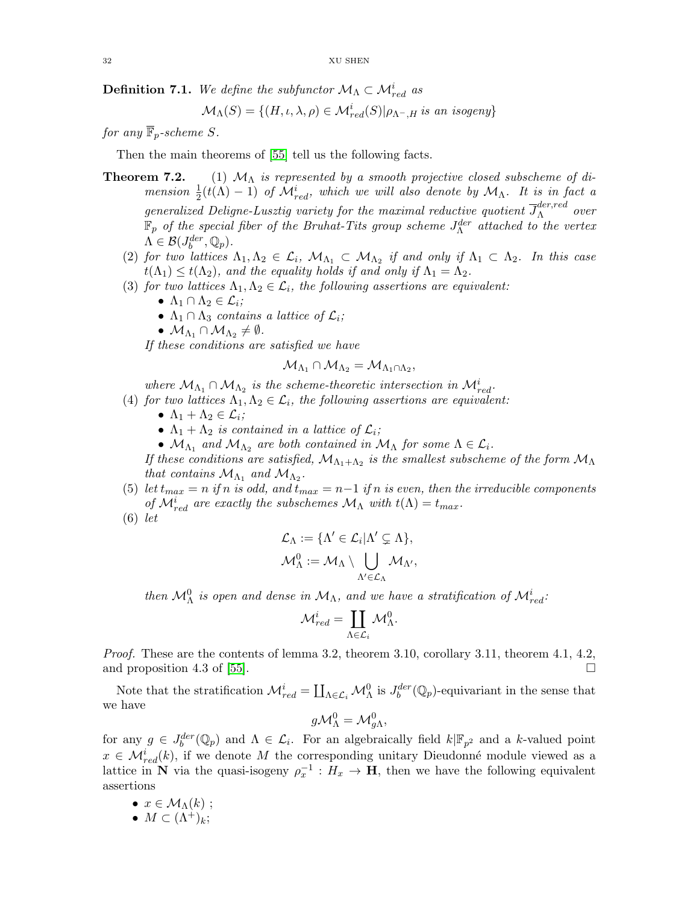**Definition 7.1.** *We define the subfunctor $\mathcal{M}_\Lambda \subset \mathcal{M}^i_{red}$ as*

$$\mathcal{M}_\Lambda(S) = \{(H, \iota, \lambda, \rho) \in \mathcal{M}^i_{red}(S) | \rho_{\Lambda^-, H} \text{ is an isogeny}\}$$

*for any $\overline{\mathbb{F}}_p$-scheme $S$.*

Then the main theorems of [55] tell us the following facts.

**Theorem 7.2.** (1) *$\mathcal{M}_\Lambda$ is represented by a smooth projective closed subscheme of dimension $\frac{1}{2}(t(\Lambda) - 1)$ of $\mathcal{M}^i_{red}$, which we will also denote by $\mathcal{M}_\Lambda$. It is in fact a generalized Deligne-Lusztig variety for the maximal reductive quotient $\overline{J}^{der,red}_\Lambda$ over $\mathbb{F}_p$ of the special fiber of the Bruhat-Tits group scheme $J^{der}_\Lambda$ attached to the vertex $\Lambda \in \mathcal{B}(J^{der}_b, \mathbb{Q}_p)$.*

(2) *for two lattices $\Lambda_1, \Lambda_2 \in \mathcal{L}_i$, $\mathcal{M}_{\Lambda_1} \subset \mathcal{M}_{\Lambda_2}$ if and only if $\Lambda_1 \subset \Lambda_2$. In this case $t(\Lambda_1) \leq t(\Lambda_2)$, and the equality holds if and only if $\Lambda_1 = \Lambda_2$.*

(3) *for two lattices $\Lambda_1, \Lambda_2 \in \mathcal{L}_i$, the following assertions are equivalent:*
   - *$\Lambda_1 \cap \Lambda_2 \in \mathcal{L}_i$;*
   - *$\Lambda_1 \cap \Lambda_3$ contains a lattice of $\mathcal{L}_i$;*
   - *$\mathcal{M}_{\Lambda_1} \cap \mathcal{M}_{\Lambda_2} \neq \emptyset$.*

   *If these conditions are satisfied we have*

$$\mathcal{M}_{\Lambda_1} \cap \mathcal{M}_{\Lambda_2} = \mathcal{M}_{\Lambda_1 \cap \Lambda_2},$$

   *where $\mathcal{M}_{\Lambda_1} \cap \mathcal{M}_{\Lambda_2}$ is the scheme-theoretic intersection in $\mathcal{M}^i_{red}$.*

(4) *for two lattices $\Lambda_1, \Lambda_2 \in \mathcal{L}_i$, the following assertions are equivalent:*
   - *$\Lambda_1 + \Lambda_2 \in \mathcal{L}_i$;*
   - *$\Lambda_1 + \Lambda_2$ is contained in a lattice of $\mathcal{L}_i$;*
   - *$\mathcal{M}_{\Lambda_1}$ and $\mathcal{M}_{\Lambda_2}$ are both contained in $\mathcal{M}_\Lambda$ for some $\Lambda \in \mathcal{L}_i$.*

   *If these conditions are satisfied, $\mathcal{M}_{\Lambda_1 + \Lambda_2}$ is the smallest subscheme of the form $\mathcal{M}_\Lambda$ that contains $\mathcal{M}_{\Lambda_1}$ and $\mathcal{M}_{\Lambda_2}$.*

(5) *let $t_{max} = n$ if $n$ is odd, and $t_{max} = n-1$ if $n$ is even, then the irreducible components of $\mathcal{M}^i_{red}$ are exactly the subschemes $\mathcal{M}_\Lambda$ with $t(\Lambda) = t_{max}$.*

(6) *let*

$$\mathcal{L}_\Lambda := \{\Lambda' \in \mathcal{L}_i | \Lambda' \subsetneq \Lambda\},$$
$$\mathcal{M}^0_\Lambda := \mathcal{M}_\Lambda \setminus \bigcup_{\Lambda' \in \mathcal{L}_\Lambda} \mathcal{M}_{\Lambda'},$$

   *then $\mathcal{M}^0_\Lambda$ is open and dense in $\mathcal{M}_\Lambda$, and we have a stratification of $\mathcal{M}^i_{red}$:*

$$\mathcal{M}^i_{red} = \coprod_{\Lambda \in \mathcal{L}_i} \mathcal{M}^0_\Lambda.$$

*Proof.* These are the contents of lemma 3.2, theorem 3.10, corollary 3.11, theorem 4.1, 4.2, and proposition 4.3 of [55]. □

Note that the stratification $\mathcal{M}^i_{red} = \coprod_{\Lambda \in \mathcal{L}_i} \mathcal{M}^0_\Lambda$ is $J^{der}_b(\mathbb{Q}_p)$-equivariant in the sense that we have

$$g\mathcal{M}^0_\Lambda = \mathcal{M}^0_{g\Lambda},$$

for any $g \in J^{der}_b(\mathbb{Q}_p)$ and $\Lambda \in \mathcal{L}_i$. For an algebraically field $k|\mathbb{F}_{p^2}$ and a $k$-valued point $x \in \mathcal{M}^i_{red}(k)$, if we denote $M$ the corresponding unitary Dieudonné module viewed as a lattice in $\mathbf{N}$ via the quasi-isogeny $\rho_x^{-1} : H_x \to \mathbf{H}$, then we have the following equivalent assertions

- $x \in \mathcal{M}_\Lambda(k)$ ;
- $M \subset (\Lambda^+)_k$;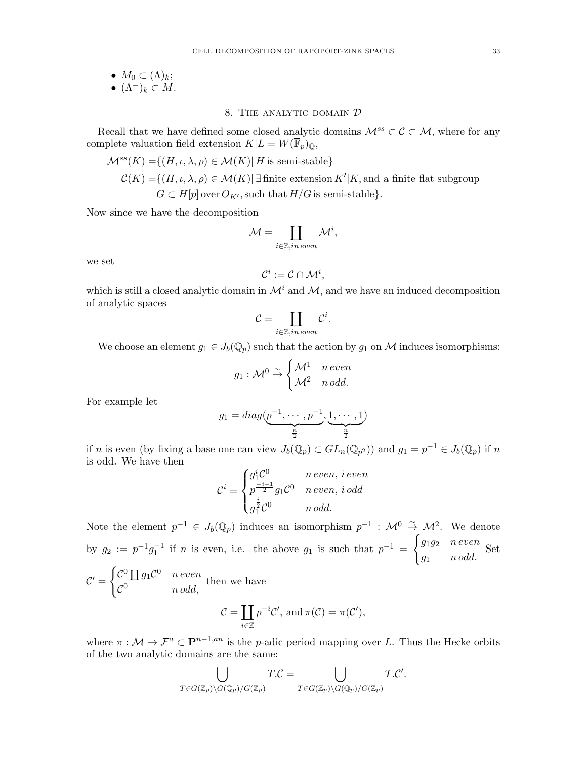- $M_0 \subset (\Lambda)_k$;
- $(\Lambda^-)_k \subset M$.

## 8. The analytic domain $\mathcal{D}$

Recall that we have defined some closed analytic domains $\mathcal{M}^{ss} \subset \mathcal{C} \subset \mathcal{M}$, where for any complete valuation field extension $K|L = W(\overline{\mathbb{F}}_p)_{\mathbb{Q}}$,

$$
\begin{aligned}
\mathcal{M}^{ss}(K) =& \{(H, \iota, \lambda, \rho) \in \mathcal{M}(K) | \, H \text{ is semi-stable}\} \\
\mathcal{C}(K) =& \{(H, \iota, \lambda, \rho) \in \mathcal{M}(K) | \, \exists \text{ finite extension } K'|K, \text{and a finite flat subgroup} \\
& G \subset H[p] \text{ over } O_{K'}, \text{such that } H/G \text{ is semi-stable}\}.
\end{aligned}
$$

Now since we have the decomposition

$$\mathcal{M} = \coprod_{i \in \mathbb{Z}, in \, even} \mathcal{M}^i,$$

we set

$$\mathcal{C}^i := \mathcal{C} \cap \mathcal{M}^i,$$

which is still a closed analytic domain in $\mathcal{M}^i$ and $\mathcal{M}$, and we have an induced decomposition of analytic spaces

$$\mathcal{C} = \coprod_{i \in \mathbb{Z}, in \, even} \mathcal{C}^i.$$

We choose an element $g_1 \in J_b(\mathbb{Q}_p)$ such that the action by $g_1$ on $\mathcal{M}$ induces isomorphisms:

$$g_1 : \mathcal{M}^0 \overset{\sim}{\to} \begin{cases} \mathcal{M}^1 & n \, even \\ \mathcal{M}^2 & n \, odd. \end{cases}$$

For example let

$$g_1 = diag(\underbrace{p^{-1}, \cdots, p^{-1}}_{\frac{n}{2}}, \underbrace{1, \cdots, 1}_{\frac{n}{2}})$$

if $n$ is even (by fixing a base one can view $J_b(\mathbb{Q}_p) \subset GL_n(\mathbb{Q}_{p^2})$) and $g_1 = p^{-1} \in J_b(\mathbb{Q}_p)$ if $n$ is odd. We have then

$$\mathcal{C}^i = \begin{cases} g_1^i \mathcal{C}^0 & n \, even, \, i \, even \\ p^{\frac{-i+1}{2}} g_1 \mathcal{C}^0 & n \, even, \, i \, odd \\ g_1^{\frac{i}{2}} \mathcal{C}^0 & n \, odd. \end{cases}$$

Note the element $p^{-1} \in J_b(\mathbb{Q}_p)$ induces an isomorphism $p^{-1} : \mathcal{M}^0 \overset{\sim}{\to} \mathcal{M}^2$. We denote by $g_2 := p^{-1} g_1^{-1}$ if $n$ is even, i.e. the above $g_1$ is such that $p^{-1} = \begin{cases} g_1 g_2 & n \, even \\ g_1 & n \, odd. \end{cases}$ Set $\mathcal{C}' = \begin{cases} \mathcal{C}^0 \coprod g_1 \mathcal{C}^0 & n \, even \\ \mathcal{C}^0 & n \, odd, \end{cases}$ then we have

$$\mathcal{C} = \coprod_{i \in \mathbb{Z}} p^{-i} \mathcal{C}', \text{ and } \pi(\mathcal{C}) = \pi(\mathcal{C}'),$$

where $\pi : \mathcal{M} \to \mathcal{F}^a \subset \mathbf{P}^{n-1, an}$ is the $p$-adic period mapping over $L$. Thus the Hecke orbits of the two analytic domains are the same:

$$\bigcup_{T \in G(\mathbb{Z}_p) \backslash G(\mathbb{Q}_p) / G(\mathbb{Z}_p)} T.\mathcal{C} = \bigcup_{T \in G(\mathbb{Z}_p) \backslash G(\mathbb{Q}_p) / G(\mathbb{Z}_p)} T.\mathcal{C}'.$$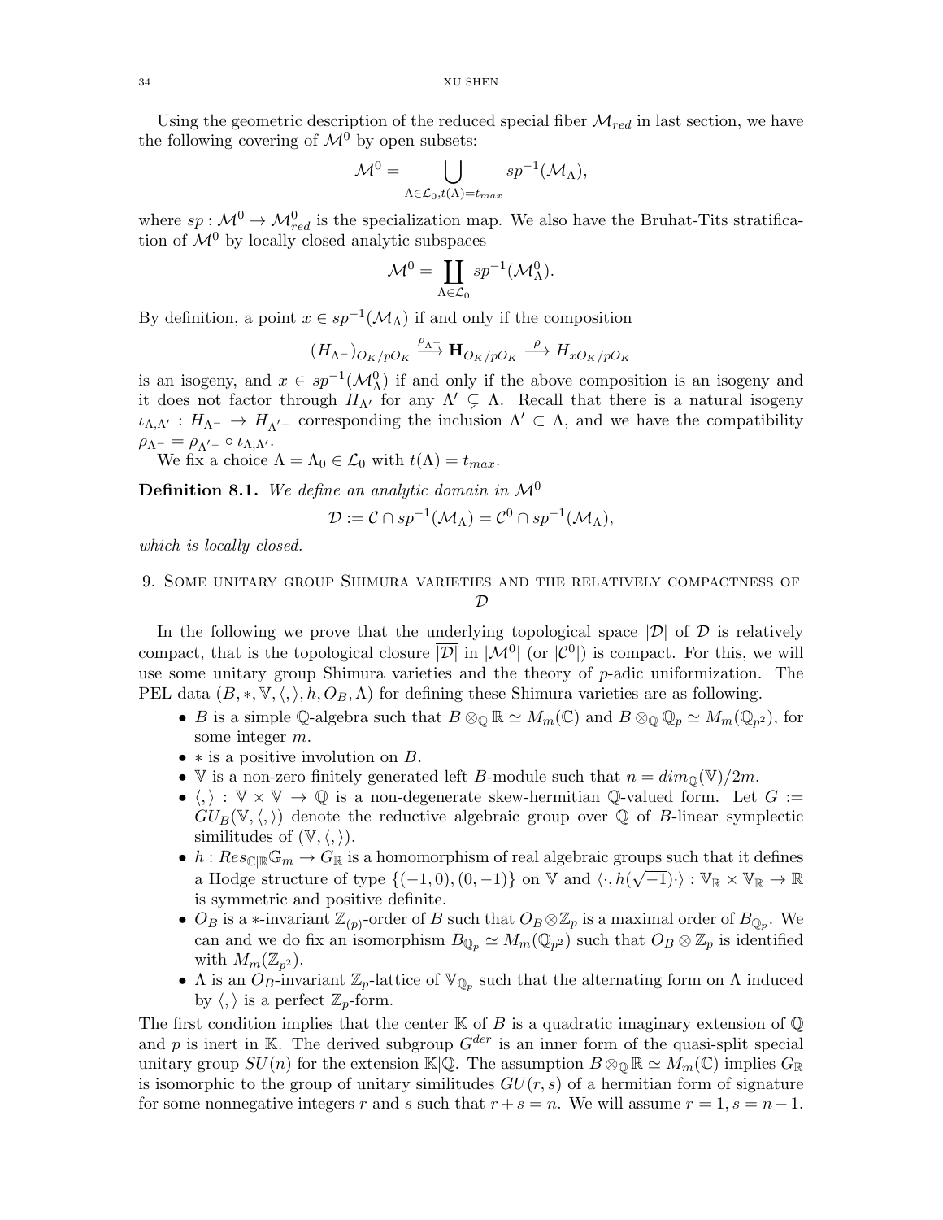Using the geometric description of the reduced special fiber $\mathcal{M}_{red}$ in last section, we have the following covering of $\mathcal{M}^0$ by open subsets:

$$\mathcal{M}^0 = \bigcup_{\Lambda \in \mathcal{L}_0, t(\Lambda)=t_{max}} sp^{-1}(\mathcal{M}_\Lambda),$$

where $sp : \mathcal{M}^0 \to \mathcal{M}^0_{red}$ is the specialization map. We also have the Bruhat-Tits stratification of $\mathcal{M}^0$ by locally closed analytic subspaces

$$\mathcal{M}^0 = \coprod_{\Lambda \in \mathcal{L}_0} sp^{-1}(\mathcal{M}^0_\Lambda).$$

By definition, a point $x \in sp^{-1}(\mathcal{M}_\Lambda)$ if and only if the composition

$$(H_{\Lambda^-})_{O_K/pO_K} \xrightarrow{\rho_{\Lambda^-}} \mathbf{H}_{O_K/pO_K} \xrightarrow{\rho} H_{xO_K/pO_K}$$

is an isogeny, and $x \in sp^{-1}(\mathcal{M}^0_\Lambda)$ if and only if the above composition is an isogeny and it does not factor through $H_{\Lambda'}$ for any $\Lambda' \subsetneq \Lambda$. Recall that there is a natural isogeny $\iota_{\Lambda,\Lambda'} : H_{\Lambda^-} \to H_{\Lambda'^-}$ corresponding the inclusion $\Lambda' \subset \Lambda$, and we have the compatibility $\rho_{\Lambda^-} = \rho_{\Lambda'^-} \circ \iota_{\Lambda,\Lambda'}$.

We fix a choice $\Lambda = \Lambda_0 \in \mathcal{L}_0$ with $t(\Lambda) = t_{max}$.

**Definition 8.1.** *We define an analytic domain in $\mathcal{M}^0$*

$$\mathcal{D} := \mathcal{C} \cap sp^{-1}(\mathcal{M}_\Lambda) = \mathcal{C}^0 \cap sp^{-1}(\mathcal{M}_\Lambda),$$

*which is locally closed.*

## 9. Some unitary group Shimura varieties and the relatively compactness of $\mathcal{D}$

In the following we prove that the underlying topological space $|\mathcal{D}|$ of $\mathcal{D}$ is relatively compact, that is the topological closure $\overline{|\mathcal{D}|}$ in $|\mathcal{M}^0|$ (or $|\mathcal{C}^0|$) is compact. For this, we will use some unitary group Shimura varieties and the theory of $p$-adic uniformization. The PEL data $(B, *, \mathbb{V}, \langle, \rangle, h, O_B, \Lambda)$ for defining these Shimura varieties are as following.

- $B$ is a simple $\mathbb{Q}$-algebra such that $B \otimes_{\mathbb{Q}} \mathbb{R} \simeq M_m(\mathbb{C})$ and $B \otimes_{\mathbb{Q}} \mathbb{Q}_p \simeq M_m(\mathbb{Q}_{p^2})$, for some integer $m$.
- $*$ is a positive involution on $B$.
- $\mathbb{V}$ is a non-zero finitely generated left $B$-module such that $n = dim_{\mathbb{Q}}(\mathbb{V})/2m$.
- $\langle, \rangle : \mathbb{V} \times \mathbb{V} \to \mathbb{Q}$ is a non-degenerate skew-hermitian $\mathbb{Q}$-valued form. Let $G := GU_B(\mathbb{V}, \langle, \rangle)$ denote the reductive algebraic group over $\mathbb{Q}$ of $B$-linear symplectic similitudes of $(\mathbb{V}, \langle, \rangle)$.
- $h : Res_{\mathbb{C}|\mathbb{R}}\mathbb{G}_m \to G_{\mathbb{R}}$ is a homomorphism of real algebraic groups such that it defines a Hodge structure of type $\{(-1, 0), (0, -1)\}$ on $\mathbb{V}$ and $\langle \cdot, h(\sqrt{-1}) \cdot \rangle : \mathbb{V}_{\mathbb{R}} \times \mathbb{V}_{\mathbb{R}} \to \mathbb{R}$ is symmetric and positive definite.
- $O_B$ is a $*$-invariant $\mathbb{Z}_{(p)}$-order of $B$ such that $O_B \otimes \mathbb{Z}_p$ is a maximal order of $B_{\mathbb{Q}_p}$. We can and we do fix an isomorphism $B_{\mathbb{Q}_p} \simeq M_m(\mathbb{Q}_{p^2})$ such that $O_B \otimes \mathbb{Z}_p$ is identified with $M_m(\mathbb{Z}_{p^2})$.
- $\Lambda$ is an $O_B$-invariant $\mathbb{Z}_p$-lattice of $\mathbb{V}_{\mathbb{Q}_p}$ such that the alternating form on $\Lambda$ induced by $\langle, \rangle$ is a perfect $\mathbb{Z}_p$-form.

The first condition implies that the center $\mathbb{K}$ of $B$ is a quadratic imaginary extension of $\mathbb{Q}$ and $p$ is inert in $\mathbb{K}$. The derived subgroup $G^{der}$ is an inner form of the quasi-split special unitary group $SU(n)$ for the extension $\mathbb{K}|\mathbb{Q}$. The assumption $B \otimes_{\mathbb{Q}} \mathbb{R} \simeq M_m(\mathbb{C})$ implies $G_{\mathbb{R}}$ is isomorphic to the group of unitary similitudes $GU(r, s)$ of a hermitian form of signature for some nonnegative integers $r$ and $s$ such that $r + s = n$. We will assume $r = 1, s = n - 1$.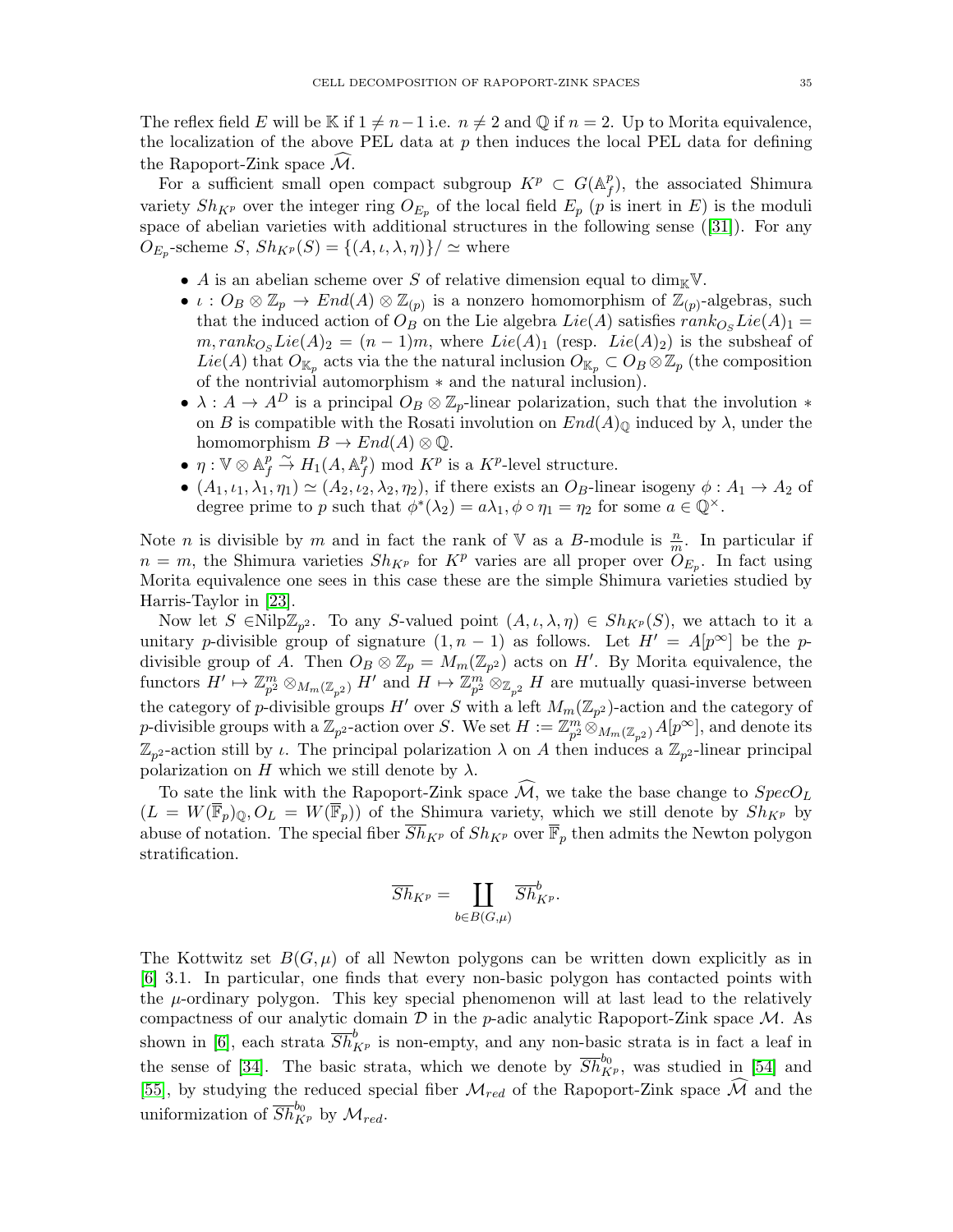The reflex field $E$ will be $\mathbb{K}$ if $1 \neq n-1$ i.e. $n \neq 2$ and $\mathbb{Q}$ if $n = 2$. Up to Morita equivalence, the localization of the above PEL data at $p$ then induces the local PEL data for defining the Rapoport-Zink space $\widehat{\mathcal{M}}$.

For a sufficient small open compact subgroup $K^p \subset G(\mathbb{A}_f^p)$, the associated Shimura variety $Sh_{K^p}$ over the integer ring $O_{E_p}$ of the local field $E_p$ ($p$ is inert in $E$) is the moduli space of abelian varieties with additional structures in the following sense ([31]). For any $O_{E_p}$-scheme $S$, $Sh_{K^p}(S) = \{(A, \iota, \lambda, \eta)\}/\simeq$ where

- $A$ is an abelian scheme over $S$ of relative dimension equal to $\dim_{\mathbb{K}} \mathbb{V}$.
- $\iota : O_B \otimes \mathbb{Z}_p \to End(A) \otimes \mathbb{Z}_{(p)}$ is a nonzero homomorphism of $\mathbb{Z}_{(p)}$-algebras, such that the induced action of $O_B$ on the Lie algebra $Lie(A)$ satisfies $rank_{O_S} Lie(A)_1 = m, rank_{O_S} Lie(A)_2 = (n-1)m$, where $Lie(A)_1$ (resp. $Lie(A)_2$) is the subsheaf of $Lie(A)$ that $O_{\mathbb{K}_p}$ acts via the the natural inclusion $O_{\mathbb{K}_p} \subset O_B \otimes \mathbb{Z}_p$ (the composition of the nontrivial automorphism $*$ and the natural inclusion).
- $\lambda : A \to A^D$ is a principal $O_B \otimes \mathbb{Z}_p$-linear polarization, such that the involution $*$ on $B$ is compatible with the Rosati involution on $End(A)_{\mathbb{Q}}$ induced by $\lambda$, under the homomorphism $B \to End(A) \otimes \mathbb{Q}$.
- $\eta : \mathbb{V} \otimes \mathbb{A}_f^p \overset{\sim}{\to} H_1(A, \mathbb{A}_f^p) \bmod K^p$ is a $K^p$-level structure.
- $(A_1, \iota_1, \lambda_1, \eta_1) \simeq (A_2, \iota_2, \lambda_2, \eta_2)$, if there exists an $O_B$-linear isogeny $\phi : A_1 \to A_2$ of degree prime to $p$ such that $\phi^*(\lambda_2) = a\lambda_1, \phi \circ \eta_1 = \eta_2$ for some $a \in \mathbb{Q}^\times$.

Note $n$ is divisible by $m$ and in fact the rank of $\mathbb{V}$ as a $B$-module is $\frac{n}{m}$. In particular if $n = m$, the Shimura varieties $Sh_{K^p}$ for $K^p$ varies are all proper over $O_{E_p}$. In fact using Morita equivalence one sees in this case these are the simple Shimura varieties studied by Harris-Taylor in [23].

Now let $S \in \mathrm{Nilp}\mathbb{Z}_{p^2}$. To any $S$-valued point $(A, \iota, \lambda, \eta) \in Sh_{K^p}(S)$, we attach to it a unitary $p$-divisible group of signature $(1, n-1)$ as follows. Let $H' = A[p^\infty]$ be the $p$-divisible group of $A$. Then $O_B \otimes \mathbb{Z}_p = M_m(\mathbb{Z}_{p^2})$ acts on $H'$. By Morita equivalence, the functors $H' \mapsto \mathbb{Z}_{p^2}^m \otimes_{M_m(\mathbb{Z}_{p^2})} H'$ and $H \mapsto \mathbb{Z}_{p^2}^m \otimes_{\mathbb{Z}_{p^2}} H$ are mutually quasi-inverse between the category of $p$-divisible groups $H'$ over $S$ with a left $M_m(\mathbb{Z}_{p^2})$-action and the category of $p$-divisible groups with a $\mathbb{Z}_{p^2}$-action over $S$. We set $H := \mathbb{Z}_{p^2}^m \otimes_{M_m(\mathbb{Z}_{p^2})} A[p^\infty]$, and denote its $\mathbb{Z}_{p^2}$-action still by $\iota$. The principal polarization $\lambda$ on $A$ then induces a $\mathbb{Z}_{p^2}$-linear principal polarization on $H$ which we still denote by $\lambda$.

To sate the link with the Rapoport-Zink space $\widehat{\mathcal{M}}$, we take the base change to $SpecO_L$ ($L = W(\overline{\mathbb{F}}_p)_{\mathbb{Q}}, O_L = W(\overline{\mathbb{F}}_p)$) of the Shimura variety, which we still denote by $Sh_{K^p}$ by abuse of notation. The special fiber $\overline{Sh}_{K^p}$ of $Sh_{K^p}$ over $\overline{\mathbb{F}}_p$ then admits the Newton polygon stratification.

$$\overline{Sh}_{K^p} = \coprod_{b \in B(G,\mu)} \overline{Sh}_{K^p}^b.$$

The Kottwitz set $B(G, \mu)$ of all Newton polygons can be written down explicitly as in [6] 3.1. In particular, one finds that every non-basic polygon has contacted points with the $\mu$-ordinary polygon. This key special phenomenon will at last lead to the relatively compactness of our analytic domain $\mathcal{D}$ in the $p$-adic analytic Rapoport-Zink space $\mathcal{M}$. As shown in [6], each strata $\overline{Sh}_{K^p}^b$ is non-empty, and any non-basic strata is in fact a leaf in the sense of [34]. The basic strata, which we denote by $\overline{Sh}_{K^p}^{b_0}$, was studied in [54] and [55], by studying the reduced special fiber $\mathcal{M}_{red}$ of the Rapoport-Zink space $\widehat{\mathcal{M}}$ and the uniformization of $\overline{Sh}_{K^p}^{b_0}$ by $\mathcal{M}_{red}$.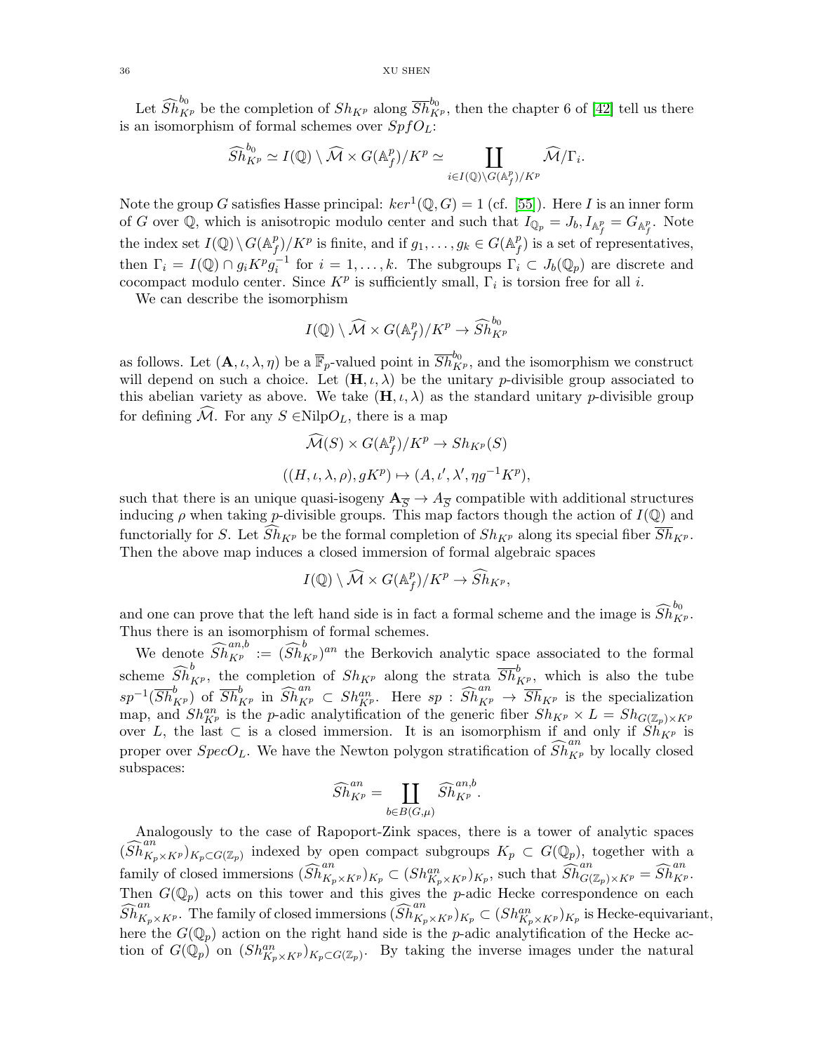Let $\widehat{Sh}^{b_0}_{K^p}$ be the completion of $Sh_{K^p}$ along $\overline{Sh}^{b_0}_{K^p}$, then the chapter 6 of [42] tell us there is an isomorphism of formal schemes over $SpfO_L$:

$$\widehat{Sh}^{b_0}_{K^p} \simeq I(\mathbb{Q}) \setminus \widehat{\mathcal{M}} \times G(\mathbb{A}^p_f)/K^p \simeq \coprod_{i \in I(\mathbb{Q}) \setminus G(\mathbb{A}^p_f)/K^p} \widehat{\mathcal{M}}/\Gamma_i.$$

Note the group $G$ satisfies Hasse principal: $ker^1(\mathbb{Q}, G) = 1$ (cf. [55]). Here $I$ is an inner form of $G$ over $\mathbb{Q}$, which is anisotropic modulo center and such that $I_{\mathbb{Q}_p} = J_b, I_{\mathbb{A}^p_f} = G_{\mathbb{A}^p_f}$. Note the index set $I(\mathbb{Q}) \setminus G(\mathbb{A}^p_f)/K^p$ is finite, and if $g_1, \dots, g_k \in G(\mathbb{A}^p_f)$ is a set of representatives, then $\Gamma_i = I(\mathbb{Q}) \cap g_i K^p g_i^{-1}$ for $i = 1, \dots, k$. The subgroups $\Gamma_i \subset J_b(\mathbb{Q}_p)$ are discrete and cocompact modulo center. Since $K^p$ is sufficiently small, $\Gamma_i$ is torsion free for all $i$.

We can describe the isomorphism

$$I(\mathbb{Q}) \setminus \widehat{\mathcal{M}} \times G(\mathbb{A}^p_f)/K^p \to \widehat{Sh}^{b_0}_{K^p}$$

as follows. Let $(\mathbf{A}, \iota, \lambda, \eta)$ be a $\overline{\mathbb{F}}_p$-valued point in $\overline{Sh}^{b_0}_{K^p}$, and the isomorphism we construct will depend on such a choice. Let $(\mathbf{H}, \iota, \lambda)$ be the unitary $p$-divisible group associated to this abelian variety as above. We take $(\mathbf{H}, \iota, \lambda)$ as the standard unitary $p$-divisible group for defining $\widehat{\mathcal{M}}$. For any $S \in$Nilp$O_L$, there is a map

$$\widehat{\mathcal{M}}(S) \times G(\mathbb{A}^p_f)/K^p \to Sh_{K^p}(S)$$

$$((H, \iota, \lambda, \rho), gK^p) \mapsto (A, \iota', \lambda', \eta g^{-1} K^p),$$

such that there is an unique quasi-isogeny $\mathbf{A}_{\overline{S}} \to A_{\overline{S}}$ compatible with additional structures inducing $\rho$ when taking $p$-divisible groups. This map factors though the action of $I(\mathbb{Q})$ and functorially for $S$. Let $\widehat{Sh}_{K^p}$ be the formal completion of $Sh_{K^p}$ along its special fiber $\overline{Sh}_{K^p}$. Then the above map induces a closed immersion of formal algebraic spaces

$$I(\mathbb{Q}) \setminus \widehat{\mathcal{M}} \times G(\mathbb{A}^p_f)/K^p \to \widehat{Sh}_{K^p},$$

and one can prove that the left hand side is in fact a formal scheme and the image is $\widehat{Sh}^{b_0}_{K^p}$. Thus there is an isomorphism of formal schemes.

We denote $\widehat{Sh}^{an,b}_{K^p} := (\widehat{Sh}^{b}_{K^p})^{an}$ the Berkovich analytic space associated to the formal scheme $\widehat{Sh}^{b}_{K^p}$, the completion of $Sh_{K^p}$ along the strata $\overline{Sh}^{b}_{K^p}$, which is also the tube $sp^{-1}(\overline{Sh}^{b}_{K^p})$ of $\overline{Sh}^{b}_{K^p}$ in $\widehat{Sh}^{an}_{K^p} \subset Sh^{an}_{K^p}$. Here $sp : \widehat{Sh}^{an}_{K^p} \to \overline{Sh}_{K^p}$ is the specialization map, and $Sh^{an}_{K^p}$ is the $p$-adic analytification of the generic fiber $Sh_{K^p} \times L = Sh_{G(\mathbb{Z}_p) \times K^p}$ over $L$, the last $\subset$ is a closed immersion. It is an isomorphism if and only if $Sh_{K^p}$ is proper over $SpecO_L$. We have the Newton polygon stratification of $\widehat{Sh}^{an}_{K^p}$ by locally closed subspaces:

$$\widehat{Sh}^{an}_{K^p} = \coprod_{b \in B(G,\mu)} \widehat{Sh}^{an,b}_{K^p}.$$

Analogously to the case of Rapoport-Zink spaces, there is a tower of analytic spaces $(\widehat{Sh}^{an}_{K_p \times K^p})_{K_p \subset G(\mathbb{Z}_p)}$ indexed by open compact subgroups $K_p \subset G(\mathbb{Q}_p)$, together with a family of closed immersions $(\widehat{Sh}^{an}_{K_p \times K^p})_{K_p} \subset (Sh^{an}_{K_p \times K^p})_{K_p}$, such that $\widehat{Sh}^{an}_{G(\mathbb{Z}_p) \times K^p} = \widehat{Sh}^{an}_{K^p}$. Then $G(\mathbb{Q}_p)$ acts on this tower and this gives the $p$-adic Hecke correspondence on each $\widehat{Sh}^{an}_{K_p \times K^p}$. The family of closed immersions $(\widehat{Sh}^{an}_{K_p \times K^p})_{K_p} \subset (Sh^{an}_{K_p \times K^p})_{K_p}$ is Hecke-equivariant, here the $G(\mathbb{Q}_p)$ action on the right hand side is the $p$-adic analytification of the Hecke action of $G(\mathbb{Q}_p)$ on $(Sh^{an}_{K_p \times K^p})_{K_p \subset G(\mathbb{Z}_p)}$. By taking the inverse images under the natural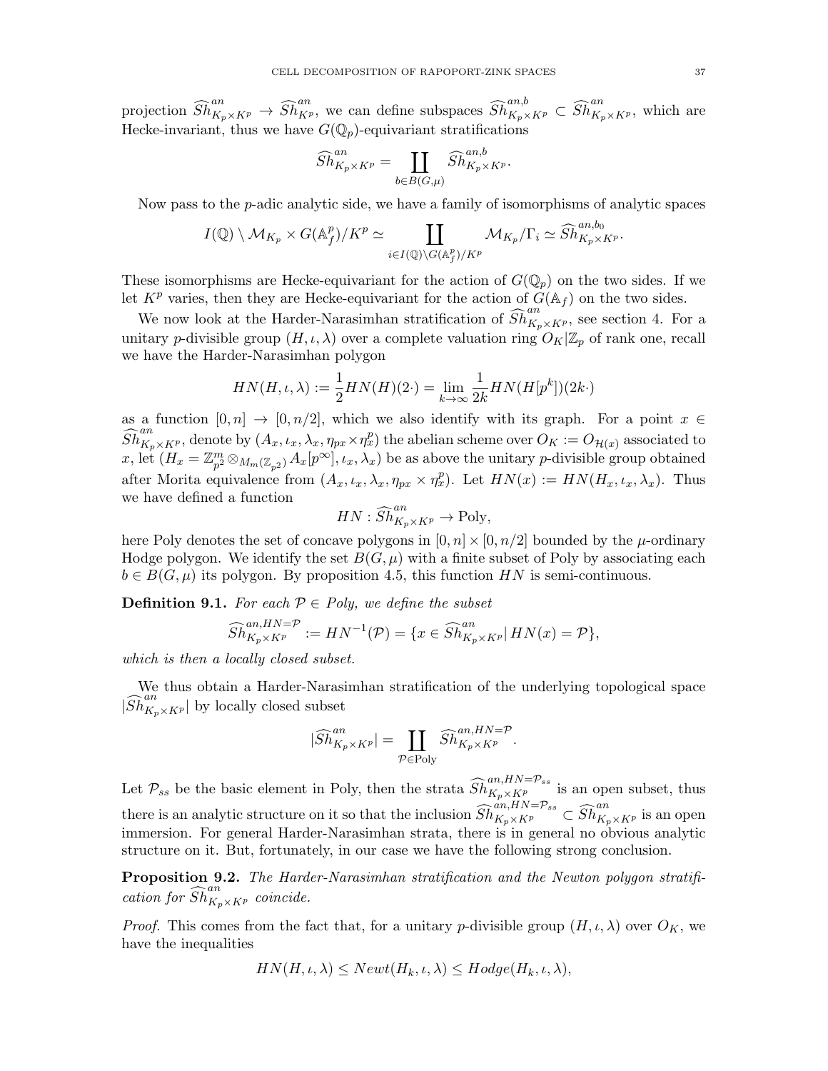projection $\widehat{Sh}^{an}_{K_p\times K^p}\to \widehat{Sh}^{an}_{K^p}$, we can define subspaces $\widehat{Sh}^{an,b}_{K_p\times K^p}\subset \widehat{Sh}^{an}_{K_p\times K^p}$, which are Hecke-invariant, thus we have $G(\mathbb{Q}_p)$-equivariant stratifications

$$\widehat{Sh}^{an}_{K_p\times K^p}=\coprod_{b\in B(G,\mu)}\widehat{Sh}^{an,b}_{K_p\times K^p}.$$

Now pass to the $p$-adic analytic side, we have a family of isomorphisms of analytic spaces

$$I(\mathbb{Q})\setminus \mathcal{M}_{K_p}\times G(\mathbb{A}_f^p)/K^p\simeq \coprod_{i\in I(\mathbb{Q})\setminus G(\mathbb{A}_f^p)/K^p}\mathcal{M}_{K_p}/\Gamma_i\simeq \widehat{Sh}^{an,b_0}_{K_p\times K^p}.$$

These isomorphisms are Hecke-equivariant for the action of $G(\mathbb{Q}_p)$ on the two sides. If we let $K^p$ varies, then they are Hecke-equivariant for the action of $G(\mathbb{A}_f)$ on the two sides.

We now look at the Harder-Narasimhan stratification of $\widehat{Sh}^{an}_{K_p\times K^p}$, see section 4. For a unitary $p$-divisible group $(H,\iota,\lambda)$ over a complete valuation ring $O_K|\mathbb{Z}_p$ of rank one, recall we have the Harder-Narasimhan polygon

$$HN(H,\iota,\lambda):=\frac{1}{2}HN(H)(2\cdot)=\lim_{k\to\infty}\frac{1}{2k}HN(H[p^k])(2k\cdot)$$

as a function $[0,n]\to[0,n/2]$, which we also identify with its graph. For a point $x\in \widehat{Sh}^{an}_{K_p\times K^p}$, denote by $(A_x,\iota_x,\lambda_x,\eta_{px}\times\eta_x^p)$ the abelian scheme over $O_K:=O_{\mathcal{H}(x)}$ associated to $x$, let $(H_x=\mathbb{Z}^m_{p^2}\otimes_{M_m(\mathbb{Z}_{p^2})}A_x[p^\infty],\iota_x,\lambda_x)$ be as above the unitary $p$-divisible group obtained after Morita equivalence from $(A_x,\iota_x,\lambda_x,\eta_{px}\times\eta_x^p)$. Let $HN(x):=HN(H_x,\iota_x,\lambda_x)$. Thus we have defined a function

$$HN:\widehat{Sh}^{an}_{K_p\times K^p}\to \text{Poly},$$

here Poly denotes the set of concave polygons in $[0,n]\times[0,n/2]$ bounded by the $\mu$-ordinary Hodge polygon. We identify the set $B(G,\mu)$ with a finite subset of Poly by associating each $b\in B(G,\mu)$ its polygon. By proposition 4.5, this function $HN$ is semi-continuous.

**Definition 9.1.** *For each $\mathcal{P}\in$ Poly, we define the subset*

$$\widehat{Sh}^{an,HN=\mathcal{P}}_{K_p\times K^p}:=HN^{-1}(\mathcal{P})=\{x\in\widehat{Sh}^{an}_{K_p\times K^p}|\,HN(x)=\mathcal{P}\},$$

*which is then a locally closed subset.*

We thus obtain a Harder-Narasimhan stratification of the underlying topological space $|\widehat{Sh}^{an}_{K_p\times K^p}|$ by locally closed subset

$$|\widehat{Sh}^{an}_{K_p\times K^p}|=\coprod_{\mathcal{P}\in\text{Poly}}\widehat{Sh}^{an,HN=\mathcal{P}}_{K_p\times K^p}.$$

Let $\mathcal{P}_{ss}$ be the basic element in Poly, then the strata $\widehat{Sh}^{an,HN=\mathcal{P}_{ss}}_{K_p\times K^p}$ is an open subset, thus there is an analytic structure on it so that the inclusion $\widehat{Sh}^{an,HN=\mathcal{P}_{ss}}_{K_p\times K^p}\subset\widehat{Sh}^{an}_{K_p\times K^p}$ is an open immersion. For general Harder-Narasimhan strata, there is in general no obvious analytic structure on it. But, fortunately, in our case we have the following strong conclusion.

**Proposition 9.2.** *The Harder-Narasimhan stratification and the Newton polygon stratification for $\widehat{Sh}^{an}_{K_p\times K^p}$ coincide.*

*Proof.* This comes from the fact that, for a unitary $p$-divisible group $(H,\iota,\lambda)$ over $O_K$, we have the inequalities

$$HN(H,\iota,\lambda)\leq Newt(H_k,\iota,\lambda)\leq Hodge(H_k,\iota,\lambda),$$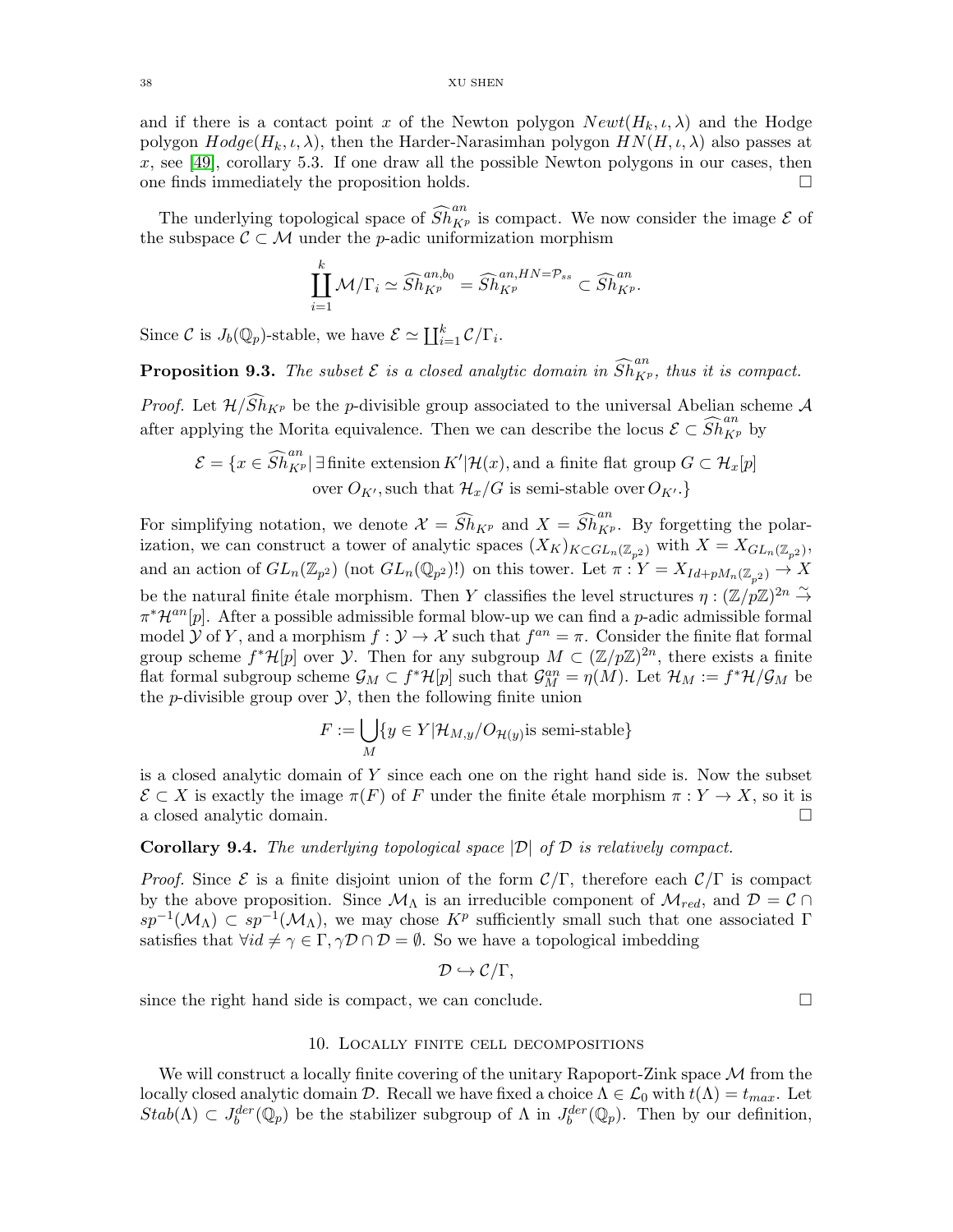and if there is a contact point $x$ of the Newton polygon $Newt(H_k, \iota, \lambda)$ and the Hodge polygon $Hodge(H_k, \iota, \lambda)$, then the Harder-Narasimhan polygon $HN(H, \iota, \lambda)$ also passes at $x$, see [49], corollary 5.3. If one draw all the possible Newton polygons in our cases, then one finds immediately the proposition holds. $\square$

The underlying topological space of $\widehat{Sh}_{K^p}^{an}$ is compact. We now consider the image $\mathcal{E}$ of the subspace $\mathcal{C} \subset \mathcal{M}$ under the $p$-adic uniformization morphism

$$\coprod_{i=1}^{k} \mathcal{M}/\Gamma_i \simeq \widehat{Sh}_{K^p}^{an,b_0} = \widehat{Sh}_{K^p}^{an,HN=\mathcal{P}_{ss}} \subset \widehat{Sh}_{K^p}^{an}.$$

Since $\mathcal{C}$ is $J_b(\mathbb{Q}_p)$-stable, we have $\mathcal{E} \simeq \coprod_{i=1}^{k} \mathcal{C}/\Gamma_i$.

**Proposition 9.3.** *The subset $\mathcal{E}$ is a closed analytic domain in $\widehat{Sh}_{K^p}^{an}$, thus it is compact.*

*Proof.* Let $\mathcal{H}/\widehat{Sh}_{K^p}$ be the $p$-divisible group associated to the universal Abelian scheme $\mathcal{A}$ after applying the Morita equivalence. Then we can describe the locus $\mathcal{E} \subset \widehat{Sh}_{K^p}^{an}$ by

$$\begin{aligned}\mathcal{E} = \{x \in \widehat{Sh}_{K^p}^{an} | \,&\exists \text{finite extension } K'|\mathcal{H}(x), \text{and a finite flat group } G \subset \mathcal{H}_x[p] \\ &\text{over } O_{K'}, \text{such that } \mathcal{H}_x/G \text{ is semi-stable over } O_{K'}.\}\end{aligned}$$

For simplifying notation, we denote $\mathcal{X} = \widehat{Sh}_{K^p}$ and $X = \widehat{Sh}_{K^p}^{an}$. By forgetting the polarization, we can construct a tower of analytic spaces $(X_K)_{K \subset GL_n(\mathbb{Z}_{p^2})}$ with $X = X_{GL_n(\mathbb{Z}_{p^2})}$, and an action of $GL_n(\mathbb{Z}_{p^2})$ (not $GL_n(\mathbb{Q}_{p^2})$!) on this tower. Let $\pi : Y = X_{Id+pM_n(\mathbb{Z}_{p^2})} \to X$ be the natural finite étale morphism. Then $Y$ classifies the level structures $\eta : (\mathbb{Z}/p\mathbb{Z})^{2n} \overset{\sim}{\to} \pi^*\mathcal{H}^{an}[p]$. After a possible admissible formal blow-up we can find a $p$-adic admissible formal model $\mathcal{Y}$ of $Y$, and a morphism $f : \mathcal{Y} \to \mathcal{X}$ such that $f^{an} = \pi$. Consider the finite flat formal group scheme $f^*\mathcal{H}[p]$ over $\mathcal{Y}$. Then for any subgroup $M \subset (\mathbb{Z}/p\mathbb{Z})^{2n}$, there exists a finite flat formal subgroup scheme $\mathcal{G}_M \subset f^*\mathcal{H}[p]$ such that $\mathcal{G}_M^{an} = \eta(M)$. Let $\mathcal{H}_M := f^*\mathcal{H}/\mathcal{G}_M$ be the $p$-divisible group over $\mathcal{Y}$, then the following finite union

$$F := \bigcup_M \{y \in Y | \mathcal{H}_{M,y}/O_{\mathcal{H}(y)} \text{is semi-stable}\}$$

is a closed analytic domain of $Y$ since each one on the right hand side is. Now the subset $\mathcal{E} \subset X$ is exactly the image $\pi(F)$ of $F$ under the finite étale morphism $\pi : Y \to X$, so it is a closed analytic domain. $\square$

**Corollary 9.4.** *The underlying topological space $|\mathcal{D}|$ of $\mathcal{D}$ is relatively compact.*

*Proof.* Since $\mathcal{E}$ is a finite disjoint union of the form $\mathcal{C}/\Gamma$, therefore each $\mathcal{C}/\Gamma$ is compact by the above proposition. Since $\mathcal{M}_\Lambda$ is an irreducible component of $\mathcal{M}_{red}$, and $\mathcal{D} = \mathcal{C} \cap sp^{-1}(\mathcal{M}_\Lambda) \subset sp^{-1}(\mathcal{M}_\Lambda)$, we may chose $K^p$ sufficiently small such that one associated $\Gamma$ satisfies that $\forall id \neq \gamma \in \Gamma, \gamma\mathcal{D} \cap \mathcal{D} = \emptyset$. So we have a topological imbedding

$$\mathcal{D} \hookrightarrow \mathcal{C}/\Gamma,$$

since the right hand side is compact, we can conclude. $\square$

## 10. Locally finite cell decompositions

We will construct a locally finite covering of the unitary Rapoport-Zink space $\mathcal{M}$ from the locally closed analytic domain $\mathcal{D}$. Recall we have fixed a choice $\Lambda \in \mathcal{L}_0$ with $t(\Lambda) = t_{max}$. Let $Stab(\Lambda) \subset J_b^{der}(\mathbb{Q}_p)$ be the stabilizer subgroup of $\Lambda$ in $J_b^{der}(\mathbb{Q}_p)$. Then by our definition,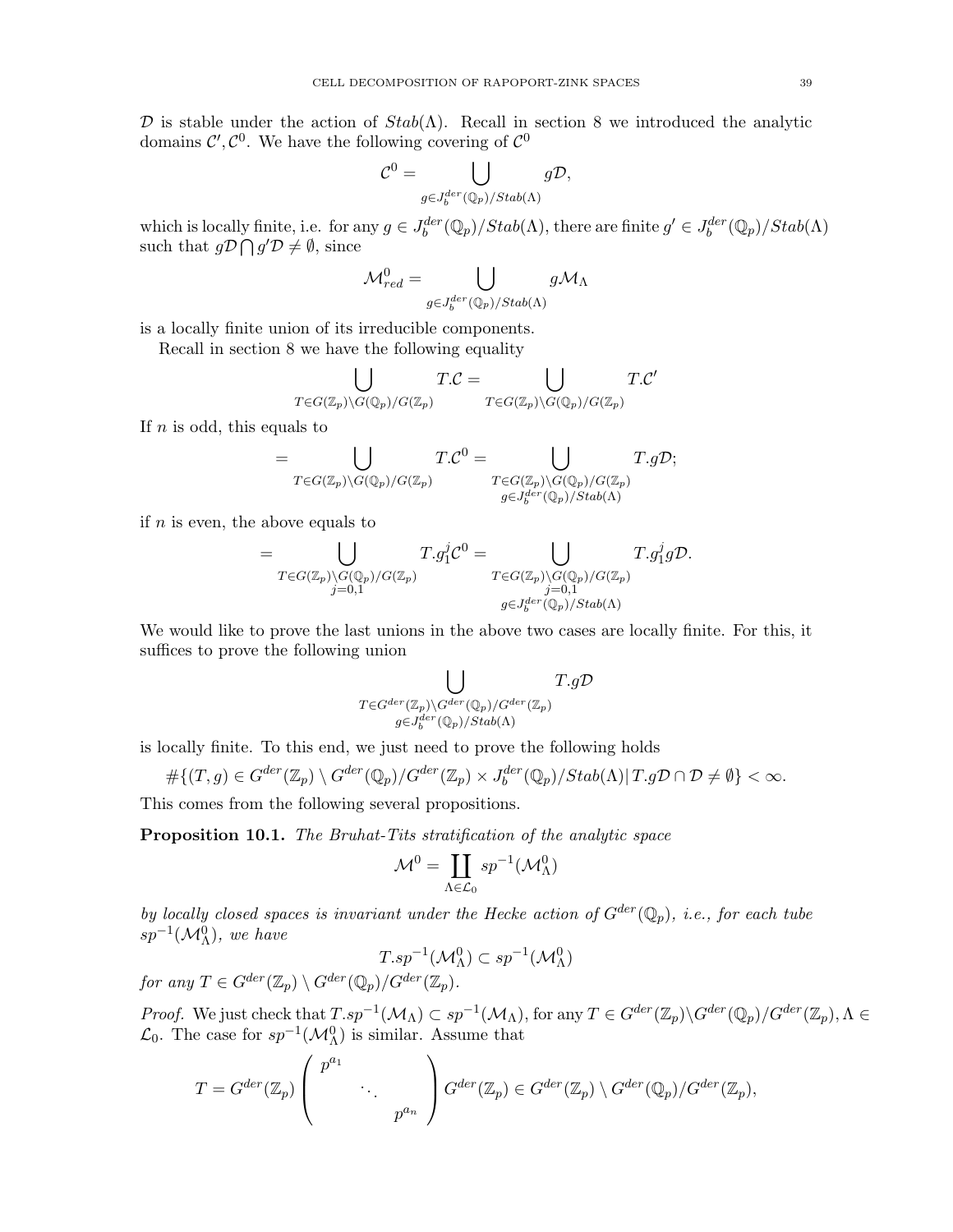$\mathcal{D}$ is stable under the action of $Stab(\Lambda)$. Recall in section 8 we introduced the analytic domains $\mathcal{C}', \mathcal{C}^0$. We have the following covering of $\mathcal{C}^0$

$$\mathcal{C}^0 = \bigcup_{g \in J_b^{der}(\mathbb{Q}_p)/Stab(\Lambda)} g\mathcal{D},$$

which is locally finite, i.e. for any $g \in J_b^{der}(\mathbb{Q}_p)/Stab(\Lambda)$, there are finite $g' \in J_b^{der}(\mathbb{Q}_p)/Stab(\Lambda)$ such that $g\mathcal{D} \bigcap g'\mathcal{D} \neq \emptyset$, since

$$\mathcal{M}^0_{red} = \bigcup_{g \in J_b^{der}(\mathbb{Q}_p)/Stab(\Lambda)} g\mathcal{M}_\Lambda$$

is a locally finite union of its irreducible components.

Recall in section 8 we have the following equality

$$\bigcup_{T \in G(\mathbb{Z}_p)\backslash G(\mathbb{Q}_p)/G(\mathbb{Z}_p)} T.\mathcal{C} = \bigcup_{T \in G(\mathbb{Z}_p)\backslash G(\mathbb{Q}_p)/G(\mathbb{Z}_p)} T.\mathcal{C}'$$

If $n$ is odd, this equals to

$$= \bigcup_{T \in G(\mathbb{Z}_p)\backslash G(\mathbb{Q}_p)/G(\mathbb{Z}_p)} T.\mathcal{C}^0 = \bigcup_{\substack{T \in G(\mathbb{Z}_p)\backslash G(\mathbb{Q}_p)/G(\mathbb{Z}_p) \\ g \in J_b^{der}(\mathbb{Q}_p)/Stab(\Lambda)}} T.g\mathcal{D};$$

if $n$ is even, the above equals to

$$= \bigcup_{\substack{T \in G(\mathbb{Z}_p)\backslash G(\mathbb{Q}_p)/G(\mathbb{Z}_p) \\ j=0,1}} T.g_1^j\mathcal{C}^0 = \bigcup_{\substack{T \in G(\mathbb{Z}_p)\backslash G(\mathbb{Q}_p)/G(\mathbb{Z}_p) \\ j=0,1 \\ g \in J_b^{der}(\mathbb{Q}_p)/Stab(\Lambda)}} T.g_1^j g\mathcal{D}.$$

We would like to prove the last unions in the above two cases are locally finite. For this, it suffices to prove the following union

$$\bigcup_{\substack{T \in G^{der}(\mathbb{Z}_p)\backslash G^{der}(\mathbb{Q}_p)/G^{der}(\mathbb{Z}_p) \\ g \in J_b^{der}(\mathbb{Q}_p)/Stab(\Lambda)}} T.g\mathcal{D}$$

is locally finite. To this end, we just need to prove the following holds

$$\#\{(T, g) \in G^{der}(\mathbb{Z}_p) \setminus G^{der}(\mathbb{Q}_p)/G^{der}(\mathbb{Z}_p) \times J_b^{der}(\mathbb{Q}_p)/Stab(\Lambda) | \, T.g\mathcal{D} \cap \mathcal{D} \neq \emptyset\} < \infty.$$

This comes from the following several propositions.

**Proposition 10.1.** *The Bruhat-Tits stratification of the analytic space*

$$\mathcal{M}^0 = \coprod_{\Lambda \in \mathcal{L}_0} sp^{-1}(\mathcal{M}^0_\Lambda)$$

*by locally closed spaces is invariant under the Hecke action of $G^{der}(\mathbb{Q}_p)$, i.e., for each tube $sp^{-1}(\mathcal{M}^0_\Lambda)$, we have*

$$T.sp^{-1}(\mathcal{M}^0_\Lambda) \subset sp^{-1}(\mathcal{M}^0_\Lambda)$$

*for any $T \in G^{der}(\mathbb{Z}_p) \setminus G^{der}(\mathbb{Q}_p)/G^{der}(\mathbb{Z}_p)$.*

*Proof.* We just check that $T.sp^{-1}(\mathcal{M}_\Lambda) \subset sp^{-1}(\mathcal{M}_\Lambda)$, for any $T \in G^{der}(\mathbb{Z}_p)\backslash G^{der}(\mathbb{Q}_p)/G^{der}(\mathbb{Z}_p), \Lambda \in \mathcal{L}_0$. The case for $sp^{-1}(\mathcal{M}^0_\Lambda)$ is similar. Assume that

$$T = G^{der}(\mathbb{Z}_p) \begin{pmatrix} p^{a_1} & & \\ & \ddots & \\ & & p^{a_n} \end{pmatrix} G^{der}(\mathbb{Z}_p) \in G^{der}(\mathbb{Z}_p) \setminus G^{der}(\mathbb{Q}_p)/G^{der}(\mathbb{Z}_p),$$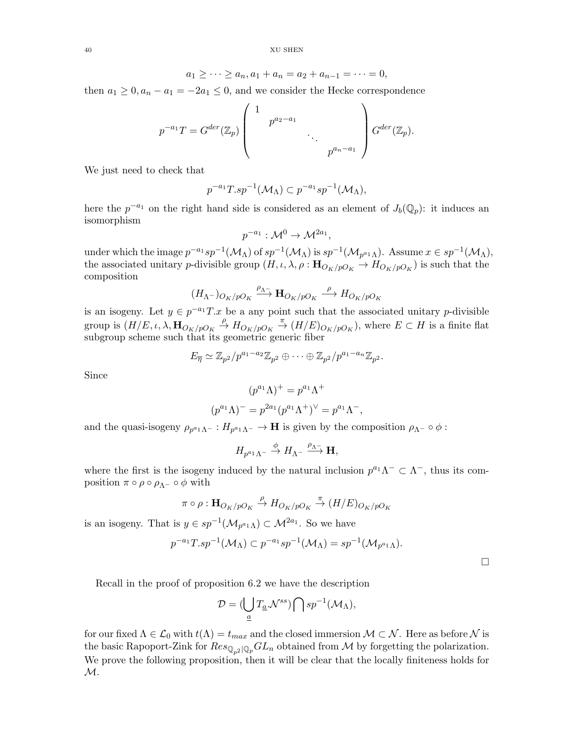$$a_1 \geq \cdots \geq a_n, a_1 + a_n = a_2 + a_{n-1} = \cdots = 0,$$

then $a_1 \geq 0, a_n - a_1 = -2a_1 \leq 0$, and we consider the Hecke correspondence

$$p^{-a_1}T = G^{der}(\mathbb{Z}_p)\begin{pmatrix} 1 & & & \\ & p^{a_2-a_1} & & \\ & & \ddots & \\ & & & p^{a_n-a_1} \end{pmatrix} G^{der}(\mathbb{Z}_p).$$

We just need to check that

$$p^{-a_1}T.sp^{-1}(\mathcal{M}_\Lambda) \subset p^{-a_1}sp^{-1}(\mathcal{M}_\Lambda),$$

here the $p^{-a_1}$ on the right hand side is considered as an element of $J_b(\mathbb{Q}_p)$: it induces an isomorphism

$$p^{-a_1} : \mathcal{M}^0 \to \mathcal{M}^{2a_1},$$

under which the image $p^{-a_1}sp^{-1}(\mathcal{M}_\Lambda)$ of $sp^{-1}(\mathcal{M}_\Lambda)$ is $sp^{-1}(\mathcal{M}_{p^{a_1}\Lambda})$. Assume $x \in sp^{-1}(\mathcal{M}_\Lambda)$, the associated unitary $p$-divisible group $(H, \iota, \lambda, \rho : \mathbf{H}_{O_K/pO_K} \to H_{O_K/pO_K})$ is such that the composition

$$(H_{\Lambda^-})_{O_K/pO_K} \xrightarrow{\rho_{\Lambda^-}} \mathbf{H}_{O_K/pO_K} \xrightarrow{\rho} H_{O_K/pO_K}$$

is an isogeny. Let $y \in p^{-a_1}T.x$ be a any point such that the associated unitary $p$-divisible group is $(H/E, \iota, \lambda, \mathbf{H}_{O_K/pO_K} \xrightarrow{\rho} H_{O_K/pO_K} \xrightarrow{\pi} (H/E)_{O_K/pO_K})$, where $E \subset H$ is a finite flat subgroup scheme such that its geometric generic fiber

$$E_{\overline{\eta}} \simeq \mathbb{Z}_{p^2}/p^{a_1-a_2}\mathbb{Z}_{p^2} \oplus \cdots \oplus \mathbb{Z}_{p^2}/p^{a_1-a_n}\mathbb{Z}_{p^2}.$$

Since

$$(p^{a_1}\Lambda)^+ = p^{a_1}\Lambda^+$$

$$(p^{a_1}\Lambda)^- = p^{2a_1}(p^{a_1}\Lambda^+)^\vee = p^{a_1}\Lambda^-,$$

and the quasi-isogeny $\rho_{p^{a_1}\Lambda^-} : H_{p^{a_1}\Lambda^-} \to \mathbf{H}$ is given by the composition $\rho_{\Lambda^-} \circ \phi$ :

$$H_{p^{a_1}\Lambda^-} \xrightarrow{\phi} H_{\Lambda^-} \xrightarrow{\rho_{\Lambda^-}} \mathbf{H},$$

where the first is the isogeny induced by the natural inclusion $p^{a_1}\Lambda^- \subset \Lambda^-$, thus its composition $\pi \circ \rho \circ \rho_{\Lambda^-} \circ \phi$ with

$$\pi \circ \rho : \mathbf{H}_{O_K/pO_K} \xrightarrow{\rho} H_{O_K/pO_K} \xrightarrow{\pi} (H/E)_{O_K/pO_K}$$

is an isogeny. That is $y \in sp^{-1}(\mathcal{M}_{p^{a_1}\Lambda}) \subset \mathcal{M}^{2a_1}$. So we have

$$p^{-a_1}T.sp^{-1}(\mathcal{M}_\Lambda) \subset p^{-a_1}sp^{-1}(\mathcal{M}_\Lambda) = sp^{-1}(\mathcal{M}_{p^{a_1}\Lambda}).$$

□

Recall in the proof of proposition 6.2 we have the description

$$\mathcal{D} = (\bigcup_{\underline{a}} T_{\underline{a}}.\mathcal{N}^{ss}) \bigcap sp^{-1}(\mathcal{M}_\Lambda),$$

for our fixed $\Lambda \in \mathcal{L}_0$ with $t(\Lambda) = t_{max}$ and the closed immersion $\mathcal{M} \subset \mathcal{N}$. Here as before $\mathcal{N}$ is the basic Rapoport-Zink for $Res_{\mathbb{Q}_{p^2}|\mathbb{Q}_p}GL_n$ obtained from $\mathcal{M}$ by forgetting the polarization. We prove the following proposition, then it will be clear that the locally finiteness holds for $\mathcal{M}$.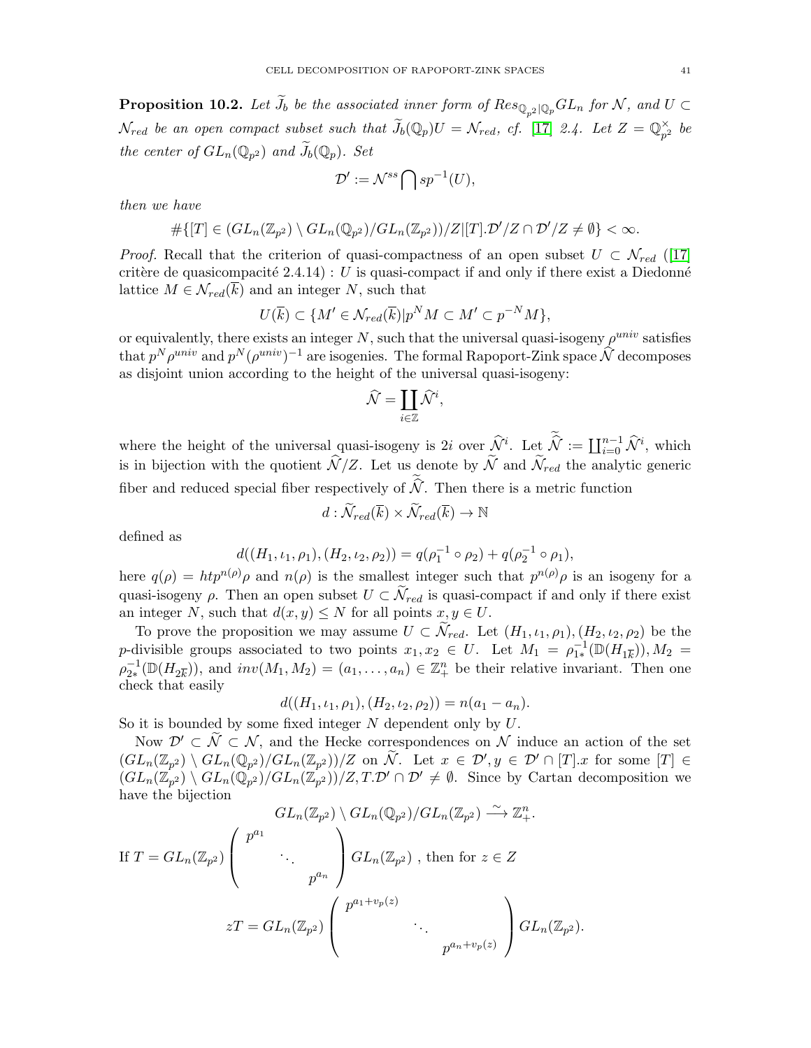**Proposition 10.2.** *Let $\widetilde{J}_b$ be the associated inner form of $Res_{\mathbb{Q}_{p^2}|\mathbb{Q}_p}GL_n$ for $\mathcal{N}$, and $U \subset \mathcal{N}_{red}$ be an open compact subset such that $\widetilde{J}_b(\mathbb{Q}_p)U = \mathcal{N}_{red}$, cf. [17] 2.4. Let $Z = \mathbb{Q}_{p^2}^\times$ be the center of $GL_n(\mathbb{Q}_{p^2})$ and $\widetilde{J}_b(\mathbb{Q}_p)$. Set*

$$\mathcal{D}' := \mathcal{N}^{ss} \bigcap sp^{-1}(U),$$

*then we have*

$$\#\{[T] \in (GL_n(\mathbb{Z}_{p^2}) \setminus GL_n(\mathbb{Q}_{p^2})/GL_n(\mathbb{Z}_{p^2}))/Z | [T].\mathcal{D}'/Z \cap \mathcal{D}'/Z \neq \emptyset\} < \infty.$$

*Proof.* Recall that the criterion of quasi-compactness of an open subset $U \subset \mathcal{N}_{red}$ ([17] critère de quasicompacité 2.4.14) : $U$ is quasi-compact if and only if there exist a Diedonné lattice $M \in \mathcal{N}_{red}(\overline{k})$ and an integer $N$, such that

$$U(\overline{k}) \subset \{M' \in \mathcal{N}_{red}(\overline{k}) | p^N M \subset M' \subset p^{-N} M\},$$

or equivalently, there exists an integer $N$, such that the universal quasi-isogeny $\rho^{univ}$ satisfies that $p^N \rho^{univ}$ and $p^N (\rho^{univ})^{-1}$ are isogenies. The formal Rapoport-Zink space $\widehat{\mathcal{N}}$ decomposes as disjoint union according to the height of the universal quasi-isogeny:

$$\widehat{\mathcal{N}} = \coprod_{i \in \mathbb{Z}} \widehat{\mathcal{N}}^i,$$

where the height of the universal quasi-isogeny is $2i$ over $\widehat{\mathcal{N}}^i$. Let $\widetilde{\widehat{\mathcal{N}}} := \coprod_{i=0}^{n-1} \widehat{\mathcal{N}}^i$, which is in bijection with the quotient $\widehat{\mathcal{N}}/Z$. Let us denote by $\widetilde{\mathcal{N}}$ and $\widetilde{\mathcal{N}}_{red}$ the analytic generic fiber and reduced special fiber respectively of $\widetilde{\widehat{\mathcal{N}}}$. Then there is a metric function

$$d : \widetilde{\mathcal{N}}_{red}(\overline{k}) \times \widetilde{\mathcal{N}}_{red}(\overline{k}) \to \mathbb{N}$$

defined as

$$d((H_1, \iota_1, \rho_1), (H_2, \iota_2, \rho_2)) = q(\rho_1^{-1} \circ \rho_2) + q(\rho_2^{-1} \circ \rho_1),$$

here $q(\rho) = htp^{n(\rho)}\rho$ and $n(\rho)$ is the smallest integer such that $p^{n(\rho)}\rho$ is an isogeny for a quasi-isogeny $\rho$. Then an open subset $U \subset \widetilde{\mathcal{N}}_{red}$ is quasi-compact if and only if there exist an integer $N$, such that $d(x, y) \leq N$ for all points $x, y \in U$.

To prove the proposition we may assume $U \subset \widetilde{\mathcal{N}}_{red}$. Let $(H_1, \iota_1, \rho_1), (H_2, \iota_2, \rho_2)$ be the $p$-divisible groups associated to two points $x_1, x_2 \in U$. Let $M_1 = \rho_{1*}^{-1}(\mathbb{D}(H_{1\overline{k}})), M_2 = \rho_{2*}^{-1}(\mathbb{D}(H_{2\overline{k}}))$, and $inv(M_1, M_2) = (a_1, \ldots, a_n) \in \mathbb{Z}_+^n$ be their relative invariant. Then one check that easily

$$d((H_1, \iota_1, \rho_1), (H_2, \iota_2, \rho_2)) = n(a_1 - a_n).$$

So it is bounded by some fixed integer $N$ dependent only by $U$.

Now $\mathcal{D}' \subset \widetilde{\mathcal{N}} \subset \mathcal{N}$, and the Hecke correspondences on $\mathcal{N}$ induce an action of the set $(GL_n(\mathbb{Z}_{p^2}) \setminus GL_n(\mathbb{Q}_{p^2})/GL_n(\mathbb{Z}_{p^2}))/Z$ on $\widetilde{\mathcal{N}}$. Let $x \in \mathcal{D}', y \in \mathcal{D}' \cap [T].x$ for some $[T] \in (GL_n(\mathbb{Z}_{p^2}) \setminus GL_n(\mathbb{Q}_{p^2})/GL_n(\mathbb{Z}_{p^2}))/Z, T.\mathcal{D}' \cap \mathcal{D}' \neq \emptyset$. Since by Cartan decomposition we have the bijection

$$GL_n(\mathbb{Z}_{p^2}) \setminus GL_n(\mathbb{Q}_{p^2})/GL_n(\mathbb{Z}_{p^2}) \xrightarrow{\sim} \mathbb{Z}_+^n.$$

If $T = GL_n(\mathbb{Z}_{p^2}) \begin{pmatrix} p^{a_1} & & \\ & \ddots & \\ & & p^{a_n} \end{pmatrix} GL_n(\mathbb{Z}_{p^2})$ , then for $z \in Z$

$$zT = GL_n(\mathbb{Z}_{p^2}) \begin{pmatrix} p^{a_1 + v_p(z)} & & \\ & \ddots & \\ & & p^{a_n + v_p(z)} \end{pmatrix} GL_n(\mathbb{Z}_{p^2}).$$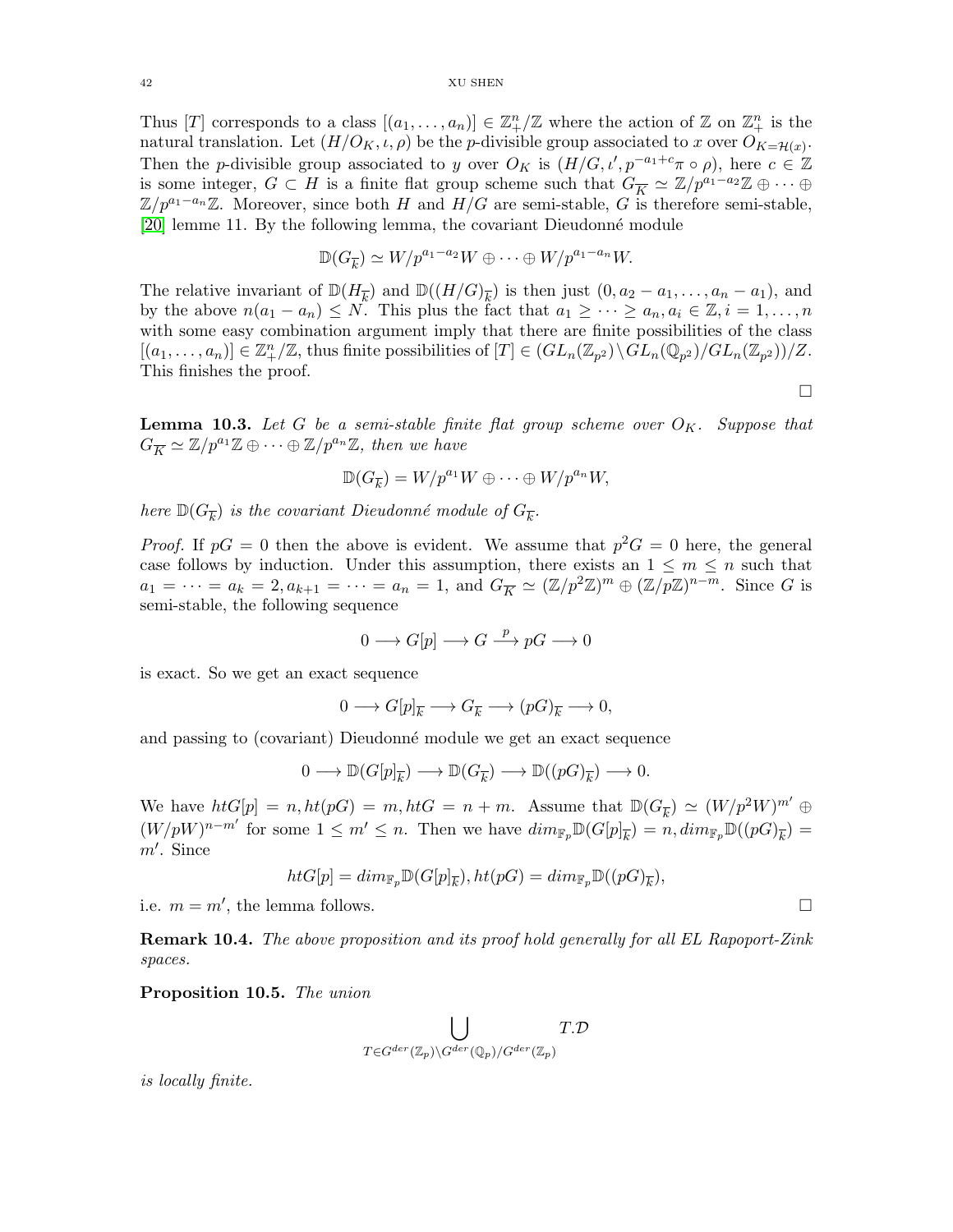Thus $[T]$ corresponds to a class $[(a_1,\dots,a_n)] \in \mathbb{Z}_+^n/\mathbb{Z}$ where the action of $\mathbb{Z}$ on $\mathbb{Z}_+^n$ is the natural translation. Let $(H/O_K,\iota,\rho)$ be the $p$-divisible group associated to $x$ over $O_{K=\mathcal{H}(x)}$. Then the $p$-divisible group associated to $y$ over $O_K$ is $(H/G,\iota',p^{-a_1+c}\pi\circ\rho)$, here $c\in\mathbb{Z}$ is some integer, $G\subset H$ is a finite flat group scheme such that $G_{\overline{K}}\simeq \mathbb{Z}/p^{a_1-a_2}\mathbb{Z}\oplus\cdots\oplus\mathbb{Z}/p^{a_1-a_n}\mathbb{Z}$. Moreover, since both $H$ and $H/G$ are semi-stable, $G$ is therefore semi-stable, [20] lemme 11. By the following lemma, the covariant Dieudonné module

$$\mathbb{D}(G_{\overline{k}})\simeq W/p^{a_1-a_2}W\oplus\cdots\oplus W/p^{a_1-a_n}W.$$

The relative invariant of $\mathbb{D}(H_{\overline{k}})$ and $\mathbb{D}((H/G)_{\overline{k}})$ is then just $(0,a_2-a_1,\dots,a_n-a_1)$, and by the above $n(a_1-a_n)\leq N$. This plus the fact that $a_1\geq\cdots\geq a_n, a_i\in\mathbb{Z}, i=1,\dots,n$ with some easy combination argument imply that there are finite possibilities of the class $[(a_1,\dots,a_n)]\in\mathbb{Z}_+^n/\mathbb{Z}$, thus finite possibilities of $[T]\in(GL_n(\mathbb{Z}_{p^2})\backslash GL_n(\mathbb{Q}_{p^2})/GL_n(\mathbb{Z}_{p^2}))/Z$. This finishes the proof.

□

**Lemma 10.3.** *Let $G$ be a semi-stable finite flat group scheme over $O_K$. Suppose that $G_{\overline{K}}\simeq\mathbb{Z}/p^{a_1}\mathbb{Z}\oplus\cdots\oplus\mathbb{Z}/p^{a_n}\mathbb{Z}$, then we have*

$$\mathbb{D}(G_{\overline{k}})=W/p^{a_1}W\oplus\cdots\oplus W/p^{a_n}W,$$

*here $\mathbb{D}(G_{\overline{k}})$ is the covariant Dieudonné module of $G_{\overline{k}}$.*

*Proof.* If $pG=0$ then the above is evident. We assume that $p^2G=0$ here, the general case follows by induction. Under this assumption, there exists an $1\leq m\leq n$ such that $a_1=\cdots=a_k=2, a_{k+1}=\cdots=a_n=1$, and $G_{\overline{K}}\simeq(\mathbb{Z}/p^2\mathbb{Z})^m\oplus(\mathbb{Z}/p\mathbb{Z})^{n-m}$. Since $G$ is semi-stable, the following sequence

$$0\longrightarrow G[p]\longrightarrow G\stackrel{p}{\longrightarrow}pG\longrightarrow 0$$

is exact. So we get an exact sequence

$$0\longrightarrow G[p]_{\overline{k}}\longrightarrow G_{\overline{k}}\longrightarrow(pG)_{\overline{k}}\longrightarrow 0,$$

and passing to (covariant) Dieudonné module we get an exact sequence

$$0\longrightarrow\mathbb{D}(G[p]_{\overline{k}})\longrightarrow\mathbb{D}(G_{\overline{k}})\longrightarrow\mathbb{D}((pG)_{\overline{k}})\longrightarrow 0.$$

We have $htG[p]=n, ht(pG)=m, htG=n+m$. Assume that $\mathbb{D}(G_{\overline{k}})\simeq(W/p^2W)^{m'}\oplus(W/pW)^{n-m'}$ for some $1\leq m'\leq n$. Then we have $dim_{\mathbb{F}_p}\mathbb{D}(G[p]_{\overline{k}})=n, dim_{\mathbb{F}_p}\mathbb{D}((pG)_{\overline{k}})=m'$. Since

$$htG[p]=dim_{\mathbb{F}_p}\mathbb{D}(G[p]_{\overline{k}}), ht(pG)=dim_{\mathbb{F}_p}\mathbb{D}((pG)_{\overline{k}}),$$

i.e. $m=m'$, the lemma follows. □

**Remark 10.4.** *The above proposition and its proof hold generally for all EL Rapoport-Zink spaces.*

**Proposition 10.5.** *The union*

$$\bigcup_{T\in G^{der}(\mathbb{Z}_p)\backslash G^{der}(\mathbb{Q}_p)/G^{der}(\mathbb{Z}_p)} T.\mathcal{D}$$

*is locally finite.*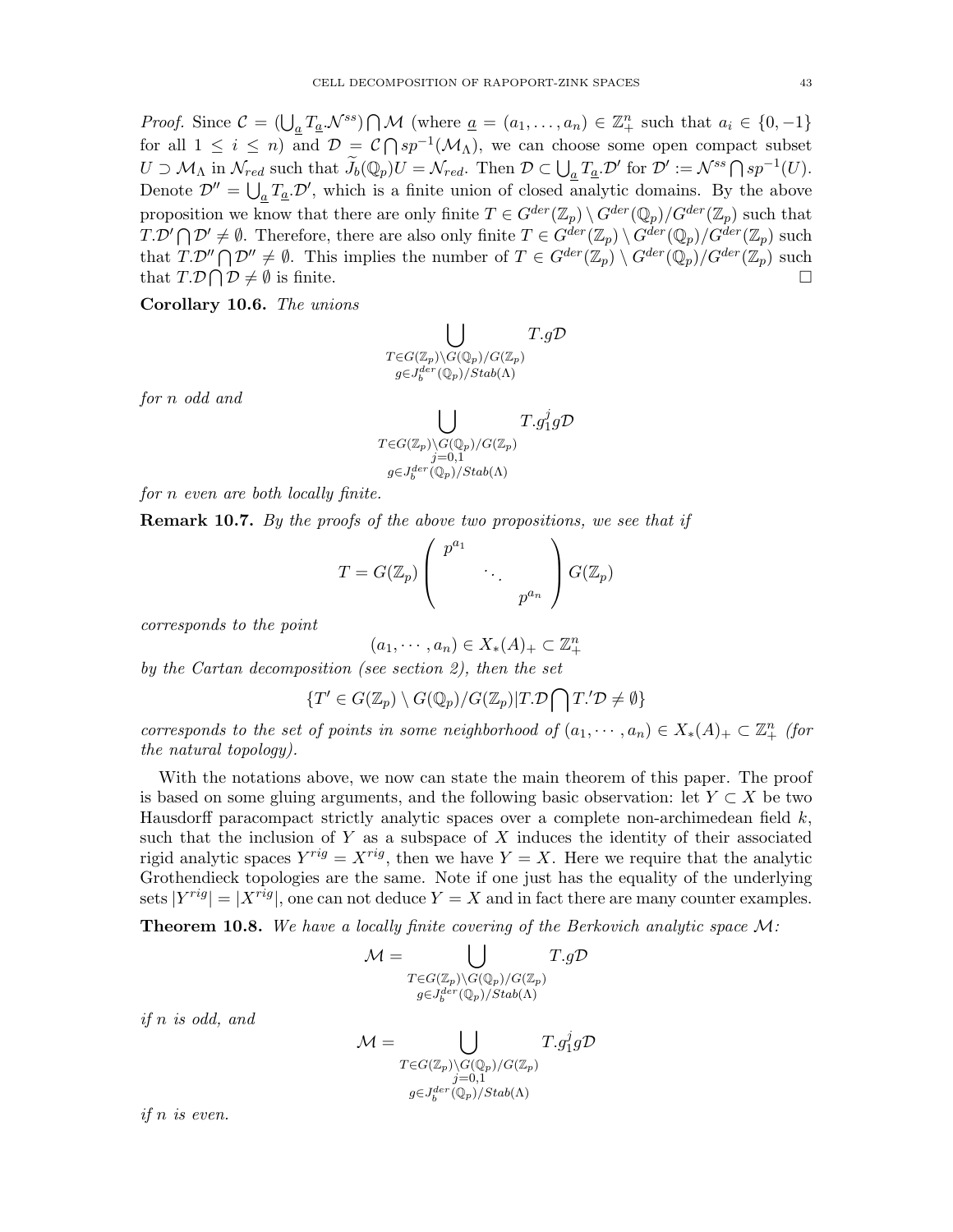*Proof.* Since $\mathcal{C} = (\bigcup_{\underline{a}} T_{\underline{a}}.\mathcal{N}^{ss}) \bigcap \mathcal{M}$ (where $\underline{a} = (a_1, \ldots, a_n) \in \mathbb{Z}_+^n$ such that $a_i \in \{0, -1\}$ for all $1 \leq i \leq n$) and $\mathcal{D} = \mathcal{C} \bigcap sp^{-1}(\mathcal{M}_\Lambda)$, we can choose some open compact subset $U \supset \mathcal{M}_\Lambda$ in $\mathcal{N}_{red}$ such that $\widetilde{J}_b(\mathbb{Q}_p)U = \mathcal{N}_{red}$. Then $\mathcal{D} \subset \bigcup_{\underline{a}} T_{\underline{a}}.\mathcal{D}'$ for $\mathcal{D}' := \mathcal{N}^{ss} \bigcap sp^{-1}(U)$. Denote $\mathcal{D}'' = \bigcup_{\underline{a}} T_{\underline{a}}.\mathcal{D}'$, which is a finite union of closed analytic domains. By the above proposition we know that there are only finite $T \in G^{der}(\mathbb{Z}_p) \setminus G^{der}(\mathbb{Q}_p)/G^{der}(\mathbb{Z}_p)$ such that $T.\mathcal{D}' \bigcap \mathcal{D}' \neq \emptyset$. Therefore, there are also only finite $T \in G^{der}(\mathbb{Z}_p) \setminus G^{der}(\mathbb{Q}_p)/G^{der}(\mathbb{Z}_p)$ such that $T.\mathcal{D}'' \bigcap \mathcal{D}'' \neq \emptyset$. This implies the number of $T \in G^{der}(\mathbb{Z}_p) \setminus G^{der}(\mathbb{Q}_p)/G^{der}(\mathbb{Z}_p)$ such that $T.\mathcal{D} \bigcap \mathcal{D} \neq \emptyset$ is finite. $\square$

**Corollary 10.6.** *The unions*

$$\bigcup_{\substack{T \in G(\mathbb{Z}_p)\setminus G(\mathbb{Q}_p)/G(\mathbb{Z}_p) \\ g \in J_b^{der}(\mathbb{Q}_p)/Stab(\Lambda)}} T.g\mathcal{D}$$

*for $n$ odd and*

$$\bigcup_{\substack{T \in G(\mathbb{Z}_p)\setminus G(\mathbb{Q}_p)/G(\mathbb{Z}_p) \\ j=0,1 \\ g \in J_b^{der}(\mathbb{Q}_p)/Stab(\Lambda)}} T.g_1^j g\mathcal{D}$$

*for $n$ even are both locally finite.*

**Remark 10.7.** *By the proofs of the above two propositions, we see that if*

$$T = G(\mathbb{Z}_p) \begin{pmatrix} p^{a_1} & & \\ & \ddots & \\ & & p^{a_n} \end{pmatrix} G(\mathbb{Z}_p)$$

*corresponds to the point*

$$(a_1, \cdots, a_n) \in X_*(A)_+ \subset \mathbb{Z}_+^n$$

*by the Cartan decomposition (see section 2), then the set*

$$\{T' \in G(\mathbb{Z}_p) \setminus G(\mathbb{Q}_p)/G(\mathbb{Z}_p) | T.\mathcal{D} \bigcap T.'\mathcal{D} \neq \emptyset\}$$

*corresponds to the set of points in some neighborhood of $(a_1, \cdots, a_n) \in X_*(A)_+ \subset \mathbb{Z}_+^n$ (for the natural topology).*

With the notations above, we now can state the main theorem of this paper. The proof is based on some gluing arguments, and the following basic observation: let $Y \subset X$ be two Hausdorff paracompact strictly analytic spaces over a complete non-archimedean field $k$, such that the inclusion of $Y$ as a subspace of $X$ induces the identity of their associated rigid analytic spaces $Y^{rig} = X^{rig}$, then we have $Y = X$. Here we require that the analytic Grothendieck topologies are the same. Note if one just has the equality of the underlying sets $|Y^{rig}| = |X^{rig}|$, one can not deduce $Y = X$ and in fact there are many counter examples.

**Theorem 10.8.** *We have a locally finite covering of the Berkovich analytic space $\mathcal{M}$:*

$$\mathcal{M} = \bigcup_{\substack{T \in G(\mathbb{Z}_p)\setminus G(\mathbb{Q}_p)/G(\mathbb{Z}_p) \\ g \in J_b^{der}(\mathbb{Q}_p)/Stab(\Lambda)}} T.g\mathcal{D}$$

*if $n$ is odd, and*

$$\mathcal{M} = \bigcup_{\substack{T \in G(\mathbb{Z}_p)\setminus G(\mathbb{Q}_p)/G(\mathbb{Z}_p) \\ j=0,1 \\ g \in J_b^{der}(\mathbb{Q}_p)/Stab(\Lambda)}} T.g_1^j g\mathcal{D}$$

*if $n$ is even.*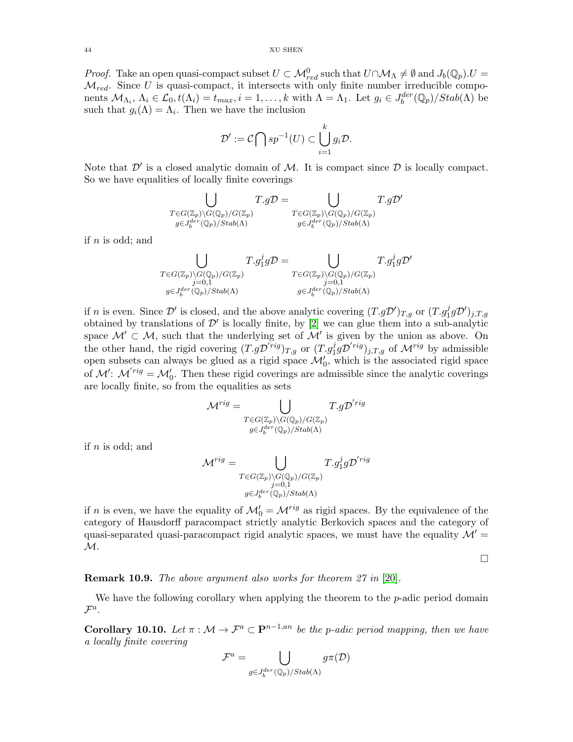*Proof.* Take an open quasi-compact subset $U \subset \mathcal{M}^0_{red}$ such that $U \cap \mathcal{M}_\Lambda \neq \emptyset$ and $J_b(\mathbb{Q}_p).U = \mathcal{M}_{red}$. Since $U$ is quasi-compact, it intersects with only finite number irreducible components $\mathcal{M}_{\Lambda_i}$, $\Lambda_i \in \mathcal{L}_0, t(\Lambda_i) = t_{max}, i = 1, \dots, k$ with $\Lambda = \Lambda_1$. Let $g_i \in J_b^{der}(\mathbb{Q}_p)/Stab(\Lambda)$ be such that $g_i(\Lambda) = \Lambda_i$. Then we have the inclusion

$$\mathcal{D}' := \mathcal{C} \bigcap sp^{-1}(U) \subset \bigcup_{i=1}^{k} g_i \mathcal{D}.$$

Note that $\mathcal{D}'$ is a closed analytic domain of $\mathcal{M}$. It is compact since $\mathcal{D}$ is locally compact. So we have equalities of locally finite coverings

$$\bigcup_{\substack{T \in G(\mathbb{Z}_p)\backslash G(\mathbb{Q}_p)/G(\mathbb{Z}_p) \\ g \in J_b^{der}(\mathbb{Q}_p)/Stab(\Lambda)}} T.g\mathcal{D} = \bigcup_{\substack{T \in G(\mathbb{Z}_p)\backslash G(\mathbb{Q}_p)/G(\mathbb{Z}_p) \\ g \in J_b^{der}(\mathbb{Q}_p)/Stab(\Lambda)}} T.g\mathcal{D}'$$

if $n$ is odd; and

$$\bigcup_{\substack{T \in G(\mathbb{Z}_p)\backslash G(\mathbb{Q}_p)/G(\mathbb{Z}_p) \\ j=0,1 \\ g \in J_b^{der}(\mathbb{Q}_p)/Stab(\Lambda)}} T.g_1^j g\mathcal{D} = \bigcup_{\substack{T \in G(\mathbb{Z}_p)\backslash G(\mathbb{Q}_p)/G(\mathbb{Z}_p) \\ j=0,1 \\ g \in J_b^{der}(\mathbb{Q}_p)/Stab(\Lambda)}} T.g_1^j g\mathcal{D}'$$

if $n$ is even. Since $\mathcal{D}'$ is closed, and the above analytic covering $(T.g\mathcal{D}')_{T,g}$ or $(T.g_1^j g\mathcal{D}')_{j,T,g}$ obtained by translations of $\mathcal{D}'$ is locally finite, by [2] we can glue them into a sub-analytic space $\mathcal{M}' \subset \mathcal{M}$, such that the underlying set of $\mathcal{M}'$ is given by the union as above. On the other hand, the rigid covering $(T.g\mathcal{D}'^{rig})_{T,g}$ or $(T.g_1^j g\mathcal{D}'^{rig})_{j,T,g}$ of $\mathcal{M}^{rig}$ by admissible open subsets can always be glued as a rigid space $\mathcal{M}'_0$, which is the associated rigid space of $\mathcal{M}'$: $\mathcal{M}'^{rig} = \mathcal{M}'_0$. Then these rigid coverings are admissible since the analytic coverings are locally finite, so from the equalities as sets

$$\mathcal{M}^{rig} = \bigcup_{\substack{T \in G(\mathbb{Z}_p)\backslash G(\mathbb{Q}_p)/G(\mathbb{Z}_p) \\ g \in J_b^{der}(\mathbb{Q}_p)/Stab(\Lambda)}} T.g\mathcal{D}'^{rig}$$

if $n$ is odd; and

$$\mathcal{M}^{rig} = \bigcup_{\substack{T \in G(\mathbb{Z}_p)\backslash G(\mathbb{Q}_p)/G(\mathbb{Z}_p) \\ j=0,1 \\ g \in J_b^{der}(\mathbb{Q}_p)/Stab(\Lambda)}} T.g_1^j g\mathcal{D}'^{rig}$$

if $n$ is even, we have the equality of $\mathcal{M}'_0 = \mathcal{M}^{rig}$ as rigid spaces. By the equivalence of the category of Hausdorff paracompact strictly analytic Berkovich spaces and the category of quasi-separated quasi-paracompact rigid analytic spaces, we must have the equality $\mathcal{M}' = \mathcal{M}$.

$\square$

**Remark 10.9.** *The above argument also works for theorem 27 in* [20].

We have the following corollary when applying the theorem to the $p$-adic period domain $\mathcal{F}^a$.

**Corollary 10.10.** *Let $\pi : \mathcal{M} \to \mathcal{F}^a \subset \mathbf{P}^{n-1,an}$ be the $p$-adic period mapping, then we have a locally finite covering*

$$\mathcal{F}^a = \bigcup_{g \in J_b^{der}(\mathbb{Q}_p)/Stab(\Lambda)} g\pi(\mathcal{D})$$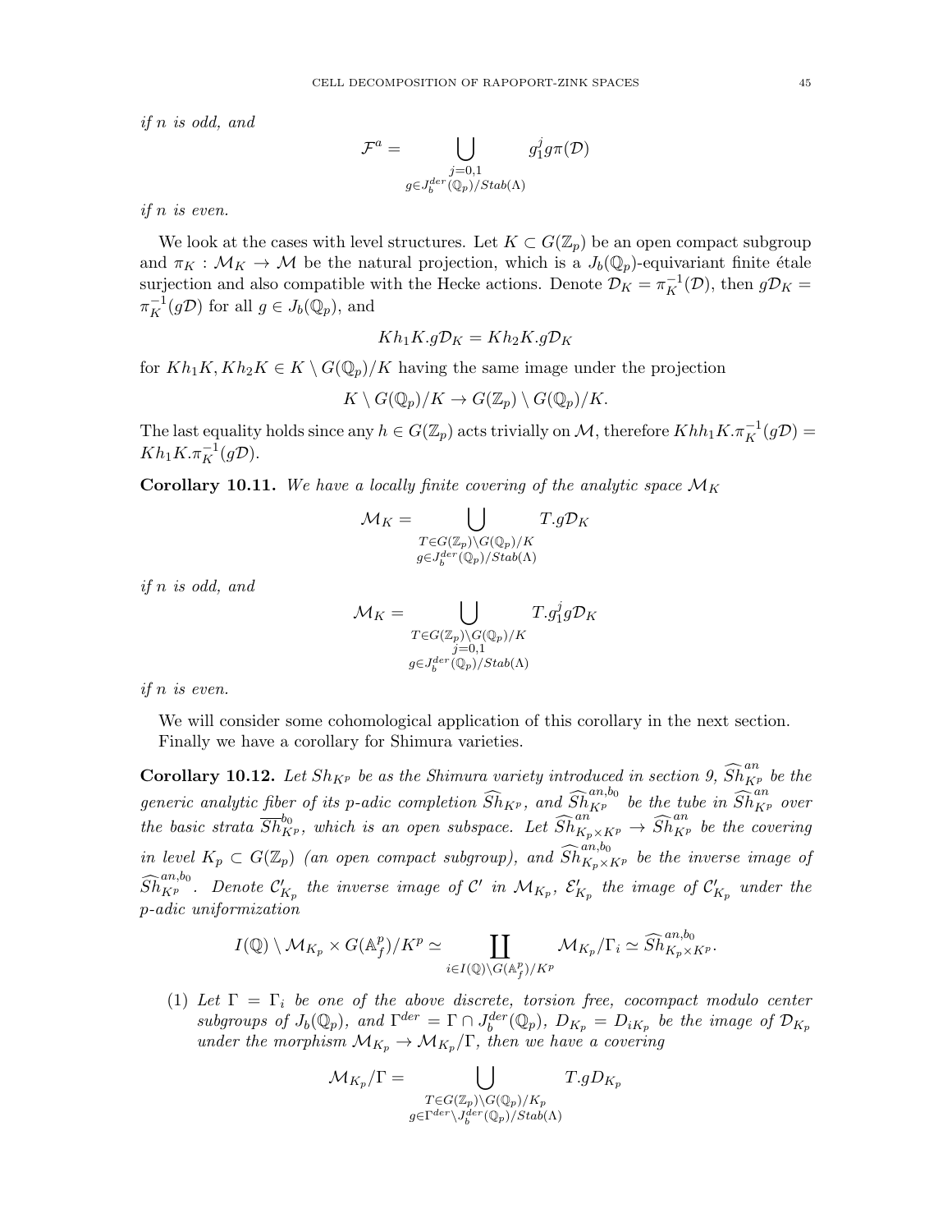*if $n$ is odd, and*

$$\mathcal{F}^a = \bigcup_{\substack{j=0,1 \\ g \in J_b^{der}(\mathbb{Q}_p)/Stab(\Lambda)}} g_1^j g \pi(\mathcal{D})$$

*if $n$ is even.*

We look at the cases with level structures. Let $K \subset G(\mathbb{Z}_p)$ be an open compact subgroup and $\pi_K : \mathcal{M}_K \to \mathcal{M}$ be the natural projection, which is a $J_b(\mathbb{Q}_p)$-equivariant finite étale surjection and also compatible with the Hecke actions. Denote $\mathcal{D}_K = \pi_K^{-1}(\mathcal{D})$, then $g\mathcal{D}_K = \pi_K^{-1}(g\mathcal{D})$ for all $g \in J_b(\mathbb{Q}_p)$, and

$$Kh_1K.g\mathcal{D}_K = Kh_2K.g\mathcal{D}_K$$

for $Kh_1K, Kh_2K \in K \setminus G(\mathbb{Q}_p)/K$ having the same image under the projection

$$K \setminus G(\mathbb{Q}_p)/K \to G(\mathbb{Z}_p) \setminus G(\mathbb{Q}_p)/K.$$

The last equality holds since any $h \in G(\mathbb{Z}_p)$ acts trivially on $\mathcal{M}$, therefore $Khh_1K.\pi_K^{-1}(g\mathcal{D}) = Kh_1K.\pi_K^{-1}(g\mathcal{D})$.

**Corollary 10.11.** *We have a locally finite covering of the analytic space $\mathcal{M}_K$*

$$\mathcal{M}_K = \bigcup_{\substack{T \in G(\mathbb{Z}_p)\setminus G(\mathbb{Q}_p)/K \\ g \in J_b^{der}(\mathbb{Q}_p)/Stab(\Lambda)}} T.g\mathcal{D}_K$$

*if $n$ is odd, and*

$$\mathcal{M}_K = \bigcup_{\substack{T \in G(\mathbb{Z}_p)\setminus G(\mathbb{Q}_p)/K \\ j=0,1 \\ g \in J_b^{der}(\mathbb{Q}_p)/Stab(\Lambda)}} T.g_1^j g\mathcal{D}_K$$

*if $n$ is even.*

We will consider some cohomological application of this corollary in the next section. Finally we have a corollary for Shimura varieties.

**Corollary 10.12.** *Let $Sh_{K^p}$ be as the Shimura variety introduced in section 9, $\widehat{Sh}_{K^p}^{an}$ be the generic analytic fiber of its $p$-adic completion $\widehat{Sh}_{K^p}$, and $\widehat{Sh}_{K^p}^{an,b_0}$ be the tube in $\widehat{Sh}_{K^p}^{an}$ over the basic strata $\overline{Sh}_{K^p}^{b_0}$, which is an open subspace. Let $\widehat{Sh}_{K_p\times K^p}^{an} \to \widehat{Sh}_{K^p}^{an}$ be the covering in level $K_p \subset G(\mathbb{Z}_p)$ (an open compact subgroup), and $\widehat{Sh}_{K_p\times K^p}^{an,b_0}$ be the inverse image of $\widehat{Sh}_{K^p}^{an,b_0}$. Denote $\mathcal{C}'_{K_p}$ the inverse image of $\mathcal{C}'$ in $\mathcal{M}_{K_p}$, $\mathcal{E}'_{K_p}$ the image of $\mathcal{C}'_{K_p}$ under the $p$-adic uniformization*

$$I(\mathbb{Q}) \setminus \mathcal{M}_{K_p} \times G(\mathbb{A}_f^p)/K^p \simeq \coprod_{i \in I(\mathbb{Q})\setminus G(\mathbb{A}_f^p)/K^p} \mathcal{M}_{K_p}/\Gamma_i \simeq \widehat{Sh}_{K_p\times K^p}^{an,b_0}.$$

1. *Let $\Gamma = \Gamma_i$ be one of the above discrete, torsion free, cocompact modulo center subgroups of $J_b(\mathbb{Q}_p)$, and $\Gamma^{der} = \Gamma \cap J_b^{der}(\mathbb{Q}_p)$, $D_{K_p} = D_{iK_p}$ be the image of $\mathcal{D}_{K_p}$ under the morphism $\mathcal{M}_{K_p} \to \mathcal{M}_{K_p}/\Gamma$, then we have a covering*

$$\mathcal{M}_{K_p}/\Gamma = \bigcup_{\substack{T \in G(\mathbb{Z}_p)\setminus G(\mathbb{Q}_p)/K_p \\ g \in \Gamma^{der}\setminus J_b^{der}(\mathbb{Q}_p)/Stab(\Lambda)}} T.gD_{K_p}$$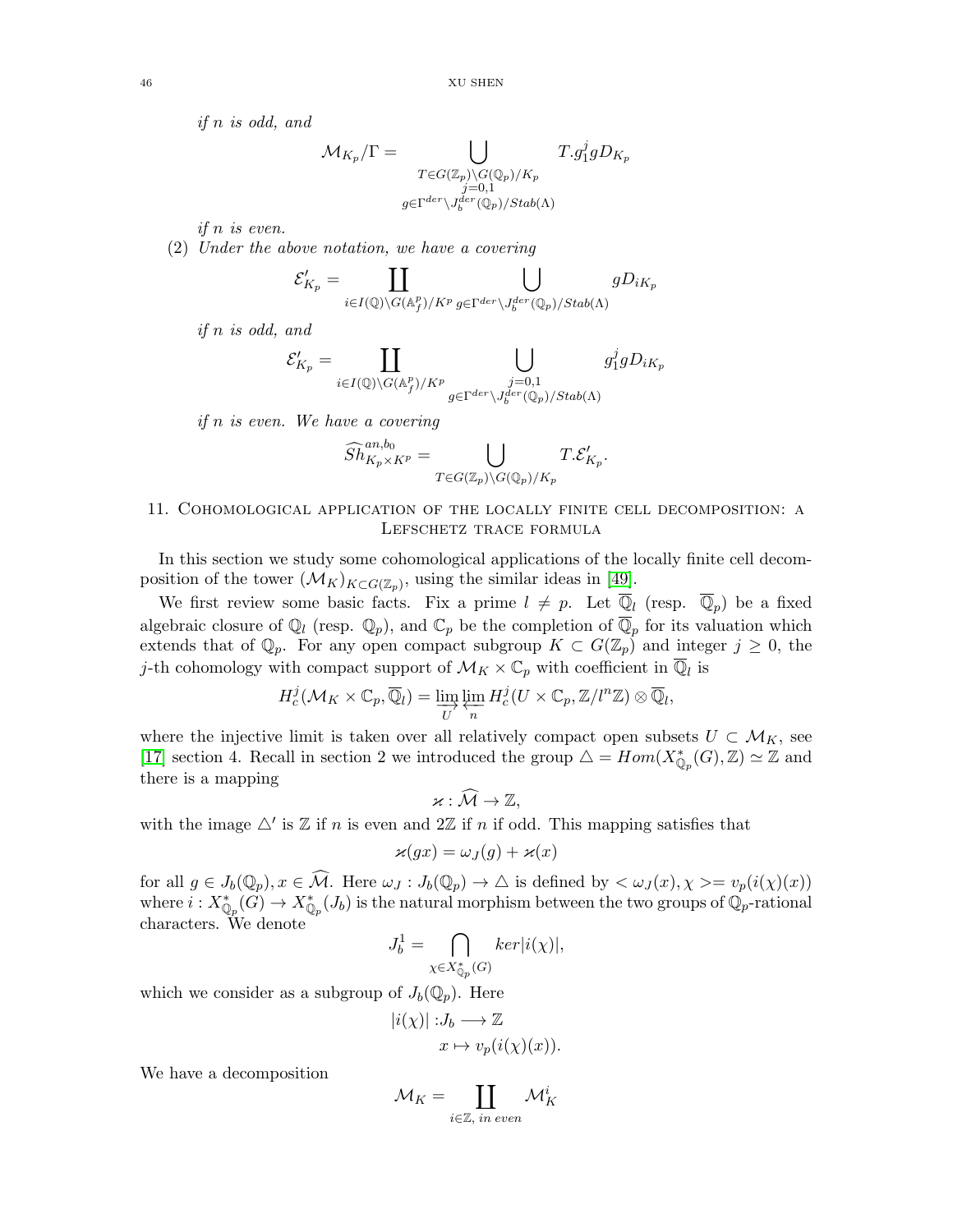*if $n$ is odd, and*

$$\mathcal{M}_{K_p}/\Gamma = \bigcup_{\substack{T \in G(\mathbb{Z}_p)\backslash G(\mathbb{Q}_p)/K_p \\ j=0,1 \\ g \in \Gamma^{der}\backslash J_b^{der}(\mathbb{Q}_p)/Stab(\Lambda)}} T.g_1^j g D_{K_p}$$

*if $n$ is even.*

(2) *Under the above notation, we have a covering*

$$\mathcal{E}'_{K_p} = \coprod_{i \in I(\mathbb{Q})\backslash G(\mathbb{A}_f^p)/K^p} \bigcup_{g \in \Gamma^{der}\backslash J_b^{der}(\mathbb{Q}_p)/Stab(\Lambda)} g D_{iK_p}$$

*if $n$ is odd, and*

$$\mathcal{E}'_{K_p} = \coprod_{i \in I(\mathbb{Q})\backslash G(\mathbb{A}_f^p)/K^p} \bigcup_{\substack{j=0,1 \\ g \in \Gamma^{der}\backslash J_b^{der}(\mathbb{Q}_p)/Stab(\Lambda)}} g_1^j g D_{iK_p}$$

*if $n$ is even. We have a covering*

$$\widehat{Sh}^{an,b_0}_{K_p \times K^p} = \bigcup_{T \in G(\mathbb{Z}_p)\backslash G(\mathbb{Q}_p)/K_p} T.\mathcal{E}'_{K_p}.$$

## 11. Cohomological application of the locally finite cell decomposition: a Lefschetz trace formula

In this section we study some cohomological applications of the locally finite cell decomposition of the tower $(\mathcal{M}_K)_{K \subset G(\mathbb{Z}_p)}$, using the similar ideas in [49].

We first review some basic facts. Fix a prime $l \neq p$. Let $\overline{\mathbb{Q}}_l$ (resp. $\overline{\mathbb{Q}}_p$) be a fixed algebraic closure of $\mathbb{Q}_l$ (resp. $\mathbb{Q}_p$), and $\mathbb{C}_p$ be the completion of $\overline{\mathbb{Q}}_p$ for its valuation which extends that of $\mathbb{Q}_p$. For any open compact subgroup $K \subset G(\mathbb{Z}_p)$ and integer $j \geq 0$, the $j$-th cohomology with compact support of $\mathcal{M}_K \times \mathbb{C}_p$ with coefficient in $\overline{\mathbb{Q}}_l$ is

$$H_c^j(\mathcal{M}_K \times \mathbb{C}_p, \overline{\mathbb{Q}}_l) = \varinjlim_U \varprojlim_n H_c^j(U \times \mathbb{C}_p, \mathbb{Z}/l^n\mathbb{Z}) \otimes \overline{\mathbb{Q}}_l,$$

where the injective limit is taken over all relatively compact open subsets $U \subset \mathcal{M}_K$, see [17] section 4. Recall in section 2 we introduced the group $\triangle = Hom(X^*_{\mathbb{Q}_p}(G), \mathbb{Z}) \simeq \mathbb{Z}$ and there is a mapping

$$\varkappa : \widehat{\mathcal{M}} \to \mathbb{Z},$$

with the image $\triangle'$ is $\mathbb{Z}$ if $n$ is even and $2\mathbb{Z}$ if $n$ if odd. This mapping satisfies that

$$\varkappa(gx) = \omega_J(g) + \varkappa(x)$$

for all $g \in J_b(\mathbb{Q}_p), x \in \widehat{\mathcal{M}}$. Here $\omega_J : J_b(\mathbb{Q}_p) \to \triangle$ is defined by $< \omega_J(x), \chi >= v_p(i(\chi)(x))$ where $i : X^*_{\mathbb{Q}_p}(G) \to X^*_{\mathbb{Q}_p}(J_b)$ is the natural morphism between the two groups of $\mathbb{Q}_p$-rational characters. We denote

$$J_b^1 = \bigcap_{\chi \in X^*_{\mathbb{Q}_p}(G)} ker|i(\chi)|,$$

which we consider as a subgroup of $J_b(\mathbb{Q}_p)$. Here

$$\begin{aligned} |i(\chi)| : J_b &\longrightarrow \mathbb{Z} \\ x &\mapsto v_p(i(\chi)(x)). \end{aligned}$$

We have a decomposition

$$\mathcal{M}_K = \coprod_{i \in \mathbb{Z},\ in\ even} \mathcal{M}_K^i$$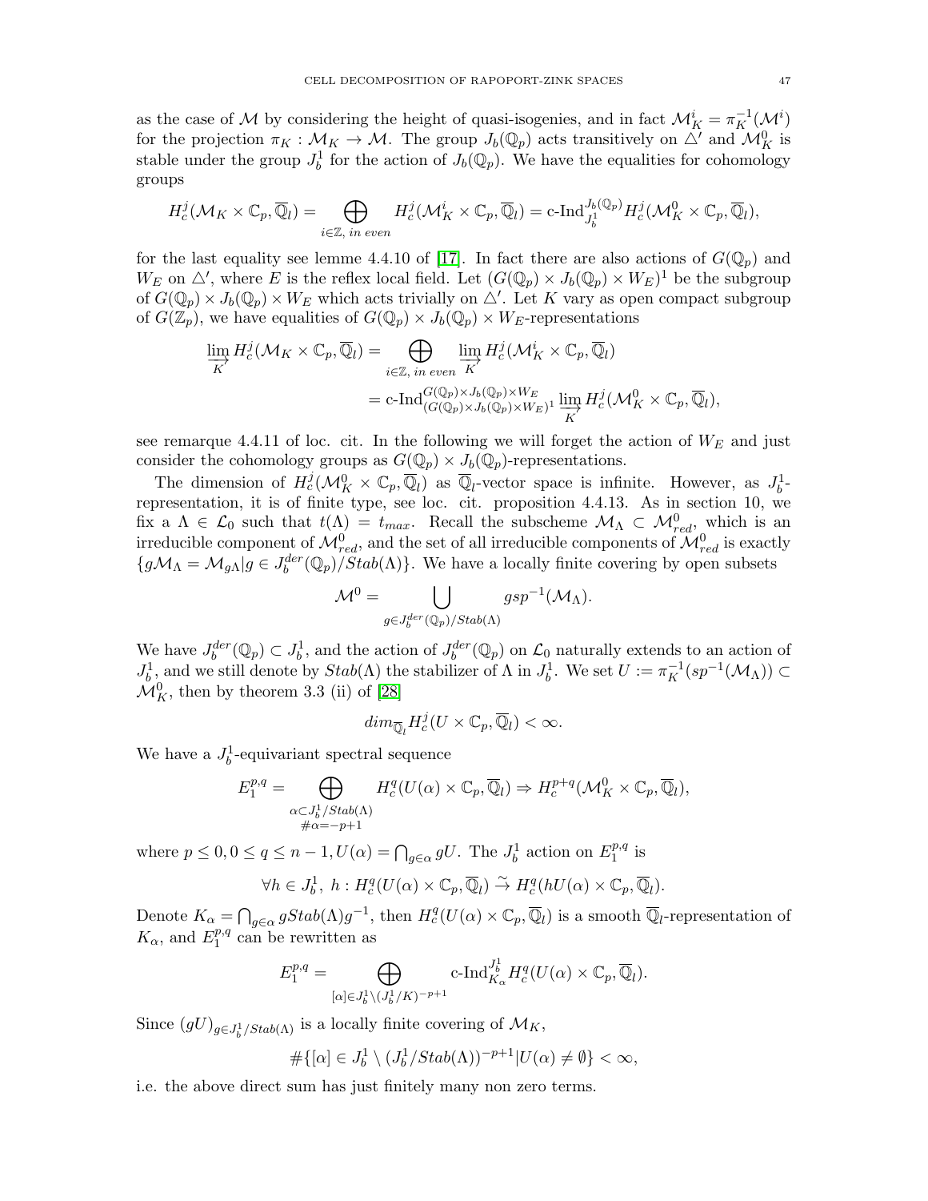as the case of $\mathcal{M}$ by considering the height of quasi-isogenies, and in fact $\mathcal{M}_K^i = \pi_K^{-1}(\mathcal{M}^i)$ for the projection $\pi_K : \mathcal{M}_K \to \mathcal{M}$. The group $J_b(\mathbb{Q}_p)$ acts transitively on $\triangle'$ and $\mathcal{M}_K^0$ is stable under the group $J_b^1$ for the action of $J_b(\mathbb{Q}_p)$. We have the equalities for cohomology groups

$$H_c^j(\mathcal{M}_K \times \mathbb{C}_p, \overline{\mathbb{Q}}_l) = \bigoplus_{i\in\mathbb{Z},\ in\ even} H_c^j(\mathcal{M}_K^i \times \mathbb{C}_p, \overline{\mathbb{Q}}_l) = \text{c-Ind}_{J_b^1}^{J_b(\mathbb{Q}_p)} H_c^j(\mathcal{M}_K^0 \times \mathbb{C}_p, \overline{\mathbb{Q}}_l),$$

for the last equality see lemme 4.4.10 of [17]. In fact there are also actions of $G(\mathbb{Q}_p)$ and $W_E$ on $\triangle'$, where $E$ is the reflex local field. Let $(G(\mathbb{Q}_p) \times J_b(\mathbb{Q}_p) \times W_E)^1$ be the subgroup of $G(\mathbb{Q}_p) \times J_b(\mathbb{Q}_p) \times W_E$ which acts trivially on $\triangle'$. Let $K$ vary as open compact subgroup of $G(\mathbb{Z}_p)$, we have equalities of $G(\mathbb{Q}_p) \times J_b(\mathbb{Q}_p) \times W_E$-representations

$$\begin{aligned}\varinjlim_{K} H_c^j(\mathcal{M}_K \times \mathbb{C}_p, \overline{\mathbb{Q}}_l) &= \bigoplus_{i\in\mathbb{Z},\ in\ even} \varinjlim_{K} H_c^j(\mathcal{M}_K^i \times \mathbb{C}_p, \overline{\mathbb{Q}}_l) \\ &= \text{c-Ind}_{(G(\mathbb{Q}_p)\times J_b(\mathbb{Q}_p)\times W_E)^1}^{G(\mathbb{Q}_p)\times J_b(\mathbb{Q}_p)\times W_E} \varinjlim_{K} H_c^j(\mathcal{M}_K^0 \times \mathbb{C}_p, \overline{\mathbb{Q}}_l),\end{aligned}$$

see remarque 4.4.11 of loc. cit. In the following we will forget the action of $W_E$ and just consider the cohomology groups as $G(\mathbb{Q}_p) \times J_b(\mathbb{Q}_p)$-representations.

The dimension of $H_c^j(\mathcal{M}_K^0 \times \mathbb{C}_p, \overline{\mathbb{Q}}_l)$ as $\overline{\mathbb{Q}}_l$-vector space is infinite. However, as $J_b^1$-representation, it is of finite type, see loc. cit. proposition 4.4.13. As in section 10, we fix a $\Lambda \in \mathcal{L}_0$ such that $t(\Lambda) = t_{max}$. Recall the subscheme $\mathcal{M}_\Lambda \subset \mathcal{M}_{red}^0$, which is an irreducible component of $\mathcal{M}_{red}^0$, and the set of all irreducible components of $\mathcal{M}_{red}^0$ is exactly $\{g\mathcal{M}_\Lambda = \mathcal{M}_{g\Lambda} | g \in J_b^{der}(\mathbb{Q}_p)/Stab(\Lambda)\}$. We have a locally finite covering by open subsets

$$\mathcal{M}^0 = \bigcup_{g\in J_b^{der}(\mathbb{Q}_p)/Stab(\Lambda)} gsp^{-1}(\mathcal{M}_\Lambda).$$

We have $J_b^{der}(\mathbb{Q}_p) \subset J_b^1$, and the action of $J_b^{der}(\mathbb{Q}_p)$ on $\mathcal{L}_0$ naturally extends to an action of $J_b^1$, and we still denote by $Stab(\Lambda)$ the stabilizer of $\Lambda$ in $J_b^1$. We set $U := \pi_K^{-1}(sp^{-1}(\mathcal{M}_\Lambda)) \subset \mathcal{M}_K^0$, then by theorem 3.3 (ii) of [28]

$$dim_{\overline{\mathbb{Q}}_l} H_c^j(U \times \mathbb{C}_p, \overline{\mathbb{Q}}_l) < \infty.$$

We have a $J_b^1$-equivariant spectral sequence

$$E_1^{p,q} = \bigoplus_{\substack{\alpha\subset J_b^1/Stab(\Lambda)\\ \#\alpha=-p+1}} H_c^q(U(\alpha)\times\mathbb{C}_p, \overline{\mathbb{Q}}_l) \Rightarrow H_c^{p+q}(\mathcal{M}_K^0 \times \mathbb{C}_p, \overline{\mathbb{Q}}_l),$$

where $p \leq 0, 0 \leq q \leq n-1, U(\alpha) = \bigcap_{g\in\alpha} gU$. The $J_b^1$ action on $E_1^{p,q}$ is

$$\forall h \in J_b^1,\ h : H_c^q(U(\alpha)\times\mathbb{C}_p, \overline{\mathbb{Q}}_l) \xrightarrow{\sim} H_c^q(hU(\alpha)\times\mathbb{C}_p, \overline{\mathbb{Q}}_l).$$

Denote $K_\alpha = \bigcap_{g\in\alpha} gStab(\Lambda)g^{-1}$, then $H_c^q(U(\alpha)\times\mathbb{C}_p, \overline{\mathbb{Q}}_l)$ is a smooth $\overline{\mathbb{Q}}_l$-representation of $K_\alpha$, and $E_1^{p,q}$ can be rewritten as

$$E_1^{p,q} = \bigoplus_{[\alpha]\in J_b^1\setminus(J_b^1/K)^{-p+1}} \text{c-Ind}_{K_\alpha}^{J_b^1} H_c^q(U(\alpha)\times\mathbb{C}_p, \overline{\mathbb{Q}}_l).$$

Since $(gU)_{g\in J_b^1/Stab(\Lambda)}$ is a locally finite covering of $\mathcal{M}_K$,

$$\#\{[\alpha] \in J_b^1 \setminus (J_b^1/Stab(\Lambda))^{-p+1} | U(\alpha) \neq \emptyset\} < \infty,$$

i.e. the above direct sum has just finitely many non zero terms.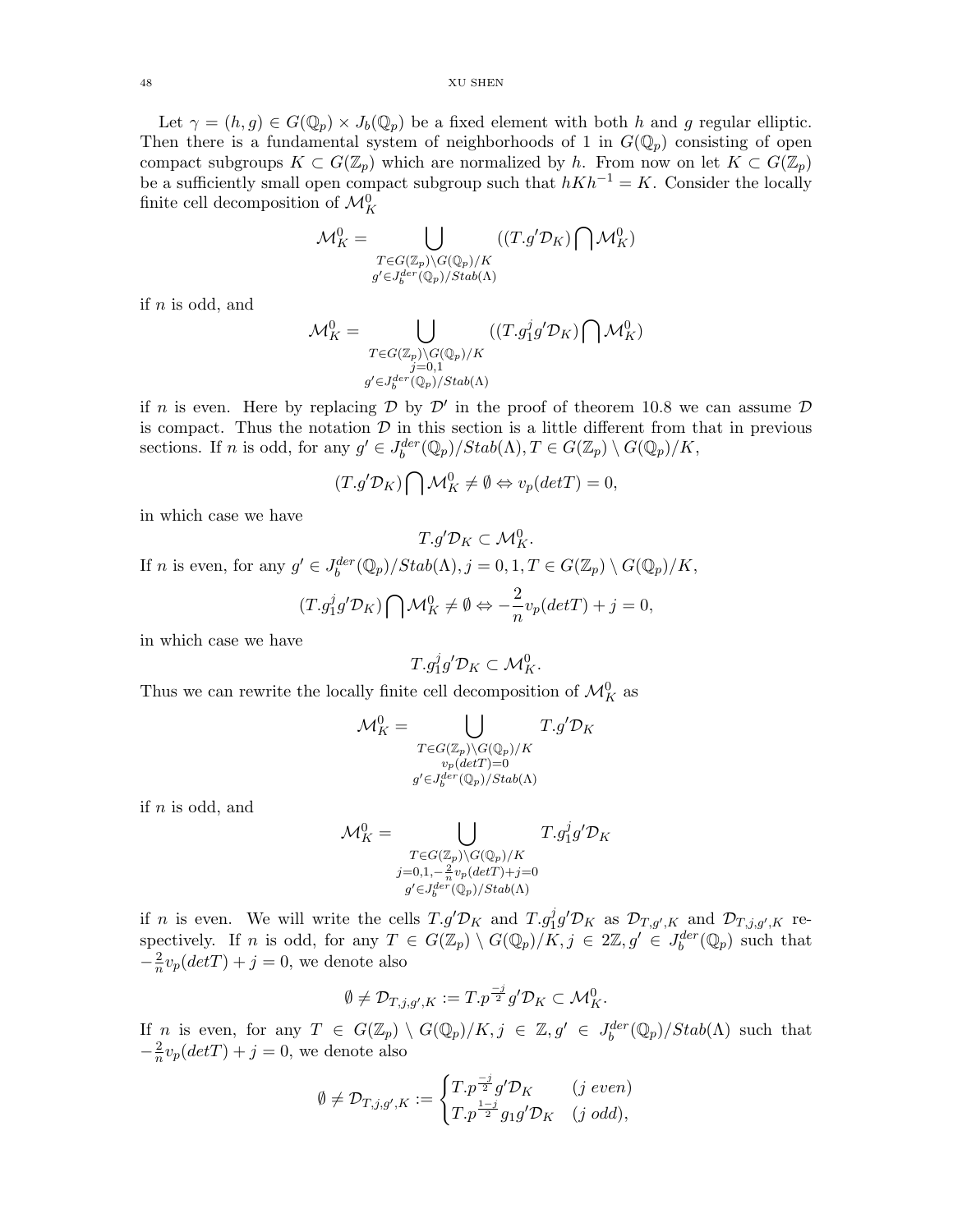Let $\gamma = (h, g) \in G(\mathbb{Q}_p) \times J_b(\mathbb{Q}_p)$ be a fixed element with both $h$ and $g$ regular elliptic. Then there is a fundamental system of neighborhoods of 1 in $G(\mathbb{Q}_p)$ consisting of open compact subgroups $K \subset G(\mathbb{Z}_p)$ which are normalized by $h$. From now on let $K \subset G(\mathbb{Z}_p)$ be a sufficiently small open compact subgroup such that $hKh^{-1} = K$. Consider the locally finite cell decomposition of $\mathcal{M}_K^0$

$$\mathcal{M}_K^0 = \bigcup_{\substack{T \in G(\mathbb{Z}_p)\backslash G(\mathbb{Q}_p)/K \\ g' \in J_b^{der}(\mathbb{Q}_p)/Stab(\Lambda)}} ((T.g'\mathcal{D}_K) \bigcap \mathcal{M}_K^0)$$

if $n$ is odd, and

$$\mathcal{M}_K^0 = \bigcup_{\substack{T \in G(\mathbb{Z}_p)\backslash G(\mathbb{Q}_p)/K \\ j=0,1 \\ g' \in J_b^{der}(\mathbb{Q}_p)/Stab(\Lambda)}} ((T.g_1^j g'\mathcal{D}_K) \bigcap \mathcal{M}_K^0)$$

if $n$ is even. Here by replacing $\mathcal{D}$ by $\mathcal{D}'$ in the proof of theorem 10.8 we can assume $\mathcal{D}$ is compact. Thus the notation $\mathcal{D}$ in this section is a little different from that in previous sections. If $n$ is odd, for any $g' \in J_b^{der}(\mathbb{Q}_p)/Stab(\Lambda), T \in G(\mathbb{Z}_p) \setminus G(\mathbb{Q}_p)/K$,

$$(T.g'\mathcal{D}_K) \bigcap \mathcal{M}_K^0 \neq \emptyset \Leftrightarrow v_p(detT) = 0,$$

in which case we have

$$T.g'\mathcal{D}_K \subset \mathcal{M}_K^0.$$

If $n$ is even, for any $g' \in J_b^{der}(\mathbb{Q}_p)/Stab(\Lambda), j = 0, 1, T \in G(\mathbb{Z}_p) \setminus G(\mathbb{Q}_p)/K$,

$$(T.g_1^j g'\mathcal{D}_K) \bigcap \mathcal{M}_K^0 \neq \emptyset \Leftrightarrow -\frac{2}{n}v_p(detT) + j = 0,$$

in which case we have

$$T.g_1^j g'\mathcal{D}_K \subset \mathcal{M}_K^0.$$

Thus we can rewrite the locally finite cell decomposition of $\mathcal{M}_K^0$ as

$$\mathcal{M}_K^0 = \bigcup_{\substack{T \in G(\mathbb{Z}_p)\backslash G(\mathbb{Q}_p)/K \\ v_p(detT)=0 \\ g' \in J_b^{der}(\mathbb{Q}_p)/Stab(\Lambda)}} T.g'\mathcal{D}_K$$

if $n$ is odd, and

$$\mathcal{M}_K^0 = \bigcup_{\substack{T \in G(\mathbb{Z}_p)\backslash G(\mathbb{Q}_p)/K \\ j=0,1,-\frac{2}{n}v_p(detT)+j=0 \\ g' \in J_b^{der}(\mathbb{Q}_p)/Stab(\Lambda)}} T.g_1^j g'\mathcal{D}_K$$

if $n$ is even. We will write the cells $T.g'\mathcal{D}_K$ and $T.g_1^j g'\mathcal{D}_K$ as $\mathcal{D}_{T,g',K}$ and $\mathcal{D}_{T,j,g',K}$ respectively. If $n$ is odd, for any $T \in G(\mathbb{Z}_p) \setminus G(\mathbb{Q}_p)/K, j \in 2\mathbb{Z}, g' \in J_b^{der}(\mathbb{Q}_p)$ such that $-\frac{2}{n}v_p(detT) + j = 0$, we denote also

$$\emptyset \neq \mathcal{D}_{T,j,g',K} := T.p^{\frac{-j}{2}} g'\mathcal{D}_K \subset \mathcal{M}_K^0.$$

If $n$ is even, for any $T \in G(\mathbb{Z}_p) \setminus G(\mathbb{Q}_p)/K, j \in \mathbb{Z}, g' \in J_b^{der}(\mathbb{Q}_p)/Stab(\Lambda)$ such that $-\frac{2}{n}v_p(detT) + j = 0$, we denote also

$$\emptyset \neq \mathcal{D}_{T,j,g',K} := \begin{cases} T.p^{\frac{-j}{2}} g'\mathcal{D}_K & (j \ even) \\ T.p^{\frac{1-j}{2}} g_1 g'\mathcal{D}_K & (j \ odd), \end{cases}$$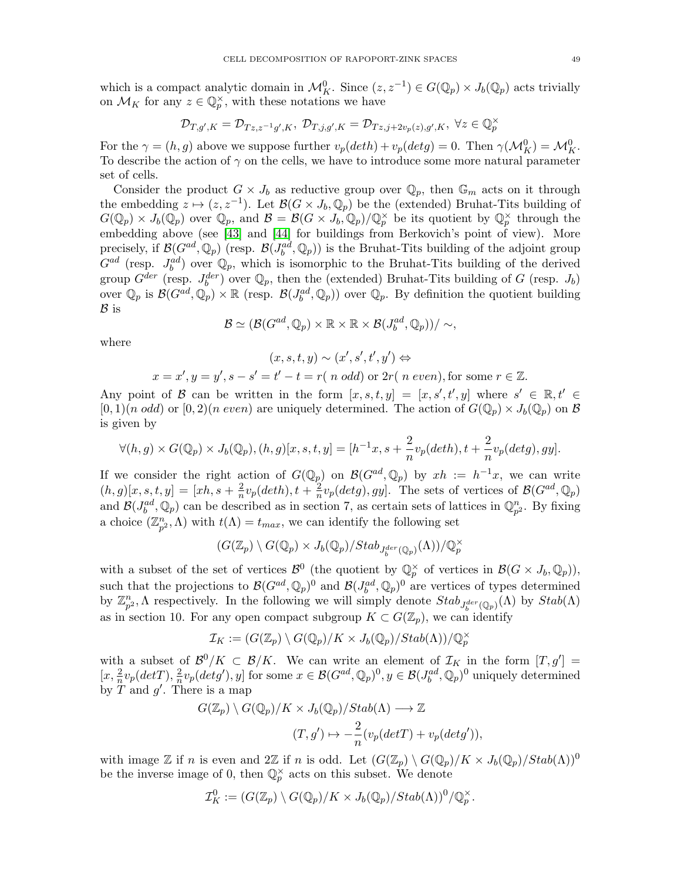which is a compact analytic domain in $\mathcal{M}_K^0$. Since $(z, z^{-1}) \in G(\mathbb{Q}_p) \times J_b(\mathbb{Q}_p)$ acts trivially on $\mathcal{M}_K$ for any $z \in \mathbb{Q}_p^\times$, with these notations we have

$$\mathcal{D}_{T,g',K} = \mathcal{D}_{Tz,z^{-1}g',K},\ \mathcal{D}_{T,j,g',K} = \mathcal{D}_{Tz,j+2v_p(z),g',K},\ \forall z \in \mathbb{Q}_p^\times$$

For the $\gamma = (h, g)$ above we suppose further $v_p(deth) + v_p(detg) = 0$. Then $\gamma(\mathcal{M}_K^0) = \mathcal{M}_K^0$. To describe the action of $\gamma$ on the cells, we have to introduce some more natural parameter set of cells.

Consider the product $G \times J_b$ as reductive group over $\mathbb{Q}_p$, then $\mathbb{G}_m$ acts on it through the embedding $z \mapsto (z, z^{-1})$. Let $\mathcal{B}(G \times J_b, \mathbb{Q}_p)$ be the (extended) Bruhat-Tits building of $G(\mathbb{Q}_p) \times J_b(\mathbb{Q}_p)$ over $\mathbb{Q}_p$, and $\mathcal{B} = \mathcal{B}(G \times J_b, \mathbb{Q}_p)/\mathbb{Q}_p^\times$ be its quotient by $\mathbb{Q}_p^\times$ through the embedding above (see [43] and [44] for buildings from Berkovich's point of view). More precisely, if $\mathcal{B}(G^{ad}, \mathbb{Q}_p)$ (resp. $\mathcal{B}(J_b^{ad}, \mathbb{Q}_p)$) is the Bruhat-Tits building of the adjoint group $G^{ad}$ (resp. $J_b^{ad}$) over $\mathbb{Q}_p$, which is isomorphic to the Bruhat-Tits building of the derived group $G^{der}$ (resp. $J_b^{der}$) over $\mathbb{Q}_p$, then the (extended) Bruhat-Tits building of $G$ (resp. $J_b$) over $\mathbb{Q}_p$ is $\mathcal{B}(G^{ad}, \mathbb{Q}_p) \times \mathbb{R}$ (resp. $\mathcal{B}(J_b^{ad}, \mathbb{Q}_p)$) over $\mathbb{Q}_p$. By definition the quotient building $\mathcal{B}$ is

$$\mathcal{B} \simeq (\mathcal{B}(G^{ad}, \mathbb{Q}_p) \times \mathbb{R} \times \mathbb{R} \times \mathcal{B}(J_b^{ad}, \mathbb{Q}_p))/\sim,$$

where

$$(x, s, t, y) \sim (x', s', t', y') \Leftrightarrow$$

$$x = x', y = y', s - s' = t' - t = r(\ n\ odd) \text{ or } 2r(\ n\ even), \text{for some } r \in \mathbb{Z}.$$

Any point of $\mathcal{B}$ can be written in the form $[x, s, t, y] = [x, s', t', y]$ where $s' \in \mathbb{R}, t' \in [0, 1)(n\ odd)$ or $[0, 2)(n\ even)$ are uniquely determined. The action of $G(\mathbb{Q}_p) \times J_b(\mathbb{Q}_p)$ on $\mathcal{B}$ is given by

$$\forall (h, g) \times G(\mathbb{Q}_p) \times J_b(\mathbb{Q}_p), (h, g)[x, s, t, y] = [h^{-1}x, s + \frac{2}{n}v_p(deth), t + \frac{2}{n}v_p(detg), gy].$$

If we consider the right action of $G(\mathbb{Q}_p)$ on $\mathcal{B}(G^{ad}, \mathbb{Q}_p)$ by $xh := h^{-1}x$, we can write $(h, g)[x, s, t, y] = [xh, s + \frac{2}{n}v_p(deth), t + \frac{2}{n}v_p(detg), gy]$. The sets of vertices of $\mathcal{B}(G^{ad}, \mathbb{Q}_p)$ and $\mathcal{B}(J_b^{ad}, \mathbb{Q}_p)$ can be described as in section 7, as certain sets of lattices in $\mathbb{Q}_{p^2}^n$. By fixing a choice $(\mathbb{Z}_{p^2}^n, \Lambda)$ with $t(\Lambda) = t_{max}$, we can identify the following set

$$(G(\mathbb{Z}_p) \setminus G(\mathbb{Q}_p) \times J_b(\mathbb{Q}_p)/Stab_{J_b^{der}(\mathbb{Q}_p)}(\Lambda))/\mathbb{Q}_p^\times$$

with a subset of the set of vertices $\mathcal{B}^0$ (the quotient by $\mathbb{Q}_p^\times$ of vertices in $\mathcal{B}(G \times J_b, \mathbb{Q}_p)$), such that the projections to $\mathcal{B}(G^{ad}, \mathbb{Q}_p)^0$ and $\mathcal{B}(J_b^{ad}, \mathbb{Q}_p)^0$ are vertices of types determined by $\mathbb{Z}_{p^2}^n, \Lambda$ respectively. In the following we will simply denote $Stab_{J_b^{der}(\mathbb{Q}_p)}(\Lambda)$ by $Stab(\Lambda)$ as in section 10. For any open compact subgroup $K \subset G(\mathbb{Z}_p)$, we can identify

$$\mathcal{I}_K := (G(\mathbb{Z}_p) \setminus G(\mathbb{Q}_p)/K \times J_b(\mathbb{Q}_p)/Stab(\Lambda))/\mathbb{Q}_p^\times$$

with a subset of $\mathcal{B}^0/K \subset \mathcal{B}/K$. We can write an element of $\mathcal{I}_K$ in the form $[T, g'] = [x, \frac{2}{n}v_p(detT), \frac{2}{n}v_p(detg'), y]$ for some $x \in \mathcal{B}(G^{ad}, \mathbb{Q}_p)^0, y \in \mathcal{B}(J_b^{ad}, \mathbb{Q}_p)^0$ uniquely determined by $T$ and $g'$. There is a map

$$G(\mathbb{Z}_p) \setminus G(\mathbb{Q}_p)/K \times J_b(\mathbb{Q}_p)/Stab(\Lambda) \longrightarrow \mathbb{Z}$$

$$(T, g') \mapsto -\frac{2}{n}(v_p(detT) + v_p(detg')),$$

with image $\mathbb{Z}$ if $n$ is even and $2\mathbb{Z}$ if $n$ is odd. Let $(G(\mathbb{Z}_p) \setminus G(\mathbb{Q}_p)/K \times J_b(\mathbb{Q}_p)/Stab(\Lambda))^0$ be the inverse image of 0, then $\mathbb{Q}_p^\times$ acts on this subset. We denote

$$\mathcal{I}_K^0 := (G(\mathbb{Z}_p) \setminus G(\mathbb{Q}_p)/K \times J_b(\mathbb{Q}_p)/Stab(\Lambda))^0/\mathbb{Q}_p^\times.$$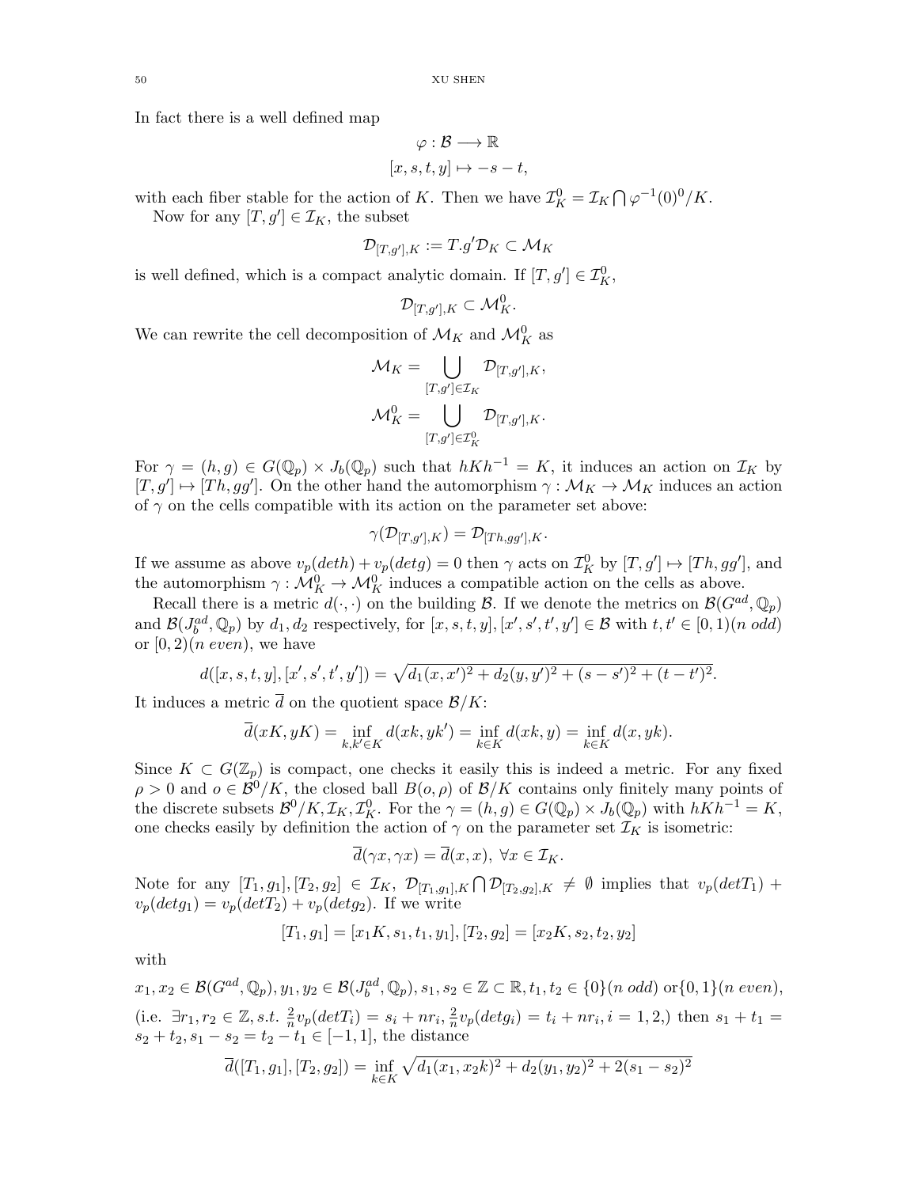In fact there is a well defined map

$$\varphi : \mathcal{B} \longrightarrow \mathbb{R}$$
$$[x, s, t, y] \mapsto -s - t,$$

with each fiber stable for the action of $K$. Then we have $\mathcal{I}_K^0 = \mathcal{I}_K \bigcap \varphi^{-1}(0)^0/K$.

Now for any $[T, g'] \in \mathcal{I}_K$, the subset

$$\mathcal{D}_{[T,g'],K} := T.g'\mathcal{D}_K \subset \mathcal{M}_K$$

is well defined, which is a compact analytic domain. If $[T, g'] \in \mathcal{I}_K^0$,

$$\mathcal{D}_{[T,g'],K} \subset \mathcal{M}_K^0.$$

We can rewrite the cell decomposition of $\mathcal{M}_K$ and $\mathcal{M}_K^0$ as

$$\mathcal{M}_K = \bigcup_{[T,g'] \in \mathcal{I}_K} \mathcal{D}_{[T,g'],K},$$
$$\mathcal{M}_K^0 = \bigcup_{[T,g'] \in \mathcal{I}_K^0} \mathcal{D}_{[T,g'],K}.$$

For $\gamma = (h, g) \in G(\mathbb{Q}_p) \times J_b(\mathbb{Q}_p)$ such that $hKh^{-1} = K$, it induces an action on $\mathcal{I}_K$ by $[T, g'] \mapsto [Th, gg']$. On the other hand the automorphism $\gamma : \mathcal{M}_K \to \mathcal{M}_K$ induces an action of $\gamma$ on the cells compatible with its action on the parameter set above:

$$\gamma(\mathcal{D}_{[T,g'],K}) = \mathcal{D}_{[Th,gg'],K}.$$

If we assume as above $v_p(deth) + v_p(detg) = 0$ then $\gamma$ acts on $\mathcal{I}_K^0$ by $[T, g'] \mapsto [Th, gg']$, and the automorphism $\gamma : \mathcal{M}_K^0 \to \mathcal{M}_K^0$ induces a compatible action on the cells as above.

Recall there is a metric $d(\cdot, \cdot)$ on the building $\mathcal{B}$. If we denote the metrics on $\mathcal{B}(G^{ad}, \mathbb{Q}_p)$ and $\mathcal{B}(J_b^{ad}, \mathbb{Q}_p)$ by $d_1, d_2$ respectively, for $[x, s, t, y], [x', s', t', y'] \in \mathcal{B}$ with $t, t' \in [0, 1)$($n$ *odd*) or $[0, 2)$($n$ *even*), we have

$$d([x, s, t, y], [x', s', t', y']) = \sqrt{d_1(x, x')^2 + d_2(y, y')^2 + (s - s')^2 + (t - t')^2}.$$

It induces a metric $\overline{d}$ on the quotient space $\mathcal{B}/K$:

$$\overline{d}(xK, yK) = \inf_{k,k' \in K} d(xk, yk') = \inf_{k \in K} d(xk, y) = \inf_{k \in K} d(x, yk).$$

Since $K \subset G(\mathbb{Z}_p)$ is compact, one checks it easily this is indeed a metric. For any fixed $\rho > 0$ and $o \in \mathcal{B}^0/K$, the closed ball $B(o, \rho)$ of $\mathcal{B}/K$ contains only finitely many points of the discrete subsets $\mathcal{B}^0/K, \mathcal{I}_K, \mathcal{I}_K^0$. For the $\gamma = (h, g) \in G(\mathbb{Q}_p) \times J_b(\mathbb{Q}_p)$ with $hKh^{-1} = K$, one checks easily by definition the action of $\gamma$ on the parameter set $\mathcal{I}_K$ is isometric:

$$\overline{d}(\gamma x, \gamma x) = \overline{d}(x, x), \ \forall x \in \mathcal{I}_K.$$

Note for any $[T_1, g_1], [T_2, g_2] \in \mathcal{I}_K$, $\mathcal{D}_{[T_1,g_1],K} \bigcap \mathcal{D}_{[T_2,g_2],K} \neq \emptyset$ implies that $v_p(detT_1) + v_p(detg_1) = v_p(detT_2) + v_p(detg_2)$. If we write

$$[T_1, g_1] = [x_1K, s_1, t_1, y_1], [T_2, g_2] = [x_2K, s_2, t_2, y_2]$$

with

$x_1, x_2 \in \mathcal{B}(G^{ad}, \mathbb{Q}_p), y_1, y_2 \in \mathcal{B}(J_b^{ad}, \mathbb{Q}_p), s_1, s_2 \in \mathbb{Z} \subset \mathbb{R}, t_1, t_2 \in \{0\}$($n$ *odd*) or$\{0, 1\}$($n$ *even*),

(i.e. $\exists r_1, r_2 \in \mathbb{Z}, s.t. \ \frac{2}{n}v_p(detT_i) = s_i + nr_i, \frac{2}{n}v_p(detg_i) = t_i + nr_i, i = 1, 2,$) then $s_1 + t_1 = s_2 + t_2, s_1 - s_2 = t_2 - t_1 \in [-1, 1]$, the distance

$$\overline{d}([T_1, g_1], [T_2, g_2]) = \inf_{k \in K} \sqrt{d_1(x_1, x_2k)^2 + d_2(y_1, y_2)^2 + 2(s_1 - s_2)^2}$$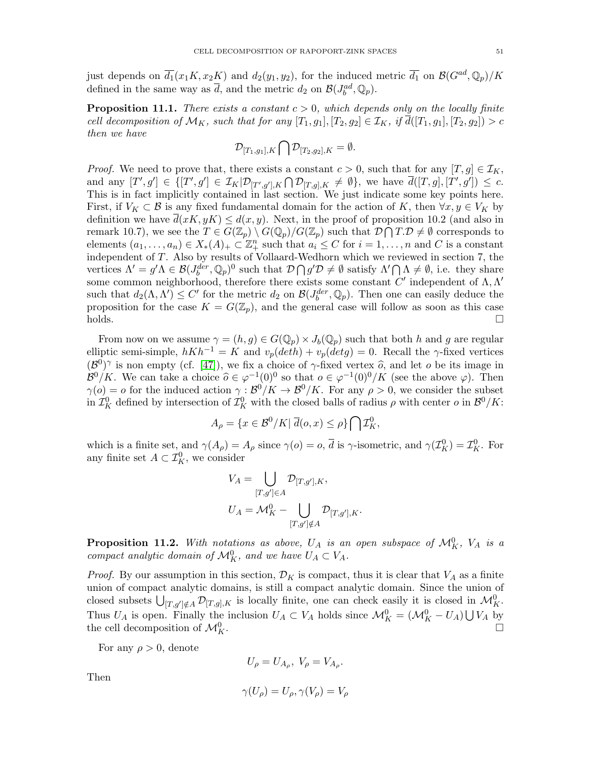just depends on $\overline{d_1}(x_1K, x_2K)$ and $d_2(y_1, y_2)$, for the induced metric $\overline{d_1}$ on $\mathcal{B}(G^{ad}, \mathbb{Q}_p)/K$ defined in the same way as $\overline{d}$, and the metric $d_2$ on $\mathcal{B}(J_b^{ad}, \mathbb{Q}_p)$.

**Proposition 11.1.** *There exists a constant $c > 0$, which depends only on the locally finite cell decomposition of $\mathcal{M}_K$, such that for any $[T_1, g_1], [T_2, g_2] \in \mathcal{I}_K$, if $\overline{d}([T_1, g_1], [T_2, g_2]) > c$ then we have*

$$\mathcal{D}_{[T_1,g_1],K} \bigcap \mathcal{D}_{[T_2,g_2],K} = \emptyset.$$

*Proof.* We need to prove that, there exists a constant $c > 0$, such that for any $[T, g] \in \mathcal{I}_K$, and any $[T', g'] \in \{[T', g'] \in \mathcal{I}_K | \mathcal{D}_{[T',g'],K} \bigcap \mathcal{D}_{[T,g],K} \neq \emptyset\}$, we have $\overline{d}([T, g], [T', g']) \leq c$. This is in fact implicitly contained in last section. We just indicate some key points here. First, if $V_K \subset \mathcal{B}$ is any fixed fundamental domain for the action of $K$, then $\forall x, y \in V_K$ by definition we have $\overline{d}(xK, yK) \leq d(x, y)$. Next, in the proof of proposition 10.2 (and also in remark 10.7), we see the $T \in G(\mathbb{Z}_p) \setminus G(\mathbb{Q}_p)/G(\mathbb{Z}_p)$ such that $\mathcal{D} \bigcap T.\mathcal{D} \neq \emptyset$ corresponds to elements $(a_1, \ldots, a_n) \in X_*(A)_+ \subset \mathbb{Z}_+^n$ such that $a_i \leq C$ for $i = 1, \ldots, n$ and $C$ is a constant independent of $T$. Also by results of Vollaard-Wedhorn which we reviewed in section 7, the vertices $\Lambda' = g'\Lambda \in \mathcal{B}(J_b^{der}, \mathbb{Q}_p)^0$ such that $\mathcal{D} \bigcap g'\mathcal{D} \neq \emptyset$ satisfy $\Lambda' \bigcap \Lambda \neq \emptyset$, i.e. they share some common neighborhood, therefore there exists some constant $C'$ independent of $\Lambda, \Lambda'$ such that $d_2(\Lambda, \Lambda') \leq C'$ for the metric $d_2$ on $\mathcal{B}(J_b^{der}, \mathbb{Q}_p)$. Then one can easily deduce the proposition for the case $K = G(\mathbb{Z}_p)$, and the general case will follow as soon as this case holds. $\square$

From now on we assume $\gamma = (h, g) \in G(\mathbb{Q}_p) \times J_b(\mathbb{Q}_p)$ such that both $h$ and $g$ are regular elliptic semi-simple, $hKh^{-1} = K$ and $v_p(deth) + v_p(detg) = 0$. Recall the $\gamma$-fixed vertices $(\mathcal{B}^0)^\gamma$ is non empty (cf. [47]), we fix a choice of $\gamma$-fixed vertex $\widehat{o}$, and let $o$ be its image in $\mathcal{B}^0/K$. We can take a choice $\widehat{o} \in \varphi^{-1}(0)^0$ so that $o \in \varphi^{-1}(0)^0/K$ (see the above $\varphi$). Then $\gamma(o) = o$ for the induced action $\gamma : \mathcal{B}^0/K \to \mathcal{B}^0/K$. For any $\rho > 0$, we consider the subset in $\mathcal{I}_K^0$ defined by intersection of $\mathcal{I}_K^0$ with the closed balls of radius $\rho$ with center $o$ in $\mathcal{B}^0/K$:

$$A_\rho = \{x \in \mathcal{B}^0/K | \ \overline{d}(o, x) \leq \rho\} \bigcap \mathcal{I}_K^0,$$

which is a finite set, and $\gamma(A_\rho) = A_\rho$ since $\gamma(o) = o$, $\overline{d}$ is $\gamma$-isometric, and $\gamma(\mathcal{I}_K^0) = \mathcal{I}_K^0$. For any finite set $A \subset \mathcal{I}_K^0$, we consider

$$V_A = \bigcup_{[T,g'] \in A} \mathcal{D}_{[T,g'],K},$$
$$U_A = \mathcal{M}_K^0 - \bigcup_{[T,g'] \notin A} \mathcal{D}_{[T,g'],K}.$$

**Proposition 11.2.** *With notations as above, $U_A$ is an open subspace of $\mathcal{M}_K^0$, $V_A$ is a compact analytic domain of $\mathcal{M}_K^0$, and we have $U_A \subset V_A$.*

*Proof.* By our assumption in this section, $\mathcal{D}_K$ is compact, thus it is clear that $V_A$ as a finite union of compact analytic domains, is still a compact analytic domain. Since the union of closed subsets $\bigcup_{[T,g'] \notin A} \mathcal{D}_{[T,g],K}$ is locally finite, one can check easily it is closed in $\mathcal{M}_K^0$. Thus $U_A$ is open. Finally the inclusion $U_A \subset V_A$ holds since $\mathcal{M}_K^0 = (\mathcal{M}_K^0 - U_A) \bigcup V_A$ by the cell decomposition of $\mathcal{M}_K^0$. $\square$

For any $\rho > 0$, denote

$$U_\rho = U_{A_\rho}, \ V_\rho = V_{A_\rho}.$$

Then

$$\gamma(U_\rho) = U_\rho, \gamma(V_\rho) = V_\rho$$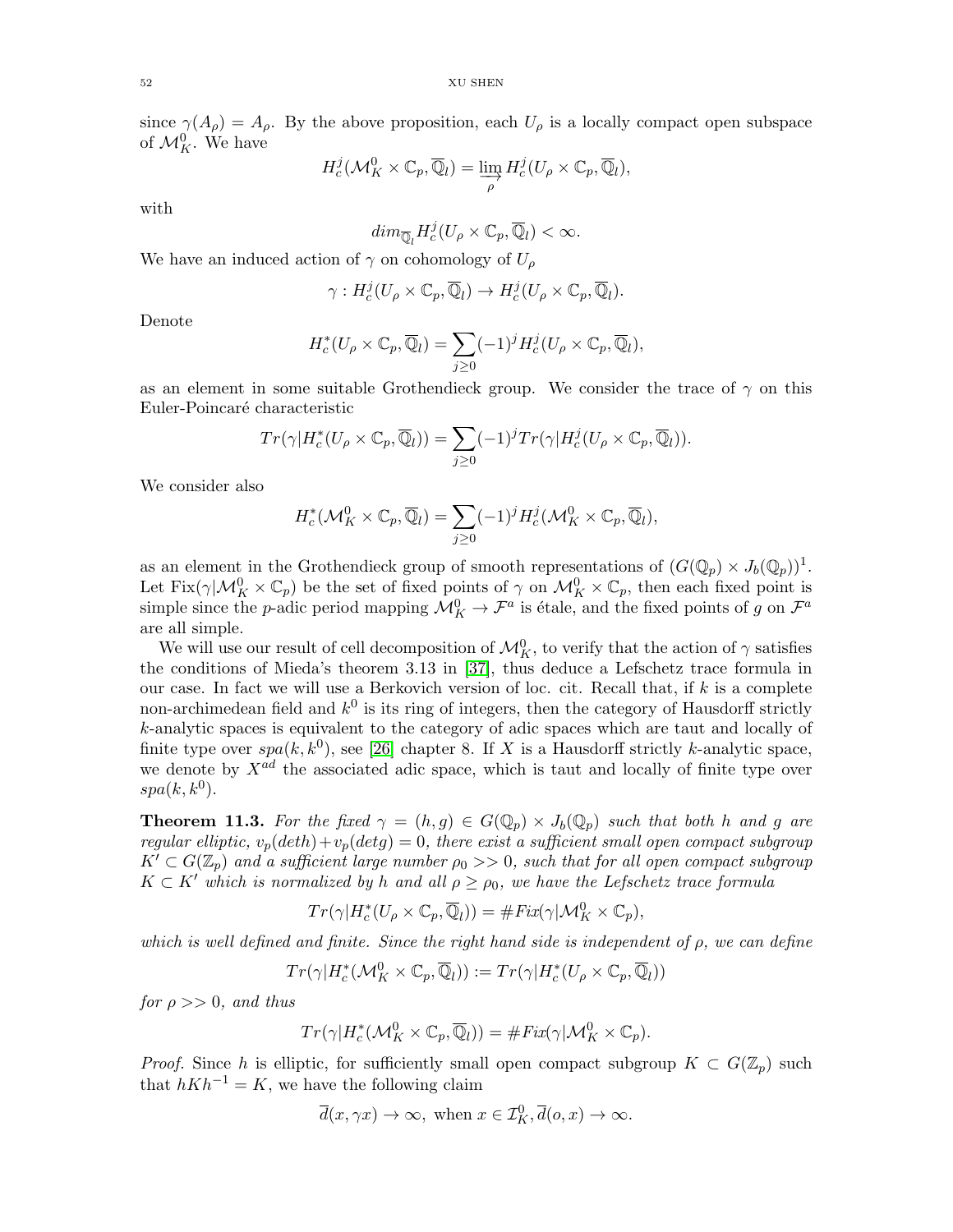since $\gamma(A_\rho) = A_\rho$. By the above proposition, each $U_\rho$ is a locally compact open subspace of $\mathcal{M}_K^0$. We have

$$H_c^j(\mathcal{M}_K^0 \times \mathbb{C}_p, \overline{\mathbb{Q}}_l) = \varinjlim_{\rho} H_c^j(U_\rho \times \mathbb{C}_p, \overline{\mathbb{Q}}_l),$$

with

$$dim_{\overline{\mathbb{Q}}_l} H_c^j(U_\rho \times \mathbb{C}_p, \overline{\mathbb{Q}}_l) < \infty.$$

We have an induced action of $\gamma$ on cohomology of $U_\rho$

$$\gamma : H_c^j(U_\rho \times \mathbb{C}_p, \overline{\mathbb{Q}}_l) \to H_c^j(U_\rho \times \mathbb{C}_p, \overline{\mathbb{Q}}_l).$$

Denote

$$H_c^*(U_\rho \times \mathbb{C}_p, \overline{\mathbb{Q}}_l) = \sum_{j\geq 0} (-1)^j H_c^j(U_\rho \times \mathbb{C}_p, \overline{\mathbb{Q}}_l),$$

as an element in some suitable Grothendieck group. We consider the trace of $\gamma$ on this Euler-Poincaré characteristic

$$Tr(\gamma | H_c^*(U_\rho \times \mathbb{C}_p, \overline{\mathbb{Q}}_l)) = \sum_{j\geq 0} (-1)^j Tr(\gamma | H_c^j(U_\rho \times \mathbb{C}_p, \overline{\mathbb{Q}}_l)).$$

We consider also

$$H_c^*(\mathcal{M}_K^0 \times \mathbb{C}_p, \overline{\mathbb{Q}}_l) = \sum_{j\geq 0} (-1)^j H_c^j(\mathcal{M}_K^0 \times \mathbb{C}_p, \overline{\mathbb{Q}}_l),$$

as an element in the Grothendieck group of smooth representations of $(G(\mathbb{Q}_p) \times J_b(\mathbb{Q}_p))^1$. Let $\mathrm{Fix}(\gamma | \mathcal{M}_K^0 \times \mathbb{C}_p)$ be the set of fixed points of $\gamma$ on $\mathcal{M}_K^0 \times \mathbb{C}_p$, then each fixed point is simple since the $p$-adic period mapping $\mathcal{M}_K^0 \to \mathcal{F}^a$ is étale, and the fixed points of $g$ on $\mathcal{F}^a$ are all simple.

We will use our result of cell decomposition of $\mathcal{M}_K^0$, to verify that the action of $\gamma$ satisfies the conditions of Mieda's theorem 3.13 in [37], thus deduce a Lefschetz trace formula in our case. In fact we will use a Berkovich version of loc. cit. Recall that, if $k$ is a complete non-archimedean field and $k^0$ is its ring of integers, then the category of Hausdorff strictly $k$-analytic spaces is equivalent to the category of adic spaces which are taut and locally of finite type over $spa(k, k^0)$, see [26] chapter 8. If $X$ is a Hausdorff strictly $k$-analytic space, we denote by $X^{ad}$ the associated adic space, which is taut and locally of finite type over $spa(k, k^0)$.

**Theorem 11.3.** *For the fixed $\gamma = (h, g) \in G(\mathbb{Q}_p) \times J_b(\mathbb{Q}_p)$ such that both $h$ and $g$ are regular elliptic, $v_p(deth) + v_p(detg) = 0$, there exist a sufficient small open compact subgroup $K' \subset G(\mathbb{Z}_p)$ and a sufficient large number $\rho_0 >> 0$, such that for all open compact subgroup $K \subset K'$ which is normalized by $h$ and all $\rho \geq \rho_0$, we have the Lefschetz trace formula*

$$Tr(\gamma | H_c^*(U_\rho \times \mathbb{C}_p, \overline{\mathbb{Q}}_l)) = \#Fix(\gamma | \mathcal{M}_K^0 \times \mathbb{C}_p),$$

*which is well defined and finite. Since the right hand side is independent of $\rho$, we can define*

$$Tr(\gamma | H_c^*(\mathcal{M}_K^0 \times \mathbb{C}_p, \overline{\mathbb{Q}}_l)) := Tr(\gamma | H_c^*(U_\rho \times \mathbb{C}_p, \overline{\mathbb{Q}}_l))$$

*for $\rho >> 0$, and thus*

$$Tr(\gamma | H_c^*(\mathcal{M}_K^0 \times \mathbb{C}_p, \overline{\mathbb{Q}}_l)) = \#Fix(\gamma | \mathcal{M}_K^0 \times \mathbb{C}_p).$$

*Proof.* Since $h$ is elliptic, for sufficiently small open compact subgroup $K \subset G(\mathbb{Z}_p)$ such that $hKh^{-1} = K$, we have the following claim

$$\overline{d}(x, \gamma x) \to \infty, \text{ when } x \in \mathcal{I}_K^0, \overline{d}(o, x) \to \infty.$$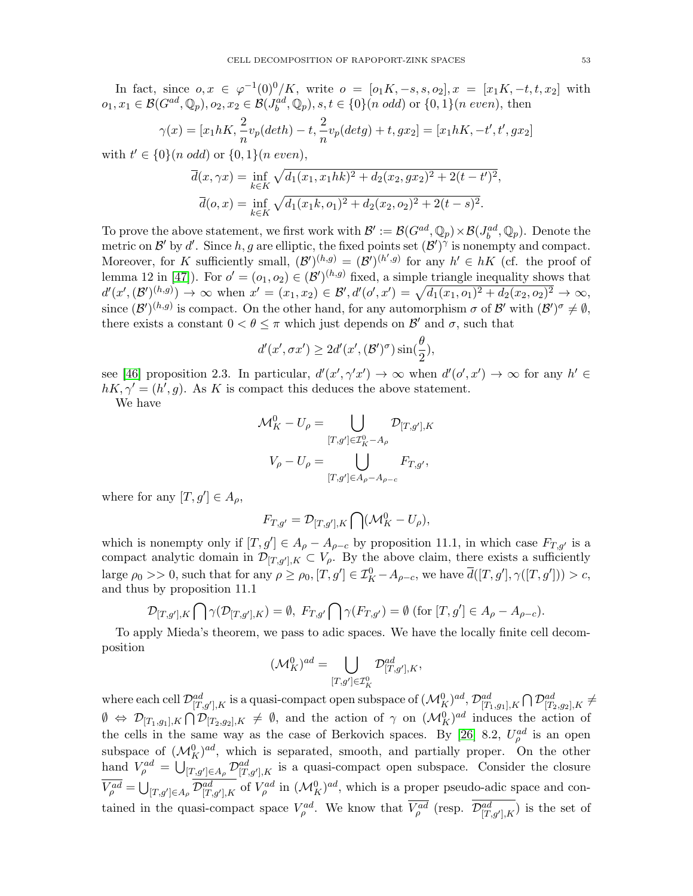In fact, since $o, x \in \varphi^{-1}(0)^0/K$, write $o = [o_1K, -s, s, o_2], x = [x_1K, -t, t, x_2]$ with $o_1, x_1 \in \mathcal{B}(G^{ad}, \mathbb{Q}_p), o_2, x_2 \in \mathcal{B}(J_b^{ad}, \mathbb{Q}_p), s, t \in \{0\}(n\ odd)$ or $\{0,1\}(n\ even)$, then

$$\gamma(x) = [x_1hK, \frac{2}{n}v_p(deth) - t, \frac{2}{n}v_p(detg) + t, gx_2] = [x_1hK, -t', t', gx_2]$$

with $t' \in \{0\}(n\ odd)$ or $\{0,1\}(n\ even)$,

$$\overline{d}(x, \gamma x) = \inf_{k \in K} \sqrt{d_1(x_1, x_1hk)^2 + d_2(x_2, gx_2)^2 + 2(t-t')^2},$$

$$\overline{d}(o, x) = \inf_{k \in K} \sqrt{d_1(x_1k, o_1)^2 + d_2(x_2, o_2)^2 + 2(t-s)^2}.$$

To prove the above statement, we first work with $\mathcal{B}' := \mathcal{B}(G^{ad}, \mathbb{Q}_p) \times \mathcal{B}(J_b^{ad}, \mathbb{Q}_p)$. Denote the metric on $\mathcal{B}'$ by $d'$. Since $h, g$ are elliptic, the fixed points set $(\mathcal{B}')^{\gamma}$ is nonempty and compact. Moreover, for $K$ sufficiently small, $(\mathcal{B}')^{(h,g)} = (\mathcal{B}')^{(h',g)}$ for any $h' \in hK$ (cf. the proof of lemma 12 in [47]). For $o' = (o_1, o_2) \in (\mathcal{B}')^{(h,g)}$ fixed, a simple triangle inequality shows that $d'(x', (\mathcal{B}')^{(h,g)}) \to \infty$ when $x' = (x_1, x_2) \in \mathcal{B}', d'(o', x') = \sqrt{d_1(x_1, o_1)^2 + d_2(x_2, o_2)^2} \to \infty$, since $(\mathcal{B}')^{(h,g)}$ is compact. On the other hand, for any automorphism $\sigma$ of $\mathcal{B}'$ with $(\mathcal{B}')^{\sigma} \neq \emptyset$, there exists a constant $0 < \theta \leq \pi$ which just depends on $\mathcal{B}'$ and $\sigma$, such that

$$d'(x', \sigma x') \geq 2d'(x', (\mathcal{B}')^{\sigma}) \sin(\frac{\theta}{2}),$$

see [46] proposition 2.3. In particular, $d'(x', \gamma' x') \to \infty$ when $d'(o', x') \to \infty$ for any $h' \in hK, \gamma' = (h', g)$. As $K$ is compact this deduces the above statement.

We have

$$\mathcal{M}_K^0 - U_\rho = \bigcup_{[T,g'] \in \mathcal{I}_K^0 - A_\rho} \mathcal{D}_{[T,g'],K}$$

$$V_\rho - U_\rho = \bigcup_{[T,g'] \in A_\rho - A_{\rho - c}} F_{T,g'},$$

where for any $[T, g'] \in A_\rho$,

$$F_{T,g'} = \mathcal{D}_{[T,g'],K} \bigcap (\mathcal{M}_K^0 - U_\rho),$$

which is nonempty only if $[T, g'] \in A_\rho - A_{\rho-c}$ by proposition 11.1, in which case $F_{T,g'}$ is a compact analytic domain in $\mathcal{D}_{[T,g'],K} \subset V_\rho$. By the above claim, there exists a sufficiently large $\rho_0 >> 0$, such that for any $\rho \geq \rho_0, [T, g'] \in \mathcal{I}_K^0 - A_{\rho-c}$, we have $\overline{d}([T, g'], \gamma([T, g'])) > c$, and thus by proposition 11.1

$$\mathcal{D}_{[T,g'],K} \bigcap \gamma(\mathcal{D}_{[T,g'],K}) = \emptyset, \ F_{T,g'} \bigcap \gamma(F_{T,g'}) = \emptyset \ (\text{for } [T, g'] \in A_\rho - A_{\rho-c}).$$

To apply Mieda's theorem, we pass to adic spaces. We have the locally finite cell decomposition

$$(\mathcal{M}_K^0)^{ad} = \bigcup_{[T,g'] \in \mathcal{I}_K^0} \mathcal{D}_{[T,g'],K}^{ad},$$

where each cell $\mathcal{D}_{[T,g'],K}^{ad}$ is a quasi-compact open subspace of $(\mathcal{M}_K^0)^{ad}$, $\mathcal{D}_{[T_1,g_1],K}^{ad} \bigcap \mathcal{D}_{[T_2,g_2],K}^{ad} \neq \emptyset \Leftrightarrow \mathcal{D}_{[T_1,g_1],K} \bigcap \mathcal{D}_{[T_2,g_2],K} \neq \emptyset$, and the action of $\gamma$ on $(\mathcal{M}_K^0)^{ad}$ induces the action of the cells in the same way as the case of Berkovich spaces. By [26] 8.2, $U_\rho^{ad}$ is an open subspace of $(\mathcal{M}_K^0)^{ad}$, which is separated, smooth, and partially proper. On the other hand $V_\rho^{ad} = \bigcup_{[T,g'] \in A_\rho} \mathcal{D}_{[T,g'],K}^{ad}$ is a quasi-compact open subspace. Consider the closure $\overline{V_\rho^{ad}} = \bigcup_{[T,g'] \in A_\rho} \overline{\mathcal{D}_{[T,g'],K}^{ad}}$ of $V_\rho^{ad}$ in $(\mathcal{M}_K^0)^{ad}$, which is a proper pseudo-adic space and contained in the quasi-compact space $V_\rho^{ad}$. We know that $\overline{V_\rho^{ad}}$ (resp. $\overline{\mathcal{D}_{[T,g'],K}^{ad}}$) is the set of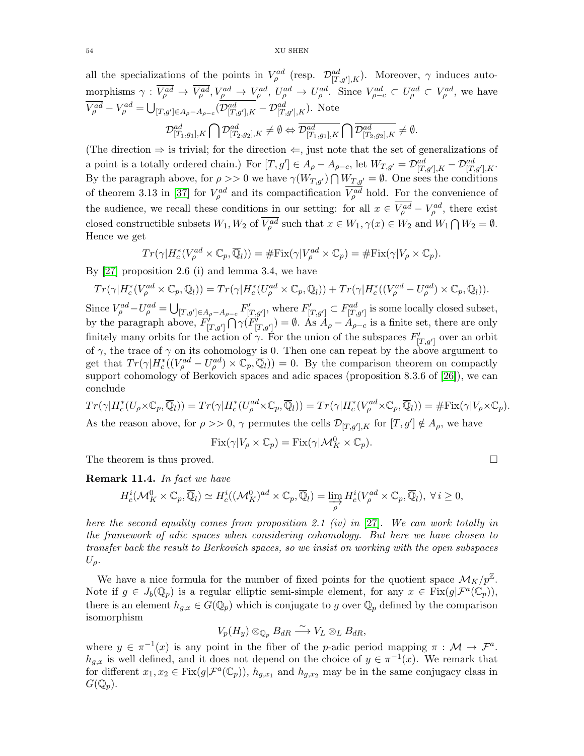all the specializations of the points in $V_\rho^{ad}$ (resp. $\mathcal{D}^{ad}_{[T,g'],K}$). Moreover, $\gamma$ induces automorphisms $\gamma : \overline{V_\rho^{ad}} \to \overline{V_\rho^{ad}}, V_\rho^{ad} \to V_\rho^{ad}$, $U_\rho^{ad} \to U_\rho^{ad}$. Since $V_{\rho-c}^{ad} \subset U_\rho^{ad} \subset V_\rho^{ad}$, we have $\overline{V_\rho^{ad}} - V_\rho^{ad} = \bigcup_{[T,g'] \in A_\rho - A_{\rho-c}} (\overline{\mathcal{D}^{ad}_{[T,g'],K}} - \mathcal{D}^{ad}_{[T,g'],K})$. Note

$$\mathcal{D}^{ad}_{[T_1,g_1],K} \bigcap \mathcal{D}^{ad}_{[T_2,g_2],K} \neq \emptyset \Leftrightarrow \overline{\mathcal{D}^{ad}_{[T_1,g_1],K}} \bigcap \overline{\mathcal{D}^{ad}_{[T_2,g_2],K}} \neq \emptyset.$$

(The direction $\Rightarrow$ is trivial; for the direction $\Leftarrow$, just note that the set of generalizations of a point is a totally ordered chain.) For $[T,g'] \in A_\rho - A_{\rho-c}$, let $W_{T,g'} = \overline{\mathcal{D}^{ad}_{[T,g'],K}} - \mathcal{D}^{ad}_{[T,g'],K}$. By the paragraph above, for $\rho >> 0$ we have $\gamma(W_{T,g'}) \bigcap W_{T,g'} = \emptyset$. One sees the conditions of theorem 3.13 in [37] for $V_\rho^{ad}$ and its compactification $\overline{V_\rho^{ad}}$ hold. For the convenience of the audience, we recall these conditions in our setting: for all $x \in \overline{V_\rho^{ad}} - V_\rho^{ad}$, there exist closed constructible subsets $W_1, W_2$ of $\overline{V_\rho^{ad}}$ such that $x \in W_1, \gamma(x) \in W_2$ and $W_1 \bigcap W_2 = \emptyset$. Hence we get

$$Tr(\gamma | H_c^*(V_\rho^{ad} \times \mathbb{C}_p, \overline{\mathbb{Q}}_l)) = \#\mathrm{Fix}(\gamma | V_\rho^{ad} \times \mathbb{C}_p) = \#\mathrm{Fix}(\gamma | V_\rho \times \mathbb{C}_p).$$

By [27] proposition 2.6 (i) and lemma 3.4, we have

$$Tr(\gamma | H_c^*(V_\rho^{ad} \times \mathbb{C}_p, \overline{\mathbb{Q}}_l)) = Tr(\gamma | H_c^*(U_\rho^{ad} \times \mathbb{C}_p, \overline{\mathbb{Q}}_l)) + Tr(\gamma | H_c^*((V_\rho^{ad} - U_\rho^{ad}) \times \mathbb{C}_p, \overline{\mathbb{Q}}_l)).$$

Since $V_\rho^{ad} - U_\rho^{ad} = \bigcup_{[T,g'] \in A_\rho - A_{\rho-c}} F'_{[T,g']}$, where $F'_{[T,g']} \subset F^{ad}_{[T,g']}$ is some locally closed subset, by the paragraph above, $F'_{[T,g']} \bigcap \gamma(F'_{[T,g']}) = \emptyset$. As $A_\rho - A_{\rho-c}$ is a finite set, there are only finitely many orbits for the action of $\gamma$. For the union of the subspaces $F'_{[T,g']}$ over an orbit of $\gamma$, the trace of $\gamma$ on its cohomology is 0. Then one can repeat by the above argument to get that $Tr(\gamma | H_c^*((V_\rho^{ad} - U_\rho^{ad}) \times \mathbb{C}_p, \overline{\mathbb{Q}}_l)) = 0$. By the comparison theorem on compactly support cohomology of Berkovich spaces and adic spaces (proposition 8.3.6 of [26]), we can conclude

$$Tr(\gamma | H_c^*(U_\rho \times \mathbb{C}_p, \overline{\mathbb{Q}}_l)) = Tr(\gamma | H_c^*(U_\rho^{ad} \times \mathbb{C}_p, \overline{\mathbb{Q}}_l)) = Tr(\gamma | H_c^*(V_\rho^{ad} \times \mathbb{C}_p, \overline{\mathbb{Q}}_l)) = \#\mathrm{Fix}(\gamma | V_\rho \times \mathbb{C}_p).$$

As the reason above, for $\rho >> 0$, $\gamma$ permutes the cells $\mathcal{D}_{[T,g'],K}$ for $[T,g'] \notin A_\rho$, we have

$$\mathrm{Fix}(\gamma | V_\rho \times \mathbb{C}_p) = \mathrm{Fix}(\gamma | \mathcal{M}_K^0 \times \mathbb{C}_p).$$

The theorem is thus proved. □

**Remark 11.4.** *In fact we have*

$$H_c^i(\mathcal{M}_K^0 \times \mathbb{C}_p, \overline{\mathbb{Q}}_l) \simeq H_c^i((\mathcal{M}_K^0)^{ad} \times \mathbb{C}_p, \overline{\mathbb{Q}}_l) = \varinjlim_{\rho} H_c^i(V_\rho^{ad} \times \mathbb{C}_p, \overline{\mathbb{Q}}_l),\ \forall\, i \geq 0,$$

*here the second equality comes from proposition 2.1 (iv) in [27]. We can work totally in the framework of adic spaces when considering cohomology. But here we have chosen to transfer back the result to Berkovich spaces, so we insist on working with the open subspaces $U_\rho$.*

We have a nice formula for the number of fixed points for the quotient space $\mathcal{M}_K/p^{\mathbb{Z}}$. Note if $g \in J_b(\mathbb{Q}_p)$ is a regular elliptic semi-simple element, for any $x \in \mathrm{Fix}(g|\mathcal{F}^a(\mathbb{C}_p))$, there is an element $h_{g,x} \in G(\mathbb{Q}_p)$ which is conjugate to $g$ over $\overline{\mathbb{Q}}_p$ defined by the comparison isomorphism

$$V_p(H_y) \otimes_{\mathbb{Q}_p} B_{dR} \xrightarrow{\sim} V_L \otimes_L B_{dR},$$

where $y \in \pi^{-1}(x)$ is any point in the fiber of the $p$-adic period mapping $\pi : \mathcal{M} \to \mathcal{F}^a$. $h_{g,x}$ is well defined, and it does not depend on the choice of $y \in \pi^{-1}(x)$. We remark that for different $x_1, x_2 \in \mathrm{Fix}(g|\mathcal{F}^a(\mathbb{C}_p))$, $h_{g,x_1}$ and $h_{g,x_2}$ may be in the same conjugacy class in $G(\mathbb{Q}_p)$.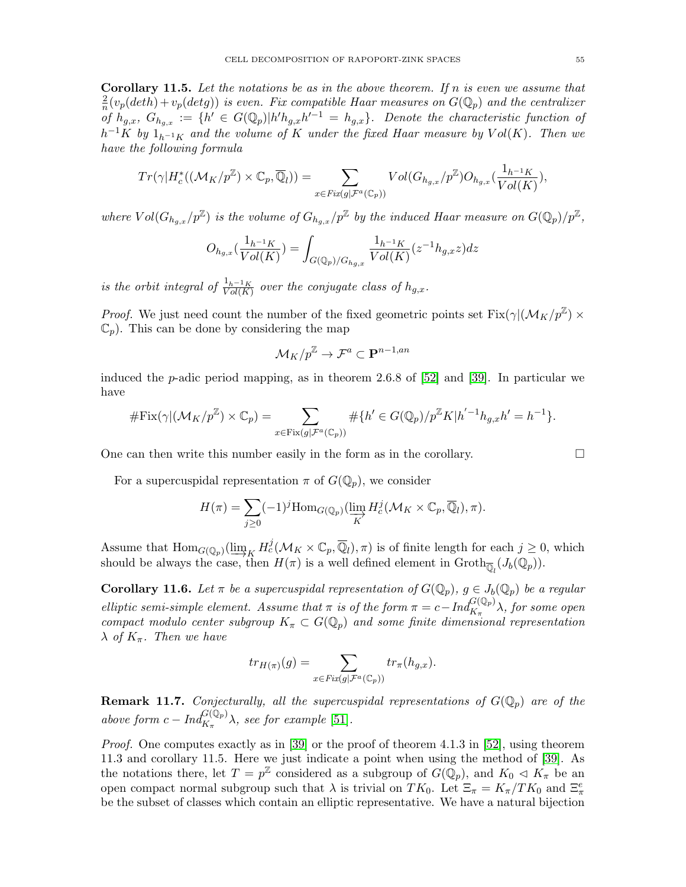**Corollary 11.5.** *Let the notations be as in the above theorem. If $n$ is even we assume that $\frac{2}{n}(v_p(deth)+v_p(detg))$ is even. Fix compatible Haar measures on $G(\mathbb{Q}_p)$ and the centralizer of $h_{g,x}$, $G_{h_{g,x}} := \{h' \in G(\mathbb{Q}_p) | h' h_{g,x} h'^{-1} = h_{g,x}\}$. Denote the characteristic function of $h^{-1}K$ by $1_{h^{-1}K}$ and the volume of $K$ under the fixed Haar measure by $Vol(K)$. Then we have the following formula*

$$Tr(\gamma | H_c^*((\mathcal{M}_K/p^{\mathbb{Z}}) \times \mathbb{C}_p, \overline{\mathbb{Q}}_l)) = \sum_{x \in Fix(g|\mathcal{F}^a(\mathbb{C}_p))} Vol(G_{h_{g,x}}/p^{\mathbb{Z}}) O_{h_{g,x}}(\frac{1_{h^{-1}K}}{Vol(K)}),$$

*where $Vol(G_{h_{g,x}}/p^{\mathbb{Z}})$ is the volume of $G_{h_{g,x}}/p^{\mathbb{Z}}$ by the induced Haar measure on $G(\mathbb{Q}_p)/p^{\mathbb{Z}}$,*

$$O_{h_{g,x}}(\frac{1_{h^{-1}K}}{Vol(K)}) = \int_{G(\mathbb{Q}_p)/G_{h_{g,x}}} \frac{1_{h^{-1}K}}{Vol(K)}(z^{-1} h_{g,x} z) dz$$

*is the orbit integral of $\frac{1_{h^{-1}K}}{Vol(K)}$ over the conjugate class of $h_{g,x}$.*

*Proof.* We just need count the number of the fixed geometric points set $\mathrm{Fix}(\gamma | (\mathcal{M}_K/p^{\mathbb{Z}}) \times \mathbb{C}_p)$. This can be done by considering the map

$$\mathcal{M}_K/p^{\mathbb{Z}} \to \mathcal{F}^a \subset \mathbf{P}^{n-1,an}$$

induced the $p$-adic period mapping, as in theorem 2.6.8 of [52] and [39]. In particular we have

$$\#\mathrm{Fix}(\gamma | (\mathcal{M}_K/p^{\mathbb{Z}}) \times \mathbb{C}_p) = \sum_{x \in \mathrm{Fix}(g|\mathcal{F}^a(\mathbb{C}_p))} \#\{h' \in G(\mathbb{Q}_p)/p^{\mathbb{Z}}K | h'^{-1} h_{g,x} h' = h^{-1}\}.$$

One can then write this number easily in the form as in the corollary. □

For a supercuspidal representation $\pi$ of $G(\mathbb{Q}_p)$, we consider

$$H(\pi) = \sum_{j \geq 0} (-1)^j \mathrm{Hom}_{G(\mathbb{Q}_p)}(\varinjlim_K H_c^j(\mathcal{M}_K \times \mathbb{C}_p, \overline{\mathbb{Q}}_l), \pi).$$

Assume that $\mathrm{Hom}_{G(\mathbb{Q}_p)}(\varinjlim_K H_c^j(\mathcal{M}_K \times \mathbb{C}_p, \overline{\mathbb{Q}}_l), \pi)$ is of finite length for each $j \geq 0$, which should be always the case, then $H(\pi)$ is a well defined element in $\mathrm{Groth}_{\overline{\mathbb{Q}}_l}(J_b(\mathbb{Q}_p))$.

**Corollary 11.6.** *Let $\pi$ be a supercuspidal representation of $G(\mathbb{Q}_p)$, $g \in J_b(\mathbb{Q}_p)$ be a regular elliptic semi-simple element. Assume that $\pi$ is of the form $\pi = c-Ind_{K_\pi}^{G(\mathbb{Q}_p)}\lambda$, for some open compact modulo center subgroup $K_\pi \subset G(\mathbb{Q}_p)$ and some finite dimensional representation $\lambda$ of $K_\pi$. Then we have*

$$tr_{H(\pi)}(g) = \sum_{x \in Fix(g|\mathcal{F}^a(\mathbb{C}_p))} tr_\pi(h_{g,x}).$$

**Remark 11.7.** *Conjecturally, all the supercuspidal representations of $G(\mathbb{Q}_p)$ are of the above form $c - Ind_{K_\pi}^{G(\mathbb{Q}_p)}\lambda$, see for example [51].*

*Proof.* One computes exactly as in [39] or the proof of theorem 4.1.3 in [52], using theorem 11.3 and corollary 11.5. Here we just indicate a point when using the method of [39]. As the notations there, let $T = p^{\mathbb{Z}}$ considered as a subgroup of $G(\mathbb{Q}_p)$, and $K_0 \lhd K_\pi$ be an open compact normal subgroup such that $\lambda$ is trivial on $TK_0$. Let $\Xi_\pi = K_\pi/TK_0$ and $\Xi_\pi^e$ be the subset of classes which contain an elliptic representative. We have a natural bijection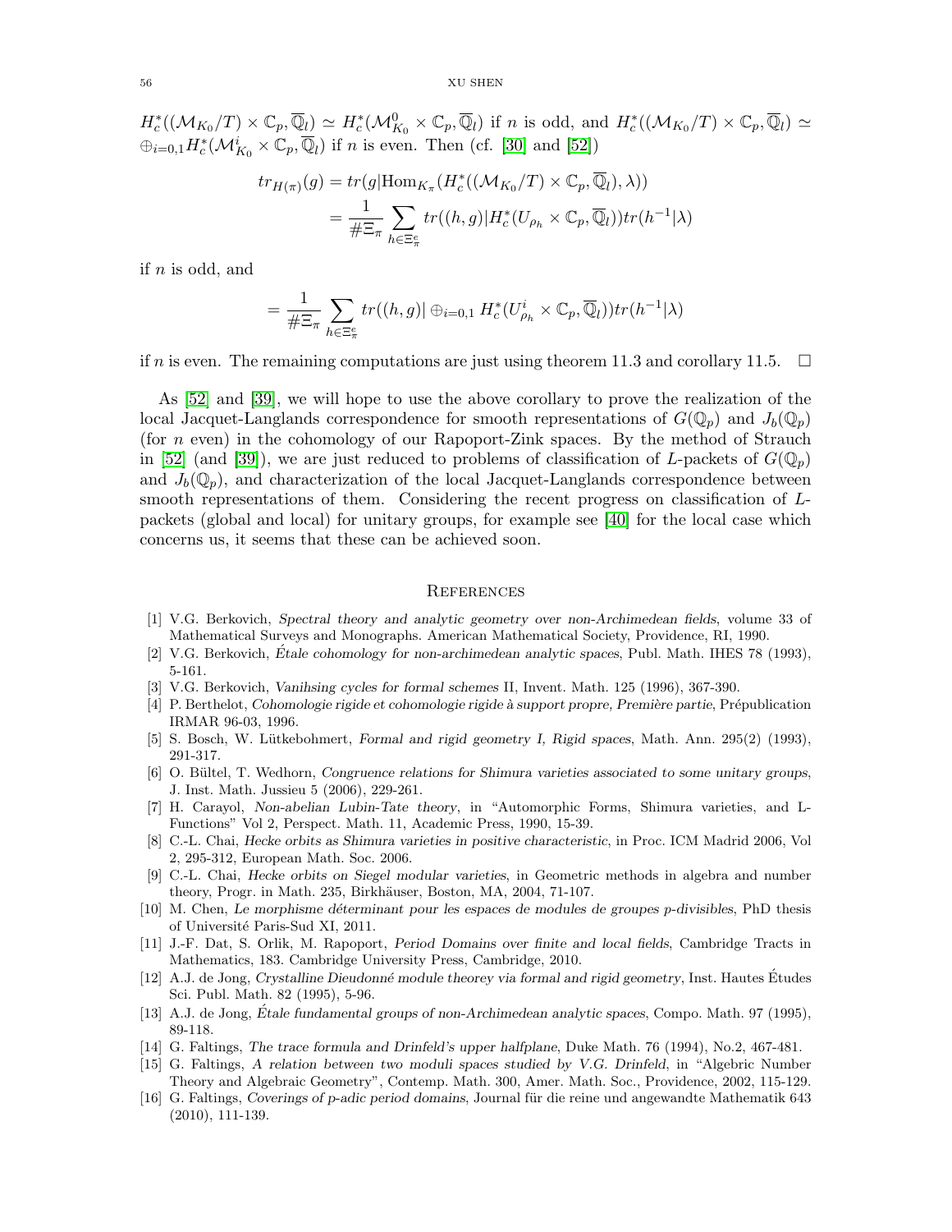$H_c^*((\mathcal{M}_{K_0}/T)\times\mathbb{C}_p,\overline{\mathbb{Q}}_l)\simeq H_c^*(\mathcal{M}_{K_0}^0\times\mathbb{C}_p,\overline{\mathbb{Q}}_l)$ if $n$ is odd, and $H_c^*((\mathcal{M}_{K_0}/T)\times\mathbb{C}_p,\overline{\mathbb{Q}}_l)\simeq\oplus_{i=0,1}H_c^*(\mathcal{M}_{K_0}^i\times\mathbb{C}_p,\overline{\mathbb{Q}}_l)$ if $n$ is even. Then (cf. [30] and [52])

$$
\begin{aligned}
tr_{H(\pi)}(g) &= tr(g|\mathrm{Hom}_{K_\pi}(H_c^*((\mathcal{M}_{K_0}/T)\times\mathbb{C}_p,\overline{\mathbb{Q}}_l),\lambda))\\
&= \frac{1}{\#\Xi_\pi}\sum_{h\in\Xi_\pi^e} tr((h,g)|H_c^*(U_{\rho_h}\times\mathbb{C}_p,\overline{\mathbb{Q}}_l))tr(h^{-1}|\lambda)
\end{aligned}
$$

if $n$ is odd, and

$$
= \frac{1}{\#\Xi_\pi}\sum_{h\in\Xi_\pi^e} tr((h,g)|\oplus_{i=0,1}H_c^*(U_{\rho_h}^i\times\mathbb{C}_p,\overline{\mathbb{Q}}_l))tr(h^{-1}|\lambda)
$$

if $n$ is even. The remaining computations are just using theorem 11.3 and corollary 11.5. $\square$

As [52] and [39], we will hope to use the above corollary to prove the realization of the local Jacquet-Langlands correspondence for smooth representations of $G(\mathbb{Q}_p)$ and $J_b(\mathbb{Q}_p)$ (for $n$ even) in the cohomology of our Rapoport-Zink spaces. By the method of Strauch in [52] (and [39]), we are just reduced to problems of classification of $L$-packets of $G(\mathbb{Q}_p)$ and $J_b(\mathbb{Q}_p)$, and characterization of the local Jacquet-Langlands correspondence between smooth representations of them. Considering the recent progress on classification of $L$-packets (global and local) for unitary groups, for example see [40] for the local case which concerns us, it seems that these can be achieved soon.

## References

[1] V.G. Berkovich, *Spectral theory and analytic geometry over non-Archimedean fields*, volume 33 of Mathematical Surveys and Monographs. American Mathematical Society, Providence, RI, 1990.

[2] V.G. Berkovich, *Étale cohomology for non-archimedean analytic spaces*, Publ. Math. IHES 78 (1993), 5-161.

[3] V.G. Berkovich, *Vanihsing cycles for formal schemes* II, Invent. Math. 125 (1996), 367-390.

[4] P. Berthelot, *Cohomologie rigide et cohomologie rigide à support propre, Première partie*, Prépublication IRMAR 96-03, 1996.

[5] S. Bosch, W. Lütkebohmert, *Formal and rigid geometry I, Rigid spaces*, Math. Ann. 295(2) (1993), 291-317.

[6] O. Bültel, T. Wedhorn, *Congruence relations for Shimura varieties associated to some unitary groups*, J. Inst. Math. Jussieu 5 (2006), 229-261.

[7] H. Carayol, *Non-abelian Lubin-Tate theory*, in "Automorphic Forms, Shimura varieties, and L-Functions" Vol 2, Perspect. Math. 11, Academic Press, 1990, 15-39.

[8] C.-L. Chai, *Hecke orbits as Shimura varieties in positive characteristic*, in Proc. ICM Madrid 2006, Vol 2, 295-312, European Math. Soc. 2006.

[9] C.-L. Chai, *Hecke orbits on Siegel modular varieties*, in Geometric methods in algebra and number theory, Progr. in Math. 235, Birkhäuser, Boston, MA, 2004, 71-107.

[10] M. Chen, *Le morphisme déterminant pour les espaces de modules de groupes p-divisibles*, PhD thesis of Université Paris-Sud XI, 2011.

[11] J.-F. Dat, S. Orlik, M. Rapoport, *Period Domains over finite and local fields*, Cambridge Tracts in Mathematics, 183. Cambridge University Press, Cambridge, 2010.

[12] A.J. de Jong, *Crystalline Dieudonné module theorey via formal and rigid geometry*, Inst. Hautes Études Sci. Publ. Math. 82 (1995), 5-96.

[13] A.J. de Jong, *Étale fundamental groups of non-Archimedean analytic spaces*, Compo. Math. 97 (1995), 89-118.

[14] G. Faltings, *The trace formula and Drinfeld's upper halfplane*, Duke Math. 76 (1994), No.2, 467-481.

[15] G. Faltings, *A relation between two moduli spaces studied by V.G. Drinfeld*, in "Algebric Number Theory and Algebraic Geometry", Contemp. Math. 300, Amer. Math. Soc., Providence, 2002, 115-129.

[16] G. Faltings, *Coverings of p-adic period domains*, Journal für die reine und angewandte Mathematik 643 (2010), 111-139.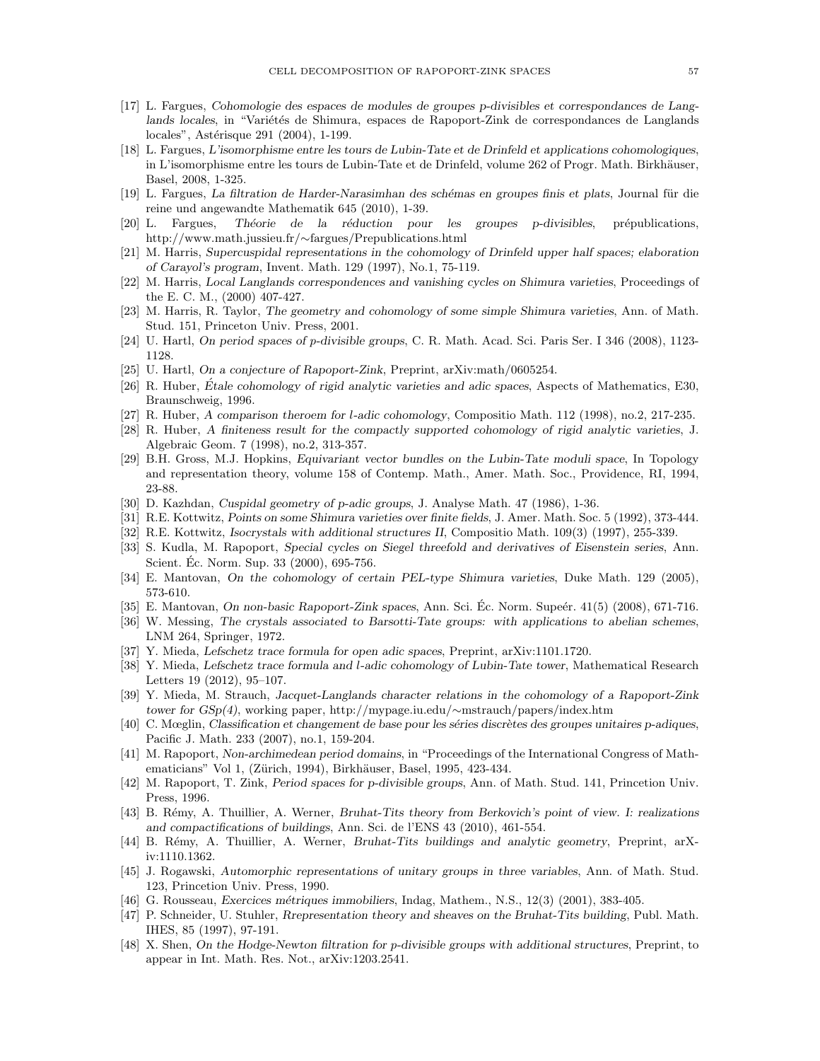[17] L. Fargues, *Cohomologie des espaces de modules de groupes p-divisibles et correspondances de Langlands locales*, in "Variétés de Shimura, espaces de Rapoport-Zink de correspondances de Langlands locales", Astérisque 291 (2004), 1-199.

[18] L. Fargues, *L'isomorphisme entre les tours de Lubin-Tate et de Drinfeld et applications cohomologiques*, in L'isomorphisme entre les tours de Lubin-Tate et de Drinfeld, volume 262 of Progr. Math. Birkhäuser, Basel, 2008, 1-325.

[19] L. Fargues, *La filtration de Harder-Narasimhan des schémas en groupes finis et plats*, Journal für die reine und angewandte Mathematik 645 (2010), 1-39.

[20] L. Fargues, *Théorie de la réduction pour les groupes p-divisibles*, prépublications, http://www.math.jussieu.fr/∼fargues/Prepublications.html

[21] M. Harris, *Supercuspidal representations in the cohomology of Drinfeld upper half spaces; elaboration of Carayol's program*, Invent. Math. 129 (1997), No.1, 75-119.

[22] M. Harris, *Local Langlands correspondences and vanishing cycles on Shimura varieties*, Proceedings of the E. C. M., (2000) 407-427.

[23] M. Harris, R. Taylor, *The geometry and cohomology of some simple Shimura varieties*, Ann. of Math. Stud. 151, Princeton Univ. Press, 2001.

[24] U. Hartl, *On period spaces of p-divisible groups*, C. R. Math. Acad. Sci. Paris Ser. I 346 (2008), 1123-1128.

[25] U. Hartl, *On a conjecture of Rapoport-Zink*, Preprint, arXiv:math/0605254.

[26] R. Huber, *Étale cohomology of rigid analytic varieties and adic spaces*, Aspects of Mathematics, E30, Braunschweig, 1996.

[27] R. Huber, *A comparison theroem for l-adic cohomology*, Compositio Math. 112 (1998), no.2, 217-235.

[28] R. Huber, *A finiteness result for the compactly supported cohomology of rigid analytic varieties*, J. Algebraic Geom. 7 (1998), no.2, 313-357.

[29] B.H. Gross, M.J. Hopkins, *Equivariant vector bundles on the Lubin-Tate moduli space*, In Topology and representation theory, volume 158 of Contemp. Math., Amer. Math. Soc., Providence, RI, 1994, 23-88.

[30] D. Kazhdan, *Cuspidal geometry of p-adic groups*, J. Analyse Math. 47 (1986), 1-36.

[31] R.E. Kottwitz, *Points on some Shimura varieties over finite fields*, J. Amer. Math. Soc. 5 (1992), 373-444.

[32] R.E. Kottwitz, *Isocrystals with additional structures II*, Compositio Math. 109(3) (1997), 255-339.

[33] S. Kudla, M. Rapoport, *Special cycles on Siegel threefold and derivatives of Eisenstein series*, Ann. Scient. Éc. Norm. Sup. 33 (2000), 695-756.

[34] E. Mantovan, *On the cohomology of certain PEL-type Shimura varieties*, Duke Math. 129 (2005), 573-610.

[35] E. Mantovan, *On non-basic Rapoport-Zink spaces*, Ann. Sci. Éc. Norm. Supeér. 41(5) (2008), 671-716.

[36] W. Messing, *The crystals associated to Barsotti-Tate groups: with applications to abelian schemes*, LNM 264, Springer, 1972.

[37] Y. Mieda, *Lefschetz trace formula for open adic spaces*, Preprint, arXiv:1101.1720.

[38] Y. Mieda, *Lefschetz trace formula and l-adic cohomology of Lubin-Tate tower*, Mathematical Research Letters 19 (2012), 95–107.

[39] Y. Mieda, M. Strauch, *Jacquet-Langlands character relations in the cohomology of a Rapoport-Zink tower for GSp(4)*, working paper, http://mypage.iu.edu/∼mstrauch/papers/index.htm

[40] C. Mœglin, *Classification et changement de base pour les séries discrètes des groupes unitaires p-adiques*, Pacific J. Math. 233 (2007), no.1, 159-204.

[41] M. Rapoport, *Non-archimedean period domains*, in "Proceedings of the International Congress of Mathematicians" Vol 1, (Zürich, 1994), Birkhäuser, Basel, 1995, 423-434.

[42] M. Rapoport, T. Zink, *Period spaces for p-divisible groups*, Ann. of Math. Stud. 141, Princetion Univ. Press, 1996.

[43] B. Rémy, A. Thuillier, A. Werner, *Bruhat-Tits theory from Berkovich's point of view. I: realizations and compactifications of buildings*, Ann. Sci. de l'ENS 43 (2010), 461-554.

[44] B. Rémy, A. Thuillier, A. Werner, *Bruhat-Tits buildings and analytic geometry*, Preprint, arXiv:1110.1362.

[45] J. Rogawski, *Automorphic representations of unitary groups in three variables*, Ann. of Math. Stud. 123, Princetion Univ. Press, 1990.

[46] G. Rousseau, *Exercices métriques immobiliers*, Indag, Mathem., N.S., 12(3) (2001), 383-405.

[47] P. Schneider, U. Stuhler, *Rrepresentation theory and sheaves on the Bruhat-Tits building*, Publ. Math. IHES, 85 (1997), 97-191.

[48] X. Shen, *On the Hodge-Newton filtration for p-divisible groups with additional structures*, Preprint, to appear in Int. Math. Res. Not., arXiv:1203.2541.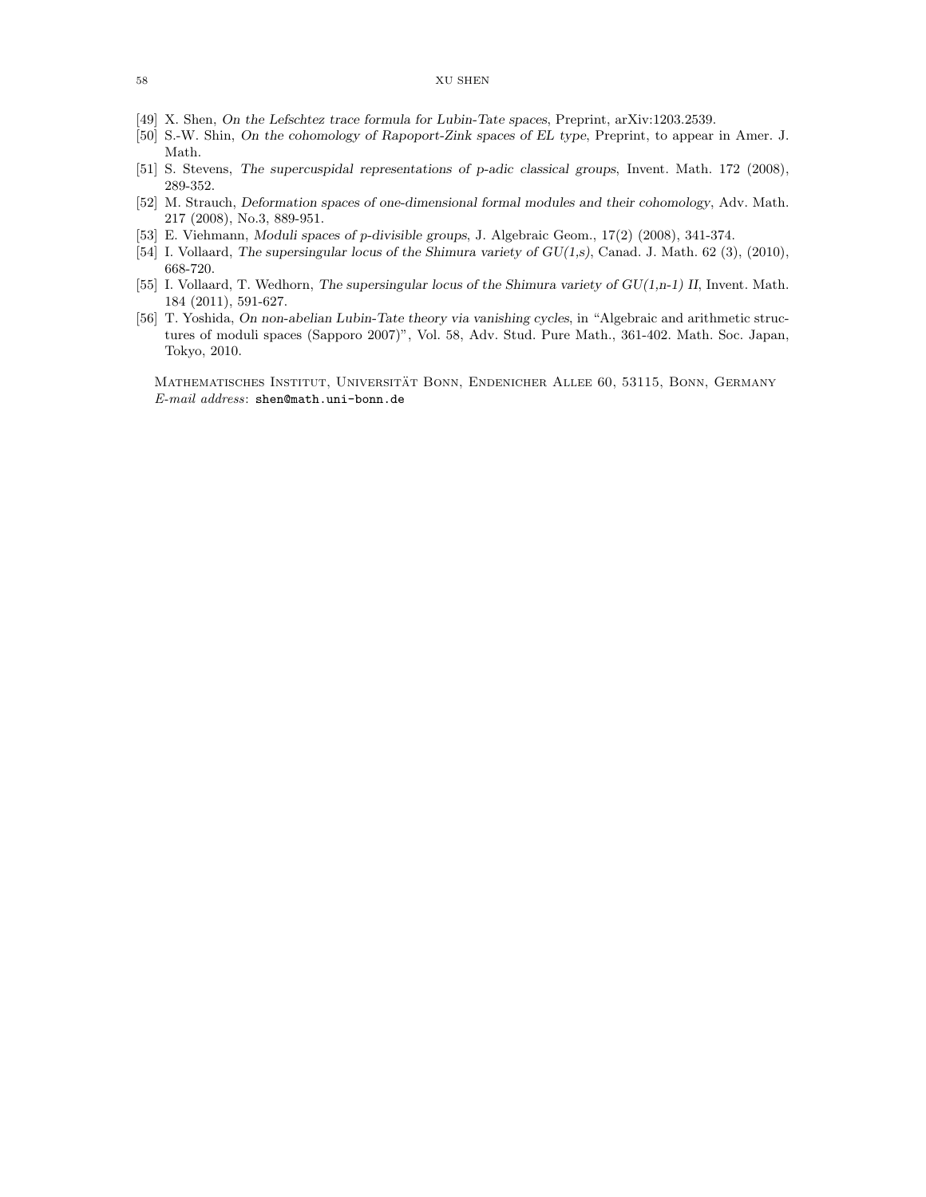[49] X. Shen, *On the Lefschtez trace formula for Lubin-Tate spaces*, Preprint, arXiv:1203.2539.

[50] S.-W. Shin, *On the cohomology of Rapoport-Zink spaces of EL type*, Preprint, to appear in Amer. J. Math.

[51] S. Stevens, *The supercuspidal representations of p-adic classical groups*, Invent. Math. 172 (2008), 289-352.

[52] M. Strauch, *Deformation spaces of one-dimensional formal modules and their cohomology*, Adv. Math. 217 (2008), No.3, 889-951.

[53] E. Viehmann, *Moduli spaces of p-divisible groups*, J. Algebraic Geom., 17(2) (2008), 341-374.

[54] I. Vollaard, *The supersingular locus of the Shimura variety of GU(1,s)*, Canad. J. Math. 62 (3), (2010), 668-720.

[55] I. Vollaard, T. Wedhorn, *The supersingular locus of the Shimura variety of GU(1,n-1) II*, Invent. Math. 184 (2011), 591-627.

[56] T. Yoshida, *On non-abelian Lubin-Tate theory via vanishing cycles*, in "Algebraic and arithmetic structures of moduli spaces (Sapporo 2007)", Vol. 58, Adv. Stud. Pure Math., 361-402. Math. Soc. Japan, Tokyo, 2010.

Mathematisches Institut, Universität Bonn, Endenicher Allee 60, 53115, Bonn, Germany
*E-mail address*: shen@math.uni-bonn.de